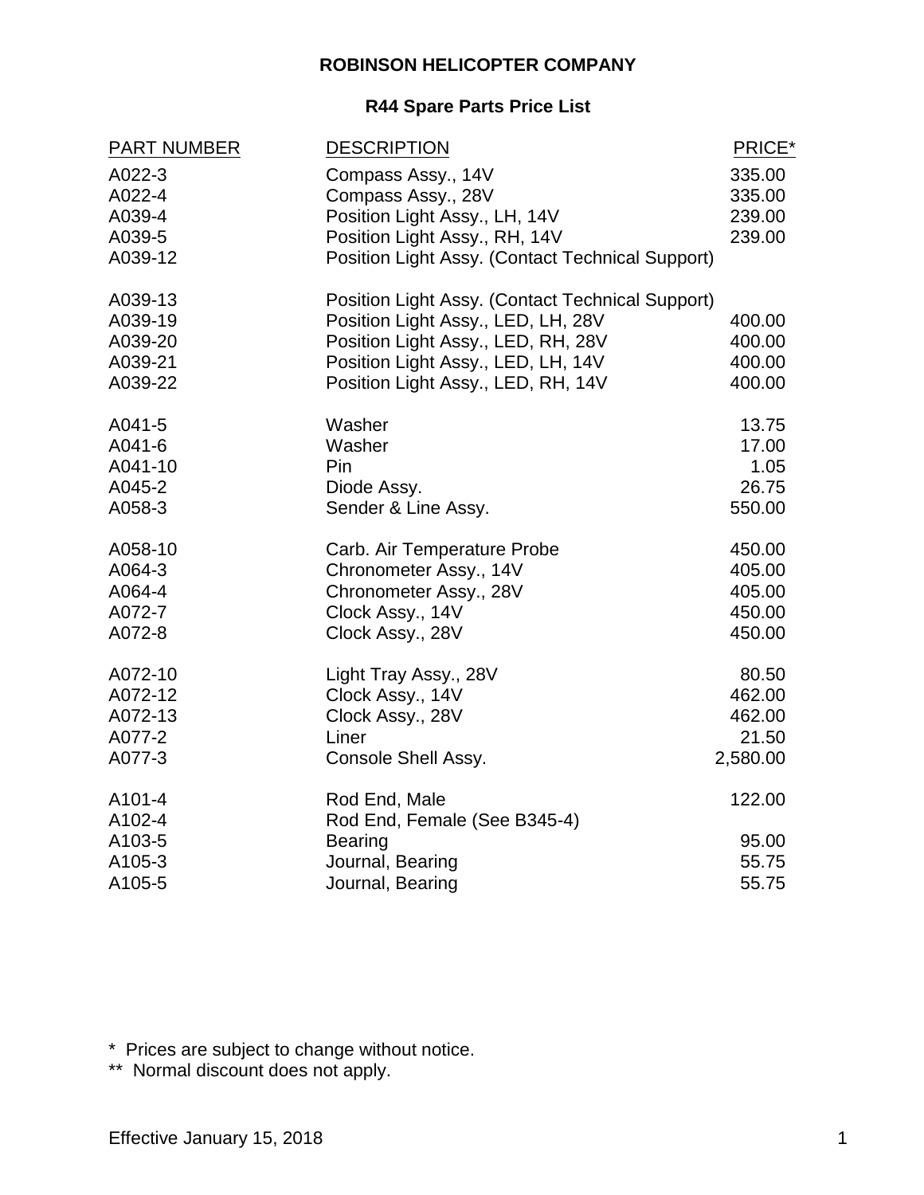# ROBINSON HELICOPTER COMPANY

## R44 Spare Parts Price List

| PART NUMBER | DESCRIPTION | PRICE* |
|---|---|---|
| A022-3 | Compass Assy., 14V | 335.00 |
| A022-4 | Compass Assy., 28V | 335.00 |
| A039-4 | Position Light Assy., LH, 14V | 239.00 |
| A039-5 | Position Light Assy., RH, 14V | 239.00 |
| A039-12 | Position Light Assy. (Contact Technical Support) | |
| A039-13 | Position Light Assy. (Contact Technical Support) | |
| A039-19 | Position Light Assy., LED, LH, 28V | 400.00 |
| A039-20 | Position Light Assy., LED, RH, 28V | 400.00 |
| A039-21 | Position Light Assy., LED, LH, 14V | 400.00 |
| A039-22 | Position Light Assy., LED, RH, 14V | 400.00 |
| A041-5 | Washer | 13.75 |
| A041-6 | Washer | 17.00 |
| A041-10 | Pin | 1.05 |
| A045-2 | Diode Assy. | 26.75 |
| A058-3 | Sender & Line Assy. | 550.00 |
| A058-10 | Carb. Air Temperature Probe | 450.00 |
| A064-3 | Chronometer Assy., 14V | 405.00 |
| A064-4 | Chronometer Assy., 28V | 405.00 |
| A072-7 | Clock Assy., 14V | 450.00 |
| A072-8 | Clock Assy., 28V | 450.00 |
| A072-10 | Light Tray Assy., 28V | 80.50 |
| A072-12 | Clock Assy., 14V | 462.00 |
| A072-13 | Clock Assy., 28V | 462.00 |
| A077-2 | Liner | 21.50 |
| A077-3 | Console Shell Assy. | 2,580.00 |
| A101-4 | Rod End, Male | 122.00 |
| A102-4 | Rod End, Female (See B345-4) | |
| A103-5 | Bearing | 95.00 |
| A105-3 | Journal, Bearing | 55.75 |
| A105-5 | Journal, Bearing | 55.75 |

\* Prices are subject to change without notice.

\*\* Normal discount does not apply.

Effective January 15, 2018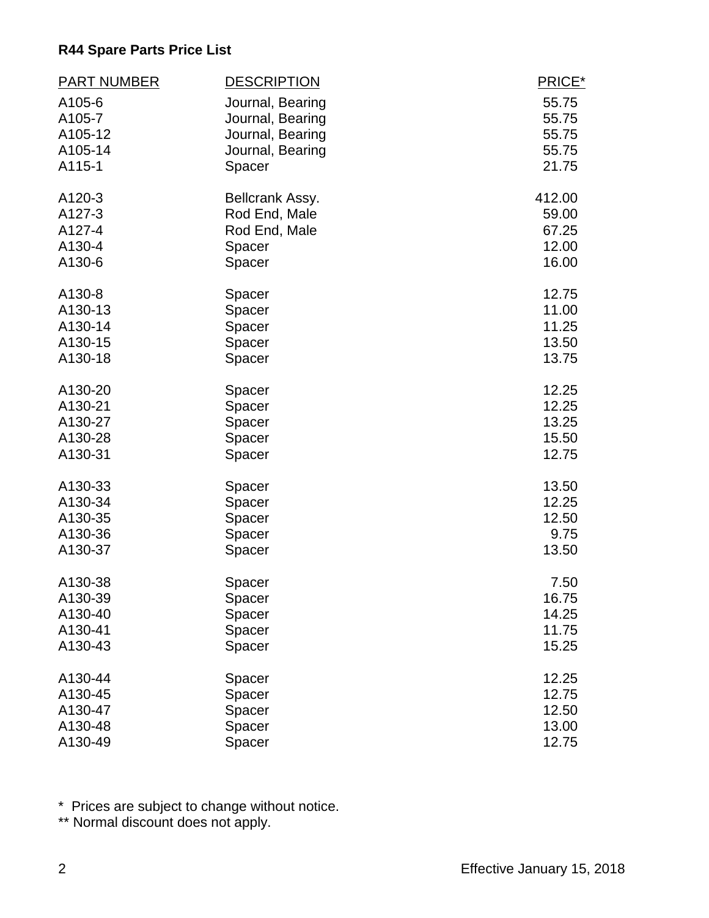**R44 Spare Parts Price List**

| PART NUMBER | DESCRIPTION | PRICE* |
|---|---|---|
| A105-6 | Journal, Bearing | 55.75 |
| A105-7 | Journal, Bearing | 55.75 |
| A105-12 | Journal, Bearing | 55.75 |
| A105-14 | Journal, Bearing | 55.75 |
| A115-1 | Spacer | 21.75 |
| A120-3 | Bellcrank Assy. | 412.00 |
| A127-3 | Rod End, Male | 59.00 |
| A127-4 | Rod End, Male | 67.25 |
| A130-4 | Spacer | 12.00 |
| A130-6 | Spacer | 16.00 |
| A130-8 | Spacer | 12.75 |
| A130-13 | Spacer | 11.00 |
| A130-14 | Spacer | 11.25 |
| A130-15 | Spacer | 13.50 |
| A130-18 | Spacer | 13.75 |
| A130-20 | Spacer | 12.25 |
| A130-21 | Spacer | 12.25 |
| A130-27 | Spacer | 13.25 |
| A130-28 | Spacer | 15.50 |
| A130-31 | Spacer | 12.75 |
| A130-33 | Spacer | 13.50 |
| A130-34 | Spacer | 12.25 |
| A130-35 | Spacer | 12.50 |
| A130-36 | Spacer | 9.75 |
| A130-37 | Spacer | 13.50 |
| A130-38 | Spacer | 7.50 |
| A130-39 | Spacer | 16.75 |
| A130-40 | Spacer | 14.25 |
| A130-41 | Spacer | 11.75 |
| A130-43 | Spacer | 15.25 |
| A130-44 | Spacer | 12.25 |
| A130-45 | Spacer | 12.75 |
| A130-47 | Spacer | 12.50 |
| A130-48 | Spacer | 13.00 |
| A130-49 | Spacer | 12.75 |

* Prices are subject to change without notice.
** Normal discount does not apply.

Effective January 15, 2018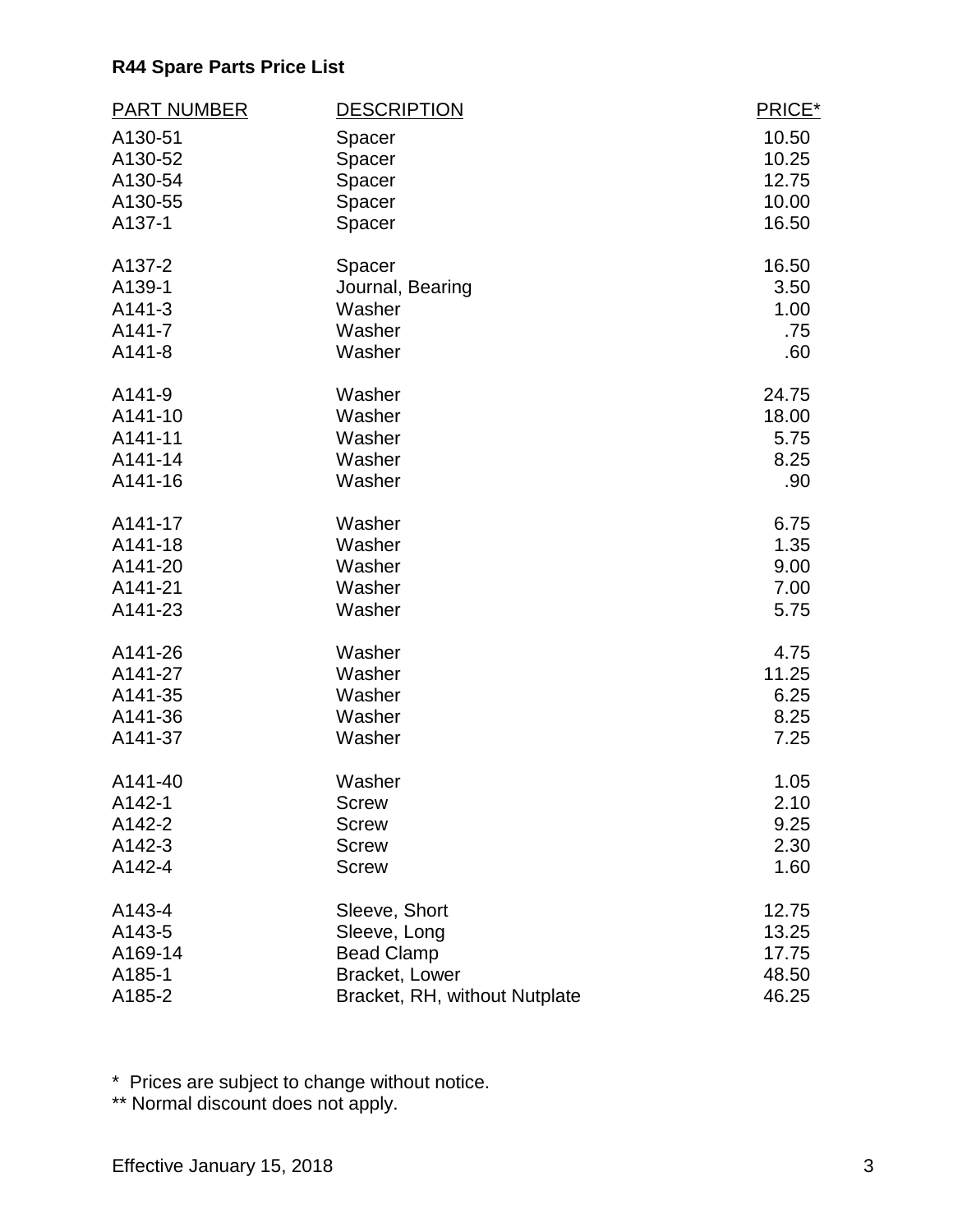## R44 Spare Parts Price List

| PART NUMBER | DESCRIPTION | PRICE* |
|---|---|---|
| A130-51 | Spacer | 10.50 |
| A130-52 | Spacer | 10.25 |
| A130-54 | Spacer | 12.75 |
| A130-55 | Spacer | 10.00 |
| A137-1 | Spacer | 16.50 |
| A137-2 | Spacer | 16.50 |
| A139-1 | Journal, Bearing | 3.50 |
| A141-3 | Washer | 1.00 |
| A141-7 | Washer | .75 |
| A141-8 | Washer | .60 |
| A141-9 | Washer | 24.75 |
| A141-10 | Washer | 18.00 |
| A141-11 | Washer | 5.75 |
| A141-14 | Washer | 8.25 |
| A141-16 | Washer | .90 |
| A141-17 | Washer | 6.75 |
| A141-18 | Washer | 1.35 |
| A141-20 | Washer | 9.00 |
| A141-21 | Washer | 7.00 |
| A141-23 | Washer | 5.75 |
| A141-26 | Washer | 4.75 |
| A141-27 | Washer | 11.25 |
| A141-35 | Washer | 6.25 |
| A141-36 | Washer | 8.25 |
| A141-37 | Washer | 7.25 |
| A141-40 | Washer | 1.05 |
| A142-1 | Screw | 2.10 |
| A142-2 | Screw | 9.25 |
| A142-3 | Screw | 2.30 |
| A142-4 | Screw | 1.60 |
| A143-4 | Sleeve, Short | 12.75 |
| A143-5 | Sleeve, Long | 13.25 |
| A169-14 | Bead Clamp | 17.75 |
| A185-1 | Bracket, Lower | 48.50 |
| A185-2 | Bracket, RH, without Nutplate | 46.25 |

\* Prices are subject to change without notice.

\*\* Normal discount does not apply.

Effective January 15, 2018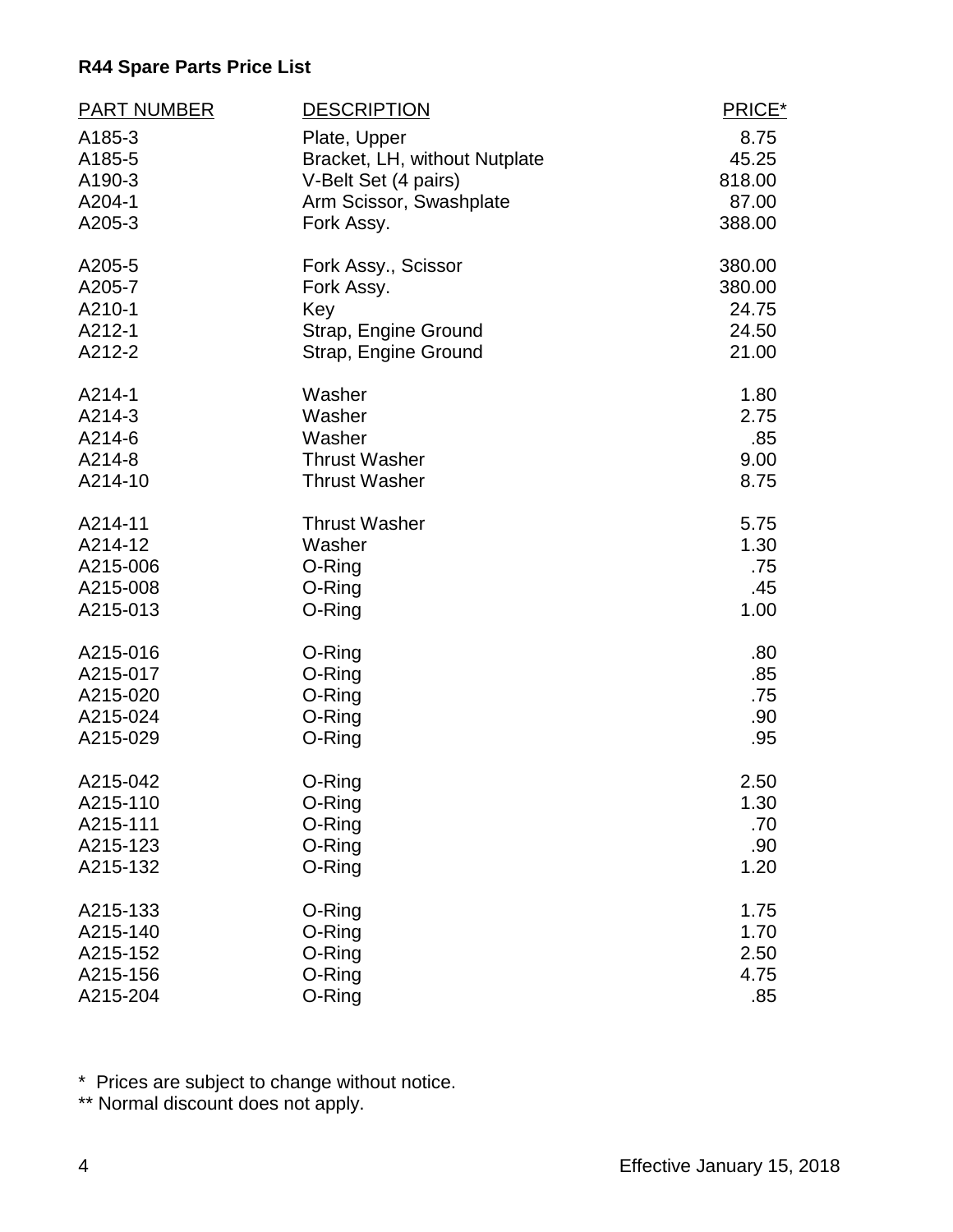**R44 Spare Parts Price List**

| PART NUMBER | DESCRIPTION | PRICE* |
|---|---|---|
| A185-3 | Plate, Upper | 8.75 |
| A185-5 | Bracket, LH, without Nutplate | 45.25 |
| A190-3 | V-Belt Set (4 pairs) | 818.00 |
| A204-1 | Arm Scissor, Swashplate | 87.00 |
| A205-3 | Fork Assy. | 388.00 |
| A205-5 | Fork Assy., Scissor | 380.00 |
| A205-7 | Fork Assy. | 380.00 |
| A210-1 | Key | 24.75 |
| A212-1 | Strap, Engine Ground | 24.50 |
| A212-2 | Strap, Engine Ground | 21.00 |
| A214-1 | Washer | 1.80 |
| A214-3 | Washer | 2.75 |
| A214-6 | Washer | .85 |
| A214-8 | Thrust Washer | 9.00 |
| A214-10 | Thrust Washer | 8.75 |
| A214-11 | Thrust Washer | 5.75 |
| A214-12 | Washer | 1.30 |
| A215-006 | O-Ring | .75 |
| A215-008 | O-Ring | .45 |
| A215-013 | O-Ring | 1.00 |
| A215-016 | O-Ring | .80 |
| A215-017 | O-Ring | .85 |
| A215-020 | O-Ring | .75 |
| A215-024 | O-Ring | .90 |
| A215-029 | O-Ring | .95 |
| A215-042 | O-Ring | 2.50 |
| A215-110 | O-Ring | 1.30 |
| A215-111 | O-Ring | .70 |
| A215-123 | O-Ring | .90 |
| A215-132 | O-Ring | 1.20 |
| A215-133 | O-Ring | 1.75 |
| A215-140 | O-Ring | 1.70 |
| A215-152 | O-Ring | 2.50 |
| A215-156 | O-Ring | 4.75 |
| A215-204 | O-Ring | .85 |

\* Prices are subject to change without notice.

** Normal discount does not apply.

Effective January 15, 2018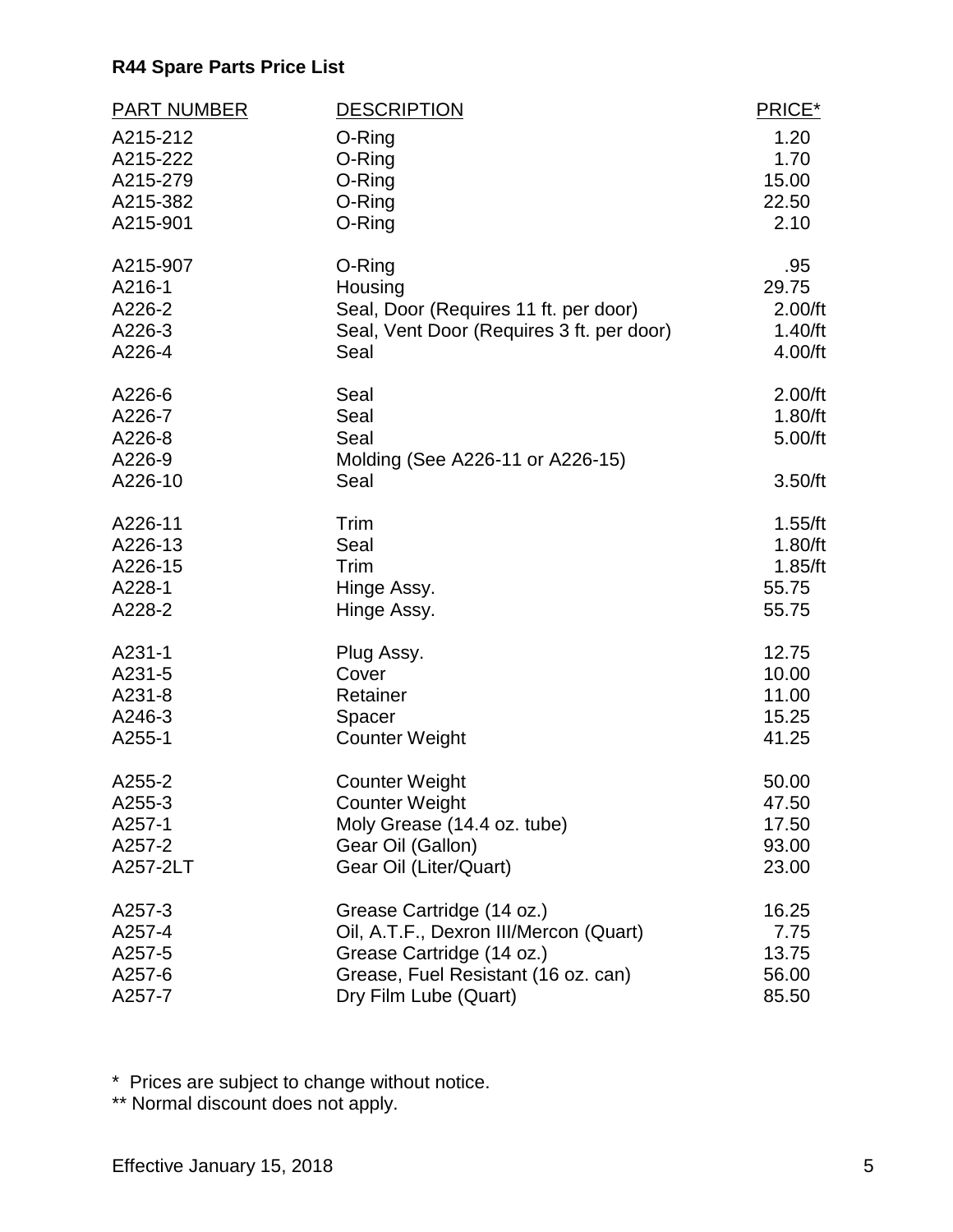**R44 Spare Parts Price List**

| PART NUMBER | DESCRIPTION | PRICE* |
|---|---|---|
| A215-212 | O-Ring | 1.20 |
| A215-222 | O-Ring | 1.70 |
| A215-279 | O-Ring | 15.00 |
| A215-382 | O-Ring | 22.50 |
| A215-901 | O-Ring | 2.10 |
| A215-907 | O-Ring | .95 |
| A216-1 | Housing | 29.75 |
| A226-2 | Seal, Door (Requires 11 ft. per door) | 2.00/ft |
| A226-3 | Seal, Vent Door (Requires 3 ft. per door) | 1.40/ft |
| A226-4 | Seal | 4.00/ft |
| A226-6 | Seal | 2.00/ft |
| A226-7 | Seal | 1.80/ft |
| A226-8 | Seal | 5.00/ft |
| A226-9 | Molding (See A226-11 or A226-15) | |
| A226-10 | Seal | 3.50/ft |
| A226-11 | Trim | 1.55/ft |
| A226-13 | Seal | 1.80/ft |
| A226-15 | Trim | 1.85/ft |
| A228-1 | Hinge Assy. | 55.75 |
| A228-2 | Hinge Assy. | 55.75 |
| A231-1 | Plug Assy. | 12.75 |
| A231-5 | Cover | 10.00 |
| A231-8 | Retainer | 11.00 |
| A246-3 | Spacer | 15.25 |
| A255-1 | Counter Weight | 41.25 |
| A255-2 | Counter Weight | 50.00 |
| A255-3 | Counter Weight | 47.50 |
| A257-1 | Moly Grease (14.4 oz. tube) | 17.50 |
| A257-2 | Gear Oil (Gallon) | 93.00 |
| A257-2LT | Gear Oil (Liter/Quart) | 23.00 |
| A257-3 | Grease Cartridge (14 oz.) | 16.25 |
| A257-4 | Oil, A.T.F., Dexron III/Mercon (Quart) | 7.75 |
| A257-5 | Grease Cartridge (14 oz.) | 13.75 |
| A257-6 | Grease, Fuel Resistant (16 oz. can) | 56.00 |
| A257-7 | Dry Film Lube (Quart) | 85.50 |

\* Prices are subject to change without notice.

\*\* Normal discount does not apply.

Effective January 15, 2018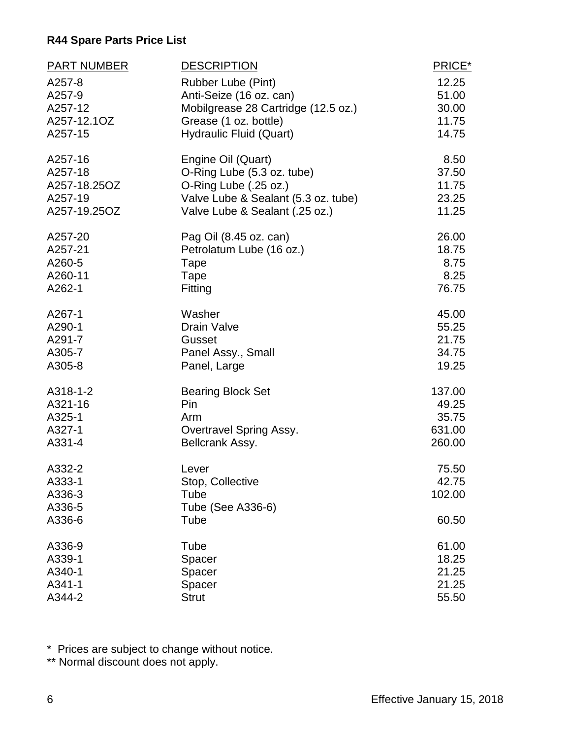**R44 Spare Parts Price List**

| PART NUMBER | DESCRIPTION | PRICE* |
|---|---|---|
| A257-8 | Rubber Lube (Pint) | 12.25 |
| A257-9 | Anti-Seize (16 oz. can) | 51.00 |
| A257-12 | Mobilgrease 28 Cartridge (12.5 oz.) | 30.00 |
| A257-12.1OZ | Grease (1 oz. bottle) | 11.75 |
| A257-15 | Hydraulic Fluid (Quart) | 14.75 |
| A257-16 | Engine Oil (Quart) | 8.50 |
| A257-18 | O-Ring Lube (5.3 oz. tube) | 37.50 |
| A257-18.25OZ | O-Ring Lube (.25 oz.) | 11.75 |
| A257-19 | Valve Lube & Sealant (5.3 oz. tube) | 23.25 |
| A257-19.25OZ | Valve Lube & Sealant (.25 oz.) | 11.25 |
| A257-20 | Pag Oil (8.45 oz. can) | 26.00 |
| A257-21 | Petrolatum Lube (16 oz.) | 18.75 |
| A260-5 | Tape | 8.75 |
| A260-11 | Tape | 8.25 |
| A262-1 | Fitting | 76.75 |
| A267-1 | Washer | 45.00 |
| A290-1 | Drain Valve | 55.25 |
| A291-7 | Gusset | 21.75 |
| A305-7 | Panel Assy., Small | 34.75 |
| A305-8 | Panel, Large | 19.25 |
| A318-1-2 | Bearing Block Set | 137.00 |
| A321-16 | Pin | 49.25 |
| A325-1 | Arm | 35.75 |
| A327-1 | Overtravel Spring Assy. | 631.00 |
| A331-4 | Bellcrank Assy. | 260.00 |
| A332-2 | Lever | 75.50 |
| A333-1 | Stop, Collective | 42.75 |
| A336-3 | Tube | 102.00 |
| A336-5 | Tube (See A336-6) | |
| A336-6 | Tube | 60.50 |
| A336-9 | Tube | 61.00 |
| A339-1 | Spacer | 18.25 |
| A340-1 | Spacer | 21.25 |
| A341-1 | Spacer | 21.25 |
| A344-2 | Strut | 55.50 |

\* Prices are subject to change without notice.
** Normal discount does not apply.

Effective January 15, 2018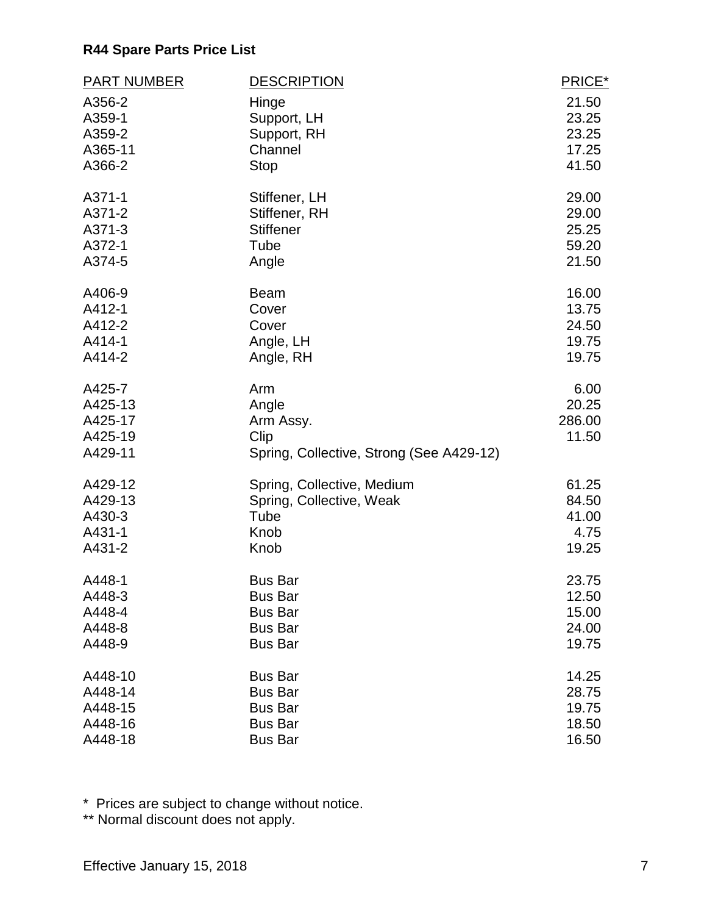**R44 Spare Parts Price List**

| PART NUMBER | DESCRIPTION | PRICE* |
|---|---|---|
| A356-2 | Hinge | 21.50 |
| A359-1 | Support, LH | 23.25 |
| A359-2 | Support, RH | 23.25 |
| A365-11 | Channel | 17.25 |
| A366-2 | Stop | 41.50 |
| A371-1 | Stiffener, LH | 29.00 |
| A371-2 | Stiffener, RH | 29.00 |
| A371-3 | Stiffener | 25.25 |
| A372-1 | Tube | 59.20 |
| A374-5 | Angle | 21.50 |
| A406-9 | Beam | 16.00 |
| A412-1 | Cover | 13.75 |
| A412-2 | Cover | 24.50 |
| A414-1 | Angle, LH | 19.75 |
| A414-2 | Angle, RH | 19.75 |
| A425-7 | Arm | 6.00 |
| A425-13 | Angle | 20.25 |
| A425-17 | Arm Assy. | 286.00 |
| A425-19 | Clip | 11.50 |
| A429-11 | Spring, Collective, Strong (See A429-12) | |
| A429-12 | Spring, Collective, Medium | 61.25 |
| A429-13 | Spring, Collective, Weak | 84.50 |
| A430-3 | Tube | 41.00 |
| A431-1 | Knob | 4.75 |
| A431-2 | Knob | 19.25 |
| A448-1 | Bus Bar | 23.75 |
| A448-3 | Bus Bar | 12.50 |
| A448-4 | Bus Bar | 15.00 |
| A448-8 | Bus Bar | 24.00 |
| A448-9 | Bus Bar | 19.75 |
| A448-10 | Bus Bar | 14.25 |
| A448-14 | Bus Bar | 28.75 |
| A448-15 | Bus Bar | 19.75 |
| A448-16 | Bus Bar | 18.50 |
| A448-18 | Bus Bar | 16.50 |

* Prices are subject to change without notice.
** Normal discount does not apply.

Effective January 15, 2018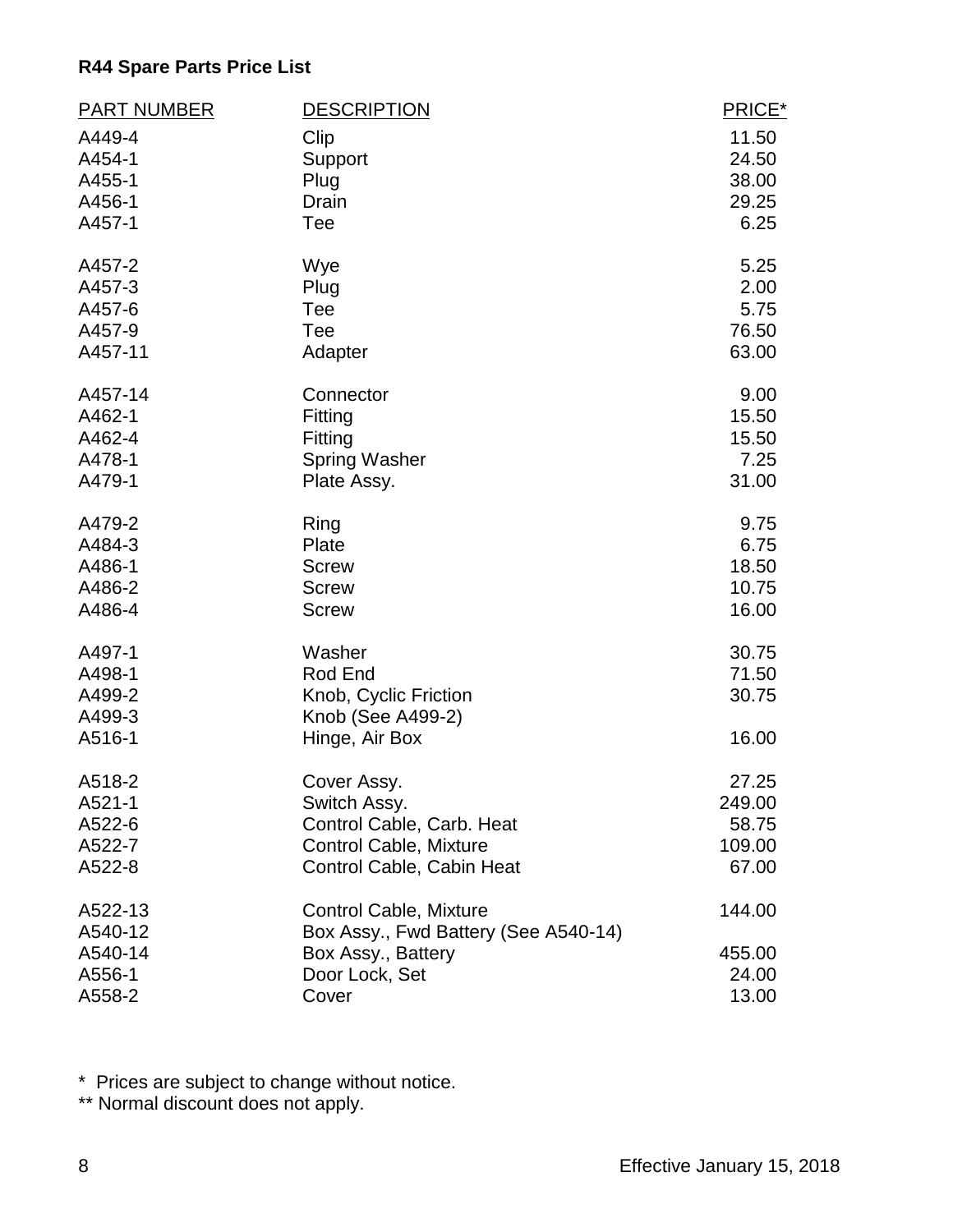**R44 Spare Parts Price List**

| PART NUMBER | DESCRIPTION | PRICE* |
|---|---|---|
| A449-4 | Clip | 11.50 |
| A454-1 | Support | 24.50 |
| A455-1 | Plug | 38.00 |
| A456-1 | Drain | 29.25 |
| A457-1 | Tee | 6.25 |
| A457-2 | Wye | 5.25 |
| A457-3 | Plug | 2.00 |
| A457-6 | Tee | 5.75 |
| A457-9 | Tee | 76.50 |
| A457-11 | Adapter | 63.00 |
| A457-14 | Connector | 9.00 |
| A462-1 | Fitting | 15.50 |
| A462-4 | Fitting | 15.50 |
| A478-1 | Spring Washer | 7.25 |
| A479-1 | Plate Assy. | 31.00 |
| A479-2 | Ring | 9.75 |
| A484-3 | Plate | 6.75 |
| A486-1 | Screw | 18.50 |
| A486-2 | Screw | 10.75 |
| A486-4 | Screw | 16.00 |
| A497-1 | Washer | 30.75 |
| A498-1 | Rod End | 71.50 |
| A499-2 | Knob, Cyclic Friction | 30.75 |
| A499-3 | Knob (See A499-2) | |
| A516-1 | Hinge, Air Box | 16.00 |
| A518-2 | Cover Assy. | 27.25 |
| A521-1 | Switch Assy. | 249.00 |
| A522-6 | Control Cable, Carb. Heat | 58.75 |
| A522-7 | Control Cable, Mixture | 109.00 |
| A522-8 | Control Cable, Cabin Heat | 67.00 |
| A522-13 | Control Cable, Mixture | 144.00 |
| A540-12 | Box Assy., Fwd Battery (See A540-14) | |
| A540-14 | Box Assy., Battery | 455.00 |
| A556-1 | Door Lock, Set | 24.00 |
| A558-2 | Cover | 13.00 |

\* Prices are subject to change without notice.

** Normal discount does not apply.

Effective January 15, 2018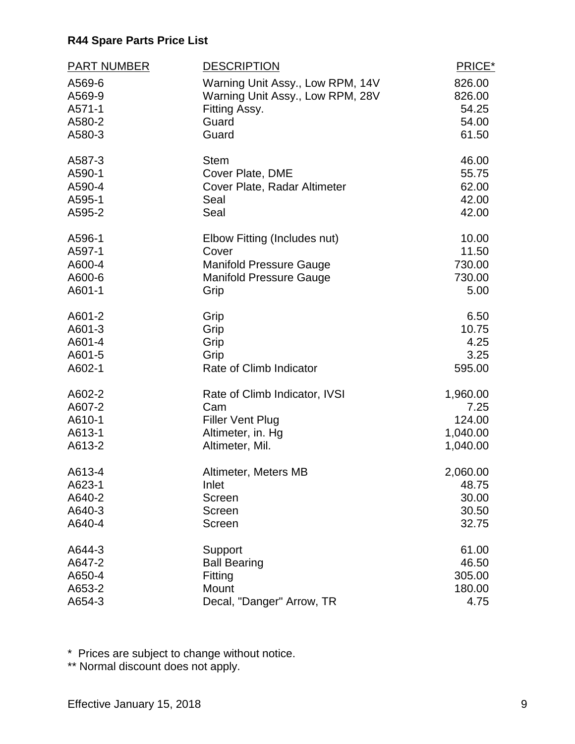**R44 Spare Parts Price List**

| PART NUMBER | DESCRIPTION | PRICE* |
|---|---|---|
| A569-6 | Warning Unit Assy., Low RPM, 14V | 826.00 |
| A569-9 | Warning Unit Assy., Low RPM, 28V | 826.00 |
| A571-1 | Fitting Assy. | 54.25 |
| A580-2 | Guard | 54.00 |
| A580-3 | Guard | 61.50 |
| A587-3 | Stem | 46.00 |
| A590-1 | Cover Plate, DME | 55.75 |
| A590-4 | Cover Plate, Radar Altimeter | 62.00 |
| A595-1 | Seal | 42.00 |
| A595-2 | Seal | 42.00 |
| A596-1 | Elbow Fitting (Includes nut) | 10.00 |
| A597-1 | Cover | 11.50 |
| A600-4 | Manifold Pressure Gauge | 730.00 |
| A600-6 | Manifold Pressure Gauge | 730.00 |
| A601-1 | Grip | 5.00 |
| A601-2 | Grip | 6.50 |
| A601-3 | Grip | 10.75 |
| A601-4 | Grip | 4.25 |
| A601-5 | Grip | 3.25 |
| A602-1 | Rate of Climb Indicator | 595.00 |
| A602-2 | Rate of Climb Indicator, IVSI | 1,960.00 |
| A607-2 | Cam | 7.25 |
| A610-1 | Filler Vent Plug | 124.00 |
| A613-1 | Altimeter, in. Hg | 1,040.00 |
| A613-2 | Altimeter, Mil. | 1,040.00 |
| A613-4 | Altimeter, Meters MB | 2,060.00 |
| A623-1 | Inlet | 48.75 |
| A640-2 | Screen | 30.00 |
| A640-3 | Screen | 30.50 |
| A640-4 | Screen | 32.75 |
| A644-3 | Support | 61.00 |
| A647-2 | Ball Bearing | 46.50 |
| A650-4 | Fitting | 305.00 |
| A653-2 | Mount | 180.00 |
| A654-3 | Decal, "Danger" Arrow, TR | 4.75 |

\* Prices are subject to change without notice.

** Normal discount does not apply.

Effective January 15, 2018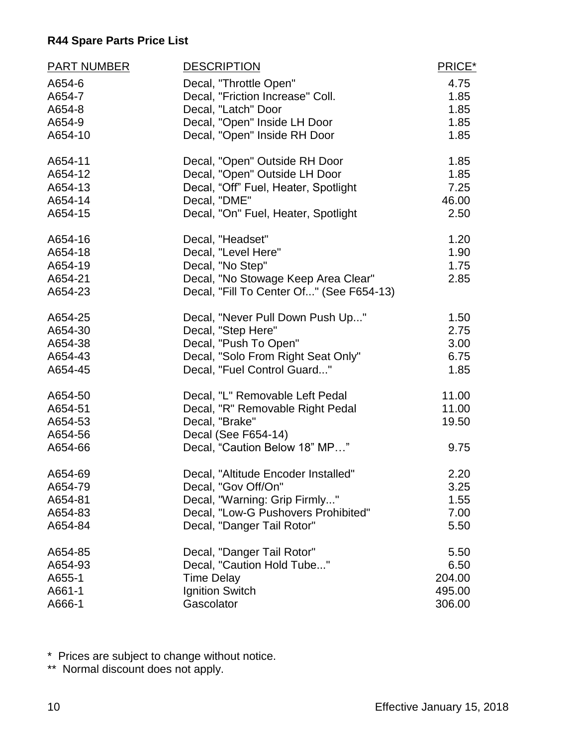**R44 Spare Parts Price List**

| PART NUMBER | DESCRIPTION | PRICE* |
|---|---|---|
| A654-6 | Decal, "Throttle Open" | 4.75 |
| A654-7 | Decal, "Friction Increase" Coll. | 1.85 |
| A654-8 | Decal, "Latch" Door | 1.85 |
| A654-9 | Decal, "Open" Inside LH Door | 1.85 |
| A654-10 | Decal, "Open" Inside RH Door | 1.85 |
| A654-11 | Decal, "Open" Outside RH Door | 1.85 |
| A654-12 | Decal, "Open" Outside LH Door | 1.85 |
| A654-13 | Decal, “Off” Fuel, Heater, Spotlight | 7.25 |
| A654-14 | Decal, "DME" | 46.00 |
| A654-15 | Decal, "On" Fuel, Heater, Spotlight | 2.50 |
| A654-16 | Decal, "Headset" | 1.20 |
| A654-18 | Decal, "Level Here" | 1.90 |
| A654-19 | Decal, "No Step" | 1.75 |
| A654-21 | Decal, "No Stowage Keep Area Clear" | 2.85 |
| A654-23 | Decal, "Fill To Center Of..." (See F654-13) | |
| A654-25 | Decal, "Never Pull Down Push Up..." | 1.50 |
| A654-30 | Decal, "Step Here" | 2.75 |
| A654-38 | Decal, "Push To Open" | 3.00 |
| A654-43 | Decal, "Solo From Right Seat Only" | 6.75 |
| A654-45 | Decal, "Fuel Control Guard..." | 1.85 |
| A654-50 | Decal, "L" Removable Left Pedal | 11.00 |
| A654-51 | Decal, "R" Removable Right Pedal | 11.00 |
| A654-53 | Decal, "Brake" | 19.50 |
| A654-56 | Decal (See F654-14) | |
| A654-66 | Decal, “Caution Below 18” MP…” | 9.75 |
| A654-69 | Decal, "Altitude Encoder Installed" | 2.20 |
| A654-79 | Decal, "Gov Off/On" | 3.25 |
| A654-81 | Decal, "Warning: Grip Firmly..." | 1.55 |
| A654-83 | Decal, "Low-G Pushovers Prohibited" | 7.00 |
| A654-84 | Decal, "Danger Tail Rotor" | 5.50 |
| A654-85 | Decal, "Danger Tail Rotor" | 5.50 |
| A654-93 | Decal, "Caution Hold Tube..." | 6.50 |
| A655-1 | Time Delay | 204.00 |
| A661-1 | Ignition Switch | 495.00 |
| A666-1 | Gascolator | 306.00 |

\* Prices are subject to change without notice.
\*\* Normal discount does not apply.

Effective January 15, 2018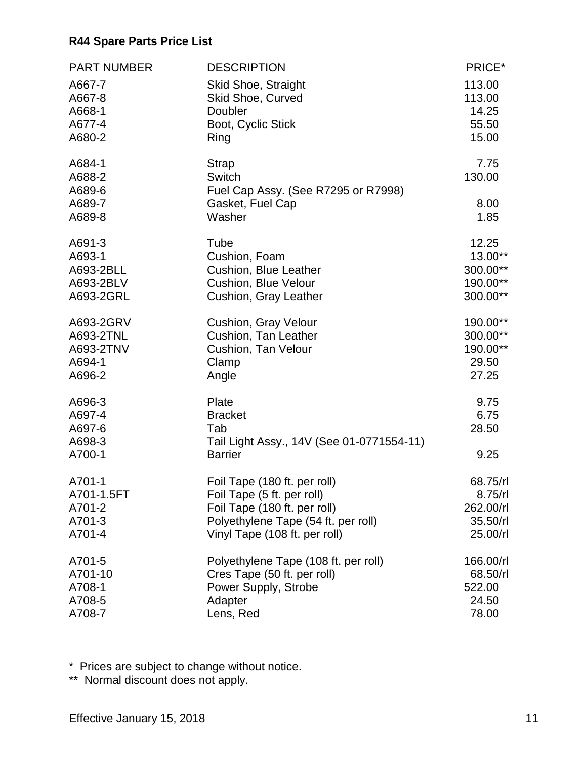**R44 Spare Parts Price List**

| PART NUMBER | DESCRIPTION | PRICE* |
|---|---|---|
| A667-7 | Skid Shoe, Straight | 113.00 |
| A667-8 | Skid Shoe, Curved | 113.00 |
| A668-1 | Doubler | 14.25 |
| A677-4 | Boot, Cyclic Stick | 55.50 |
| A680-2 | Ring | 15.00 |
| A684-1 | Strap | 7.75 |
| A688-2 | Switch | 130.00 |
| A689-6 | Fuel Cap Assy. (See R7295 or R7998) | |
| A689-7 | Gasket, Fuel Cap | 8.00 |
| A689-8 | Washer | 1.85 |
| A691-3 | Tube | 12.25 |
| A693-1 | Cushion, Foam | 13.00** |
| A693-2BLL | Cushion, Blue Leather | 300.00** |
| A693-2BLV | Cushion, Blue Velour | 190.00** |
| A693-2GRL | Cushion, Gray Leather | 300.00** |
| A693-2GRV | Cushion, Gray Velour | 190.00** |
| A693-2TNL | Cushion, Tan Leather | 300.00** |
| A693-2TNV | Cushion, Tan Velour | 190.00** |
| A694-1 | Clamp | 29.50 |
| A696-2 | Angle | 27.25 |
| A696-3 | Plate | 9.75 |
| A697-4 | Bracket | 6.75 |
| A697-6 | Tab | 28.50 |
| A698-3 | Tail Light Assy., 14V (See 01-0771554-11) | |
| A700-1 | Barrier | 9.25 |
| A701-1 | Foil Tape (180 ft. per roll) | 68.75/rl |
| A701-1.5FT | Foil Tape (5 ft. per roll) | 8.75/rl |
| A701-2 | Foil Tape (180 ft. per roll) | 262.00/rl |
| A701-3 | Polyethylene Tape (54 ft. per roll) | 35.50/rl |
| A701-4 | Vinyl Tape (108 ft. per roll) | 25.00/rl |
| A701-5 | Polyethylene Tape (108 ft. per roll) | 166.00/rl |
| A701-10 | Cres Tape (50 ft. per roll) | 68.50/rl |
| A708-1 | Power Supply, Strobe | 522.00 |
| A708-5 | Adapter | 24.50 |
| A708-7 | Lens, Red | 78.00 |

\* Prices are subject to change without notice.

\*\* Normal discount does not apply.

Effective January 15, 2018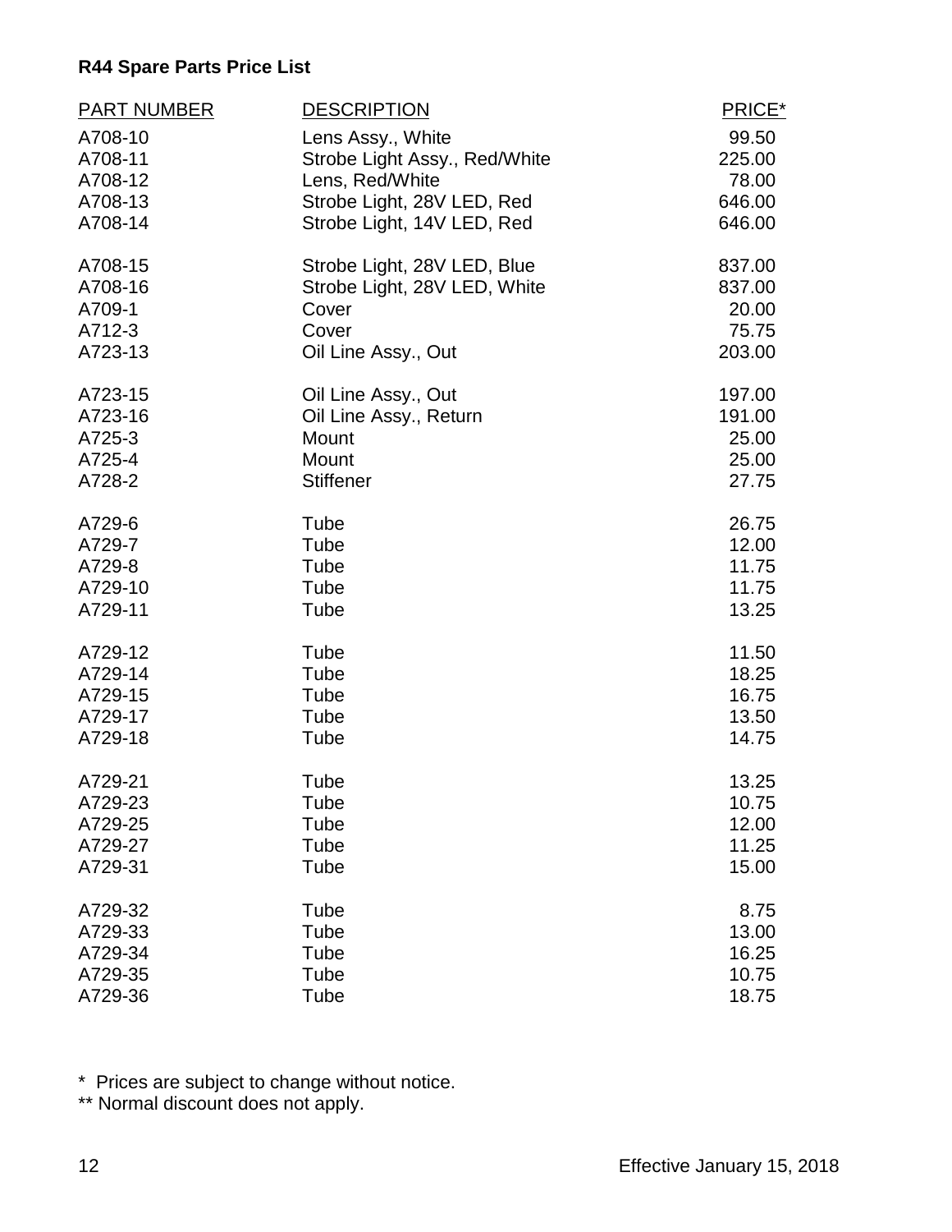**R44 Spare Parts Price List**

| PART NUMBER | DESCRIPTION | PRICE* |
|---|---|---|
| A708-10 | Lens Assy., White | 99.50 |
| A708-11 | Strobe Light Assy., Red/White | 225.00 |
| A708-12 | Lens, Red/White | 78.00 |
| A708-13 | Strobe Light, 28V LED, Red | 646.00 |
| A708-14 | Strobe Light, 14V LED, Red | 646.00 |
| A708-15 | Strobe Light, 28V LED, Blue | 837.00 |
| A708-16 | Strobe Light, 28V LED, White | 837.00 |
| A709-1 | Cover | 20.00 |
| A712-3 | Cover | 75.75 |
| A723-13 | Oil Line Assy., Out | 203.00 |
| A723-15 | Oil Line Assy., Out | 197.00 |
| A723-16 | Oil Line Assy., Return | 191.00 |
| A725-3 | Mount | 25.00 |
| A725-4 | Mount | 25.00 |
| A728-2 | Stiffener | 27.75 |
| A729-6 | Tube | 26.75 |
| A729-7 | Tube | 12.00 |
| A729-8 | Tube | 11.75 |
| A729-10 | Tube | 11.75 |
| A729-11 | Tube | 13.25 |
| A729-12 | Tube | 11.50 |
| A729-14 | Tube | 18.25 |
| A729-15 | Tube | 16.75 |
| A729-17 | Tube | 13.50 |
| A729-18 | Tube | 14.75 |
| A729-21 | Tube | 13.25 |
| A729-23 | Tube | 10.75 |
| A729-25 | Tube | 12.00 |
| A729-27 | Tube | 11.25 |
| A729-31 | Tube | 15.00 |
| A729-32 | Tube | 8.75 |
| A729-33 | Tube | 13.00 |
| A729-34 | Tube | 16.25 |
| A729-35 | Tube | 10.75 |
| A729-36 | Tube | 18.75 |

\* Prices are subject to change without notice.
\** Normal discount does not apply.

Effective January 15, 2018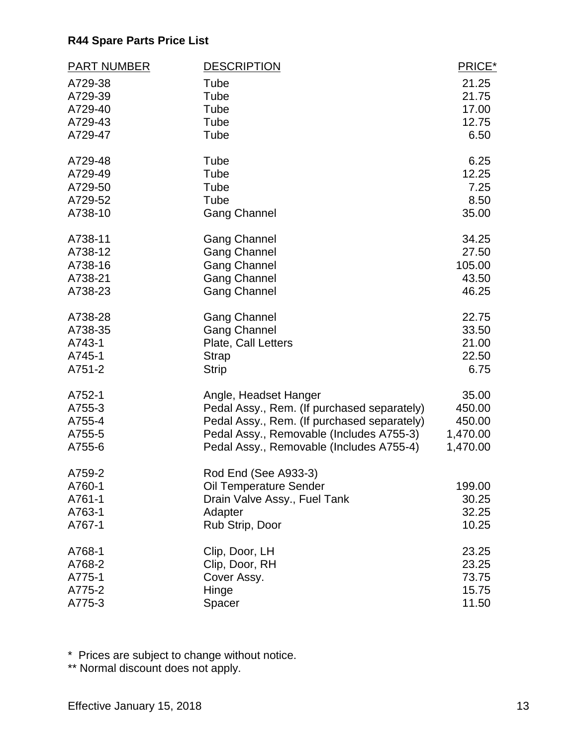**R44 Spare Parts Price List**

| PART NUMBER | DESCRIPTION | PRICE* |
|---|---|---|
| A729-38 | Tube | 21.25 |
| A729-39 | Tube | 21.75 |
| A729-40 | Tube | 17.00 |
| A729-43 | Tube | 12.75 |
| A729-47 | Tube | 6.50 |
| A729-48 | Tube | 6.25 |
| A729-49 | Tube | 12.25 |
| A729-50 | Tube | 7.25 |
| A729-52 | Tube | 8.50 |
| A738-10 | Gang Channel | 35.00 |
| A738-11 | Gang Channel | 34.25 |
| A738-12 | Gang Channel | 27.50 |
| A738-16 | Gang Channel | 105.00 |
| A738-21 | Gang Channel | 43.50 |
| A738-23 | Gang Channel | 46.25 |
| A738-28 | Gang Channel | 22.75 |
| A738-35 | Gang Channel | 33.50 |
| A743-1 | Plate, Call Letters | 21.00 |
| A745-1 | Strap | 22.50 |
| A751-2 | Strip | 6.75 |
| A752-1 | Angle, Headset Hanger | 35.00 |
| A755-3 | Pedal Assy., Rem. (If purchased separately) | 450.00 |
| A755-4 | Pedal Assy., Rem. (If purchased separately) | 450.00 |
| A755-5 | Pedal Assy., Removable (Includes A755-3) | 1,470.00 |
| A755-6 | Pedal Assy., Removable (Includes A755-4) | 1,470.00 |
| A759-2 | Rod End (See A933-3) | |
| A760-1 | Oil Temperature Sender | 199.00 |
| A761-1 | Drain Valve Assy., Fuel Tank | 30.25 |
| A763-1 | Adapter | 32.25 |
| A767-1 | Rub Strip, Door | 10.25 |
| A768-1 | Clip, Door, LH | 23.25 |
| A768-2 | Clip, Door, RH | 23.25 |
| A775-1 | Cover Assy. | 73.75 |
| A775-2 | Hinge | 15.75 |
| A775-3 | Spacer | 11.50 |

\* Prices are subject to change without notice.

\*\* Normal discount does not apply.

Effective January 15, 2018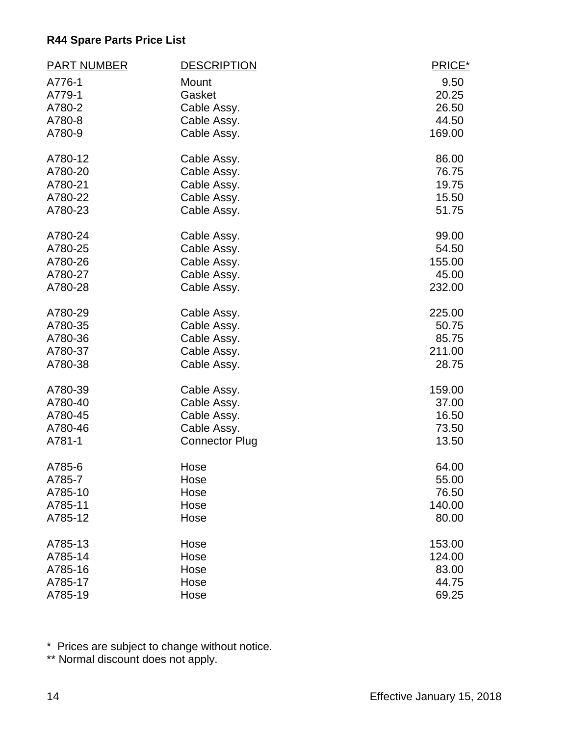**R44 Spare Parts Price List**

| PART NUMBER | DESCRIPTION | PRICE* |
|---|---|---|
| A776-1 | Mount | 9.50 |
| A779-1 | Gasket | 20.25 |
| A780-2 | Cable Assy. | 26.50 |
| A780-8 | Cable Assy. | 44.50 |
| A780-9 | Cable Assy. | 169.00 |
| A780-12 | Cable Assy. | 86.00 |
| A780-20 | Cable Assy. | 76.75 |
| A780-21 | Cable Assy. | 19.75 |
| A780-22 | Cable Assy. | 15.50 |
| A780-23 | Cable Assy. | 51.75 |
| A780-24 | Cable Assy. | 99.00 |
| A780-25 | Cable Assy. | 54.50 |
| A780-26 | Cable Assy. | 155.00 |
| A780-27 | Cable Assy. | 45.00 |
| A780-28 | Cable Assy. | 232.00 |
| A780-29 | Cable Assy. | 225.00 |
| A780-35 | Cable Assy. | 50.75 |
| A780-36 | Cable Assy. | 85.75 |
| A780-37 | Cable Assy. | 211.00 |
| A780-38 | Cable Assy. | 28.75 |
| A780-39 | Cable Assy. | 159.00 |
| A780-40 | Cable Assy. | 37.00 |
| A780-45 | Cable Assy. | 16.50 |
| A780-46 | Cable Assy. | 73.50 |
| A781-1 | Connector Plug | 13.50 |
| A785-6 | Hose | 64.00 |
| A785-7 | Hose | 55.00 |
| A785-10 | Hose | 76.50 |
| A785-11 | Hose | 140.00 |
| A785-12 | Hose | 80.00 |
| A785-13 | Hose | 153.00 |
| A785-14 | Hose | 124.00 |
| A785-16 | Hose | 83.00 |
| A785-17 | Hose | 44.75 |
| A785-19 | Hose | 69.25 |

* Prices are subject to change without notice.
** Normal discount does not apply.

Effective January 15, 2018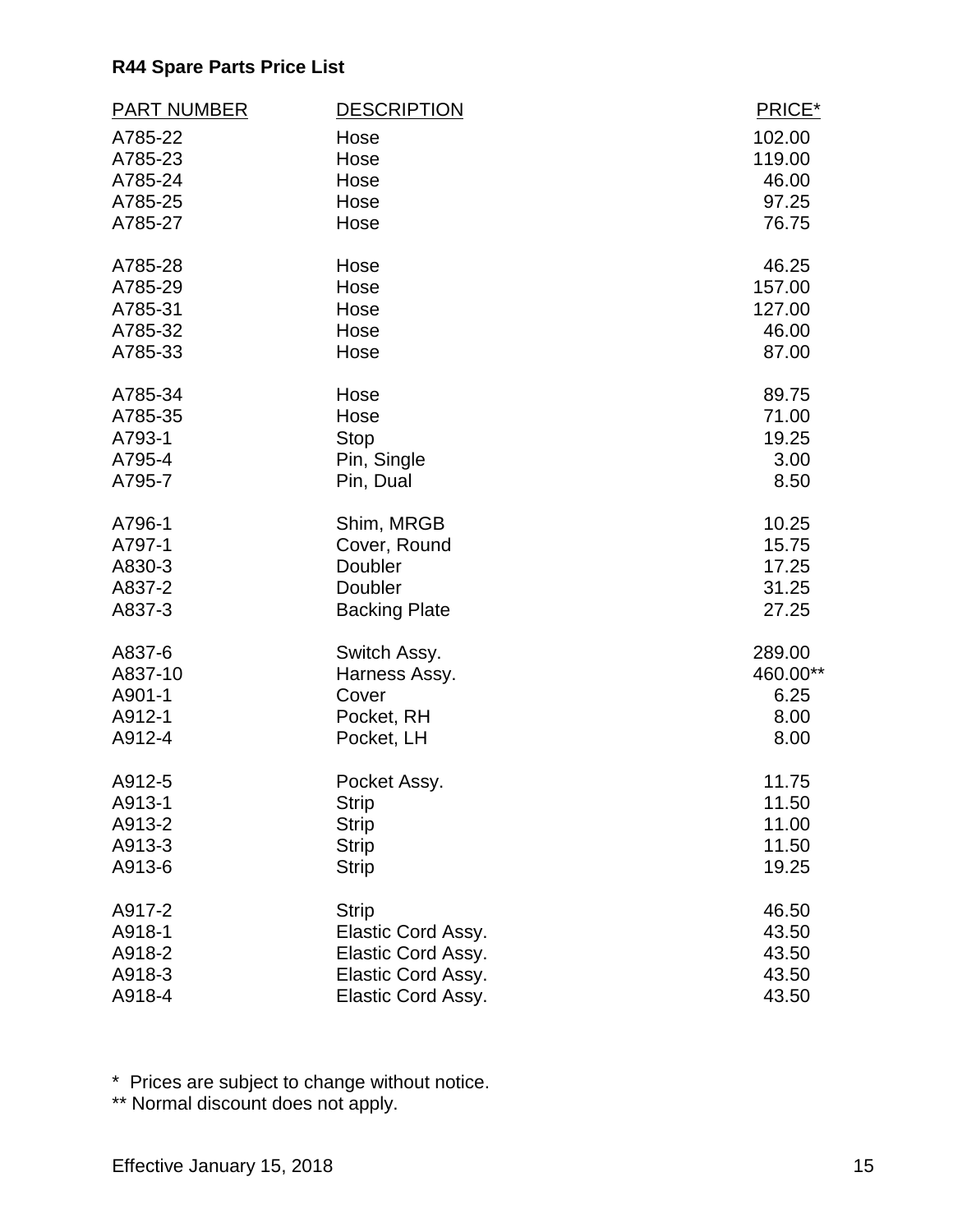**R44 Spare Parts Price List**

| PART NUMBER | DESCRIPTION | PRICE* |
|---|---|---|
| A785-22 | Hose | 102.00 |
| A785-23 | Hose | 119.00 |
| A785-24 | Hose | 46.00 |
| A785-25 | Hose | 97.25 |
| A785-27 | Hose | 76.75 |
| A785-28 | Hose | 46.25 |
| A785-29 | Hose | 157.00 |
| A785-31 | Hose | 127.00 |
| A785-32 | Hose | 46.00 |
| A785-33 | Hose | 87.00 |
| A785-34 | Hose | 89.75 |
| A785-35 | Hose | 71.00 |
| A793-1 | Stop | 19.25 |
| A795-4 | Pin, Single | 3.00 |
| A795-7 | Pin, Dual | 8.50 |
| A796-1 | Shim, MRGB | 10.25 |
| A797-1 | Cover, Round | 15.75 |
| A830-3 | Doubler | 17.25 |
| A837-2 | Doubler | 31.25 |
| A837-3 | Backing Plate | 27.25 |
| A837-6 | Switch Assy. | 289.00 |
| A837-10 | Harness Assy. | 460.00** |
| A901-1 | Cover | 6.25 |
| A912-1 | Pocket, RH | 8.00 |
| A912-4 | Pocket, LH | 8.00 |
| A912-5 | Pocket Assy. | 11.75 |
| A913-1 | Strip | 11.50 |
| A913-2 | Strip | 11.00 |
| A913-3 | Strip | 11.50 |
| A913-6 | Strip | 19.25 |
| A917-2 | Strip | 46.50 |
| A918-1 | Elastic Cord Assy. | 43.50 |
| A918-2 | Elastic Cord Assy. | 43.50 |
| A918-3 | Elastic Cord Assy. | 43.50 |
| A918-4 | Elastic Cord Assy. | 43.50 |

* Prices are subject to change without notice.
** Normal discount does not apply.

Effective January 15, 2018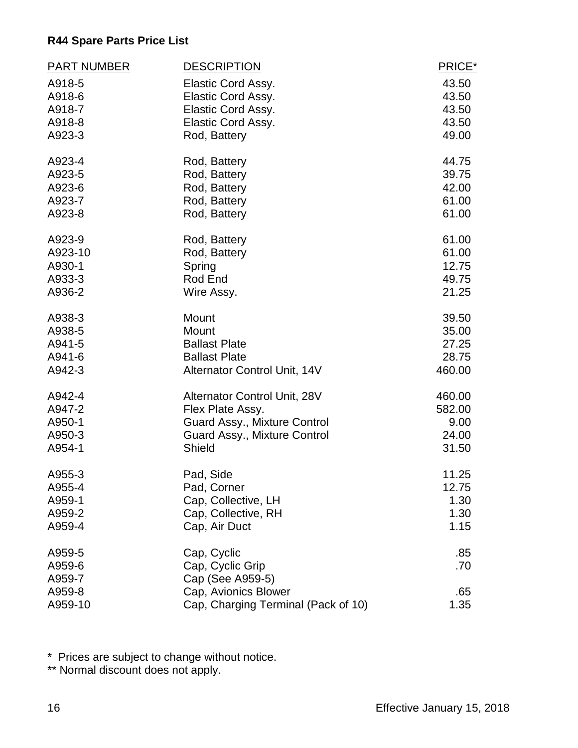**R44 Spare Parts Price List**

| PART NUMBER | DESCRIPTION | PRICE* |
|---|---|---|
| A918-5 | Elastic Cord Assy. | 43.50 |
| A918-6 | Elastic Cord Assy. | 43.50 |
| A918-7 | Elastic Cord Assy. | 43.50 |
| A918-8 | Elastic Cord Assy. | 43.50 |
| A923-3 | Rod, Battery | 49.00 |
| A923-4 | Rod, Battery | 44.75 |
| A923-5 | Rod, Battery | 39.75 |
| A923-6 | Rod, Battery | 42.00 |
| A923-7 | Rod, Battery | 61.00 |
| A923-8 | Rod, Battery | 61.00 |
| A923-9 | Rod, Battery | 61.00 |
| A923-10 | Rod, Battery | 61.00 |
| A930-1 | Spring | 12.75 |
| A933-3 | Rod End | 49.75 |
| A936-2 | Wire Assy. | 21.25 |
| A938-3 | Mount | 39.50 |
| A938-5 | Mount | 35.00 |
| A941-5 | Ballast Plate | 27.25 |
| A941-6 | Ballast Plate | 28.75 |
| A942-3 | Alternator Control Unit, 14V | 460.00 |
| A942-4 | Alternator Control Unit, 28V | 460.00 |
| A947-2 | Flex Plate Assy. | 582.00 |
| A950-1 | Guard Assy., Mixture Control | 9.00 |
| A950-3 | Guard Assy., Mixture Control | 24.00 |
| A954-1 | Shield | 31.50 |
| A955-3 | Pad, Side | 11.25 |
| A955-4 | Pad, Corner | 12.75 |
| A959-1 | Cap, Collective, LH | 1.30 |
| A959-2 | Cap, Collective, RH | 1.30 |
| A959-4 | Cap, Air Duct | 1.15 |
| A959-5 | Cap, Cyclic | .85 |
| A959-6 | Cap, Cyclic Grip | .70 |
| A959-7 | Cap (See A959-5) | |
| A959-8 | Cap, Avionics Blower | .65 |
| A959-10 | Cap, Charging Terminal (Pack of 10) | 1.35 |

\* Prices are subject to change without notice.
\*\* Normal discount does not apply.

Effective January 15, 2018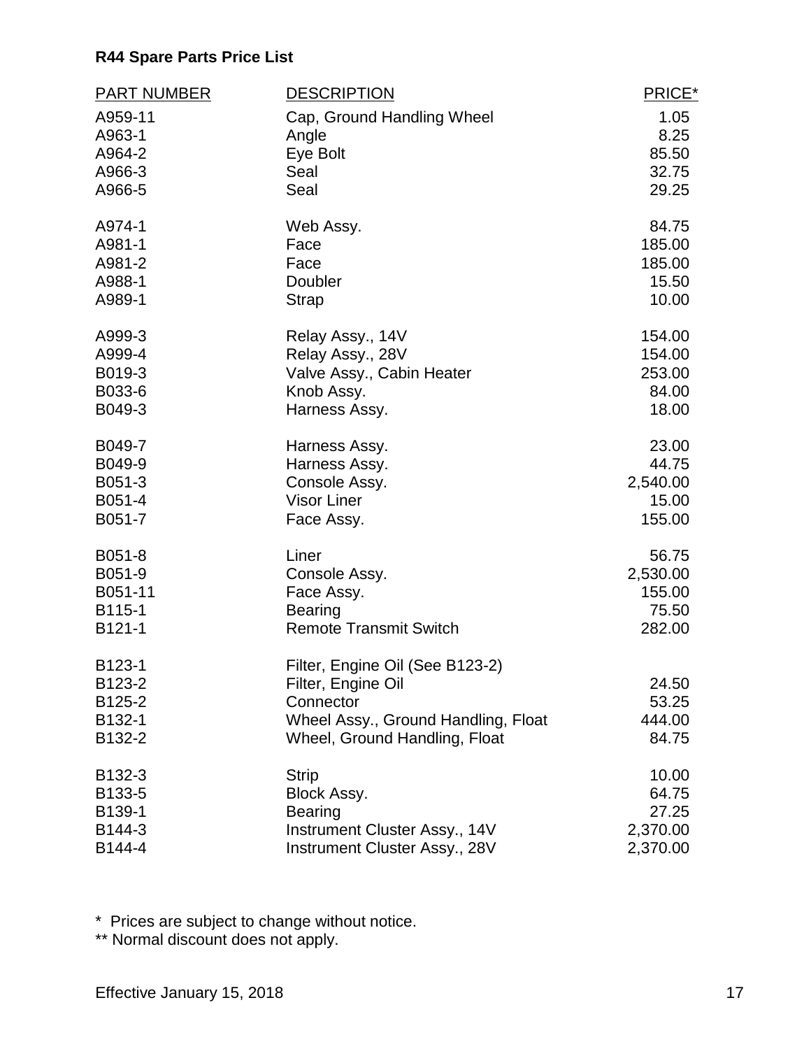**R44 Spare Parts Price List**

| PART NUMBER | DESCRIPTION | PRICE* |
| --- | --- | --- |
| A959-11 | Cap, Ground Handling Wheel | 1.05 |
| A963-1 | Angle | 8.25 |
| A964-2 | Eye Bolt | 85.50 |
| A966-3 | Seal | 32.75 |
| A966-5 | Seal | 29.25 |
| A974-1 | Web Assy. | 84.75 |
| A981-1 | Face | 185.00 |
| A981-2 | Face | 185.00 |
| A988-1 | Doubler | 15.50 |
| A989-1 | Strap | 10.00 |
| A999-3 | Relay Assy., 14V | 154.00 |
| A999-4 | Relay Assy., 28V | 154.00 |
| B019-3 | Valve Assy., Cabin Heater | 253.00 |
| B033-6 | Knob Assy. | 84.00 |
| B049-3 | Harness Assy. | 18.00 |
| B049-7 | Harness Assy. | 23.00 |
| B049-9 | Harness Assy. | 44.75 |
| B051-3 | Console Assy. | 2,540.00 |
| B051-4 | Visor Liner | 15.00 |
| B051-7 | Face Assy. | 155.00 |
| B051-8 | Liner | 56.75 |
| B051-9 | Console Assy. | 2,530.00 |
| B051-11 | Face Assy. | 155.00 |
| B115-1 | Bearing | 75.50 |
| B121-1 | Remote Transmit Switch | 282.00 |
| B123-1 | Filter, Engine Oil (See B123-2) | |
| B123-2 | Filter, Engine Oil | 24.50 |
| B125-2 | Connector | 53.25 |
| B132-1 | Wheel Assy., Ground Handling, Float | 444.00 |
| B132-2 | Wheel, Ground Handling, Float | 84.75 |
| B132-3 | Strip | 10.00 |
| B133-5 | Block Assy. | 64.75 |
| B139-1 | Bearing | 27.25 |
| B144-3 | Instrument Cluster Assy., 14V | 2,370.00 |
| B144-4 | Instrument Cluster Assy., 28V | 2,370.00 |

\* Prices are subject to change without notice.

\*\* Normal discount does not apply.

Effective January 15, 2018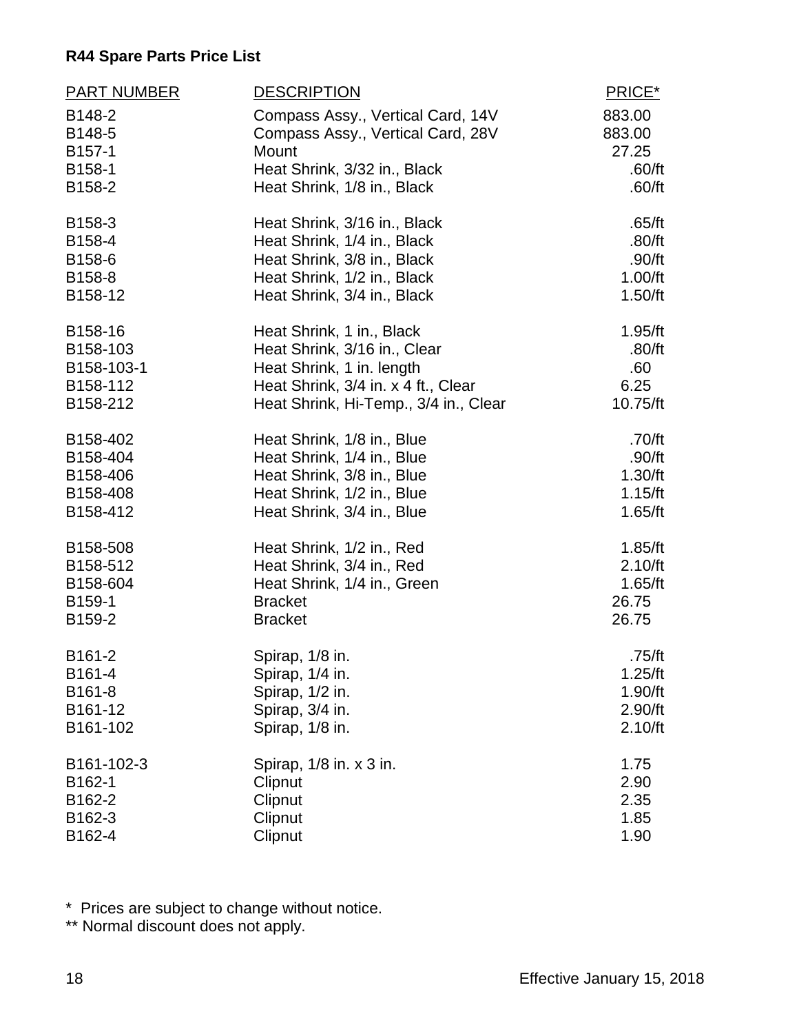**R44 Spare Parts Price List**

| PART NUMBER | DESCRIPTION | PRICE* |
|---|---|---|
| B148-2 | Compass Assy., Vertical Card, 14V | 883.00 |
| B148-5 | Compass Assy., Vertical Card, 28V | 883.00 |
| B157-1 | Mount | 27.25 |
| B158-1 | Heat Shrink, 3/32 in., Black | .60/ft |
| B158-2 | Heat Shrink, 1/8 in., Black | .60/ft |
| B158-3 | Heat Shrink, 3/16 in., Black | .65/ft |
| B158-4 | Heat Shrink, 1/4 in., Black | .80/ft |
| B158-6 | Heat Shrink, 3/8 in., Black | .90/ft |
| B158-8 | Heat Shrink, 1/2 in., Black | 1.00/ft |
| B158-12 | Heat Shrink, 3/4 in., Black | 1.50/ft |
| B158-16 | Heat Shrink, 1 in., Black | 1.95/ft |
| B158-103 | Heat Shrink, 3/16 in., Clear | .80/ft |
| B158-103-1 | Heat Shrink, 1 in. length | .60 |
| B158-112 | Heat Shrink, 3/4 in. x 4 ft., Clear | 6.25 |
| B158-212 | Heat Shrink, Hi-Temp., 3/4 in., Clear | 10.75/ft |
| B158-402 | Heat Shrink, 1/8 in., Blue | .70/ft |
| B158-404 | Heat Shrink, 1/4 in., Blue | .90/ft |
| B158-406 | Heat Shrink, 3/8 in., Blue | 1.30/ft |
| B158-408 | Heat Shrink, 1/2 in., Blue | 1.15/ft |
| B158-412 | Heat Shrink, 3/4 in., Blue | 1.65/ft |
| B158-508 | Heat Shrink, 1/2 in., Red | 1.85/ft |
| B158-512 | Heat Shrink, 3/4 in., Red | 2.10/ft |
| B158-604 | Heat Shrink, 1/4 in., Green | 1.65/ft |
| B159-1 | Bracket | 26.75 |
| B159-2 | Bracket | 26.75 |
| B161-2 | Spirap, 1/8 in. | .75/ft |
| B161-4 | Spirap, 1/4 in. | 1.25/ft |
| B161-8 | Spirap, 1/2 in. | 1.90/ft |
| B161-12 | Spirap, 3/4 in. | 2.90/ft |
| B161-102 | Spirap, 1/8 in. | 2.10/ft |
| B161-102-3 | Spirap, 1/8 in. x 3 in. | 1.75 |
| B162-1 | Clipnut | 2.90 |
| B162-2 | Clipnut | 2.35 |
| B162-3 | Clipnut | 1.85 |
| B162-4 | Clipnut | 1.90 |

\* Prices are subject to change without notice.

** Normal discount does not apply.

Effective January 15, 2018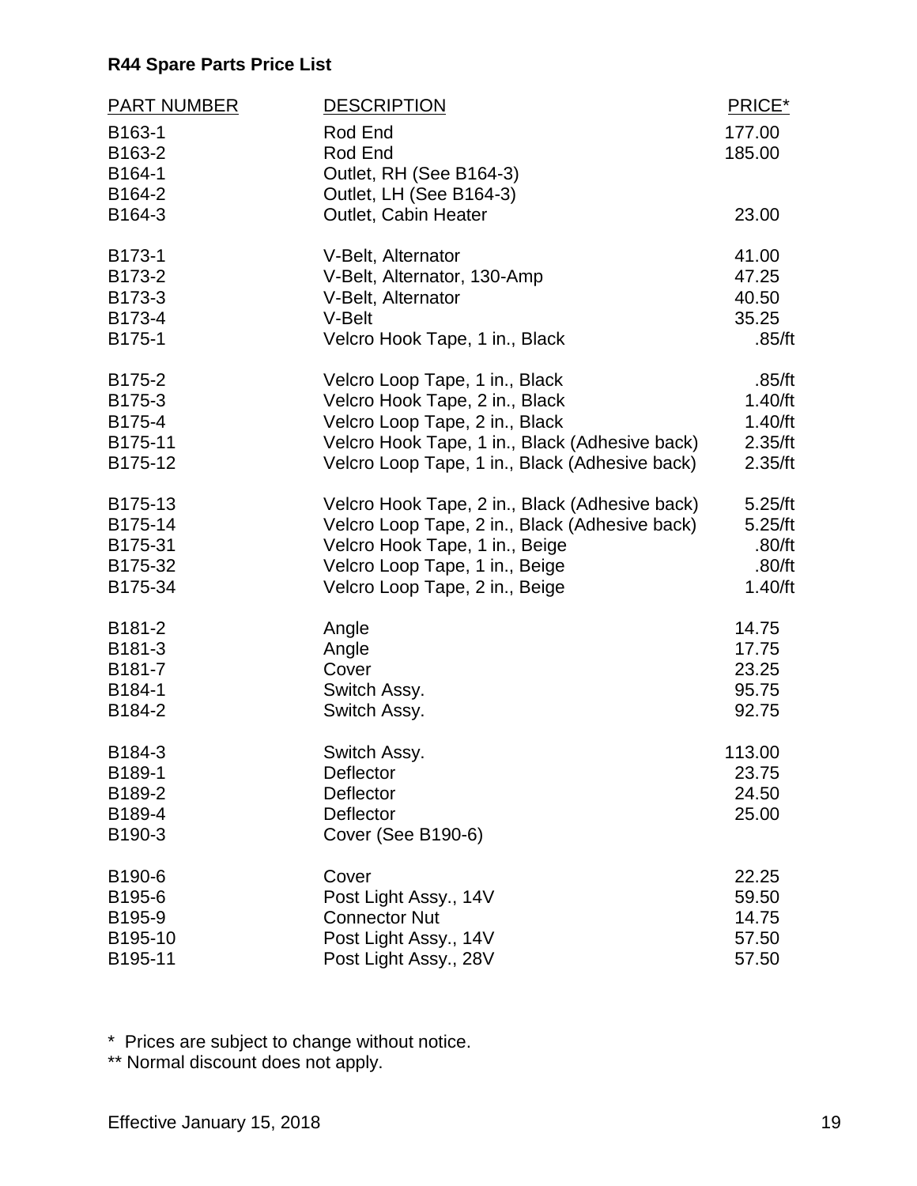**R44 Spare Parts Price List**

| PART NUMBER | DESCRIPTION | PRICE* |
|---|---|---|
| B163-1 | Rod End | 177.00 |
| B163-2 | Rod End | 185.00 |
| B164-1 | Outlet, RH (See B164-3) | |
| B164-2 | Outlet, LH (See B164-3) | |
| B164-3 | Outlet, Cabin Heater | 23.00 |
| B173-1 | V-Belt, Alternator | 41.00 |
| B173-2 | V-Belt, Alternator, 130-Amp | 47.25 |
| B173-3 | V-Belt, Alternator | 40.50 |
| B173-4 | V-Belt | 35.25 |
| B175-1 | Velcro Hook Tape, 1 in., Black | .85/ft |
| B175-2 | Velcro Loop Tape, 1 in., Black | .85/ft |
| B175-3 | Velcro Hook Tape, 2 in., Black | 1.40/ft |
| B175-4 | Velcro Loop Tape, 2 in., Black | 1.40/ft |
| B175-11 | Velcro Hook Tape, 1 in., Black (Adhesive back) | 2.35/ft |
| B175-12 | Velcro Loop Tape, 1 in., Black (Adhesive back) | 2.35/ft |
| B175-13 | Velcro Hook Tape, 2 in., Black (Adhesive back) | 5.25/ft |
| B175-14 | Velcro Loop Tape, 2 in., Black (Adhesive back) | 5.25/ft |
| B175-31 | Velcro Hook Tape, 1 in., Beige | .80/ft |
| B175-32 | Velcro Loop Tape, 1 in., Beige | .80/ft |
| B175-34 | Velcro Loop Tape, 2 in., Beige | 1.40/ft |
| B181-2 | Angle | 14.75 |
| B181-3 | Angle | 17.75 |
| B181-7 | Cover | 23.25 |
| B184-1 | Switch Assy. | 95.75 |
| B184-2 | Switch Assy. | 92.75 |
| B184-3 | Switch Assy. | 113.00 |
| B189-1 | Deflector | 23.75 |
| B189-2 | Deflector | 24.50 |
| B189-4 | Deflector | 25.00 |
| B190-3 | Cover (See B190-6) | |
| B190-6 | Cover | 22.25 |
| B195-6 | Post Light Assy., 14V | 59.50 |
| B195-9 | Connector Nut | 14.75 |
| B195-10 | Post Light Assy., 14V | 57.50 |
| B195-11 | Post Light Assy., 28V | 57.50 |

\* Prices are subject to change without notice.

** Normal discount does not apply.

Effective January 15, 2018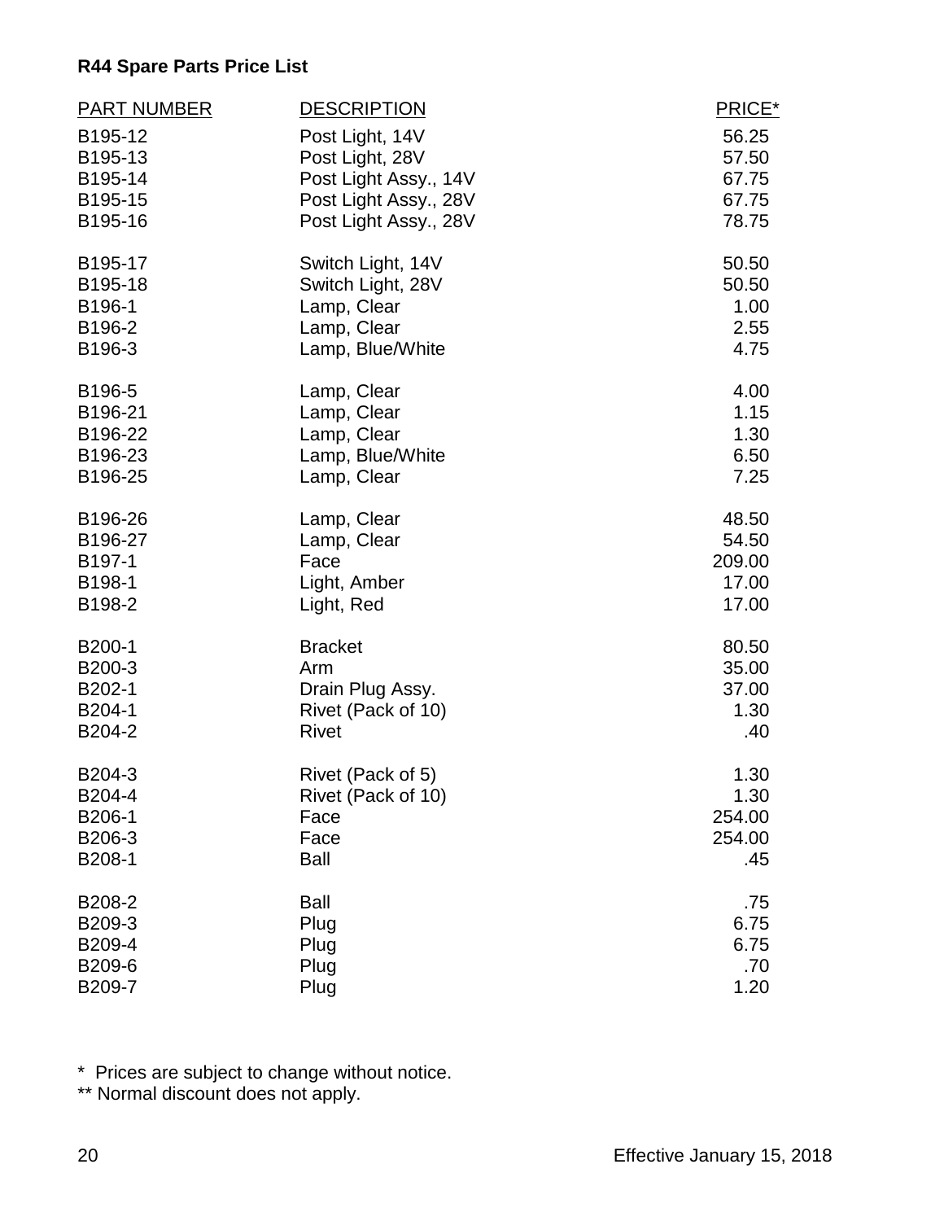**R44 Spare Parts Price List**

| PART NUMBER | DESCRIPTION | PRICE* |
|---|---|---|
| B195-12 | Post Light, 14V | 56.25 |
| B195-13 | Post Light, 28V | 57.50 |
| B195-14 | Post Light Assy., 14V | 67.75 |
| B195-15 | Post Light Assy., 28V | 67.75 |
| B195-16 | Post Light Assy., 28V | 78.75 |
| B195-17 | Switch Light, 14V | 50.50 |
| B195-18 | Switch Light, 28V | 50.50 |
| B196-1 | Lamp, Clear | 1.00 |
| B196-2 | Lamp, Clear | 2.55 |
| B196-3 | Lamp, Blue/White | 4.75 |
| B196-5 | Lamp, Clear | 4.00 |
| B196-21 | Lamp, Clear | 1.15 |
| B196-22 | Lamp, Clear | 1.30 |
| B196-23 | Lamp, Blue/White | 6.50 |
| B196-25 | Lamp, Clear | 7.25 |
| B196-26 | Lamp, Clear | 48.50 |
| B196-27 | Lamp, Clear | 54.50 |
| B197-1 | Face | 209.00 |
| B198-1 | Light, Amber | 17.00 |
| B198-2 | Light, Red | 17.00 |
| B200-1 | Bracket | 80.50 |
| B200-3 | Arm | 35.00 |
| B202-1 | Drain Plug Assy. | 37.00 |
| B204-1 | Rivet (Pack of 10) | 1.30 |
| B204-2 | Rivet | .40 |
| B204-3 | Rivet (Pack of 5) | 1.30 |
| B204-4 | Rivet (Pack of 10) | 1.30 |
| B206-1 | Face | 254.00 |
| B206-3 | Face | 254.00 |
| B208-1 | Ball | .45 |
| B208-2 | Ball | .75 |
| B209-3 | Plug | 6.75 |
| B209-4 | Plug | 6.75 |
| B209-6 | Plug | .70 |
| B209-7 | Plug | 1.20 |

\* Prices are subject to change without notice.

** Normal discount does not apply.

Effective January 15, 2018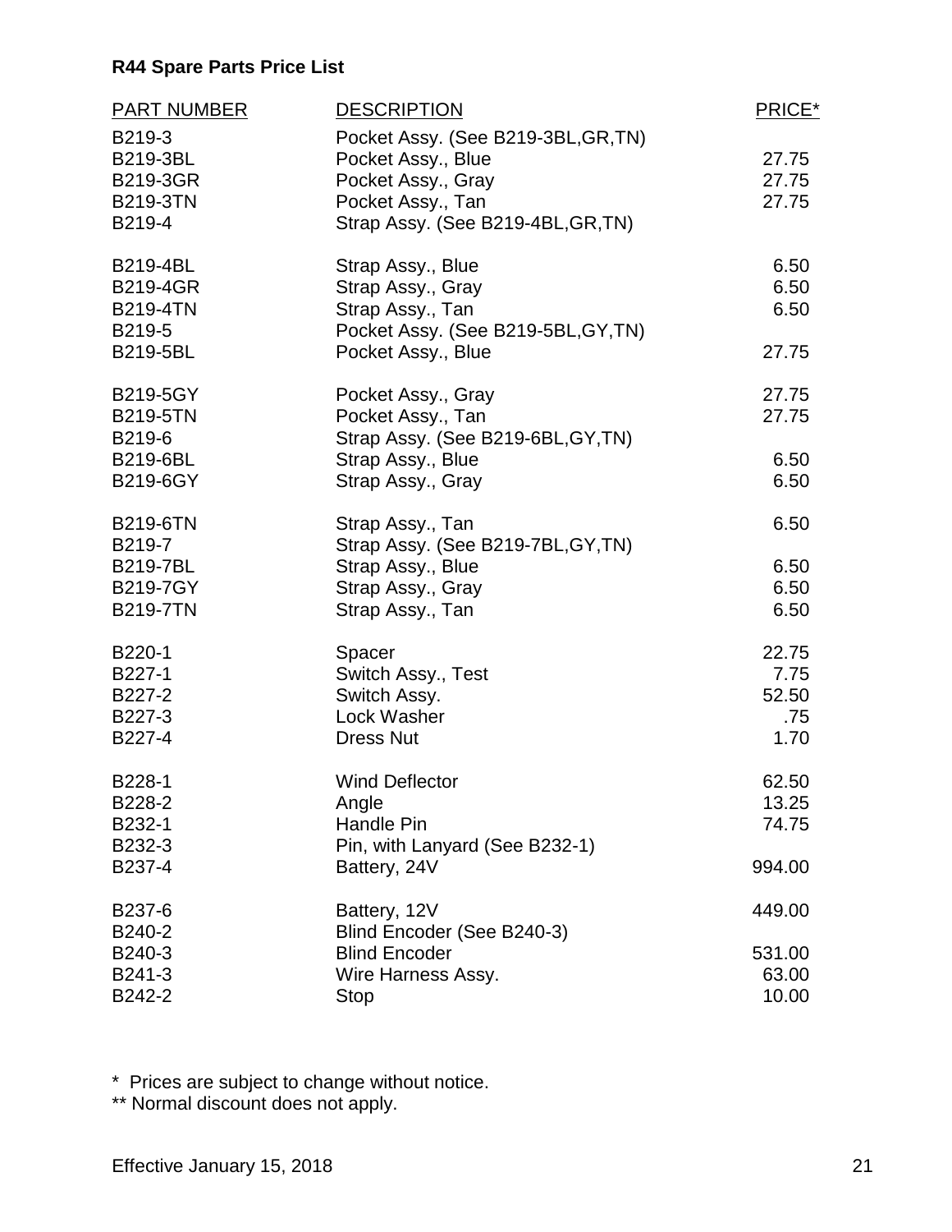**R44 Spare Parts Price List**

| PART NUMBER | DESCRIPTION | PRICE* |
|---|---|---|
| B219-3 | Pocket Assy. (See B219-3BL,GR,TN) | |
| B219-3BL | Pocket Assy., Blue | 27.75 |
| B219-3GR | Pocket Assy., Gray | 27.75 |
| B219-3TN | Pocket Assy., Tan | 27.75 |
| B219-4 | Strap Assy. (See B219-4BL,GR,TN) | |
| B219-4BL | Strap Assy., Blue | 6.50 |
| B219-4GR | Strap Assy., Gray | 6.50 |
| B219-4TN | Strap Assy., Tan | 6.50 |
| B219-5 | Pocket Assy. (See B219-5BL,GY,TN) | |
| B219-5BL | Pocket Assy., Blue | 27.75 |
| B219-5GY | Pocket Assy., Gray | 27.75 |
| B219-5TN | Pocket Assy., Tan | 27.75 |
| B219-6 | Strap Assy. (See B219-6BL,GY,TN) | |
| B219-6BL | Strap Assy., Blue | 6.50 |
| B219-6GY | Strap Assy., Gray | 6.50 |
| B219-6TN | Strap Assy., Tan | 6.50 |
| B219-7 | Strap Assy. (See B219-7BL,GY,TN) | |
| B219-7BL | Strap Assy., Blue | 6.50 |
| B219-7GY | Strap Assy., Gray | 6.50 |
| B219-7TN | Strap Assy., Tan | 6.50 |
| B220-1 | Spacer | 22.75 |
| B227-1 | Switch Assy., Test | 7.75 |
| B227-2 | Switch Assy. | 52.50 |
| B227-3 | Lock Washer | .75 |
| B227-4 | Dress Nut | 1.70 |
| B228-1 | Wind Deflector | 62.50 |
| B228-2 | Angle | 13.25 |
| B232-1 | Handle Pin | 74.75 |
| B232-3 | Pin, with Lanyard (See B232-1) | |
| B237-4 | Battery, 24V | 994.00 |
| B237-6 | Battery, 12V | 449.00 |
| B240-2 | Blind Encoder (See B240-3) | |
| B240-3 | Blind Encoder | 531.00 |
| B241-3 | Wire Harness Assy. | 63.00 |
| B242-2 | Stop | 10.00 |

\* Prices are subject to change without notice.

\*\* Normal discount does not apply.

Effective January 15, 2018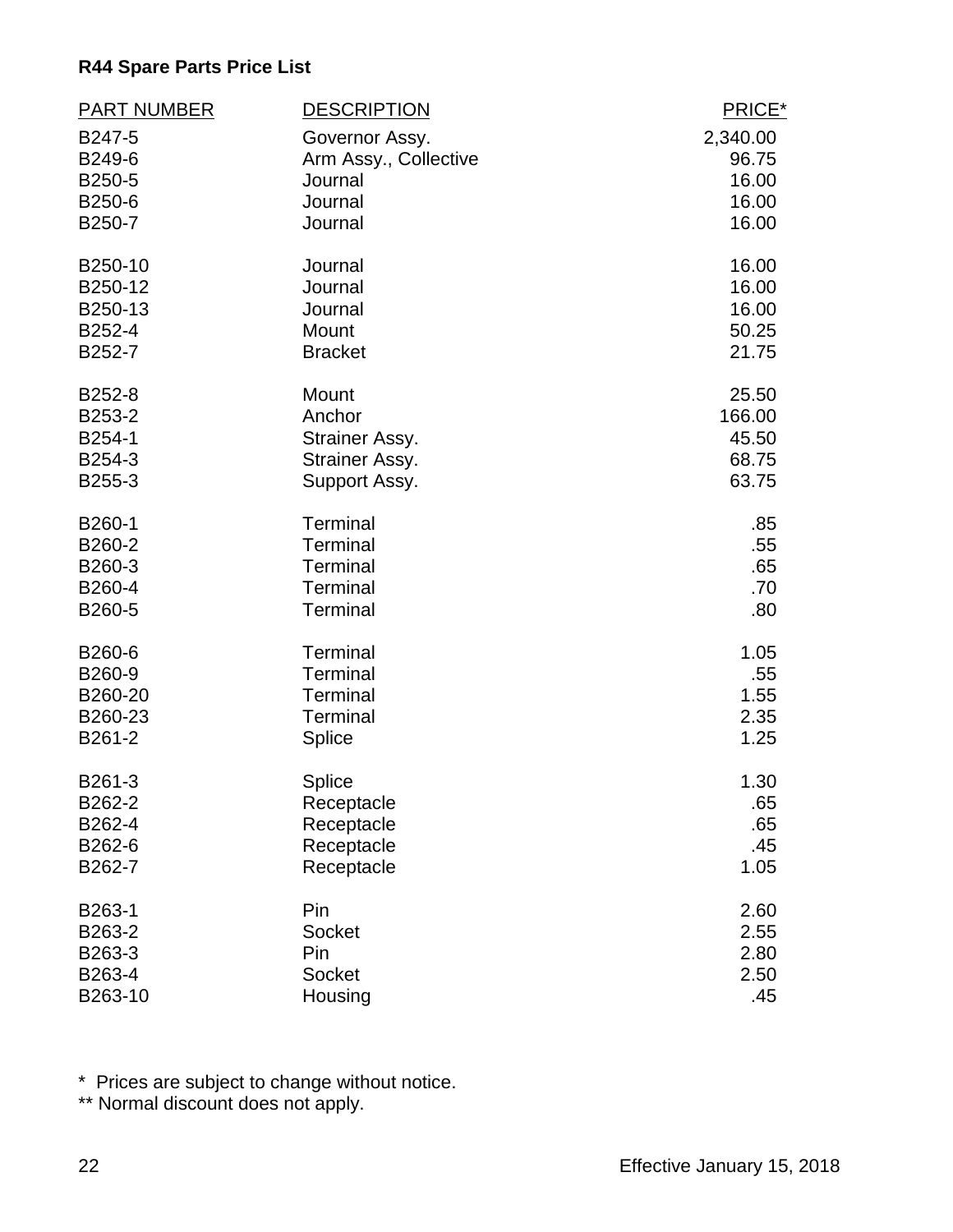**R44 Spare Parts Price List**

| PART NUMBER | DESCRIPTION | PRICE* |
|---|---|---|
| B247-5 | Governor Assy. | 2,340.00 |
| B249-6 | Arm Assy., Collective | 96.75 |
| B250-5 | Journal | 16.00 |
| B250-6 | Journal | 16.00 |
| B250-7 | Journal | 16.00 |
| B250-10 | Journal | 16.00 |
| B250-12 | Journal | 16.00 |
| B250-13 | Journal | 16.00 |
| B252-4 | Mount | 50.25 |
| B252-7 | Bracket | 21.75 |
| B252-8 | Mount | 25.50 |
| B253-2 | Anchor | 166.00 |
| B254-1 | Strainer Assy. | 45.50 |
| B254-3 | Strainer Assy. | 68.75 |
| B255-3 | Support Assy. | 63.75 |
| B260-1 | Terminal | .85 |
| B260-2 | Terminal | .55 |
| B260-3 | Terminal | .65 |
| B260-4 | Terminal | .70 |
| B260-5 | Terminal | .80 |
| B260-6 | Terminal | 1.05 |
| B260-9 | Terminal | .55 |
| B260-20 | Terminal | 1.55 |
| B260-23 | Terminal | 2.35 |
| B261-2 | Splice | 1.25 |
| B261-3 | Splice | 1.30 |
| B262-2 | Receptacle | .65 |
| B262-4 | Receptacle | .65 |
| B262-6 | Receptacle | .45 |
| B262-7 | Receptacle | 1.05 |
| B263-1 | Pin | 2.60 |
| B263-2 | Socket | 2.55 |
| B263-3 | Pin | 2.80 |
| B263-4 | Socket | 2.50 |
| B263-10 | Housing | .45 |

\* Prices are subject to change without notice.
** Normal discount does not apply.

Effective January 15, 2018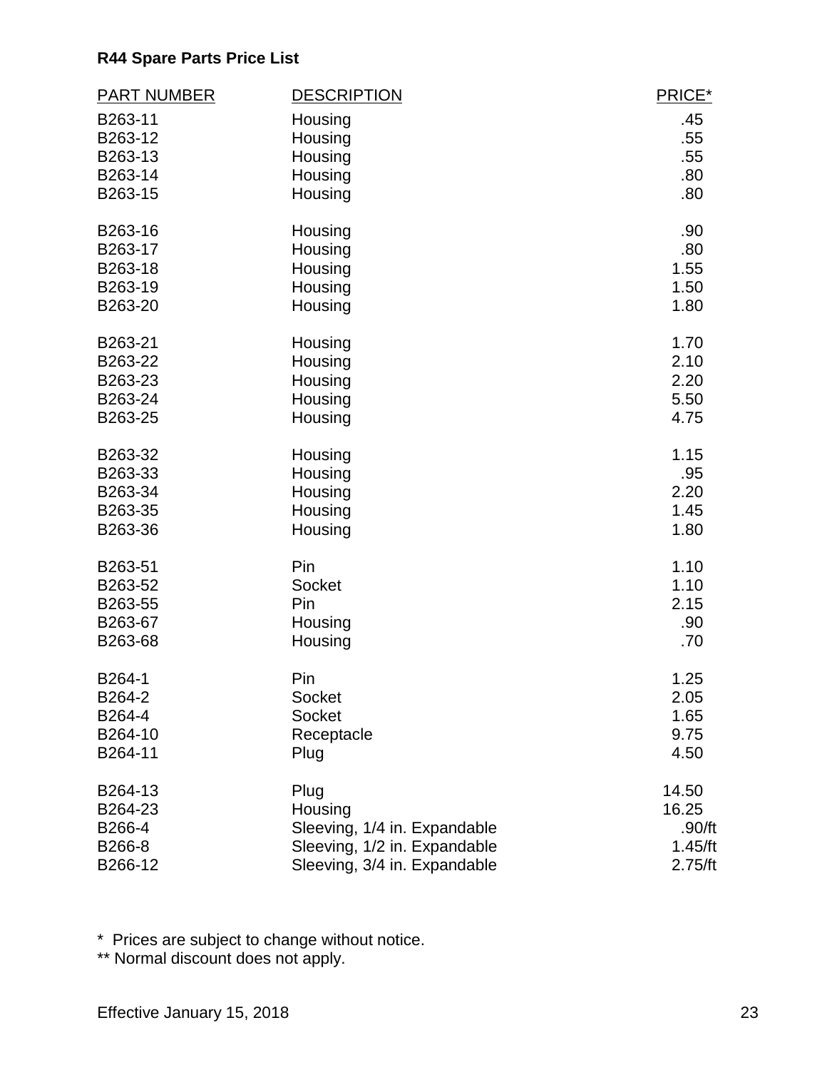**R44 Spare Parts Price List**

| PART NUMBER | DESCRIPTION | PRICE* |
|---|---|---|
| B263-11 | Housing | .45 |
| B263-12 | Housing | .55 |
| B263-13 | Housing | .55 |
| B263-14 | Housing | .80 |
| B263-15 | Housing | .80 |
| B263-16 | Housing | .90 |
| B263-17 | Housing | .80 |
| B263-18 | Housing | 1.55 |
| B263-19 | Housing | 1.50 |
| B263-20 | Housing | 1.80 |
| B263-21 | Housing | 1.70 |
| B263-22 | Housing | 2.10 |
| B263-23 | Housing | 2.20 |
| B263-24 | Housing | 5.50 |
| B263-25 | Housing | 4.75 |
| B263-32 | Housing | 1.15 |
| B263-33 | Housing | .95 |
| B263-34 | Housing | 2.20 |
| B263-35 | Housing | 1.45 |
| B263-36 | Housing | 1.80 |
| B263-51 | Pin | 1.10 |
| B263-52 | Socket | 1.10 |
| B263-55 | Pin | 2.15 |
| B263-67 | Housing | .90 |
| B263-68 | Housing | .70 |
| B264-1 | Pin | 1.25 |
| B264-2 | Socket | 2.05 |
| B264-4 | Socket | 1.65 |
| B264-10 | Receptacle | 9.75 |
| B264-11 | Plug | 4.50 |
| B264-13 | Plug | 14.50 |
| B264-23 | Housing | 16.25 |
| B266-4 | Sleeving, 1/4 in. Expandable | .90/ft |
| B266-8 | Sleeving, 1/2 in. Expandable | 1.45/ft |
| B266-12 | Sleeving, 3/4 in. Expandable | 2.75/ft |

\* Prices are subject to change without notice.

** Normal discount does not apply.

Effective January 15, 2018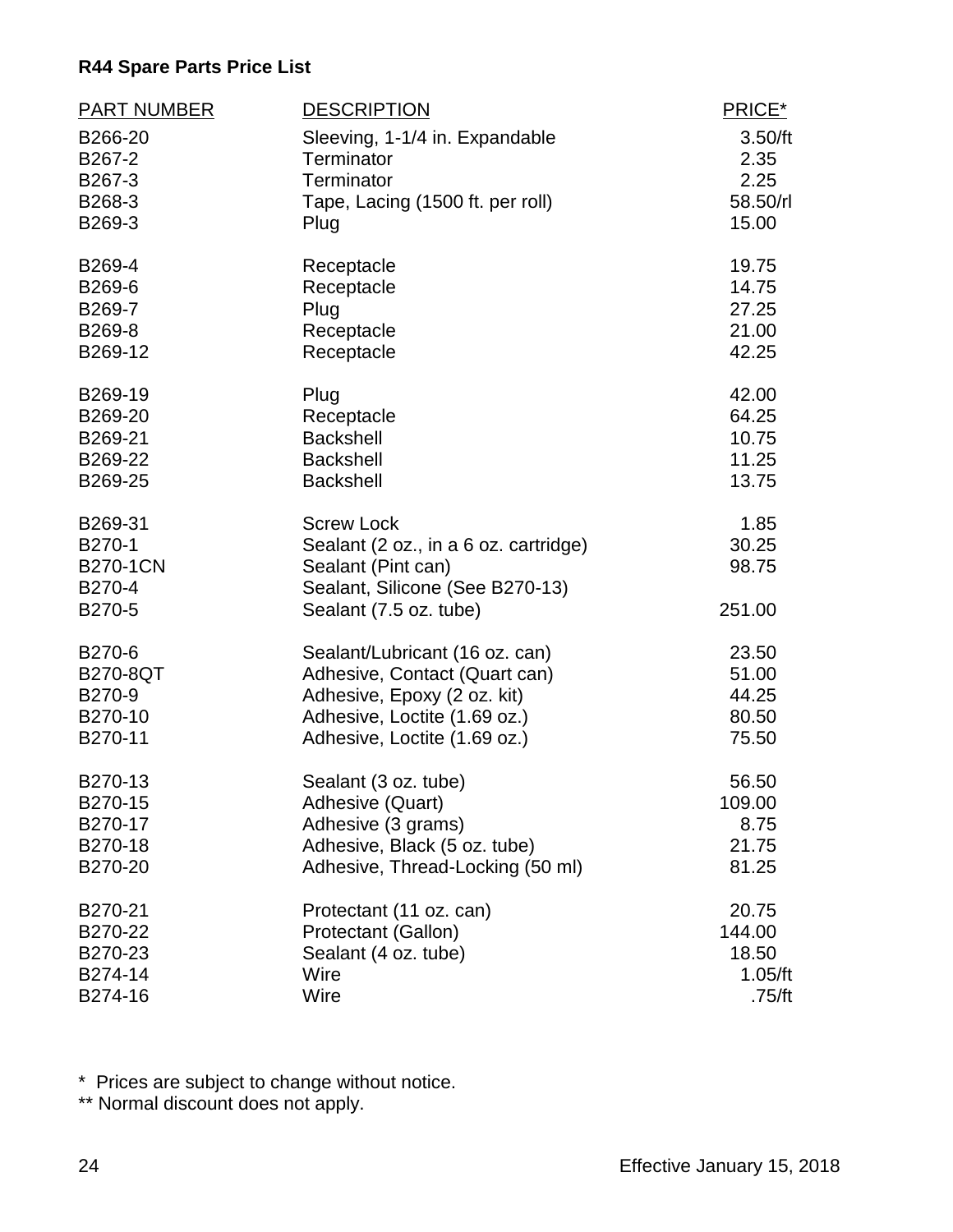**R44 Spare Parts Price List**

| PART NUMBER | DESCRIPTION | PRICE* |
|---|---|---|
| B266-20 | Sleeving, 1-1/4 in. Expandable | 3.50/ft |
| B267-2 | Terminator | 2.35 |
| B267-3 | Terminator | 2.25 |
| B268-3 | Tape, Lacing (1500 ft. per roll) | 58.50/rl |
| B269-3 | Plug | 15.00 |
| B269-4 | Receptacle | 19.75 |
| B269-6 | Receptacle | 14.75 |
| B269-7 | Plug | 27.25 |
| B269-8 | Receptacle | 21.00 |
| B269-12 | Receptacle | 42.25 |
| B269-19 | Plug | 42.00 |
| B269-20 | Receptacle | 64.25 |
| B269-21 | Backshell | 10.75 |
| B269-22 | Backshell | 11.25 |
| B269-25 | Backshell | 13.75 |
| B269-31 | Screw Lock | 1.85 |
| B270-1 | Sealant (2 oz., in a 6 oz. cartridge) | 30.25 |
| B270-1CN | Sealant (Pint can) | 98.75 |
| B270-4 | Sealant, Silicone (See B270-13) | |
| B270-5 | Sealant (7.5 oz. tube) | 251.00 |
| B270-6 | Sealant/Lubricant (16 oz. can) | 23.50 |
| B270-8QT | Adhesive, Contact (Quart can) | 51.00 |
| B270-9 | Adhesive, Epoxy (2 oz. kit) | 44.25 |
| B270-10 | Adhesive, Loctite (1.69 oz.) | 80.50 |
| B270-11 | Adhesive, Loctite (1.69 oz.) | 75.50 |
| B270-13 | Sealant (3 oz. tube) | 56.50 |
| B270-15 | Adhesive (Quart) | 109.00 |
| B270-17 | Adhesive (3 grams) | 8.75 |
| B270-18 | Adhesive, Black (5 oz. tube) | 21.75 |
| B270-20 | Adhesive, Thread-Locking (50 ml) | 81.25 |
| B270-21 | Protectant (11 oz. can) | 20.75 |
| B270-22 | Protectant (Gallon) | 144.00 |
| B270-23 | Sealant (4 oz. tube) | 18.50 |
| B274-14 | Wire | 1.05/ft |
| B274-16 | Wire | .75/ft |

\* Prices are subject to change without notice.
** Normal discount does not apply.

Effective January 15, 2018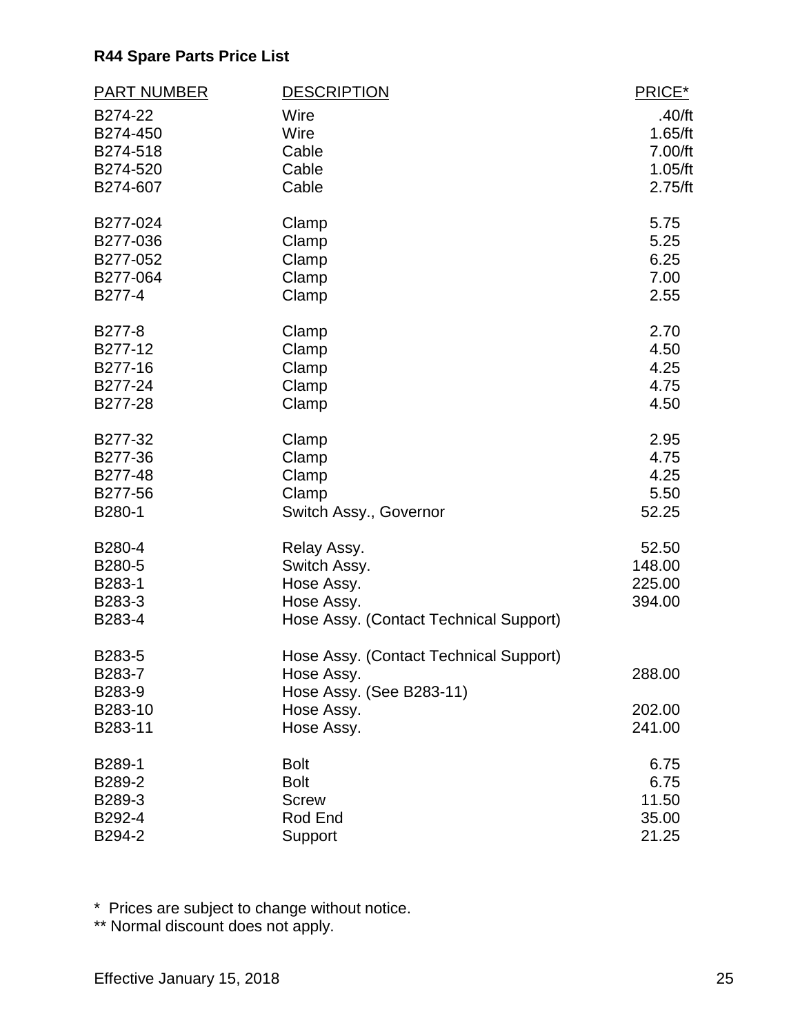**R44 Spare Parts Price List**

| PART NUMBER | DESCRIPTION | PRICE* |
|---|---|---|
| B274-22 | Wire | .40/ft |
| B274-450 | Wire | 1.65/ft |
| B274-518 | Cable | 7.00/ft |
| B274-520 | Cable | 1.05/ft |
| B274-607 | Cable | 2.75/ft |
| B277-024 | Clamp | 5.75 |
| B277-036 | Clamp | 5.25 |
| B277-052 | Clamp | 6.25 |
| B277-064 | Clamp | 7.00 |
| B277-4 | Clamp | 2.55 |
| B277-8 | Clamp | 2.70 |
| B277-12 | Clamp | 4.50 |
| B277-16 | Clamp | 4.25 |
| B277-24 | Clamp | 4.75 |
| B277-28 | Clamp | 4.50 |
| B277-32 | Clamp | 2.95 |
| B277-36 | Clamp | 4.75 |
| B277-48 | Clamp | 4.25 |
| B277-56 | Clamp | 5.50 |
| B280-1 | Switch Assy., Governor | 52.25 |
| B280-4 | Relay Assy. | 52.50 |
| B280-5 | Switch Assy. | 148.00 |
| B283-1 | Hose Assy. | 225.00 |
| B283-3 | Hose Assy. | 394.00 |
| B283-4 | Hose Assy. (Contact Technical Support) | |
| B283-5 | Hose Assy. (Contact Technical Support) | |
| B283-7 | Hose Assy. | 288.00 |
| B283-9 | Hose Assy. (See B283-11) | |
| B283-10 | Hose Assy. | 202.00 |
| B283-11 | Hose Assy. | 241.00 |
| B289-1 | Bolt | 6.75 |
| B289-2 | Bolt | 6.75 |
| B289-3 | Screw | 11.50 |
| B292-4 | Rod End | 35.00 |
| B294-2 | Support | 21.25 |

* Prices are subject to change without notice.

** Normal discount does not apply.

Effective January 15, 2018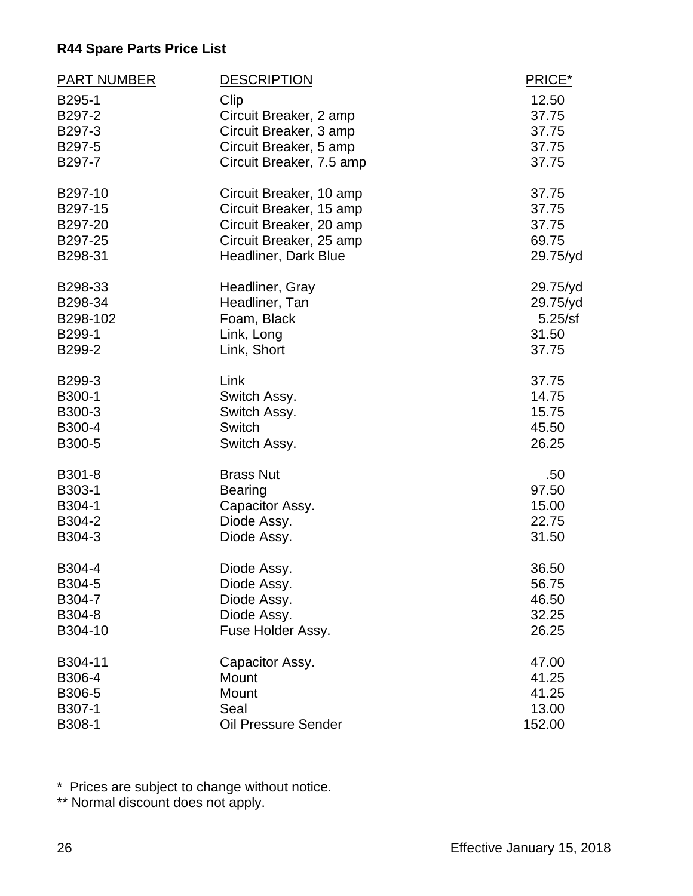**R44 Spare Parts Price List**

| PART NUMBER | DESCRIPTION | PRICE* |
|---|---|---|
| B295-1 | Clip | 12.50 |
| B297-2 | Circuit Breaker, 2 amp | 37.75 |
| B297-3 | Circuit Breaker, 3 amp | 37.75 |
| B297-5 | Circuit Breaker, 5 amp | 37.75 |
| B297-7 | Circuit Breaker, 7.5 amp | 37.75 |
| B297-10 | Circuit Breaker, 10 amp | 37.75 |
| B297-15 | Circuit Breaker, 15 amp | 37.75 |
| B297-20 | Circuit Breaker, 20 amp | 37.75 |
| B297-25 | Circuit Breaker, 25 amp | 69.75 |
| B298-31 | Headliner, Dark Blue | 29.75/yd |
| B298-33 | Headliner, Gray | 29.75/yd |
| B298-34 | Headliner, Tan | 29.75/yd |
| B298-102 | Foam, Black | 5.25/sf |
| B299-1 | Link, Long | 31.50 |
| B299-2 | Link, Short | 37.75 |
| B299-3 | Link | 37.75 |
| B300-1 | Switch Assy. | 14.75 |
| B300-3 | Switch Assy. | 15.75 |
| B300-4 | Switch | 45.50 |
| B300-5 | Switch Assy. | 26.25 |
| B301-8 | Brass Nut | .50 |
| B303-1 | Bearing | 97.50 |
| B304-1 | Capacitor Assy. | 15.00 |
| B304-2 | Diode Assy. | 22.75 |
| B304-3 | Diode Assy. | 31.50 |
| B304-4 | Diode Assy. | 36.50 |
| B304-5 | Diode Assy. | 56.75 |
| B304-7 | Diode Assy. | 46.50 |
| B304-8 | Diode Assy. | 32.25 |
| B304-10 | Fuse Holder Assy. | 26.25 |
| B304-11 | Capacitor Assy. | 47.00 |
| B306-4 | Mount | 41.25 |
| B306-5 | Mount | 41.25 |
| B307-1 | Seal | 13.00 |
| B308-1 | Oil Pressure Sender | 152.00 |

\* Prices are subject to change without notice.

** Normal discount does not apply.

Effective January 15, 2018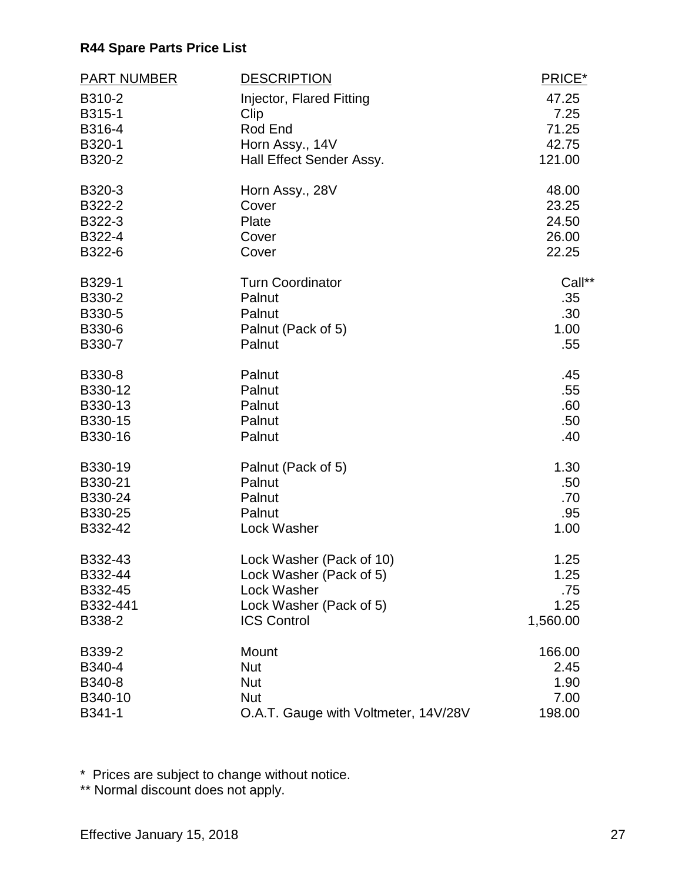**R44 Spare Parts Price List**

| PART NUMBER | DESCRIPTION | PRICE* |
|---|---|---|
| B310-2 | Injector, Flared Fitting | 47.25 |
| B315-1 | Clip | 7.25 |
| B316-4 | Rod End | 71.25 |
| B320-1 | Horn Assy., 14V | 42.75 |
| B320-2 | Hall Effect Sender Assy. | 121.00 |
| B320-3 | Horn Assy., 28V | 48.00 |
| B322-2 | Cover | 23.25 |
| B322-3 | Plate | 24.50 |
| B322-4 | Cover | 26.00 |
| B322-6 | Cover | 22.25 |
| B329-1 | Turn Coordinator | Call** |
| B330-2 | Palnut | .35 |
| B330-5 | Palnut | .30 |
| B330-6 | Palnut (Pack of 5) | 1.00 |
| B330-7 | Palnut | .55 |
| B330-8 | Palnut | .45 |
| B330-12 | Palnut | .55 |
| B330-13 | Palnut | .60 |
| B330-15 | Palnut | .50 |
| B330-16 | Palnut | .40 |
| B330-19 | Palnut (Pack of 5) | 1.30 |
| B330-21 | Palnut | .50 |
| B330-24 | Palnut | .70 |
| B330-25 | Palnut | .95 |
| B332-42 | Lock Washer | 1.00 |
| B332-43 | Lock Washer (Pack of 10) | 1.25 |
| B332-44 | Lock Washer (Pack of 5) | 1.25 |
| B332-45 | Lock Washer | .75 |
| B332-441 | Lock Washer (Pack of 5) | 1.25 |
| B338-2 | ICS Control | 1,560.00 |
| B339-2 | Mount | 166.00 |
| B340-4 | Nut | 2.45 |
| B340-8 | Nut | 1.90 |
| B340-10 | Nut | 7.00 |
| B341-1 | O.A.T. Gauge with Voltmeter, 14V/28V | 198.00 |

* Prices are subject to change without notice.

** Normal discount does not apply.

Effective January 15, 2018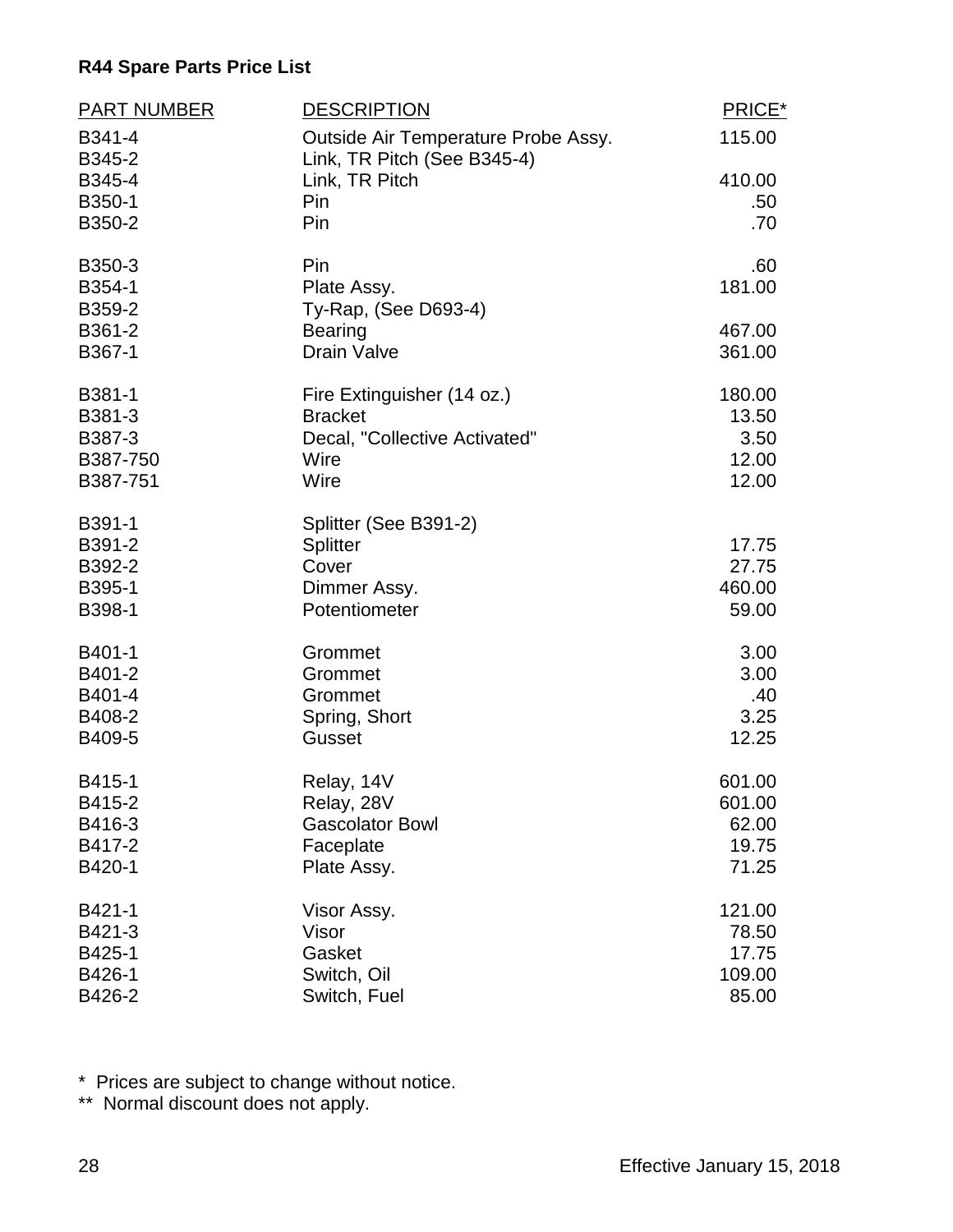**R44 Spare Parts Price List**

| PART NUMBER | DESCRIPTION | PRICE* |
|---|---|---|
| B341-4 | Outside Air Temperature Probe Assy. | 115.00 |
| B345-2 | Link, TR Pitch (See B345-4) | |
| B345-4 | Link, TR Pitch | 410.00 |
| B350-1 | Pin | .50 |
| B350-2 | Pin | .70 |
| B350-3 | Pin | .60 |
| B354-1 | Plate Assy. | 181.00 |
| B359-2 | Ty-Rap, (See D693-4) | |
| B361-2 | Bearing | 467.00 |
| B367-1 | Drain Valve | 361.00 |
| B381-1 | Fire Extinguisher (14 oz.) | 180.00 |
| B381-3 | Bracket | 13.50 |
| B387-3 | Decal, "Collective Activated" | 3.50 |
| B387-750 | Wire | 12.00 |
| B387-751 | Wire | 12.00 |
| B391-1 | Splitter (See B391-2) | |
| B391-2 | Splitter | 17.75 |
| B392-2 | Cover | 27.75 |
| B395-1 | Dimmer Assy. | 460.00 |
| B398-1 | Potentiometer | 59.00 |
| B401-1 | Grommet | 3.00 |
| B401-2 | Grommet | 3.00 |
| B401-4 | Grommet | .40 |
| B408-2 | Spring, Short | 3.25 |
| B409-5 | Gusset | 12.25 |
| B415-1 | Relay, 14V | 601.00 |
| B415-2 | Relay, 28V | 601.00 |
| B416-3 | Gascolator Bowl | 62.00 |
| B417-2 | Faceplate | 19.75 |
| B420-1 | Plate Assy. | 71.25 |
| B421-1 | Visor Assy. | 121.00 |
| B421-3 | Visor | 78.50 |
| B425-1 | Gasket | 17.75 |
| B426-1 | Switch, Oil | 109.00 |
| B426-2 | Switch, Fuel | 85.00 |

\* Prices are subject to change without notice.

\** Normal discount does not apply.

Effective January 15, 2018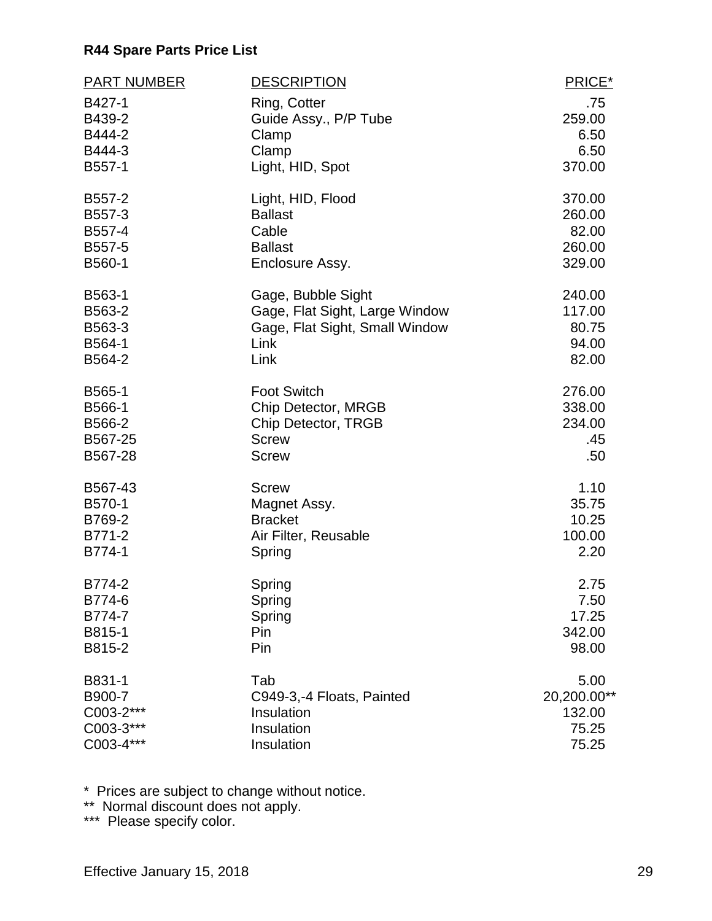**R44 Spare Parts Price List**

| PART NUMBER | DESCRIPTION | PRICE* |
|---|---|---|
| B427-1 | Ring, Cotter | .75 |
| B439-2 | Guide Assy., P/P Tube | 259.00 |
| B444-2 | Clamp | 6.50 |
| B444-3 | Clamp | 6.50 |
| B557-1 | Light, HID, Spot | 370.00 |
| B557-2 | Light, HID, Flood | 370.00 |
| B557-3 | Ballast | 260.00 |
| B557-4 | Cable | 82.00 |
| B557-5 | Ballast | 260.00 |
| B560-1 | Enclosure Assy. | 329.00 |
| B563-1 | Gage, Bubble Sight | 240.00 |
| B563-2 | Gage, Flat Sight, Large Window | 117.00 |
| B563-3 | Gage, Flat Sight, Small Window | 80.75 |
| B564-1 | Link | 94.00 |
| B564-2 | Link | 82.00 |
| B565-1 | Foot Switch | 276.00 |
| B566-1 | Chip Detector, MRGB | 338.00 |
| B566-2 | Chip Detector, TRGB | 234.00 |
| B567-25 | Screw | .45 |
| B567-28 | Screw | .50 |
| B567-43 | Screw | 1.10 |
| B570-1 | Magnet Assy. | 35.75 |
| B769-2 | Bracket | 10.25 |
| B771-2 | Air Filter, Reusable | 100.00 |
| B774-1 | Spring | 2.20 |
| B774-2 | Spring | 2.75 |
| B774-6 | Spring | 7.50 |
| B774-7 | Spring | 17.25 |
| B815-1 | Pin | 342.00 |
| B815-2 | Pin | 98.00 |
| B831-1 | Tab | 5.00 |
| B900-7 | C949-3,-4 Floats, Painted | 20,200.00** |
| C003-2*** | Insulation | 132.00 |
| C003-3*** | Insulation | 75.25 |
| C003-4*** | Insulation | 75.25 |

\* Prices are subject to change without notice.
** Normal discount does not apply.
*** Please specify color.

Effective January 15, 2018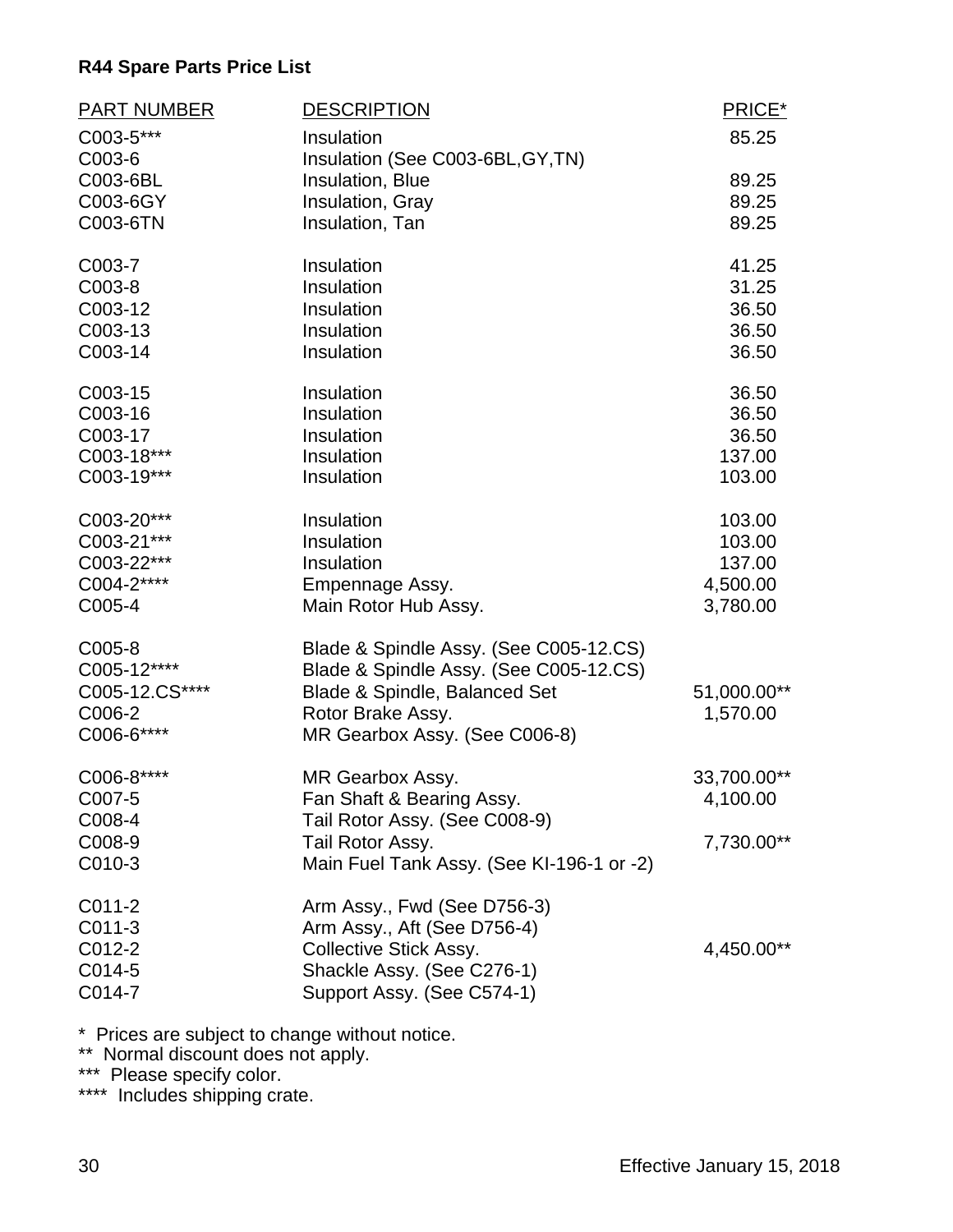**R44 Spare Parts Price List**

| PART NUMBER | DESCRIPTION | PRICE* |
|---|---|---|
| C003-5*** | Insulation | 85.25 |
| C003-6 | Insulation (See C003-6BL,GY,TN) | |
| C003-6BL | Insulation, Blue | 89.25 |
| C003-6GY | Insulation, Gray | 89.25 |
| C003-6TN | Insulation, Tan | 89.25 |
| C003-7 | Insulation | 41.25 |
| C003-8 | Insulation | 31.25 |
| C003-12 | Insulation | 36.50 |
| C003-13 | Insulation | 36.50 |
| C003-14 | Insulation | 36.50 |
| C003-15 | Insulation | 36.50 |
| C003-16 | Insulation | 36.50 |
| C003-17 | Insulation | 36.50 |
| C003-18*** | Insulation | 137.00 |
| C003-19*** | Insulation | 103.00 |
| C003-20*** | Insulation | 103.00 |
| C003-21*** | Insulation | 103.00 |
| C003-22*** | Insulation | 137.00 |
| C004-2**** | Empennage Assy. | 4,500.00 |
| C005-4 | Main Rotor Hub Assy. | 3,780.00 |
| C005-8 | Blade & Spindle Assy. (See C005-12.CS) | |
| C005-12**** | Blade & Spindle Assy. (See C005-12.CS) | |
| C005-12.CS**** | Blade & Spindle, Balanced Set | 51,000.00** |
| C006-2 | Rotor Brake Assy. | 1,570.00 |
| C006-6**** | MR Gearbox Assy. (See C006-8) | |
| C006-8**** | MR Gearbox Assy. | 33,700.00** |
| C007-5 | Fan Shaft & Bearing Assy. | 4,100.00 |
| C008-4 | Tail Rotor Assy. (See C008-9) | |
| C008-9 | Tail Rotor Assy. | 7,730.00** |
| C010-3 | Main Fuel Tank Assy. (See KI-196-1 or -2) | |
| C011-2 | Arm Assy., Fwd (See D756-3) | |
| C011-3 | Arm Assy., Aft (See D756-4) | |
| C012-2 | Collective Stick Assy. | 4,450.00** |
| C014-5 | Shackle Assy. (See C276-1) | |
| C014-7 | Support Assy. (See C574-1) | |

* Prices are subject to change without notice.
** Normal discount does not apply.
*** Please specify color.
**** Includes shipping crate.

Effective January 15, 2018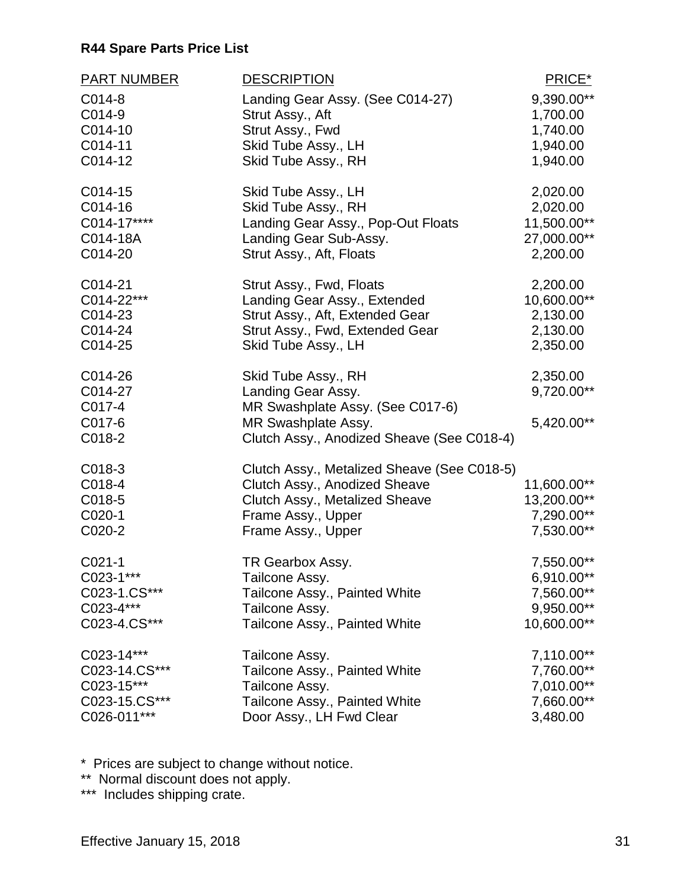**R44 Spare Parts Price List**

| PART NUMBER | DESCRIPTION | PRICE* |
|---|---|---|
| C014-8 | Landing Gear Assy. (See C014-27) | 9,390.00** |
| C014-9 | Strut Assy., Aft | 1,700.00 |
| C014-10 | Strut Assy., Fwd | 1,740.00 |
| C014-11 | Skid Tube Assy., LH | 1,940.00 |
| C014-12 | Skid Tube Assy., RH | 1,940.00 |
| C014-15 | Skid Tube Assy., LH | 2,020.00 |
| C014-16 | Skid Tube Assy., RH | 2,020.00 |
| C014-17**** | Landing Gear Assy., Pop-Out Floats | 11,500.00** |
| C014-18A | Landing Gear Sub-Assy. | 27,000.00** |
| C014-20 | Strut Assy., Aft, Floats | 2,200.00 |
| C014-21 | Strut Assy., Fwd, Floats | 2,200.00 |
| C014-22*** | Landing Gear Assy., Extended | 10,600.00** |
| C014-23 | Strut Assy., Aft, Extended Gear | 2,130.00 |
| C014-24 | Strut Assy., Fwd, Extended Gear | 2,130.00 |
| C014-25 | Skid Tube Assy., LH | 2,350.00 |
| C014-26 | Skid Tube Assy., RH | 2,350.00 |
| C014-27 | Landing Gear Assy. | 9,720.00** |
| C017-4 | MR Swashplate Assy. (See C017-6) | |
| C017-6 | MR Swashplate Assy. | 5,420.00** |
| C018-2 | Clutch Assy., Anodized Sheave (See C018-4) | |
| C018-3 | Clutch Assy., Metalized Sheave (See C018-5) | |
| C018-4 | Clutch Assy., Anodized Sheave | 11,600.00** |
| C018-5 | Clutch Assy., Metalized Sheave | 13,200.00** |
| C020-1 | Frame Assy., Upper | 7,290.00** |
| C020-2 | Frame Assy., Upper | 7,530.00** |
| C021-1 | TR Gearbox Assy. | 7,550.00** |
| C023-1*** | Tailcone Assy. | 6,910.00** |
| C023-1.CS*** | Tailcone Assy., Painted White | 7,560.00** |
| C023-4*** | Tailcone Assy. | 9,950.00** |
| C023-4.CS*** | Tailcone Assy., Painted White | 10,600.00** |
| C023-14*** | Tailcone Assy. | 7,110.00** |
| C023-14.CS*** | Tailcone Assy., Painted White | 7,760.00** |
| C023-15*** | Tailcone Assy. | 7,010.00** |
| C023-15.CS*** | Tailcone Assy., Painted White | 7,660.00** |
| C026-011*** | Door Assy., LH Fwd Clear | 3,480.00 |

\* Prices are subject to change without notice.
** Normal discount does not apply.
*** Includes shipping crate.

Effective January 15, 2018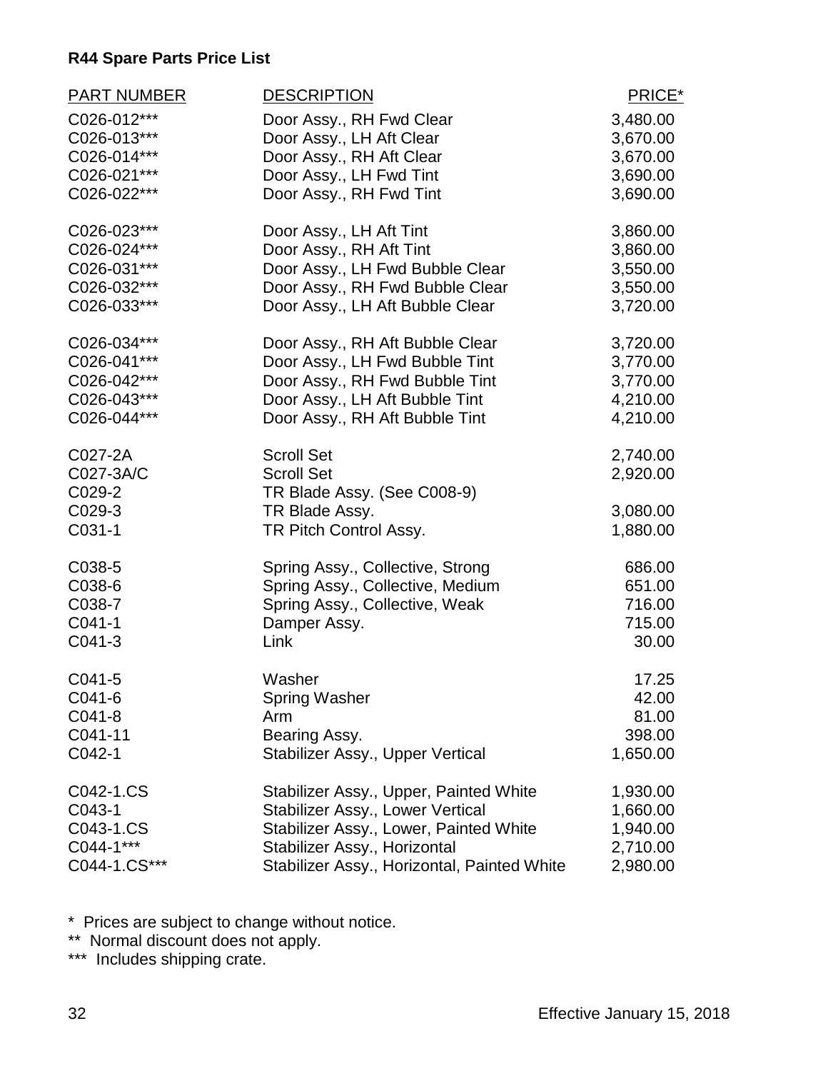**R44 Spare Parts Price List**

| PART NUMBER | DESCRIPTION | PRICE* |
|---|---|---|
| C026-012*** | Door Assy., RH Fwd Clear | 3,480.00 |
| C026-013*** | Door Assy., LH Aft Clear | 3,670.00 |
| C026-014*** | Door Assy., RH Aft Clear | 3,670.00 |
| C026-021*** | Door Assy., LH Fwd Tint | 3,690.00 |
| C026-022*** | Door Assy., RH Fwd Tint | 3,690.00 |
| C026-023*** | Door Assy., LH Aft Tint | 3,860.00 |
| C026-024*** | Door Assy., RH Aft Tint | 3,860.00 |
| C026-031*** | Door Assy., LH Fwd Bubble Clear | 3,550.00 |
| C026-032*** | Door Assy., RH Fwd Bubble Clear | 3,550.00 |
| C026-033*** | Door Assy., LH Aft Bubble Clear | 3,720.00 |
| C026-034*** | Door Assy., RH Aft Bubble Clear | 3,720.00 |
| C026-041*** | Door Assy., LH Fwd Bubble Tint | 3,770.00 |
| C026-042*** | Door Assy., RH Fwd Bubble Tint | 3,770.00 |
| C026-043*** | Door Assy., LH Aft Bubble Tint | 4,210.00 |
| C026-044*** | Door Assy., RH Aft Bubble Tint | 4,210.00 |
| C027-2A | Scroll Set | 2,740.00 |
| C027-3A/C | Scroll Set | 2,920.00 |
| C029-2 | TR Blade Assy. (See C008-9) | |
| C029-3 | TR Blade Assy. | 3,080.00 |
| C031-1 | TR Pitch Control Assy. | 1,880.00 |
| C038-5 | Spring Assy., Collective, Strong | 686.00 |
| C038-6 | Spring Assy., Collective, Medium | 651.00 |
| C038-7 | Spring Assy., Collective, Weak | 716.00 |
| C041-1 | Damper Assy. | 715.00 |
| C041-3 | Link | 30.00 |
| C041-5 | Washer | 17.25 |
| C041-6 | Spring Washer | 42.00 |
| C041-8 | Arm | 81.00 |
| C041-11 | Bearing Assy. | 398.00 |
| C042-1 | Stabilizer Assy., Upper Vertical | 1,650.00 |
| C042-1.CS | Stabilizer Assy., Upper, Painted White | 1,930.00 |
| C043-1 | Stabilizer Assy., Lower Vertical | 1,660.00 |
| C043-1.CS | Stabilizer Assy., Lower, Painted White | 1,940.00 |
| C044-1*** | Stabilizer Assy., Horizontal | 2,710.00 |
| C044-1.CS*** | Stabilizer Assy., Horizontal, Painted White | 2,980.00 |

\* Prices are subject to change without notice.

** Normal discount does not apply.

*** Includes shipping crate.

Effective January 15, 2018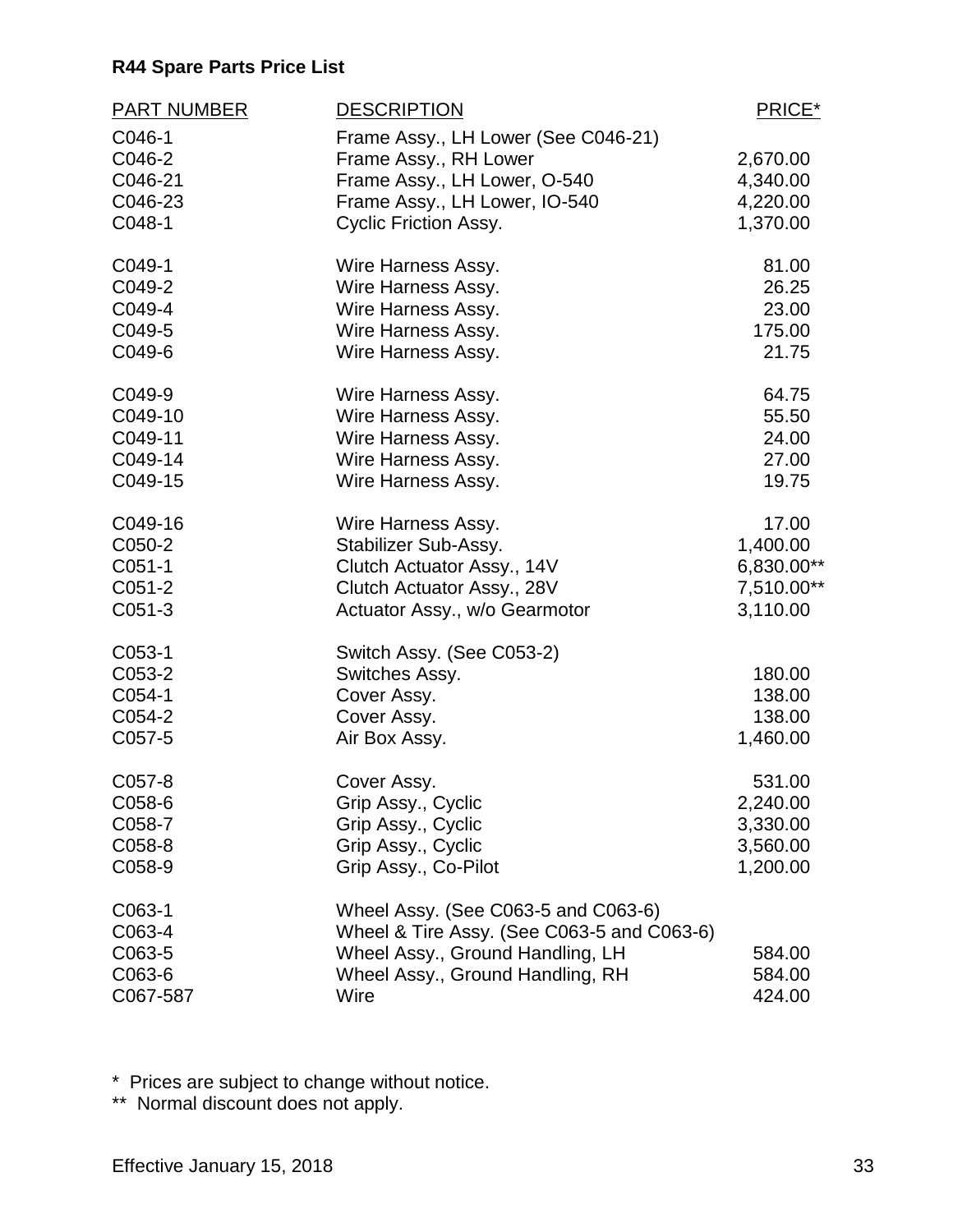**R44 Spare Parts Price List**

| PART NUMBER | DESCRIPTION | PRICE* |
|---|---|---|
| C046-1 | Frame Assy., LH Lower (See C046-21) | |
| C046-2 | Frame Assy., RH Lower | 2,670.00 |
| C046-21 | Frame Assy., LH Lower, O-540 | 4,340.00 |
| C046-23 | Frame Assy., LH Lower, IO-540 | 4,220.00 |
| C048-1 | Cyclic Friction Assy. | 1,370.00 |
| C049-1 | Wire Harness Assy. | 81.00 |
| C049-2 | Wire Harness Assy. | 26.25 |
| C049-4 | Wire Harness Assy. | 23.00 |
| C049-5 | Wire Harness Assy. | 175.00 |
| C049-6 | Wire Harness Assy. | 21.75 |
| C049-9 | Wire Harness Assy. | 64.75 |
| C049-10 | Wire Harness Assy. | 55.50 |
| C049-11 | Wire Harness Assy. | 24.00 |
| C049-14 | Wire Harness Assy. | 27.00 |
| C049-15 | Wire Harness Assy. | 19.75 |
| C049-16 | Wire Harness Assy. | 17.00 |
| C050-2 | Stabilizer Sub-Assy. | 1,400.00 |
| C051-1 | Clutch Actuator Assy., 14V | 6,830.00** |
| C051-2 | Clutch Actuator Assy., 28V | 7,510.00** |
| C051-3 | Actuator Assy., w/o Gearmotor | 3,110.00 |
| C053-1 | Switch Assy. (See C053-2) | |
| C053-2 | Switches Assy. | 180.00 |
| C054-1 | Cover Assy. | 138.00 |
| C054-2 | Cover Assy. | 138.00 |
| C057-5 | Air Box Assy. | 1,460.00 |
| C057-8 | Cover Assy. | 531.00 |
| C058-6 | Grip Assy., Cyclic | 2,240.00 |
| C058-7 | Grip Assy., Cyclic | 3,330.00 |
| C058-8 | Grip Assy., Cyclic | 3,560.00 |
| C058-9 | Grip Assy., Co-Pilot | 1,200.00 |
| C063-1 | Wheel Assy. (See C063-5 and C063-6) | |
| C063-4 | Wheel & Tire Assy. (See C063-5 and C063-6) | |
| C063-5 | Wheel Assy., Ground Handling, LH | 584.00 |
| C063-6 | Wheel Assy., Ground Handling, RH | 584.00 |
| C067-587 | Wire | 424.00 |

\* Prices are subject to change without notice.

\*\* Normal discount does not apply.

Effective January 15, 2018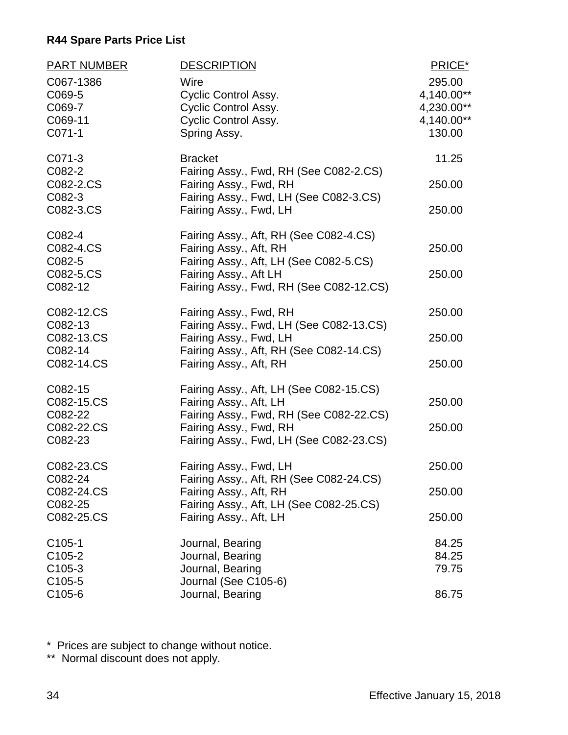**R44 Spare Parts Price List**

| PART NUMBER | DESCRIPTION | PRICE* |
|---|---|---|
| C067-1386 | Wire | 295.00 |
| C069-5 | Cyclic Control Assy. | 4,140.00** |
| C069-7 | Cyclic Control Assy. | 4,230.00** |
| C069-11 | Cyclic Control Assy. | 4,140.00** |
| C071-1 | Spring Assy. | 130.00 |
| C071-3 | Bracket | 11.25 |
| C082-2 | Fairing Assy., Fwd, RH (See C082-2.CS) | |
| C082-2.CS | Fairing Assy., Fwd, RH | 250.00 |
| C082-3 | Fairing Assy., Fwd, LH (See C082-3.CS) | |
| C082-3.CS | Fairing Assy., Fwd, LH | 250.00 |
| C082-4 | Fairing Assy., Aft, RH (See C082-4.CS) | |
| C082-4.CS | Fairing Assy., Aft, RH | 250.00 |
| C082-5 | Fairing Assy., Aft, LH (See C082-5.CS) | |
| C082-5.CS | Fairing Assy., Aft LH | 250.00 |
| C082-12 | Fairing Assy., Fwd, RH (See C082-12.CS) | |
| C082-12.CS | Fairing Assy., Fwd, RH | 250.00 |
| C082-13 | Fairing Assy., Fwd, LH (See C082-13.CS) | |
| C082-13.CS | Fairing Assy., Fwd, LH | 250.00 |
| C082-14 | Fairing Assy., Aft, RH (See C082-14.CS) | |
| C082-14.CS | Fairing Assy., Aft, RH | 250.00 |
| C082-15 | Fairing Assy., Aft, LH (See C082-15.CS) | |
| C082-15.CS | Fairing Assy., Aft, LH | 250.00 |
| C082-22 | Fairing Assy., Fwd, RH (See C082-22.CS) | |
| C082-22.CS | Fairing Assy., Fwd, RH | 250.00 |
| C082-23 | Fairing Assy., Fwd, LH (See C082-23.CS) | |
| C082-23.CS | Fairing Assy., Fwd, LH | 250.00 |
| C082-24 | Fairing Assy., Aft, RH (See C082-24.CS) | |
| C082-24.CS | Fairing Assy., Aft, RH | 250.00 |
| C082-25 | Fairing Assy., Aft, LH (See C082-25.CS) | |
| C082-25.CS | Fairing Assy., Aft, LH | 250.00 |
| C105-1 | Journal, Bearing | 84.25 |
| C105-2 | Journal, Bearing | 84.25 |
| C105-3 | Journal, Bearing | 79.75 |
| C105-5 | Journal (See C105-6) | |
| C105-6 | Journal, Bearing | 86.75 |

\* Prices are subject to change without notice.

** Normal discount does not apply.

Effective January 15, 2018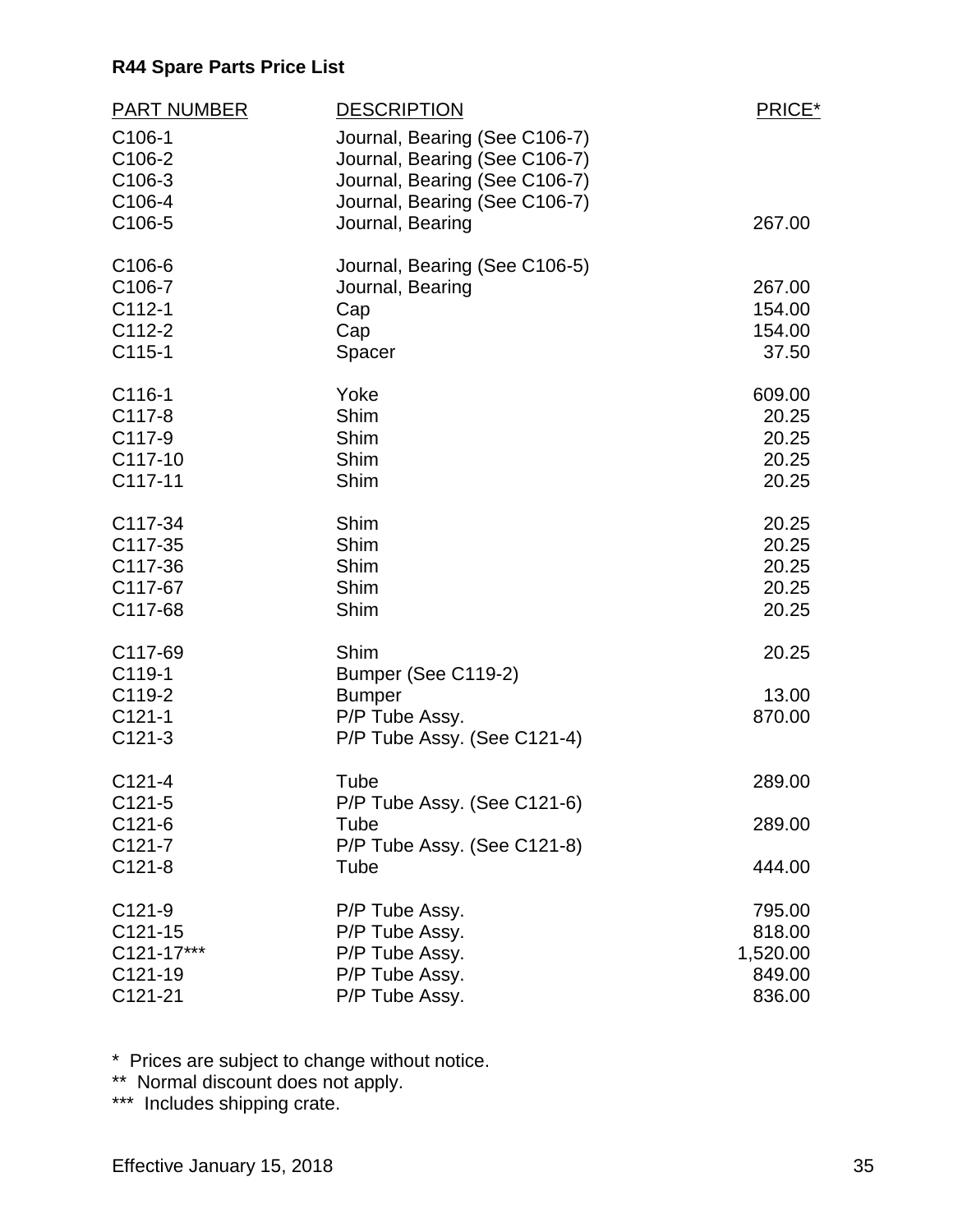**R44 Spare Parts Price List**

| PART NUMBER | DESCRIPTION | PRICE* |
|---|---|---|
| C106-1 | Journal, Bearing (See C106-7) | |
| C106-2 | Journal, Bearing (See C106-7) | |
| C106-3 | Journal, Bearing (See C106-7) | |
| C106-4 | Journal, Bearing (See C106-7) | |
| C106-5 | Journal, Bearing | 267.00 |
| C106-6 | Journal, Bearing (See C106-5) | |
| C106-7 | Journal, Bearing | 267.00 |
| C112-1 | Cap | 154.00 |
| C112-2 | Cap | 154.00 |
| C115-1 | Spacer | 37.50 |
| C116-1 | Yoke | 609.00 |
| C117-8 | Shim | 20.25 |
| C117-9 | Shim | 20.25 |
| C117-10 | Shim | 20.25 |
| C117-11 | Shim | 20.25 |
| C117-34 | Shim | 20.25 |
| C117-35 | Shim | 20.25 |
| C117-36 | Shim | 20.25 |
| C117-67 | Shim | 20.25 |
| C117-68 | Shim | 20.25 |
| C117-69 | Shim | 20.25 |
| C119-1 | Bumper (See C119-2) | |
| C119-2 | Bumper | 13.00 |
| C121-1 | P/P Tube Assy. | 870.00 |
| C121-3 | P/P Tube Assy. (See C121-4) | |
| C121-4 | Tube | 289.00 |
| C121-5 | P/P Tube Assy. (See C121-6) | |
| C121-6 | Tube | 289.00 |
| C121-7 | P/P Tube Assy. (See C121-8) | |
| C121-8 | Tube | 444.00 |
| C121-9 | P/P Tube Assy. | 795.00 |
| C121-15 | P/P Tube Assy. | 818.00 |
| C121-17*** | P/P Tube Assy. | 1,520.00 |
| C121-19 | P/P Tube Assy. | 849.00 |
| C121-21 | P/P Tube Assy. | 836.00 |

\* Prices are subject to change without notice.

** Normal discount does not apply.

*** Includes shipping crate.

Effective January 15, 2018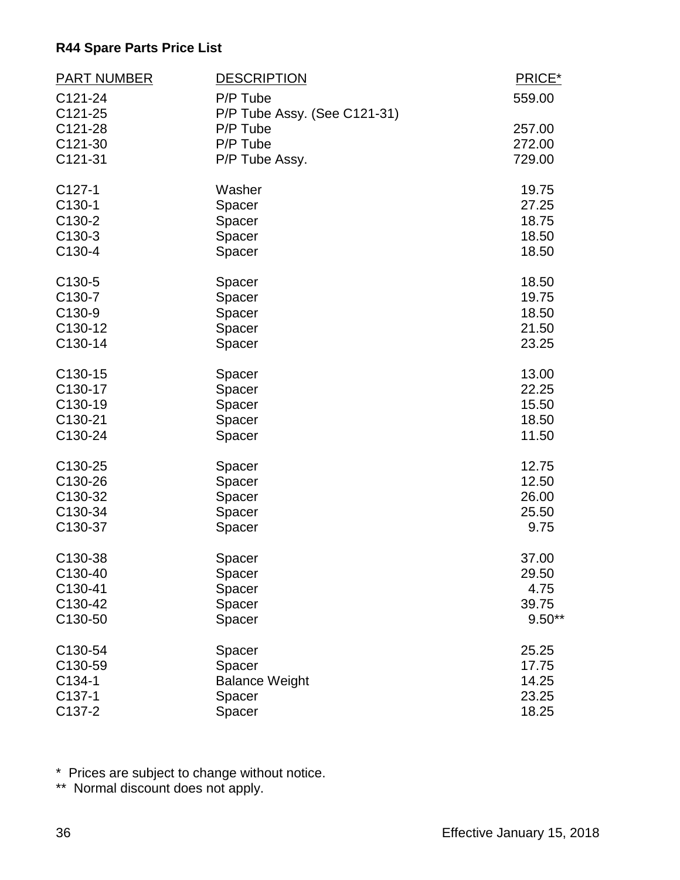**R44 Spare Parts Price List**

| PART NUMBER | DESCRIPTION | PRICE* |
|---|---|---|
| C121-24 | P/P Tube | 559.00 |
| C121-25 | P/P Tube Assy. (See C121-31) | |
| C121-28 | P/P Tube | 257.00 |
| C121-30 | P/P Tube | 272.00 |
| C121-31 | P/P Tube Assy. | 729.00 |
| C127-1 | Washer | 19.75 |
| C130-1 | Spacer | 27.25 |
| C130-2 | Spacer | 18.75 |
| C130-3 | Spacer | 18.50 |
| C130-4 | Spacer | 18.50 |
| C130-5 | Spacer | 18.50 |
| C130-7 | Spacer | 19.75 |
| C130-9 | Spacer | 18.50 |
| C130-12 | Spacer | 21.50 |
| C130-14 | Spacer | 23.25 |
| C130-15 | Spacer | 13.00 |
| C130-17 | Spacer | 22.25 |
| C130-19 | Spacer | 15.50 |
| C130-21 | Spacer | 18.50 |
| C130-24 | Spacer | 11.50 |
| C130-25 | Spacer | 12.75 |
| C130-26 | Spacer | 12.50 |
| C130-32 | Spacer | 26.00 |
| C130-34 | Spacer | 25.50 |
| C130-37 | Spacer | 9.75 |
| C130-38 | Spacer | 37.00 |
| C130-40 | Spacer | 29.50 |
| C130-41 | Spacer | 4.75 |
| C130-42 | Spacer | 39.75 |
| C130-50 | Spacer | 9.50** |
| C130-54 | Spacer | 25.25 |
| C130-59 | Spacer | 17.75 |
| C134-1 | Balance Weight | 14.25 |
| C137-1 | Spacer | 23.25 |
| C137-2 | Spacer | 18.25 |

\* Prices are subject to change without notice.

** Normal discount does not apply.

Effective January 15, 2018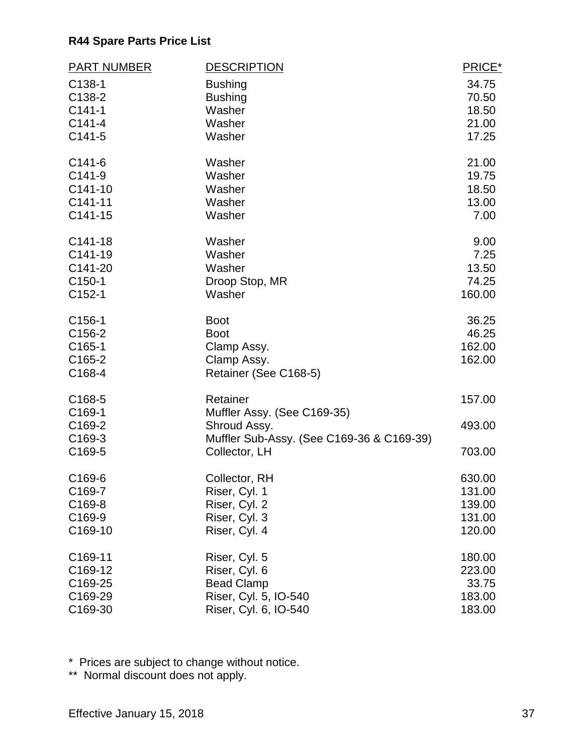**R44 Spare Parts Price List**

| PART NUMBER | DESCRIPTION | PRICE* |
|---|---|---|
| C138-1 | Bushing | 34.75 |
| C138-2 | Bushing | 70.50 |
| C141-1 | Washer | 18.50 |
| C141-4 | Washer | 21.00 |
| C141-5 | Washer | 17.25 |
| C141-6 | Washer | 21.00 |
| C141-9 | Washer | 19.75 |
| C141-10 | Washer | 18.50 |
| C141-11 | Washer | 13.00 |
| C141-15 | Washer | 7.00 |
| C141-18 | Washer | 9.00 |
| C141-19 | Washer | 7.25 |
| C141-20 | Washer | 13.50 |
| C150-1 | Droop Stop, MR | 74.25 |
| C152-1 | Washer | 160.00 |
| C156-1 | Boot | 36.25 |
| C156-2 | Boot | 46.25 |
| C165-1 | Clamp Assy. | 162.00 |
| C165-2 | Clamp Assy. | 162.00 |
| C168-4 | Retainer (See C168-5) | |
| C168-5 | Retainer | 157.00 |
| C169-1 | Muffler Assy. (See C169-35) | |
| C169-2 | Shroud Assy. | 493.00 |
| C169-3 | Muffler Sub-Assy. (See C169-36 & C169-39) | |
| C169-5 | Collector, LH | 703.00 |
| C169-6 | Collector, RH | 630.00 |
| C169-7 | Riser, Cyl. 1 | 131.00 |
| C169-8 | Riser, Cyl. 2 | 139.00 |
| C169-9 | Riser, Cyl. 3 | 131.00 |
| C169-10 | Riser, Cyl. 4 | 120.00 |
| C169-11 | Riser, Cyl. 5 | 180.00 |
| C169-12 | Riser, Cyl. 6 | 223.00 |
| C169-25 | Bead Clamp | 33.75 |
| C169-29 | Riser, Cyl. 5, IO-540 | 183.00 |
| C169-30 | Riser, Cyl. 6, IO-540 | 183.00 |

\* Prices are subject to change without notice.

\*\* Normal discount does not apply.

Effective January 15, 2018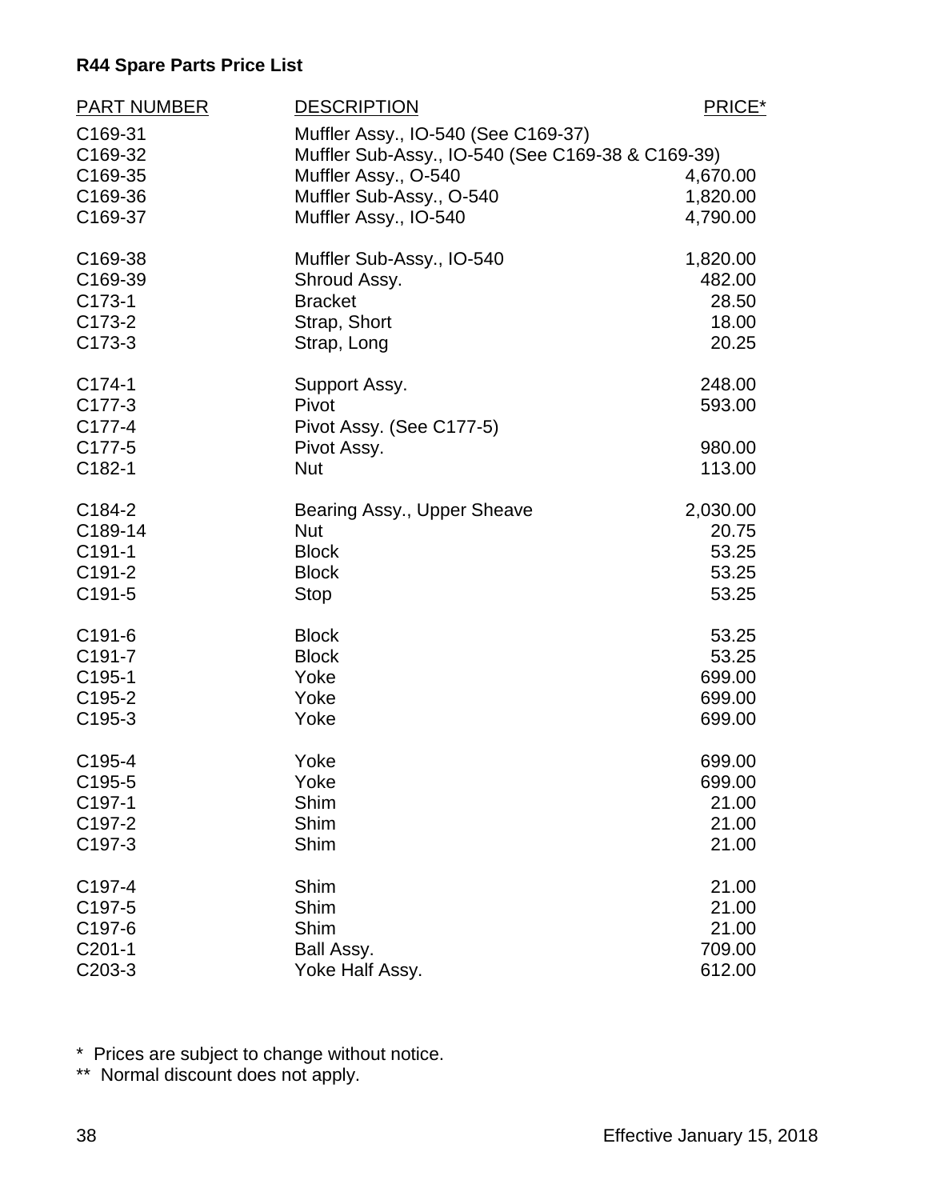**R44 Spare Parts Price List**

| PART NUMBER | DESCRIPTION | PRICE* |
|---|---|---|
| C169-31 | Muffler Assy., IO-540 (See C169-37) | |
| C169-32 | Muffler Sub-Assy., IO-540 (See C169-38 & C169-39) | |
| C169-35 | Muffler Assy., O-540 | 4,670.00 |
| C169-36 | Muffler Sub-Assy., O-540 | 1,820.00 |
| C169-37 | Muffler Assy., IO-540 | 4,790.00 |
| C169-38 | Muffler Sub-Assy., IO-540 | 1,820.00 |
| C169-39 | Shroud Assy. | 482.00 |
| C173-1 | Bracket | 28.50 |
| C173-2 | Strap, Short | 18.00 |
| C173-3 | Strap, Long | 20.25 |
| C174-1 | Support Assy. | 248.00 |
| C177-3 | Pivot | 593.00 |
| C177-4 | Pivot Assy. (See C177-5) | |
| C177-5 | Pivot Assy. | 980.00 |
| C182-1 | Nut | 113.00 |
| C184-2 | Bearing Assy., Upper Sheave | 2,030.00 |
| C189-14 | Nut | 20.75 |
| C191-1 | Block | 53.25 |
| C191-2 | Block | 53.25 |
| C191-5 | Stop | 53.25 |
| C191-6 | Block | 53.25 |
| C191-7 | Block | 53.25 |
| C195-1 | Yoke | 699.00 |
| C195-2 | Yoke | 699.00 |
| C195-3 | Yoke | 699.00 |
| C195-4 | Yoke | 699.00 |
| C195-5 | Yoke | 699.00 |
| C197-1 | Shim | 21.00 |
| C197-2 | Shim | 21.00 |
| C197-3 | Shim | 21.00 |
| C197-4 | Shim | 21.00 |
| C197-5 | Shim | 21.00 |
| C197-6 | Shim | 21.00 |
| C201-1 | Ball Assy. | 709.00 |
| C203-3 | Yoke Half Assy. | 612.00 |

* Prices are subject to change without notice.
** Normal discount does not apply.

Effective January 15, 2018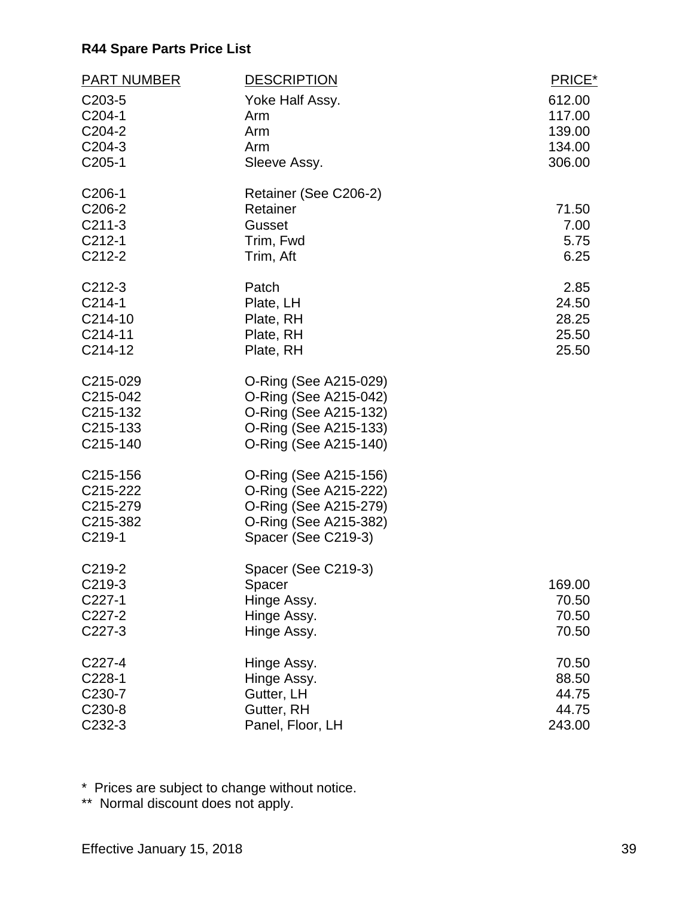**R44 Spare Parts Price List**

| PART NUMBER | DESCRIPTION | PRICE* |
|---|---|---|
| C203-5 | Yoke Half Assy. | 612.00 |
| C204-1 | Arm | 117.00 |
| C204-2 | Arm | 139.00 |
| C204-3 | Arm | 134.00 |
| C205-1 | Sleeve Assy. | 306.00 |
| C206-1 | Retainer (See C206-2) | |
| C206-2 | Retainer | 71.50 |
| C211-3 | Gusset | 7.00 |
| C212-1 | Trim, Fwd | 5.75 |
| C212-2 | Trim, Aft | 6.25 |
| C212-3 | Patch | 2.85 |
| C214-1 | Plate, LH | 24.50 |
| C214-10 | Plate, RH | 28.25 |
| C214-11 | Plate, RH | 25.50 |
| C214-12 | Plate, RH | 25.50 |
| C215-029 | O-Ring (See A215-029) | |
| C215-042 | O-Ring (See A215-042) | |
| C215-132 | O-Ring (See A215-132) | |
| C215-133 | O-Ring (See A215-133) | |
| C215-140 | O-Ring (See A215-140) | |
| C215-156 | O-Ring (See A215-156) | |
| C215-222 | O-Ring (See A215-222) | |
| C215-279 | O-Ring (See A215-279) | |
| C215-382 | O-Ring (See A215-382) | |
| C219-1 | Spacer (See C219-3) | |
| C219-2 | Spacer (See C219-3) | |
| C219-3 | Spacer | 169.00 |
| C227-1 | Hinge Assy. | 70.50 |
| C227-2 | Hinge Assy. | 70.50 |
| C227-3 | Hinge Assy. | 70.50 |
| C227-4 | Hinge Assy. | 70.50 |
| C228-1 | Hinge Assy. | 88.50 |
| C230-7 | Gutter, LH | 44.75 |
| C230-8 | Gutter, RH | 44.75 |
| C232-3 | Panel, Floor, LH | 243.00 |

\* Prices are subject to change without notice.

** Normal discount does not apply.

Effective January 15, 2018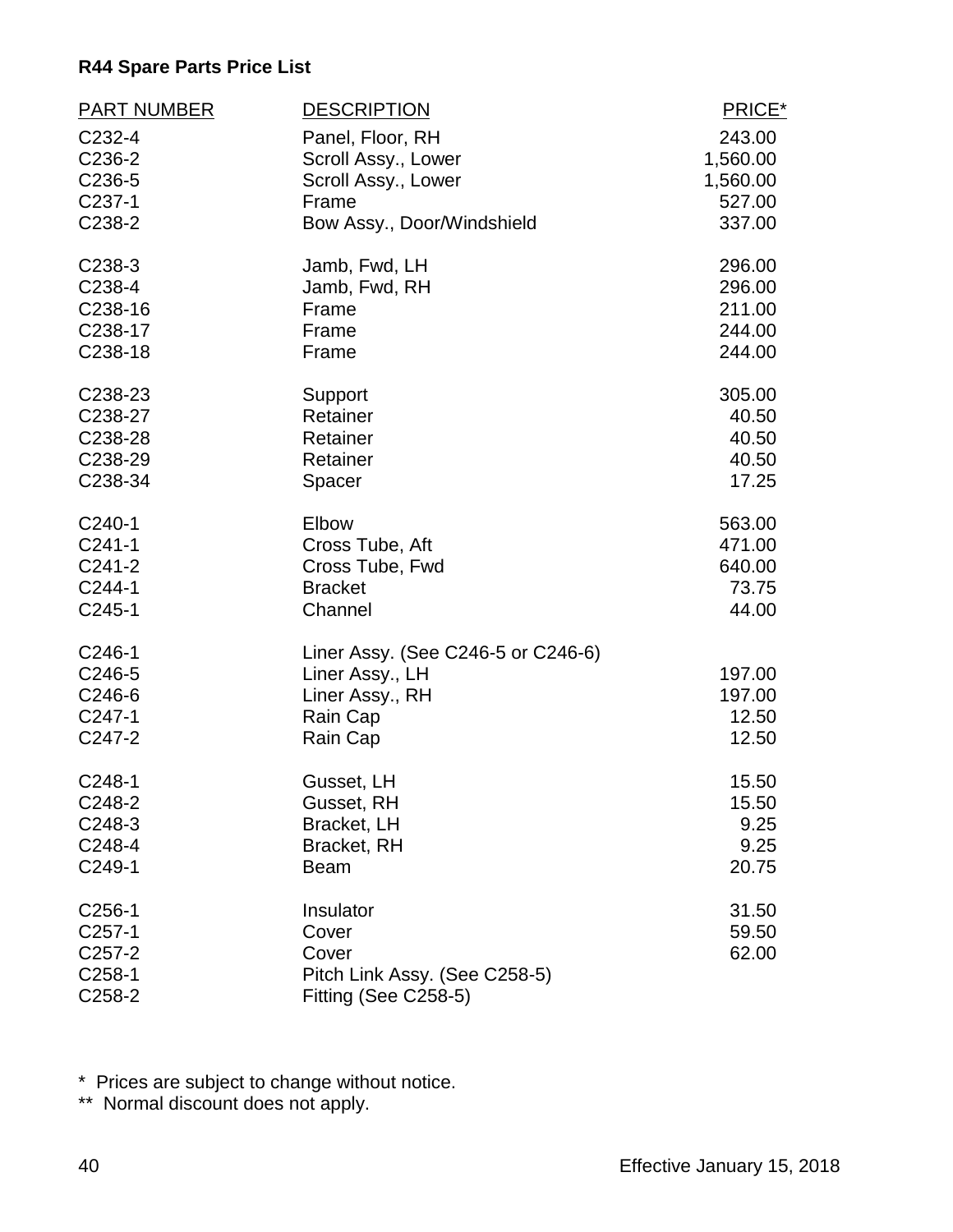**R44 Spare Parts Price List**

| PART NUMBER | DESCRIPTION | PRICE* |
|---|---|---|
| C232-4 | Panel, Floor, RH | 243.00 |
| C236-2 | Scroll Assy., Lower | 1,560.00 |
| C236-5 | Scroll Assy., Lower | 1,560.00 |
| C237-1 | Frame | 527.00 |
| C238-2 | Bow Assy., Door/Windshield | 337.00 |
| C238-3 | Jamb, Fwd, LH | 296.00 |
| C238-4 | Jamb, Fwd, RH | 296.00 |
| C238-16 | Frame | 211.00 |
| C238-17 | Frame | 244.00 |
| C238-18 | Frame | 244.00 |
| C238-23 | Support | 305.00 |
| C238-27 | Retainer | 40.50 |
| C238-28 | Retainer | 40.50 |
| C238-29 | Retainer | 40.50 |
| C238-34 | Spacer | 17.25 |
| C240-1 | Elbow | 563.00 |
| C241-1 | Cross Tube, Aft | 471.00 |
| C241-2 | Cross Tube, Fwd | 640.00 |
| C244-1 | Bracket | 73.75 |
| C245-1 | Channel | 44.00 |
| C246-1 | Liner Assy. (See C246-5 or C246-6) | |
| C246-5 | Liner Assy., LH | 197.00 |
| C246-6 | Liner Assy., RH | 197.00 |
| C247-1 | Rain Cap | 12.50 |
| C247-2 | Rain Cap | 12.50 |
| C248-1 | Gusset, LH | 15.50 |
| C248-2 | Gusset, RH | 15.50 |
| C248-3 | Bracket, LH | 9.25 |
| C248-4 | Bracket, RH | 9.25 |
| C249-1 | Beam | 20.75 |
| C256-1 | Insulator | 31.50 |
| C257-1 | Cover | 59.50 |
| C257-2 | Cover | 62.00 |
| C258-1 | Pitch Link Assy. (See C258-5) | |
| C258-2 | Fitting (See C258-5) | |

\* Prices are subject to change without notice.

\*\* Normal discount does not apply.

Effective January 15, 2018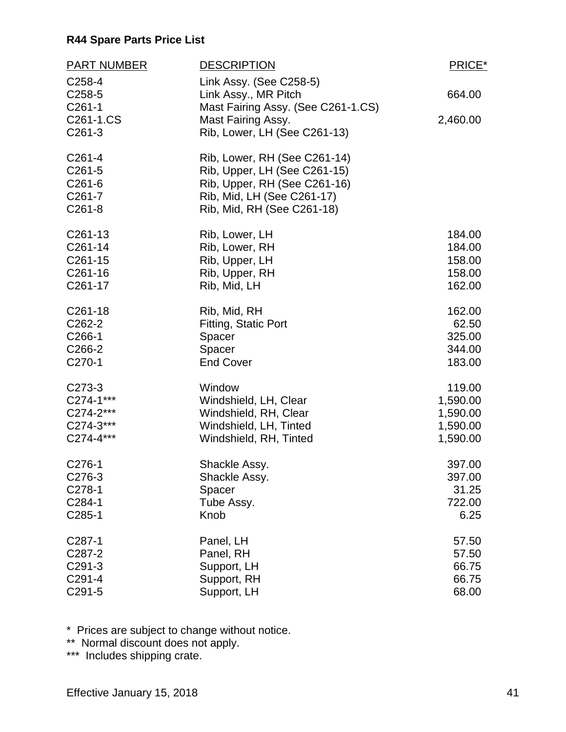**R44 Spare Parts Price List**

| PART NUMBER | DESCRIPTION | PRICE* |
|---|---|---|
| C258-4 | Link Assy. (See C258-5) | |
| C258-5 | Link Assy., MR Pitch | 664.00 |
| C261-1 | Mast Fairing Assy. (See C261-1.CS) | |
| C261-1.CS | Mast Fairing Assy. | 2,460.00 |
| C261-3 | Rib, Lower, LH (See C261-13) | |
| C261-4 | Rib, Lower, RH (See C261-14) | |
| C261-5 | Rib, Upper, LH (See C261-15) | |
| C261-6 | Rib, Upper, RH (See C261-16) | |
| C261-7 | Rib, Mid, LH (See C261-17) | |
| C261-8 | Rib, Mid, RH (See C261-18) | |
| C261-13 | Rib, Lower, LH | 184.00 |
| C261-14 | Rib, Lower, RH | 184.00 |
| C261-15 | Rib, Upper, LH | 158.00 |
| C261-16 | Rib, Upper, RH | 158.00 |
| C261-17 | Rib, Mid, LH | 162.00 |
| C261-18 | Rib, Mid, RH | 162.00 |
| C262-2 | Fitting, Static Port | 62.50 |
| C266-1 | Spacer | 325.00 |
| C266-2 | Spacer | 344.00 |
| C270-1 | End Cover | 183.00 |
| C273-3 | Window | 119.00 |
| C274-1*** | Windshield, LH, Clear | 1,590.00 |
| C274-2*** | Windshield, RH, Clear | 1,590.00 |
| C274-3*** | Windshield, LH, Tinted | 1,590.00 |
| C274-4*** | Windshield, RH, Tinted | 1,590.00 |
| C276-1 | Shackle Assy. | 397.00 |
| C276-3 | Shackle Assy. | 397.00 |
| C278-1 | Spacer | 31.25 |
| C284-1 | Tube Assy. | 722.00 |
| C285-1 | Knob | 6.25 |
| C287-1 | Panel, LH | 57.50 |
| C287-2 | Panel, RH | 57.50 |
| C291-3 | Support, LH | 66.75 |
| C291-4 | Support, RH | 66.75 |
| C291-5 | Support, LH | 68.00 |

\* Prices are subject to change without notice.

\** Normal discount does not apply.

\*** Includes shipping crate.

Effective January 15, 2018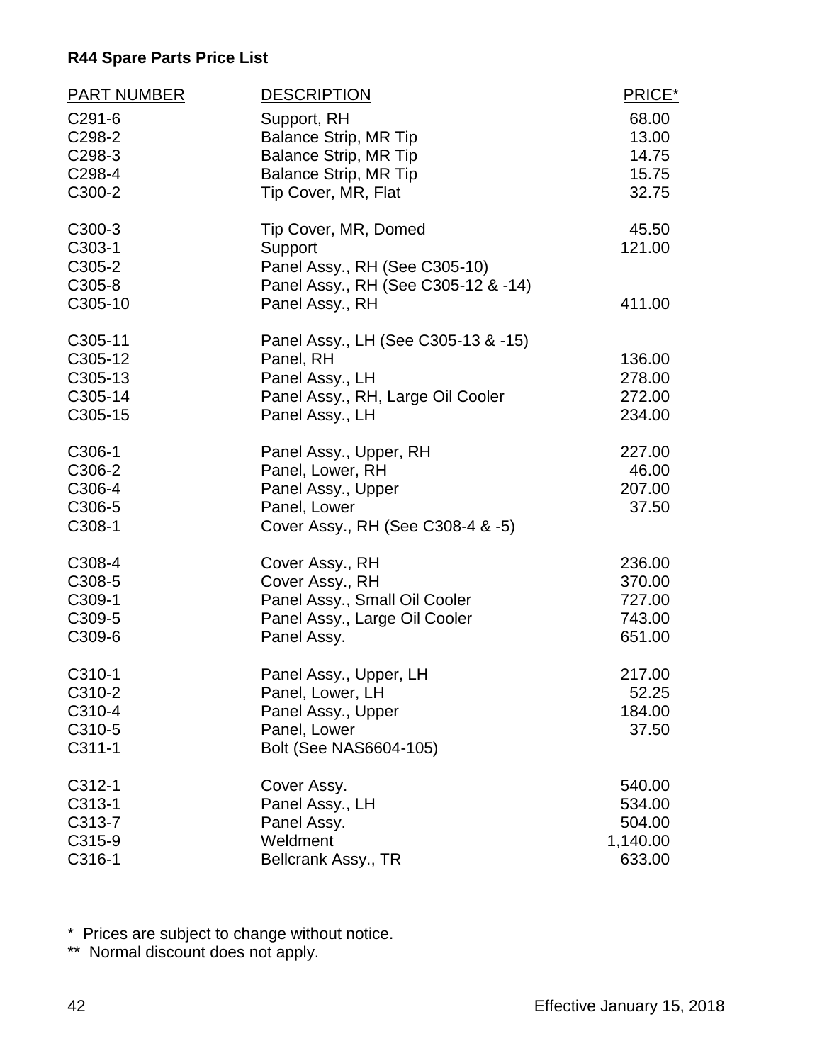**R44 Spare Parts Price List**

| PART NUMBER | DESCRIPTION | PRICE* |
|---|---|---|
| C291-6 | Support, RH | 68.00 |
| C298-2 | Balance Strip, MR Tip | 13.00 |
| C298-3 | Balance Strip, MR Tip | 14.75 |
| C298-4 | Balance Strip, MR Tip | 15.75 |
| C300-2 | Tip Cover, MR, Flat | 32.75 |
| C300-3 | Tip Cover, MR, Domed | 45.50 |
| C303-1 | Support | 121.00 |
| C305-2 | Panel Assy., RH (See C305-10) | |
| C305-8 | Panel Assy., RH (See C305-12 & -14) | |
| C305-10 | Panel Assy., RH | 411.00 |
| C305-11 | Panel Assy., LH (See C305-13 & -15) | |
| C305-12 | Panel, RH | 136.00 |
| C305-13 | Panel Assy., LH | 278.00 |
| C305-14 | Panel Assy., RH, Large Oil Cooler | 272.00 |
| C305-15 | Panel Assy., LH | 234.00 |
| C306-1 | Panel Assy., Upper, RH | 227.00 |
| C306-2 | Panel, Lower, RH | 46.00 |
| C306-4 | Panel Assy., Upper | 207.00 |
| C306-5 | Panel, Lower | 37.50 |
| C308-1 | Cover Assy., RH (See C308-4 & -5) | |
| C308-4 | Cover Assy., RH | 236.00 |
| C308-5 | Cover Assy., RH | 370.00 |
| C309-1 | Panel Assy., Small Oil Cooler | 727.00 |
| C309-5 | Panel Assy., Large Oil Cooler | 743.00 |
| C309-6 | Panel Assy. | 651.00 |
| C310-1 | Panel Assy., Upper, LH | 217.00 |
| C310-2 | Panel, Lower, LH | 52.25 |
| C310-4 | Panel Assy., Upper | 184.00 |
| C310-5 | Panel, Lower | 37.50 |
| C311-1 | Bolt (See NAS6604-105) | |
| C312-1 | Cover Assy. | 540.00 |
| C313-1 | Panel Assy., LH | 534.00 |
| C313-7 | Panel Assy. | 504.00 |
| C315-9 | Weldment | 1,140.00 |
| C316-1 | Bellcrank Assy., TR | 633.00 |

\* Prices are subject to change without notice.

\*\* Normal discount does not apply.

Effective January 15, 2018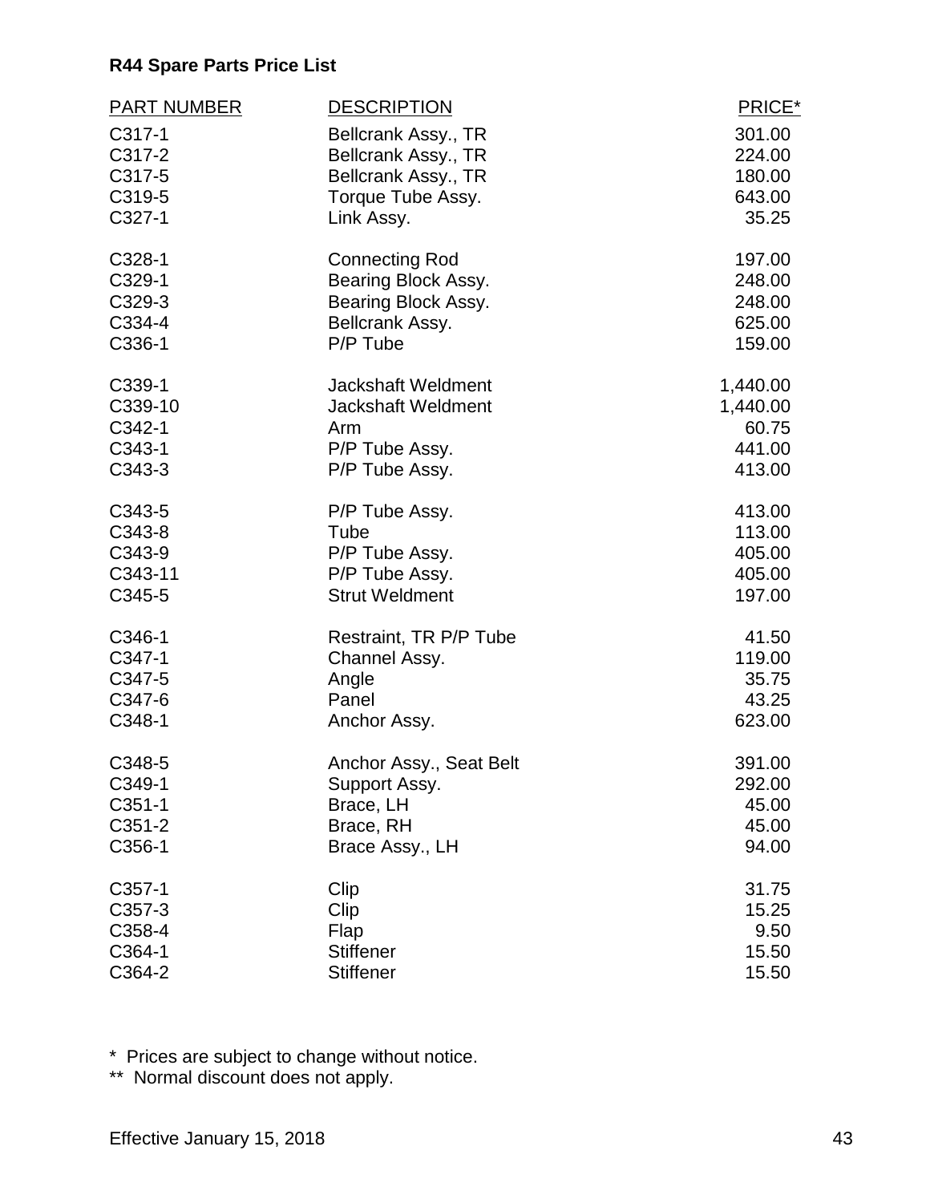**R44 Spare Parts Price List**

| PART NUMBER | DESCRIPTION | PRICE* |
|---|---|---|
| C317-1 | Bellcrank Assy., TR | 301.00 |
| C317-2 | Bellcrank Assy., TR | 224.00 |
| C317-5 | Bellcrank Assy., TR | 180.00 |
| C319-5 | Torque Tube Assy. | 643.00 |
| C327-1 | Link Assy. | 35.25 |
| C328-1 | Connecting Rod | 197.00 |
| C329-1 | Bearing Block Assy. | 248.00 |
| C329-3 | Bearing Block Assy. | 248.00 |
| C334-4 | Bellcrank Assy. | 625.00 |
| C336-1 | P/P Tube | 159.00 |
| C339-1 | Jackshaft Weldment | 1,440.00 |
| C339-10 | Jackshaft Weldment | 1,440.00 |
| C342-1 | Arm | 60.75 |
| C343-1 | P/P Tube Assy. | 441.00 |
| C343-3 | P/P Tube Assy. | 413.00 |
| C343-5 | P/P Tube Assy. | 413.00 |
| C343-8 | Tube | 113.00 |
| C343-9 | P/P Tube Assy. | 405.00 |
| C343-11 | P/P Tube Assy. | 405.00 |
| C345-5 | Strut Weldment | 197.00 |
| C346-1 | Restraint, TR P/P Tube | 41.50 |
| C347-1 | Channel Assy. | 119.00 |
| C347-5 | Angle | 35.75 |
| C347-6 | Panel | 43.25 |
| C348-1 | Anchor Assy. | 623.00 |
| C348-5 | Anchor Assy., Seat Belt | 391.00 |
| C349-1 | Support Assy. | 292.00 |
| C351-1 | Brace, LH | 45.00 |
| C351-2 | Brace, RH | 45.00 |
| C356-1 | Brace Assy., LH | 94.00 |
| C357-1 | Clip | 31.75 |
| C357-3 | Clip | 15.25 |
| C358-4 | Flap | 9.50 |
| C364-1 | Stiffener | 15.50 |
| C364-2 | Stiffener | 15.50 |

\* Prices are subject to change without notice.

** Normal discount does not apply.

Effective January 15, 2018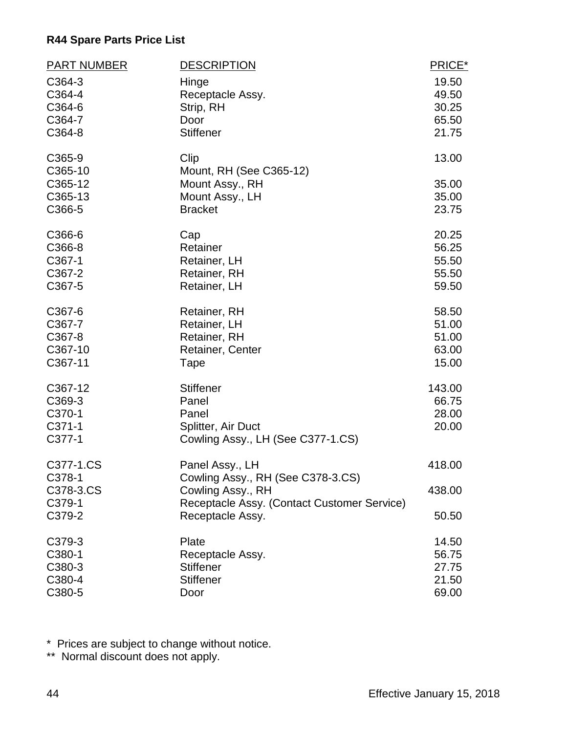**R44 Spare Parts Price List**

| PART NUMBER | DESCRIPTION | PRICE* |
|---|---|---|
| C364-3 | Hinge | 19.50 |
| C364-4 | Receptacle Assy. | 49.50 |
| C364-6 | Strip, RH | 30.25 |
| C364-7 | Door | 65.50 |
| C364-8 | Stiffener | 21.75 |
| C365-9 | Clip | 13.00 |
| C365-10 | Mount, RH (See C365-12) | |
| C365-12 | Mount Assy., RH | 35.00 |
| C365-13 | Mount Assy., LH | 35.00 |
| C366-5 | Bracket | 23.75 |
| C366-6 | Cap | 20.25 |
| C366-8 | Retainer | 56.25 |
| C367-1 | Retainer, LH | 55.50 |
| C367-2 | Retainer, RH | 55.50 |
| C367-5 | Retainer, LH | 59.50 |
| C367-6 | Retainer, RH | 58.50 |
| C367-7 | Retainer, LH | 51.00 |
| C367-8 | Retainer, RH | 51.00 |
| C367-10 | Retainer, Center | 63.00 |
| C367-11 | Tape | 15.00 |
| C367-12 | Stiffener | 143.00 |
| C369-3 | Panel | 66.75 |
| C370-1 | Panel | 28.00 |
| C371-1 | Splitter, Air Duct | 20.00 |
| C377-1 | Cowling Assy., LH (See C377-1.CS) | |
| C377-1.CS | Panel Assy., LH | 418.00 |
| C378-1 | Cowling Assy., RH (See C378-3.CS) | |
| C378-3.CS | Cowling Assy., RH | 438.00 |
| C379-1 | Receptacle Assy. (Contact Customer Service) | |
| C379-2 | Receptacle Assy. | 50.50 |
| C379-3 | Plate | 14.50 |
| C380-1 | Receptacle Assy. | 56.75 |
| C380-3 | Stiffener | 27.75 |
| C380-4 | Stiffener | 21.50 |
| C380-5 | Door | 69.00 |

\* Prices are subject to change without notice.

\*\* Normal discount does not apply.

Effective January 15, 2018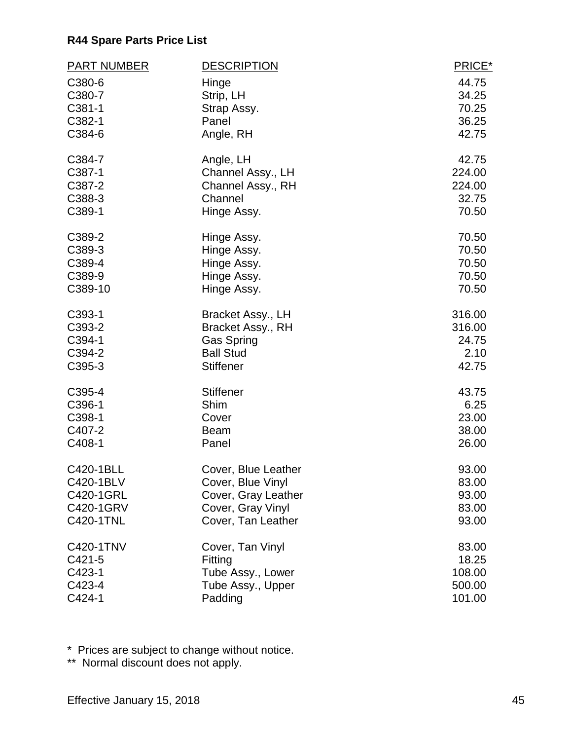**R44 Spare Parts Price List**

| PART NUMBER | DESCRIPTION | PRICE* |
|---|---|---|
| C380-6 | Hinge | 44.75 |
| C380-7 | Strip, LH | 34.25 |
| C381-1 | Strap Assy. | 70.25 |
| C382-1 | Panel | 36.25 |
| C384-6 | Angle, RH | 42.75 |
| C384-7 | Angle, LH | 42.75 |
| C387-1 | Channel Assy., LH | 224.00 |
| C387-2 | Channel Assy., RH | 224.00 |
| C388-3 | Channel | 32.75 |
| C389-1 | Hinge Assy. | 70.50 |
| C389-2 | Hinge Assy. | 70.50 |
| C389-3 | Hinge Assy. | 70.50 |
| C389-4 | Hinge Assy. | 70.50 |
| C389-9 | Hinge Assy. | 70.50 |
| C389-10 | Hinge Assy. | 70.50 |
| C393-1 | Bracket Assy., LH | 316.00 |
| C393-2 | Bracket Assy., RH | 316.00 |
| C394-1 | Gas Spring | 24.75 |
| C394-2 | Ball Stud | 2.10 |
| C395-3 | Stiffener | 42.75 |
| C395-4 | Stiffener | 43.75 |
| C396-1 | Shim | 6.25 |
| C398-1 | Cover | 23.00 |
| C407-2 | Beam | 38.00 |
| C408-1 | Panel | 26.00 |
| C420-1BLL | Cover, Blue Leather | 93.00 |
| C420-1BLV | Cover, Blue Vinyl | 83.00 |
| C420-1GRL | Cover, Gray Leather | 93.00 |
| C420-1GRV | Cover, Gray Vinyl | 83.00 |
| C420-1TNL | Cover, Tan Leather | 93.00 |
| C420-1TNV | Cover, Tan Vinyl | 83.00 |
| C421-5 | Fitting | 18.25 |
| C423-1 | Tube Assy., Lower | 108.00 |
| C423-4 | Tube Assy., Upper | 500.00 |
| C424-1 | Padding | 101.00 |

\* Prices are subject to change without notice.

\** Normal discount does not apply.

Effective January 15, 2018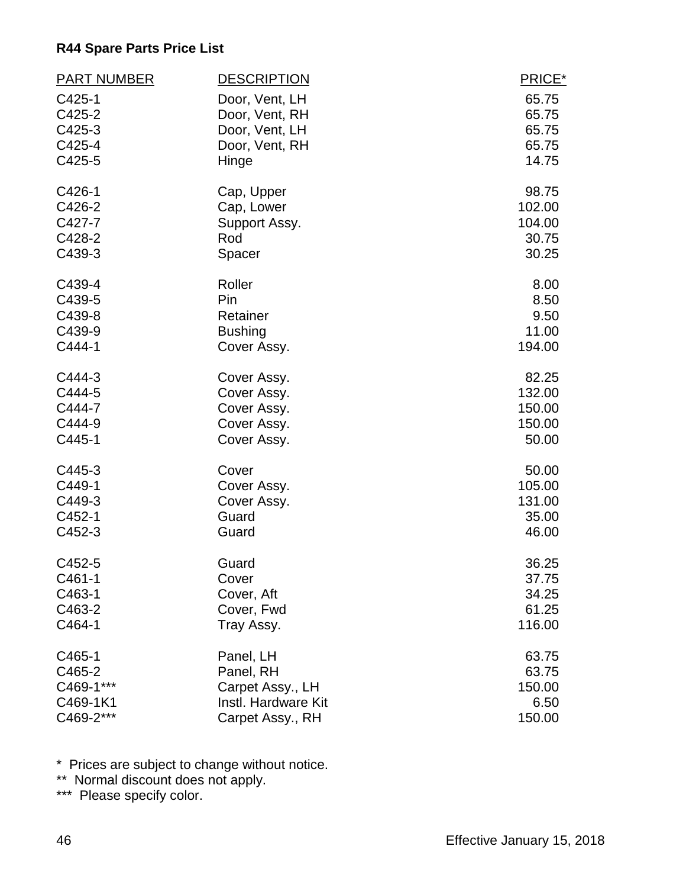**R44 Spare Parts Price List**

| PART NUMBER | DESCRIPTION | PRICE* |
|---|---|---|
| C425-1 | Door, Vent, LH | 65.75 |
| C425-2 | Door, Vent, RH | 65.75 |
| C425-3 | Door, Vent, LH | 65.75 |
| C425-4 | Door, Vent, RH | 65.75 |
| C425-5 | Hinge | 14.75 |
| C426-1 | Cap, Upper | 98.75 |
| C426-2 | Cap, Lower | 102.00 |
| C427-7 | Support Assy. | 104.00 |
| C428-2 | Rod | 30.75 |
| C439-3 | Spacer | 30.25 |
| C439-4 | Roller | 8.00 |
| C439-5 | Pin | 8.50 |
| C439-8 | Retainer | 9.50 |
| C439-9 | Bushing | 11.00 |
| C444-1 | Cover Assy. | 194.00 |
| C444-3 | Cover Assy. | 82.25 |
| C444-5 | Cover Assy. | 132.00 |
| C444-7 | Cover Assy. | 150.00 |
| C444-9 | Cover Assy. | 150.00 |
| C445-1 | Cover Assy. | 50.00 |
| C445-3 | Cover | 50.00 |
| C449-1 | Cover Assy. | 105.00 |
| C449-3 | Cover Assy. | 131.00 |
| C452-1 | Guard | 35.00 |
| C452-3 | Guard | 46.00 |
| C452-5 | Guard | 36.25 |
| C461-1 | Cover | 37.75 |
| C463-1 | Cover, Aft | 34.25 |
| C463-2 | Cover, Fwd | 61.25 |
| C464-1 | Tray Assy. | 116.00 |
| C465-1 | Panel, LH | 63.75 |
| C465-2 | Panel, RH | 63.75 |
| C469-1*** | Carpet Assy., LH | 150.00 |
| C469-1K1 | Instl. Hardware Kit | 6.50 |
| C469-2*** | Carpet Assy., RH | 150.00 |

\* Prices are subject to change without notice.
** Normal discount does not apply.
*** Please specify color.

Effective January 15, 2018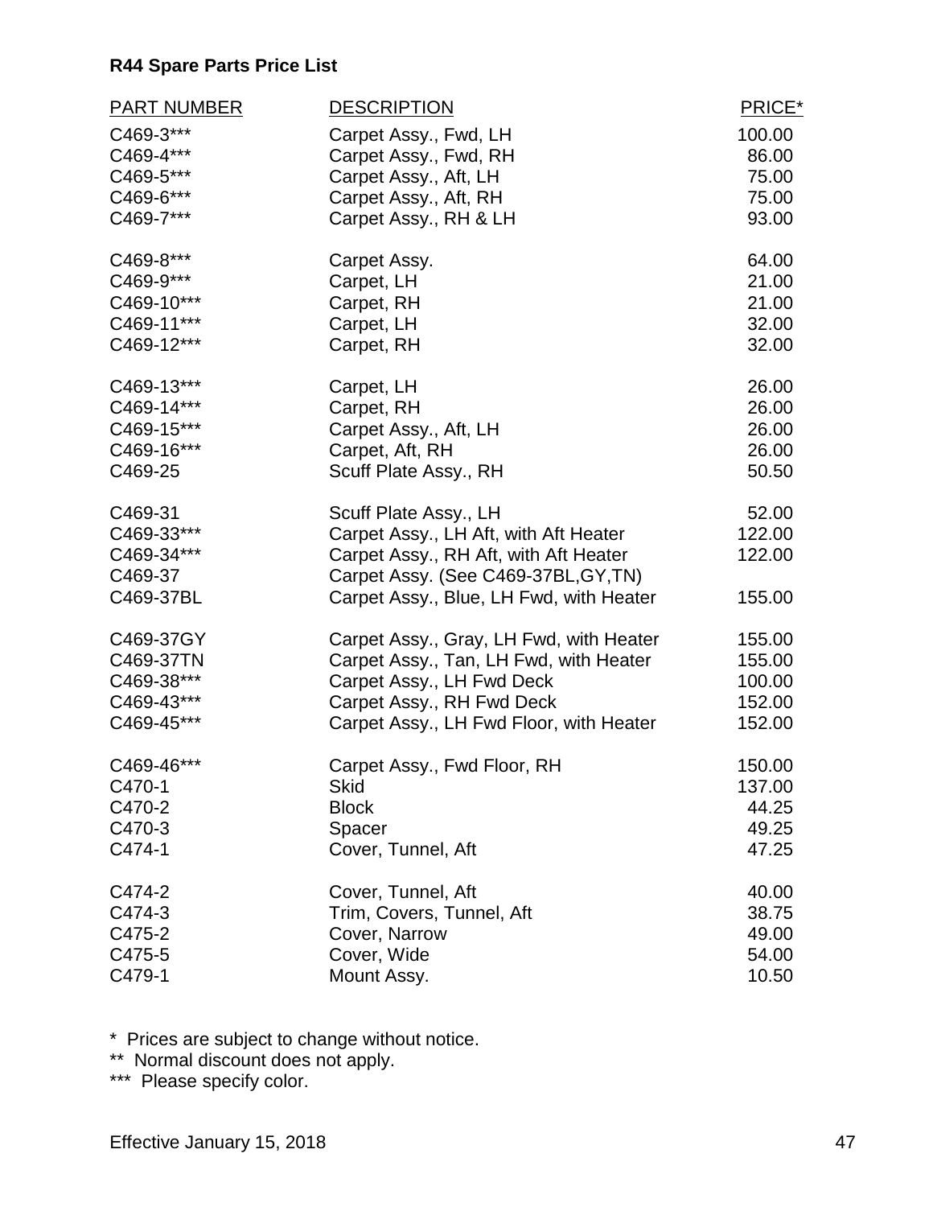**R44 Spare Parts Price List**

| PART NUMBER | DESCRIPTION | PRICE* |
|---|---|---|
| C469-3*** | Carpet Assy., Fwd, LH | 100.00 |
| C469-4*** | Carpet Assy., Fwd, RH | 86.00 |
| C469-5*** | Carpet Assy., Aft, LH | 75.00 |
| C469-6*** | Carpet Assy., Aft, RH | 75.00 |
| C469-7*** | Carpet Assy., RH & LH | 93.00 |
| C469-8*** | Carpet Assy. | 64.00 |
| C469-9*** | Carpet, LH | 21.00 |
| C469-10*** | Carpet, RH | 21.00 |
| C469-11*** | Carpet, LH | 32.00 |
| C469-12*** | Carpet, RH | 32.00 |
| C469-13*** | Carpet, LH | 26.00 |
| C469-14*** | Carpet, RH | 26.00 |
| C469-15*** | Carpet Assy., Aft, LH | 26.00 |
| C469-16*** | Carpet, Aft, RH | 26.00 |
| C469-25 | Scuff Plate Assy., RH | 50.50 |
| C469-31 | Scuff Plate Assy., LH | 52.00 |
| C469-33*** | Carpet Assy., LH Aft, with Aft Heater | 122.00 |
| C469-34*** | Carpet Assy., RH Aft, with Aft Heater | 122.00 |
| C469-37 | Carpet Assy. (See C469-37BL,GY,TN) | |
| C469-37BL | Carpet Assy., Blue, LH Fwd, with Heater | 155.00 |
| C469-37GY | Carpet Assy., Gray, LH Fwd, with Heater | 155.00 |
| C469-37TN | Carpet Assy., Tan, LH Fwd, with Heater | 155.00 |
| C469-38*** | Carpet Assy., LH Fwd Deck | 100.00 |
| C469-43*** | Carpet Assy., RH Fwd Deck | 152.00 |
| C469-45*** | Carpet Assy., LH Fwd Floor, with Heater | 152.00 |
| C469-46*** | Carpet Assy., Fwd Floor, RH | 150.00 |
| C470-1 | Skid | 137.00 |
| C470-2 | Block | 44.25 |
| C470-3 | Spacer | 49.25 |
| C474-1 | Cover, Tunnel, Aft | 47.25 |
| C474-2 | Cover, Tunnel, Aft | 40.00 |
| C474-3 | Trim, Covers, Tunnel, Aft | 38.75 |
| C475-2 | Cover, Narrow | 49.00 |
| C475-5 | Cover, Wide | 54.00 |
| C479-1 | Mount Assy. | 10.50 |

\* Prices are subject to change without notice.

** Normal discount does not apply.

*** Please specify color.

Effective January 15, 2018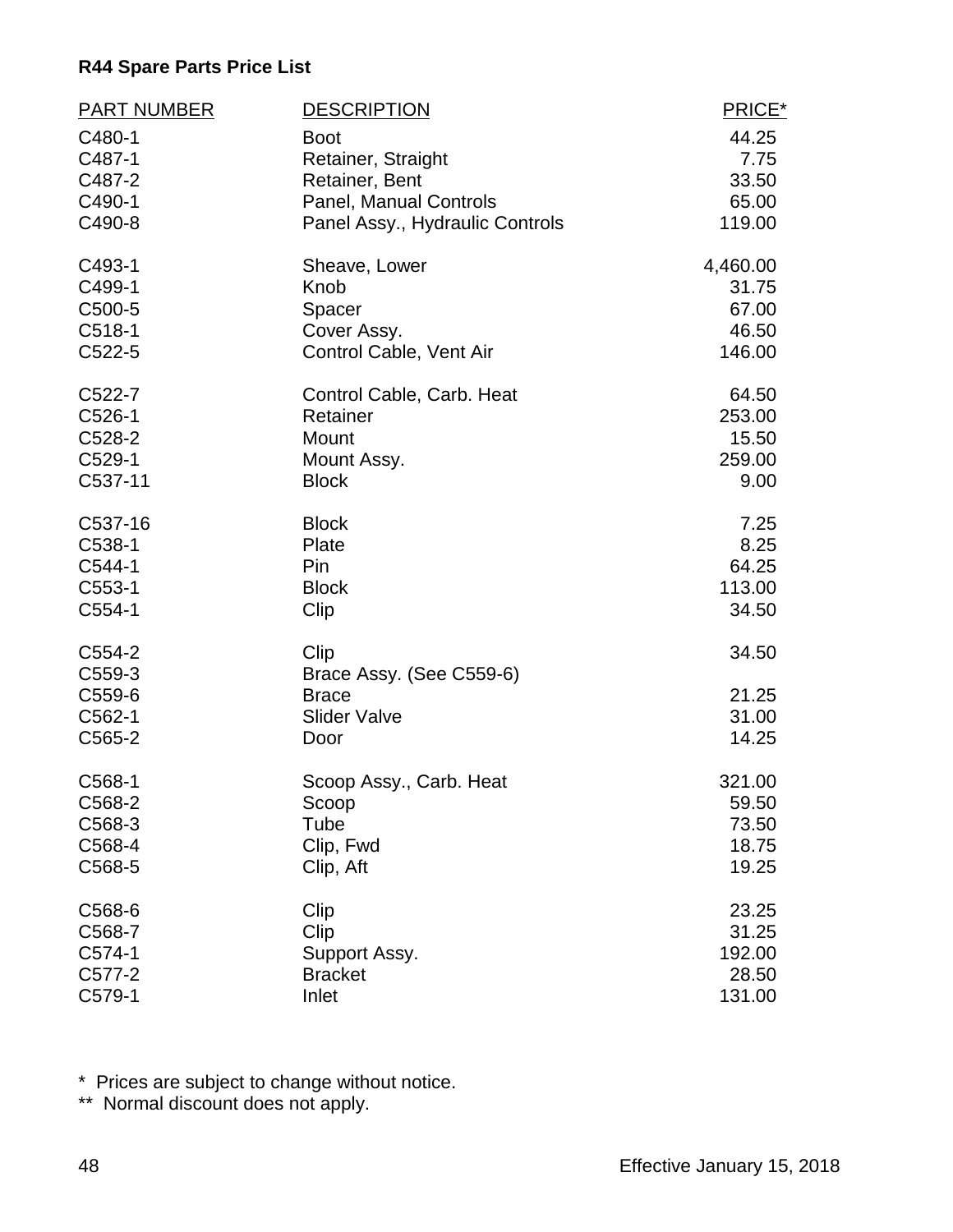**R44 Spare Parts Price List**

| PART NUMBER | DESCRIPTION | PRICE* |
|---|---|---|
| C480-1 | Boot | 44.25 |
| C487-1 | Retainer, Straight | 7.75 |
| C487-2 | Retainer, Bent | 33.50 |
| C490-1 | Panel, Manual Controls | 65.00 |
| C490-8 | Panel Assy., Hydraulic Controls | 119.00 |
| C493-1 | Sheave, Lower | 4,460.00 |
| C499-1 | Knob | 31.75 |
| C500-5 | Spacer | 67.00 |
| C518-1 | Cover Assy. | 46.50 |
| C522-5 | Control Cable, Vent Air | 146.00 |
| C522-7 | Control Cable, Carb. Heat | 64.50 |
| C526-1 | Retainer | 253.00 |
| C528-2 | Mount | 15.50 |
| C529-1 | Mount Assy. | 259.00 |
| C537-11 | Block | 9.00 |
| C537-16 | Block | 7.25 |
| C538-1 | Plate | 8.25 |
| C544-1 | Pin | 64.25 |
| C553-1 | Block | 113.00 |
| C554-1 | Clip | 34.50 |
| C554-2 | Clip | 34.50 |
| C559-3 | Brace Assy. (See C559-6) | |
| C559-6 | Brace | 21.25 |
| C562-1 | Slider Valve | 31.00 |
| C565-2 | Door | 14.25 |
| C568-1 | Scoop Assy., Carb. Heat | 321.00 |
| C568-2 | Scoop | 59.50 |
| C568-3 | Tube | 73.50 |
| C568-4 | Clip, Fwd | 18.75 |
| C568-5 | Clip, Aft | 19.25 |
| C568-6 | Clip | 23.25 |
| C568-7 | Clip | 31.25 |
| C574-1 | Support Assy. | 192.00 |
| C577-2 | Bracket | 28.50 |
| C579-1 | Inlet | 131.00 |

\* Prices are subject to change without notice.
\** Normal discount does not apply.

Effective January 15, 2018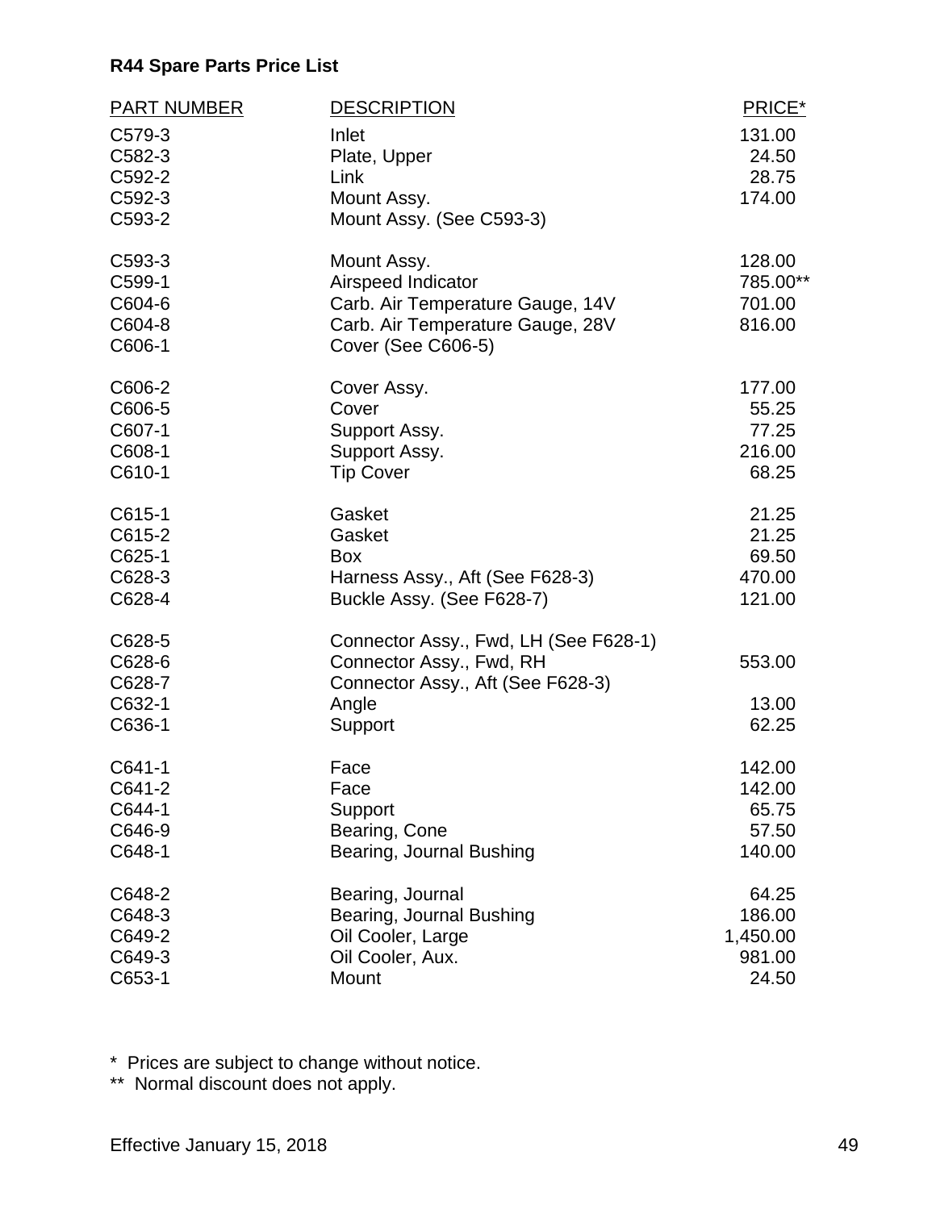**R44 Spare Parts Price List**

| PART NUMBER | DESCRIPTION | PRICE* |
|---|---|---|
| C579-3 | Inlet | 131.00 |
| C582-3 | Plate, Upper | 24.50 |
| C592-2 | Link | 28.75 |
| C592-3 | Mount Assy. | 174.00 |
| C593-2 | Mount Assy. (See C593-3) | |
| C593-3 | Mount Assy. | 128.00 |
| C599-1 | Airspeed Indicator | 785.00** |
| C604-6 | Carb. Air Temperature Gauge, 14V | 701.00 |
| C604-8 | Carb. Air Temperature Gauge, 28V | 816.00 |
| C606-1 | Cover (See C606-5) | |
| C606-2 | Cover Assy. | 177.00 |
| C606-5 | Cover | 55.25 |
| C607-1 | Support Assy. | 77.25 |
| C608-1 | Support Assy. | 216.00 |
| C610-1 | Tip Cover | 68.25 |
| C615-1 | Gasket | 21.25 |
| C615-2 | Gasket | 21.25 |
| C625-1 | Box | 69.50 |
| C628-3 | Harness Assy., Aft (See F628-3) | 470.00 |
| C628-4 | Buckle Assy. (See F628-7) | 121.00 |
| C628-5 | Connector Assy., Fwd, LH (See F628-1) | |
| C628-6 | Connector Assy., Fwd, RH | 553.00 |
| C628-7 | Connector Assy., Aft (See F628-3) | |
| C632-1 | Angle | 13.00 |
| C636-1 | Support | 62.25 |
| C641-1 | Face | 142.00 |
| C641-2 | Face | 142.00 |
| C644-1 | Support | 65.75 |
| C646-9 | Bearing, Cone | 57.50 |
| C648-1 | Bearing, Journal Bushing | 140.00 |
| C648-2 | Bearing, Journal | 64.25 |
| C648-3 | Bearing, Journal Bushing | 186.00 |
| C649-2 | Oil Cooler, Large | 1,450.00 |
| C649-3 | Oil Cooler, Aux. | 981.00 |
| C653-1 | Mount | 24.50 |

* Prices are subject to change without notice.

** Normal discount does not apply.

Effective January 15, 2018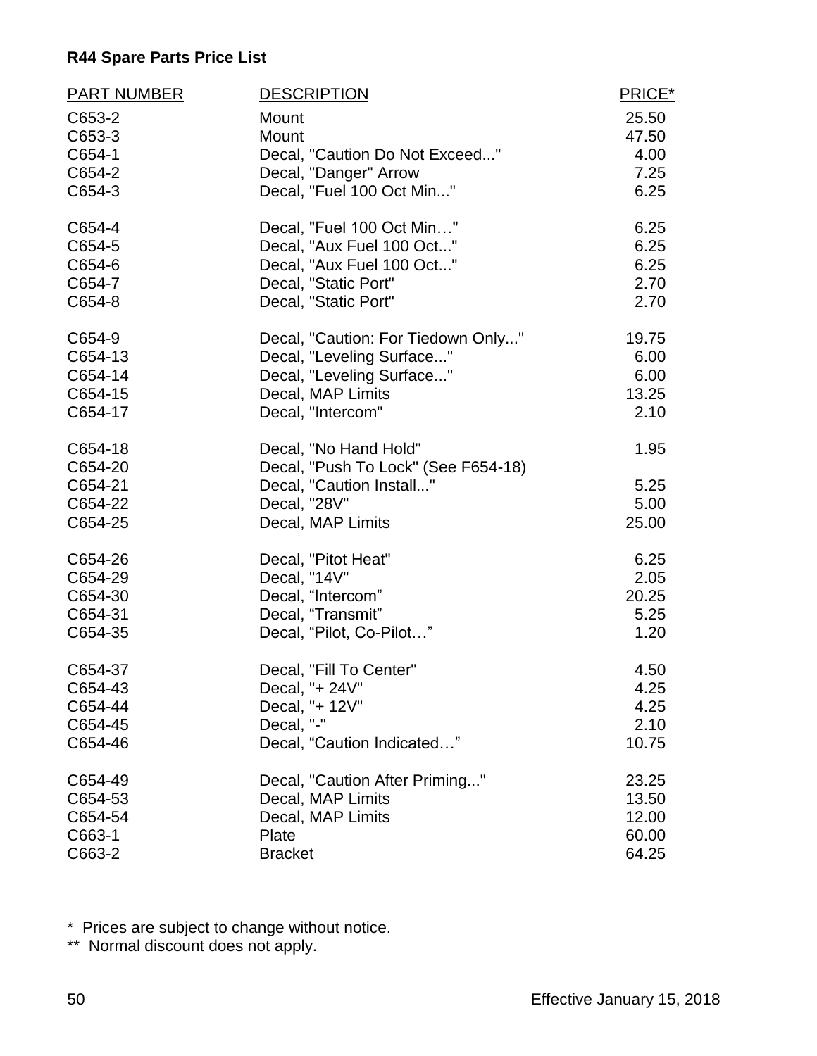**R44 Spare Parts Price List**

| PART NUMBER | DESCRIPTION | PRICE* |
|---|---|---|
| C653-2 | Mount | 25.50 |
| C653-3 | Mount | 47.50 |
| C654-1 | Decal, "Caution Do Not Exceed..." | 4.00 |
| C654-2 | Decal, "Danger" Arrow | 7.25 |
| C654-3 | Decal, "Fuel 100 Oct Min..." | 6.25 |
| C654-4 | Decal, "Fuel 100 Oct Min…" | 6.25 |
| C654-5 | Decal, "Aux Fuel 100 Oct..." | 6.25 |
| C654-6 | Decal, "Aux Fuel 100 Oct..." | 6.25 |
| C654-7 | Decal, "Static Port" | 2.70 |
| C654-8 | Decal, "Static Port" | 2.70 |
| C654-9 | Decal, "Caution: For Tiedown Only..." | 19.75 |
| C654-13 | Decal, "Leveling Surface..." | 6.00 |
| C654-14 | Decal, "Leveling Surface..." | 6.00 |
| C654-15 | Decal, MAP Limits | 13.25 |
| C654-17 | Decal, "Intercom" | 2.10 |
| C654-18 | Decal, "No Hand Hold" | 1.95 |
| C654-20 | Decal, "Push To Lock" (See F654-18) | |
| C654-21 | Decal, "Caution Install..." | 5.25 |
| C654-22 | Decal, "28V" | 5.00 |
| C654-25 | Decal, MAP Limits | 25.00 |
| C654-26 | Decal, "Pitot Heat" | 6.25 |
| C654-29 | Decal, "14V" | 2.05 |
| C654-30 | Decal, "Intercom" | 20.25 |
| C654-31 | Decal, "Transmit" | 5.25 |
| C654-35 | Decal, "Pilot, Co-Pilot…" | 1.20 |
| C654-37 | Decal, "Fill To Center" | 4.50 |
| C654-43 | Decal, "+ 24V" | 4.25 |
| C654-44 | Decal, "+ 12V" | 4.25 |
| C654-45 | Decal, "-" | 2.10 |
| C654-46 | Decal, "Caution Indicated…" | 10.75 |
| C654-49 | Decal, "Caution After Priming..." | 23.25 |
| C654-53 | Decal, MAP Limits | 13.50 |
| C654-54 | Decal, MAP Limits | 12.00 |
| C663-1 | Plate | 60.00 |
| C663-2 | Bracket | 64.25 |

* Prices are subject to change without notice.
** Normal discount does not apply.

Effective January 15, 2018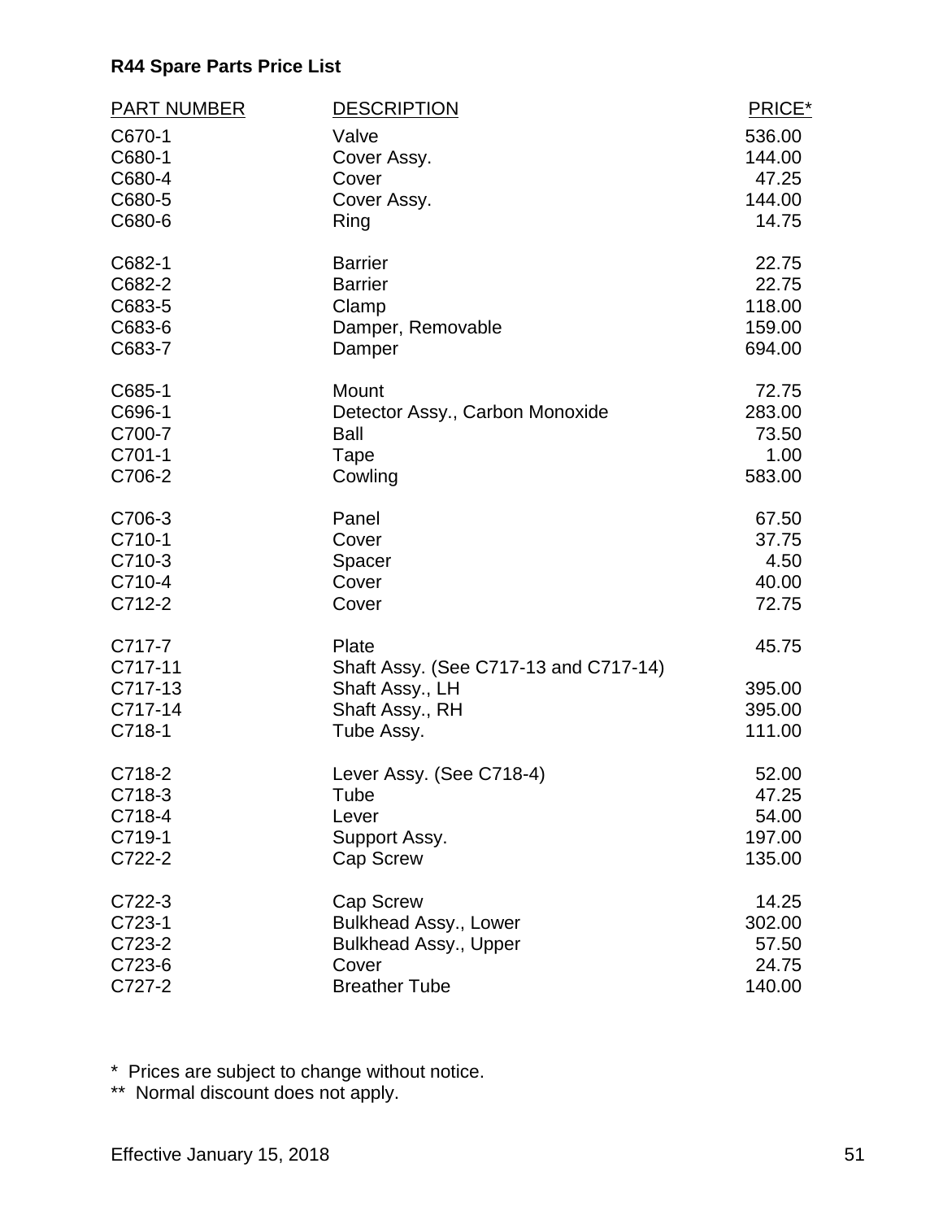**R44 Spare Parts Price List**

| PART NUMBER | DESCRIPTION | PRICE* |
|---|---|---|
| C670-1 | Valve | 536.00 |
| C680-1 | Cover Assy. | 144.00 |
| C680-4 | Cover | 47.25 |
| C680-5 | Cover Assy. | 144.00 |
| C680-6 | Ring | 14.75 |
| C682-1 | Barrier | 22.75 |
| C682-2 | Barrier | 22.75 |
| C683-5 | Clamp | 118.00 |
| C683-6 | Damper, Removable | 159.00 |
| C683-7 | Damper | 694.00 |
| C685-1 | Mount | 72.75 |
| C696-1 | Detector Assy., Carbon Monoxide | 283.00 |
| C700-7 | Ball | 73.50 |
| C701-1 | Tape | 1.00 |
| C706-2 | Cowling | 583.00 |
| C706-3 | Panel | 67.50 |
| C710-1 | Cover | 37.75 |
| C710-3 | Spacer | 4.50 |
| C710-4 | Cover | 40.00 |
| C712-2 | Cover | 72.75 |
| C717-7 | Plate | 45.75 |
| C717-11 | Shaft Assy. (See C717-13 and C717-14) | |
| C717-13 | Shaft Assy., LH | 395.00 |
| C717-14 | Shaft Assy., RH | 395.00 |
| C718-1 | Tube Assy. | 111.00 |
| C718-2 | Lever Assy. (See C718-4) | 52.00 |
| C718-3 | Tube | 47.25 |
| C718-4 | Lever | 54.00 |
| C719-1 | Support Assy. | 197.00 |
| C722-2 | Cap Screw | 135.00 |
| C722-3 | Cap Screw | 14.25 |
| C723-1 | Bulkhead Assy., Lower | 302.00 |
| C723-2 | Bulkhead Assy., Upper | 57.50 |
| C723-6 | Cover | 24.75 |
| C727-2 | Breather Tube | 140.00 |

\* Prices are subject to change without notice.

\*\* Normal discount does not apply.

Effective January 15, 2018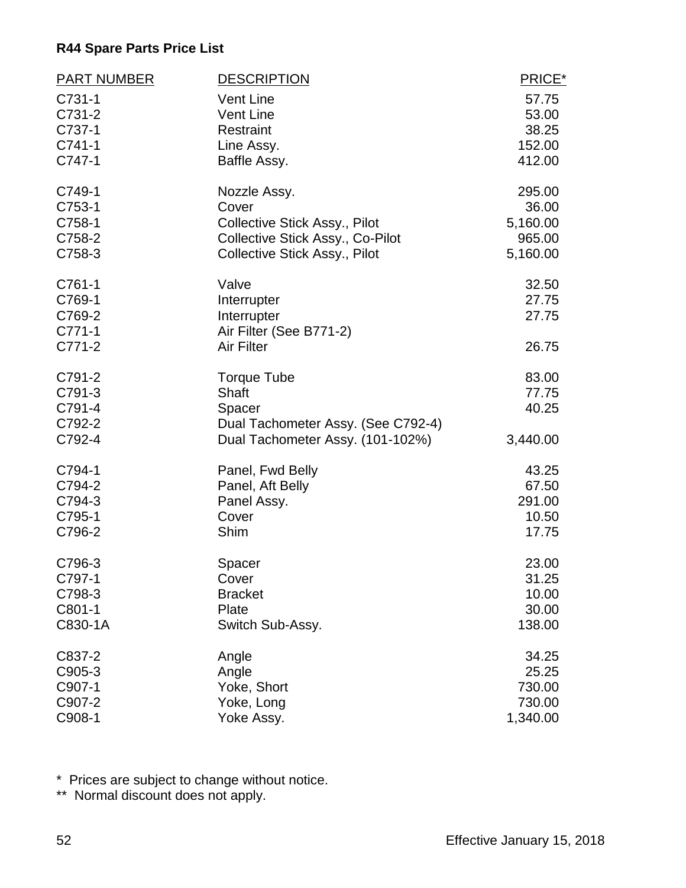**R44 Spare Parts Price List**

| PART NUMBER | DESCRIPTION | PRICE* |
|---|---|---|
| C731-1 | Vent Line | 57.75 |
| C731-2 | Vent Line | 53.00 |
| C737-1 | Restraint | 38.25 |
| C741-1 | Line Assy. | 152.00 |
| C747-1 | Baffle Assy. | 412.00 |
| C749-1 | Nozzle Assy. | 295.00 |
| C753-1 | Cover | 36.00 |
| C758-1 | Collective Stick Assy., Pilot | 5,160.00 |
| C758-2 | Collective Stick Assy., Co-Pilot | 965.00 |
| C758-3 | Collective Stick Assy., Pilot | 5,160.00 |
| C761-1 | Valve | 32.50 |
| C769-1 | Interrupter | 27.75 |
| C769-2 | Interrupter | 27.75 |
| C771-1 | Air Filter (See B771-2) | |
| C771-2 | Air Filter | 26.75 |
| C791-2 | Torque Tube | 83.00 |
| C791-3 | Shaft | 77.75 |
| C791-4 | Spacer | 40.25 |
| C792-2 | Dual Tachometer Assy. (See C792-4) | |
| C792-4 | Dual Tachometer Assy. (101-102%) | 3,440.00 |
| C794-1 | Panel, Fwd Belly | 43.25 |
| C794-2 | Panel, Aft Belly | 67.50 |
| C794-3 | Panel Assy. | 291.00 |
| C795-1 | Cover | 10.50 |
| C796-2 | Shim | 17.75 |
| C796-3 | Spacer | 23.00 |
| C797-1 | Cover | 31.25 |
| C798-3 | Bracket | 10.00 |
| C801-1 | Plate | 30.00 |
| C830-1A | Switch Sub-Assy. | 138.00 |
| C837-2 | Angle | 34.25 |
| C905-3 | Angle | 25.25 |
| C907-1 | Yoke, Short | 730.00 |
| C907-2 | Yoke, Long | 730.00 |
| C908-1 | Yoke Assy. | 1,340.00 |

\* Prices are subject to change without notice.
** Normal discount does not apply.

Effective January 15, 2018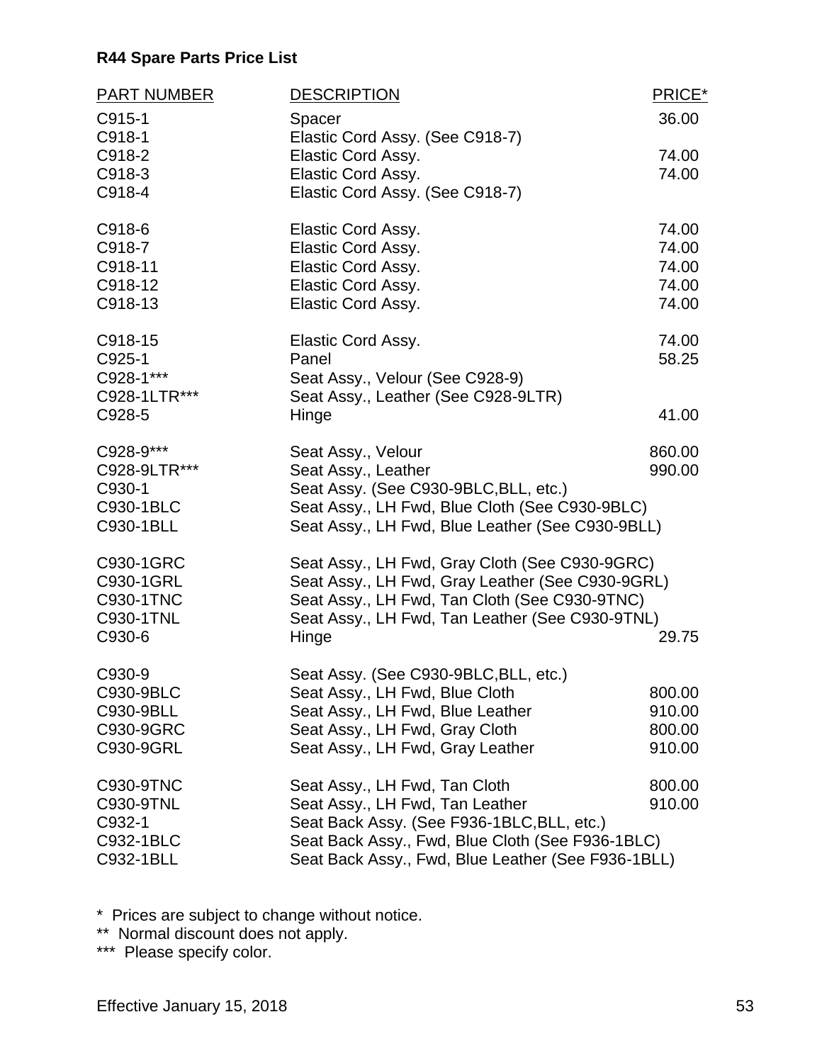**R44 Spare Parts Price List**

| PART NUMBER | DESCRIPTION | PRICE* |
|---|---|---|
| C915-1 | Spacer | 36.00 |
| C918-1 | Elastic Cord Assy. (See C918-7) | |
| C918-2 | Elastic Cord Assy. | 74.00 |
| C918-3 | Elastic Cord Assy. | 74.00 |
| C918-4 | Elastic Cord Assy. (See C918-7) | |
| C918-6 | Elastic Cord Assy. | 74.00 |
| C918-7 | Elastic Cord Assy. | 74.00 |
| C918-11 | Elastic Cord Assy. | 74.00 |
| C918-12 | Elastic Cord Assy. | 74.00 |
| C918-13 | Elastic Cord Assy. | 74.00 |
| C918-15 | Elastic Cord Assy. | 74.00 |
| C925-1 | Panel | 58.25 |
| C928-1*** | Seat Assy., Velour (See C928-9) | |
| C928-1LTR*** | Seat Assy., Leather (See C928-9LTR) | |
| C928-5 | Hinge | 41.00 |
| C928-9*** | Seat Assy., Velour | 860.00 |
| C928-9LTR*** | Seat Assy., Leather | 990.00 |
| C930-1 | Seat Assy. (See C930-9BLC,BLL, etc.) | |
| C930-1BLC | Seat Assy., LH Fwd, Blue Cloth (See C930-9BLC) | |
| C930-1BLL | Seat Assy., LH Fwd, Blue Leather (See C930-9BLL) | |
| C930-1GRC | Seat Assy., LH Fwd, Gray Cloth (See C930-9GRC) | |
| C930-1GRL | Seat Assy., LH Fwd, Gray Leather (See C930-9GRL) | |
| C930-1TNC | Seat Assy., LH Fwd, Tan Cloth (See C930-9TNC) | |
| C930-1TNL | Seat Assy., LH Fwd, Tan Leather (See C930-9TNL) | |
| C930-6 | Hinge | 29.75 |
| C930-9 | Seat Assy. (See C930-9BLC,BLL, etc.) | |
| C930-9BLC | Seat Assy., LH Fwd, Blue Cloth | 800.00 |
| C930-9BLL | Seat Assy., LH Fwd, Blue Leather | 910.00 |
| C930-9GRC | Seat Assy., LH Fwd, Gray Cloth | 800.00 |
| C930-9GRL | Seat Assy., LH Fwd, Gray Leather | 910.00 |
| C930-9TNC | Seat Assy., LH Fwd, Tan Cloth | 800.00 |
| C930-9TNL | Seat Assy., LH Fwd, Tan Leather | 910.00 |
| C932-1 | Seat Back Assy. (See F936-1BLC,BLL, etc.) | |
| C932-1BLC | Seat Back Assy., Fwd, Blue Cloth (See F936-1BLC) | |
| C932-1BLL | Seat Back Assy., Fwd, Blue Leather (See F936-1BLL) | |

\* Prices are subject to change without notice.

** Normal discount does not apply.

*** Please specify color.

Effective January 15, 2018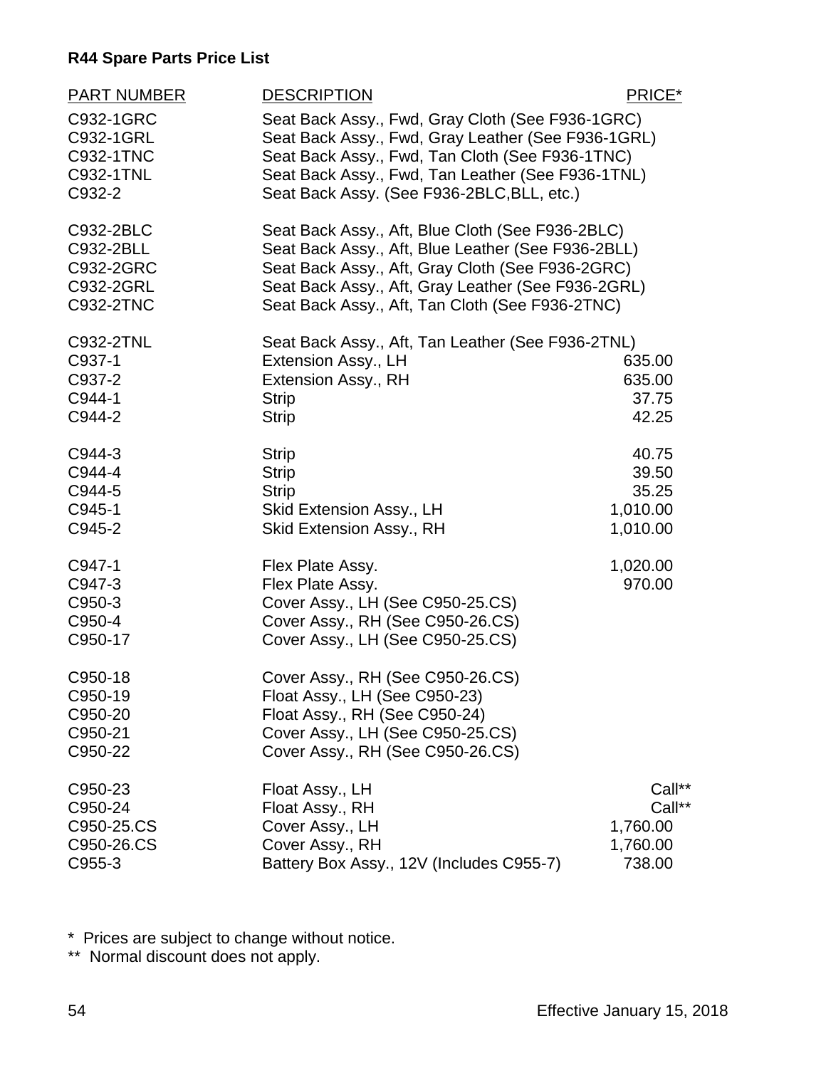**R44 Spare Parts Price List**

| PART NUMBER | DESCRIPTION | PRICE* |
|---|---|---|
| C932-1GRC | Seat Back Assy., Fwd, Gray Cloth (See F936-1GRC) | |
| C932-1GRL | Seat Back Assy., Fwd, Gray Leather (See F936-1GRL) | |
| C932-1TNC | Seat Back Assy., Fwd, Tan Cloth (See F936-1TNC) | |
| C932-1TNL | Seat Back Assy., Fwd, Tan Leather (See F936-1TNL) | |
| C932-2 | Seat Back Assy. (See F936-2BLC,BLL, etc.) | |
| C932-2BLC | Seat Back Assy., Aft, Blue Cloth (See F936-2BLC) | |
| C932-2BLL | Seat Back Assy., Aft, Blue Leather (See F936-2BLL) | |
| C932-2GRC | Seat Back Assy., Aft, Gray Cloth (See F936-2GRC) | |
| C932-2GRL | Seat Back Assy., Aft, Gray Leather (See F936-2GRL) | |
| C932-2TNC | Seat Back Assy., Aft, Tan Cloth (See F936-2TNC) | |
| C932-2TNL | Seat Back Assy., Aft, Tan Leather (See F936-2TNL) | |
| C937-1 | Extension Assy., LH | 635.00 |
| C937-2 | Extension Assy., RH | 635.00 |
| C944-1 | Strip | 37.75 |
| C944-2 | Strip | 42.25 |
| C944-3 | Strip | 40.75 |
| C944-4 | Strip | 39.50 |
| C944-5 | Strip | 35.25 |
| C945-1 | Skid Extension Assy., LH | 1,010.00 |
| C945-2 | Skid Extension Assy., RH | 1,010.00 |
| C947-1 | Flex Plate Assy. | 1,020.00 |
| C947-3 | Flex Plate Assy. | 970.00 |
| C950-3 | Cover Assy., LH (See C950-25.CS) | |
| C950-4 | Cover Assy., RH (See C950-26.CS) | |
| C950-17 | Cover Assy., LH (See C950-25.CS) | |
| C950-18 | Cover Assy., RH (See C950-26.CS) | |
| C950-19 | Float Assy., LH (See C950-23) | |
| C950-20 | Float Assy., RH (See C950-24) | |
| C950-21 | Cover Assy., LH (See C950-25.CS) | |
| C950-22 | Cover Assy., RH (See C950-26.CS) | |
| C950-23 | Float Assy., LH | Call** |
| C950-24 | Float Assy., RH | Call** |
| C950-25.CS | Cover Assy., LH | 1,760.00 |
| C950-26.CS | Cover Assy., RH | 1,760.00 |
| C955-3 | Battery Box Assy., 12V (Includes C955-7) | 738.00 |

\* Prices are subject to change without notice.

\*\* Normal discount does not apply.

Effective January 15, 2018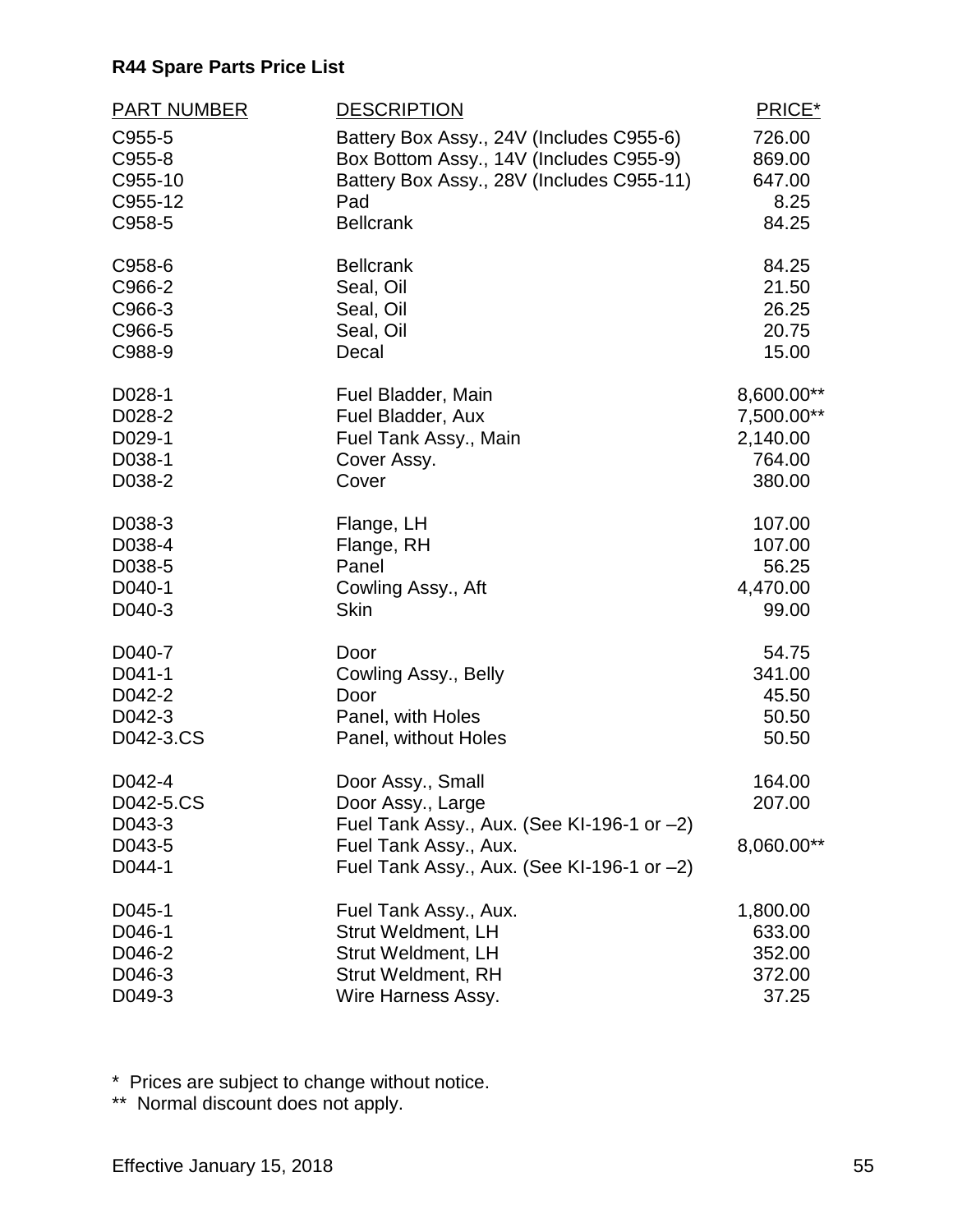**R44 Spare Parts Price List**

| PART NUMBER | DESCRIPTION | PRICE* |
|---|---|---|
| C955-5 | Battery Box Assy., 24V (Includes C955-6) | 726.00 |
| C955-8 | Box Bottom Assy., 14V (Includes C955-9) | 869.00 |
| C955-10 | Battery Box Assy., 28V (Includes C955-11) | 647.00 |
| C955-12 | Pad | 8.25 |
| C958-5 | Bellcrank | 84.25 |
| C958-6 | Bellcrank | 84.25 |
| C966-2 | Seal, Oil | 21.50 |
| C966-3 | Seal, Oil | 26.25 |
| C966-5 | Seal, Oil | 20.75 |
| C988-9 | Decal | 15.00 |
| D028-1 | Fuel Bladder, Main | 8,600.00** |
| D028-2 | Fuel Bladder, Aux | 7,500.00** |
| D029-1 | Fuel Tank Assy., Main | 2,140.00 |
| D038-1 | Cover Assy. | 764.00 |
| D038-2 | Cover | 380.00 |
| D038-3 | Flange, LH | 107.00 |
| D038-4 | Flange, RH | 107.00 |
| D038-5 | Panel | 56.25 |
| D040-1 | Cowling Assy., Aft | 4,470.00 |
| D040-3 | Skin | 99.00 |
| D040-7 | Door | 54.75 |
| D041-1 | Cowling Assy., Belly | 341.00 |
| D042-2 | Door | 45.50 |
| D042-3 | Panel, with Holes | 50.50 |
| D042-3.CS | Panel, without Holes | 50.50 |
| D042-4 | Door Assy., Small | 164.00 |
| D042-5.CS | Door Assy., Large | 207.00 |
| D043-3 | Fuel Tank Assy., Aux. (See KI-196-1 or –2) | |
| D043-5 | Fuel Tank Assy., Aux. | 8,060.00** |
| D044-1 | Fuel Tank Assy., Aux. (See KI-196-1 or –2) | |
| D045-1 | Fuel Tank Assy., Aux. | 1,800.00 |
| D046-1 | Strut Weldment, LH | 633.00 |
| D046-2 | Strut Weldment, LH | 352.00 |
| D046-3 | Strut Weldment, RH | 372.00 |
| D049-3 | Wire Harness Assy. | 37.25 |

\* Prices are subject to change without notice.

** Normal discount does not apply.

Effective January 15, 2018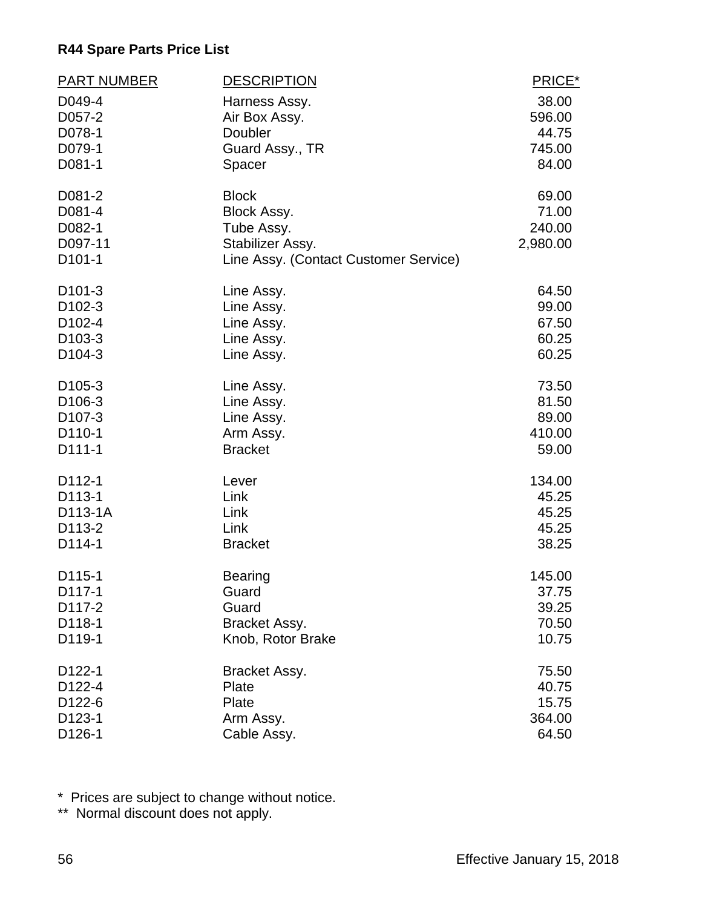**R44 Spare Parts Price List**

| PART NUMBER | DESCRIPTION | PRICE* |
|---|---|---|
| D049-4 | Harness Assy. | 38.00 |
| D057-2 | Air Box Assy. | 596.00 |
| D078-1 | Doubler | 44.75 |
| D079-1 | Guard Assy., TR | 745.00 |
| D081-1 | Spacer | 84.00 |
| D081-2 | Block | 69.00 |
| D081-4 | Block Assy. | 71.00 |
| D082-1 | Tube Assy. | 240.00 |
| D097-11 | Stabilizer Assy. | 2,980.00 |
| D101-1 | Line Assy. (Contact Customer Service) | |
| D101-3 | Line Assy. | 64.50 |
| D102-3 | Line Assy. | 99.00 |
| D102-4 | Line Assy. | 67.50 |
| D103-3 | Line Assy. | 60.25 |
| D104-3 | Line Assy. | 60.25 |
| D105-3 | Line Assy. | 73.50 |
| D106-3 | Line Assy. | 81.50 |
| D107-3 | Line Assy. | 89.00 |
| D110-1 | Arm Assy. | 410.00 |
| D111-1 | Bracket | 59.00 |
| D112-1 | Lever | 134.00 |
| D113-1 | Link | 45.25 |
| D113-1A | Link | 45.25 |
| D113-2 | Link | 45.25 |
| D114-1 | Bracket | 38.25 |
| D115-1 | Bearing | 145.00 |
| D117-1 | Guard | 37.75 |
| D117-2 | Guard | 39.25 |
| D118-1 | Bracket Assy. | 70.50 |
| D119-1 | Knob, Rotor Brake | 10.75 |
| D122-1 | Bracket Assy. | 75.50 |
| D122-4 | Plate | 40.75 |
| D122-6 | Plate | 15.75 |
| D123-1 | Arm Assy. | 364.00 |
| D126-1 | Cable Assy. | 64.50 |

\* Prices are subject to change without notice.
\*\* Normal discount does not apply.

Effective January 15, 2018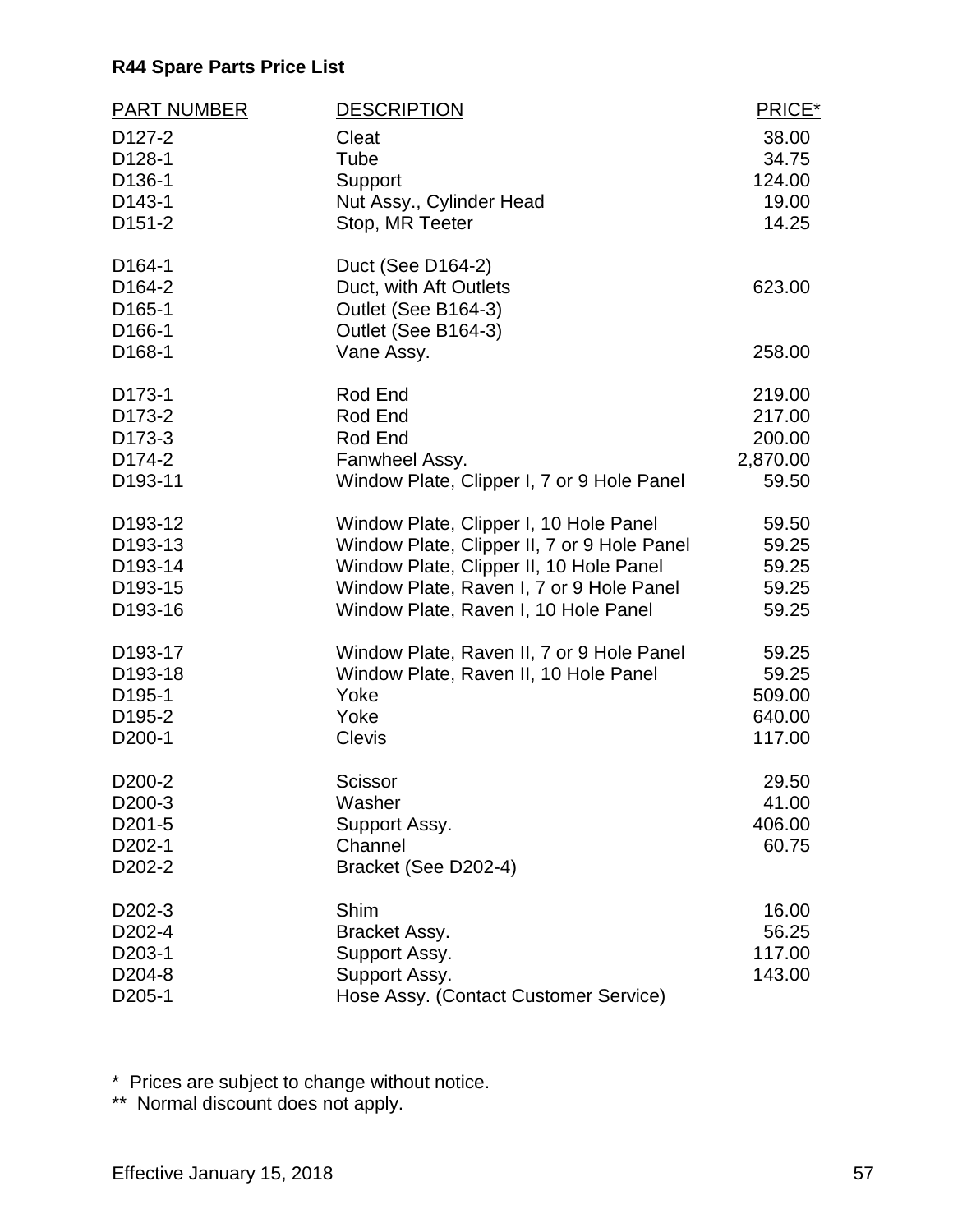**R44 Spare Parts Price List**

| PART NUMBER | DESCRIPTION | PRICE* |
|---|---|---|
| D127-2 | Cleat | 38.00 |
| D128-1 | Tube | 34.75 |
| D136-1 | Support | 124.00 |
| D143-1 | Nut Assy., Cylinder Head | 19.00 |
| D151-2 | Stop, MR Teeter | 14.25 |
| D164-1 | Duct (See D164-2) | |
| D164-2 | Duct, with Aft Outlets | 623.00 |
| D165-1 | Outlet (See B164-3) | |
| D166-1 | Outlet (See B164-3) | |
| D168-1 | Vane Assy. | 258.00 |
| D173-1 | Rod End | 219.00 |
| D173-2 | Rod End | 217.00 |
| D173-3 | Rod End | 200.00 |
| D174-2 | Fanwheel Assy. | 2,870.00 |
| D193-11 | Window Plate, Clipper I, 7 or 9 Hole Panel | 59.50 |
| D193-12 | Window Plate, Clipper I, 10 Hole Panel | 59.50 |
| D193-13 | Window Plate, Clipper II, 7 or 9 Hole Panel | 59.25 |
| D193-14 | Window Plate, Clipper II, 10 Hole Panel | 59.25 |
| D193-15 | Window Plate, Raven I, 7 or 9 Hole Panel | 59.25 |
| D193-16 | Window Plate, Raven I, 10 Hole Panel | 59.25 |
| D193-17 | Window Plate, Raven II, 7 or 9 Hole Panel | 59.25 |
| D193-18 | Window Plate, Raven II, 10 Hole Panel | 59.25 |
| D195-1 | Yoke | 509.00 |
| D195-2 | Yoke | 640.00 |
| D200-1 | Clevis | 117.00 |
| D200-2 | Scissor | 29.50 |
| D200-3 | Washer | 41.00 |
| D201-5 | Support Assy. | 406.00 |
| D202-1 | Channel | 60.75 |
| D202-2 | Bracket (See D202-4) | |
| D202-3 | Shim | 16.00 |
| D202-4 | Bracket Assy. | 56.25 |
| D203-1 | Support Assy. | 117.00 |
| D204-8 | Support Assy. | 143.00 |
| D205-1 | Hose Assy. (Contact Customer Service) | |

\* Prices are subject to change without notice.

** Normal discount does not apply.

Effective January 15, 2018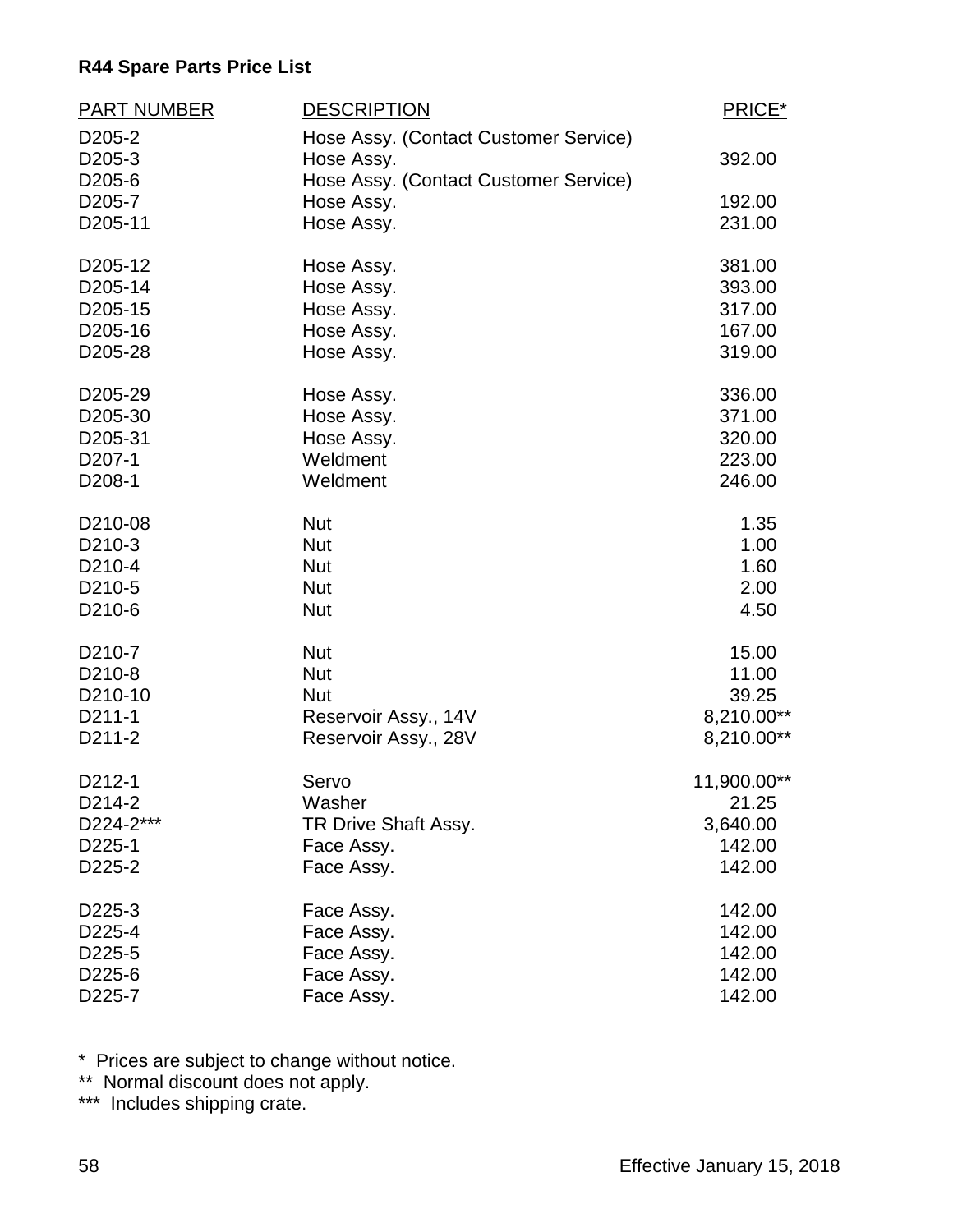**R44 Spare Parts Price List**

| PART NUMBER | DESCRIPTION | PRICE* |
|---|---|---|
| D205-2 | Hose Assy. (Contact Customer Service) | |
| D205-3 | Hose Assy. | 392.00 |
| D205-6 | Hose Assy. (Contact Customer Service) | |
| D205-7 | Hose Assy. | 192.00 |
| D205-11 | Hose Assy. | 231.00 |
| D205-12 | Hose Assy. | 381.00 |
| D205-14 | Hose Assy. | 393.00 |
| D205-15 | Hose Assy. | 317.00 |
| D205-16 | Hose Assy. | 167.00 |
| D205-28 | Hose Assy. | 319.00 |
| D205-29 | Hose Assy. | 336.00 |
| D205-30 | Hose Assy. | 371.00 |
| D205-31 | Hose Assy. | 320.00 |
| D207-1 | Weldment | 223.00 |
| D208-1 | Weldment | 246.00 |
| D210-08 | Nut | 1.35 |
| D210-3 | Nut | 1.00 |
| D210-4 | Nut | 1.60 |
| D210-5 | Nut | 2.00 |
| D210-6 | Nut | 4.50 |
| D210-7 | Nut | 15.00 |
| D210-8 | Nut | 11.00 |
| D210-10 | Nut | 39.25 |
| D211-1 | Reservoir Assy., 14V | 8,210.00** |
| D211-2 | Reservoir Assy., 28V | 8,210.00** |
| D212-1 | Servo | 11,900.00** |
| D214-2 | Washer | 21.25 |
| D224-2*** | TR Drive Shaft Assy. | 3,640.00 |
| D225-1 | Face Assy. | 142.00 |
| D225-2 | Face Assy. | 142.00 |
| D225-3 | Face Assy. | 142.00 |
| D225-4 | Face Assy. | 142.00 |
| D225-5 | Face Assy. | 142.00 |
| D225-6 | Face Assy. | 142.00 |
| D225-7 | Face Assy. | 142.00 |

\* Prices are subject to change without notice.
** Normal discount does not apply.
*** Includes shipping crate.

Effective January 15, 2018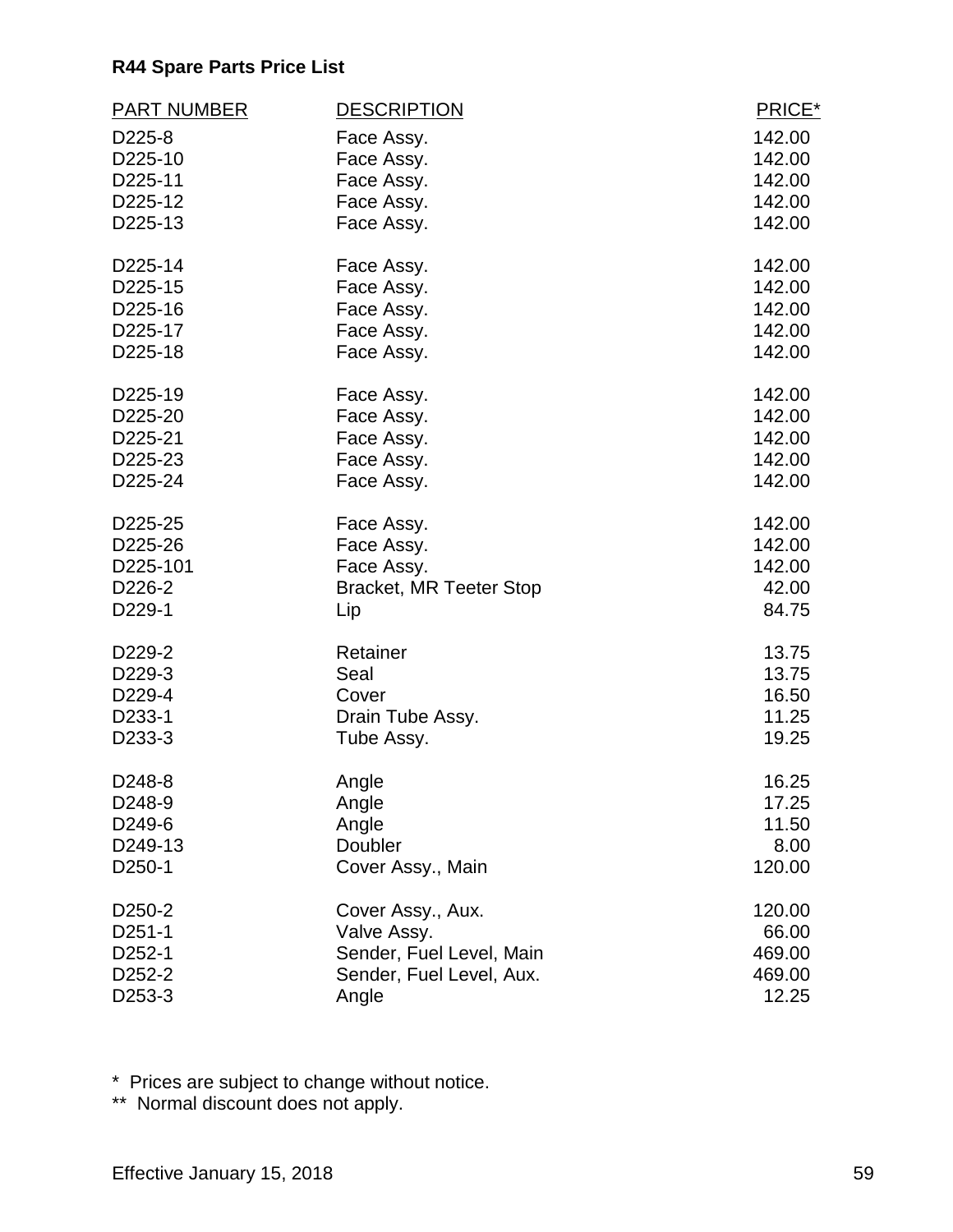**R44 Spare Parts Price List**

| PART NUMBER | DESCRIPTION | PRICE* |
|---|---|---|
| D225-8 | Face Assy. | 142.00 |
| D225-10 | Face Assy. | 142.00 |
| D225-11 | Face Assy. | 142.00 |
| D225-12 | Face Assy. | 142.00 |
| D225-13 | Face Assy. | 142.00 |
| D225-14 | Face Assy. | 142.00 |
| D225-15 | Face Assy. | 142.00 |
| D225-16 | Face Assy. | 142.00 |
| D225-17 | Face Assy. | 142.00 |
| D225-18 | Face Assy. | 142.00 |
| D225-19 | Face Assy. | 142.00 |
| D225-20 | Face Assy. | 142.00 |
| D225-21 | Face Assy. | 142.00 |
| D225-23 | Face Assy. | 142.00 |
| D225-24 | Face Assy. | 142.00 |
| D225-25 | Face Assy. | 142.00 |
| D225-26 | Face Assy. | 142.00 |
| D225-101 | Face Assy. | 142.00 |
| D226-2 | Bracket, MR Teeter Stop | 42.00 |
| D229-1 | Lip | 84.75 |
| D229-2 | Retainer | 13.75 |
| D229-3 | Seal | 13.75 |
| D229-4 | Cover | 16.50 |
| D233-1 | Drain Tube Assy. | 11.25 |
| D233-3 | Tube Assy. | 19.25 |
| D248-8 | Angle | 16.25 |
| D248-9 | Angle | 17.25 |
| D249-6 | Angle | 11.50 |
| D249-13 | Doubler | 8.00 |
| D250-1 | Cover Assy., Main | 120.00 |
| D250-2 | Cover Assy., Aux. | 120.00 |
| D251-1 | Valve Assy. | 66.00 |
| D252-1 | Sender, Fuel Level, Main | 469.00 |
| D252-2 | Sender, Fuel Level, Aux. | 469.00 |
| D253-3 | Angle | 12.25 |

\* Prices are subject to change without notice.

\** Normal discount does not apply.

Effective January 15, 2018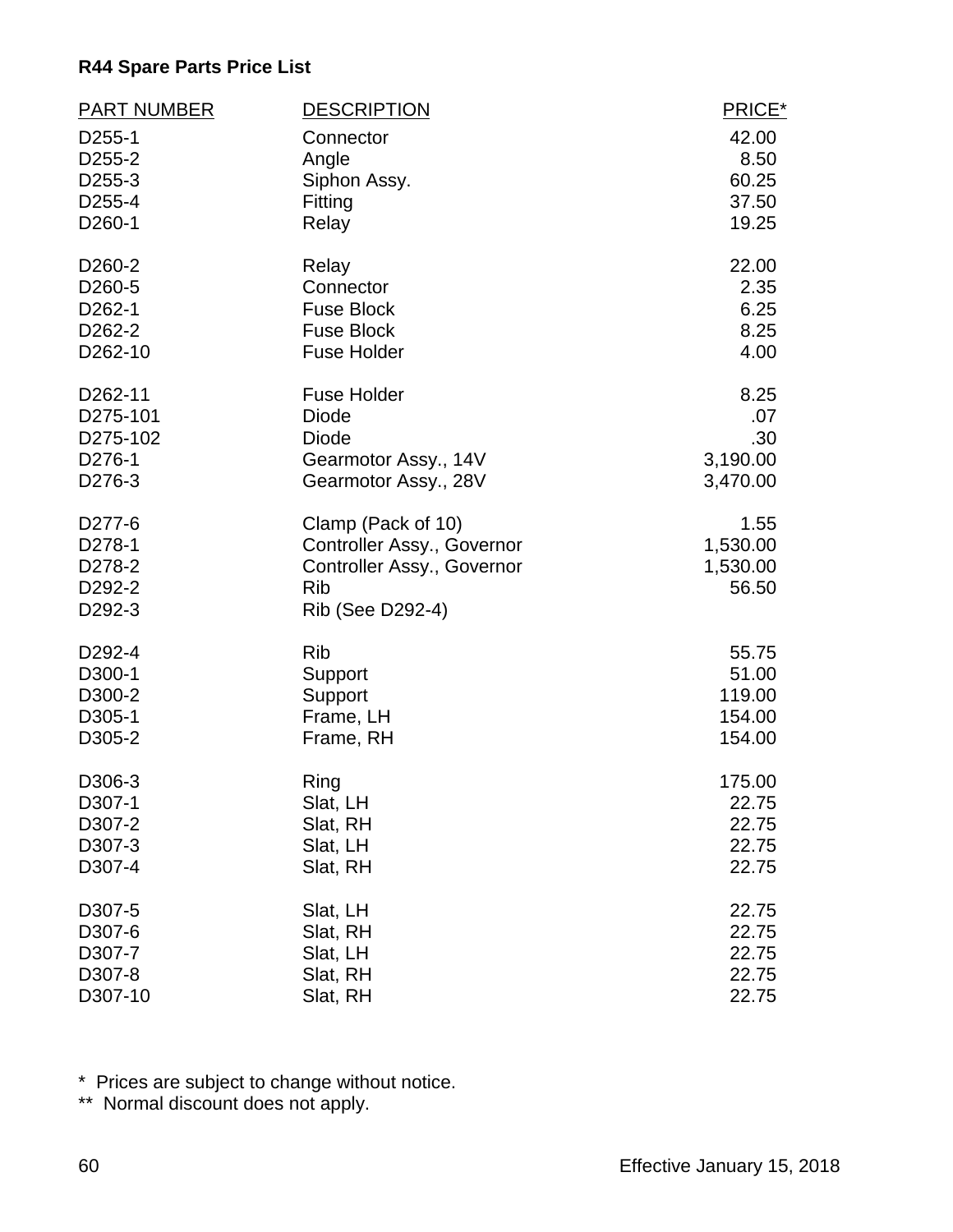**R44 Spare Parts Price List**

| PART NUMBER | DESCRIPTION | PRICE* |
|---|---|---|
| D255-1 | Connector | 42.00 |
| D255-2 | Angle | 8.50 |
| D255-3 | Siphon Assy. | 60.25 |
| D255-4 | Fitting | 37.50 |
| D260-1 | Relay | 19.25 |
| D260-2 | Relay | 22.00 |
| D260-5 | Connector | 2.35 |
| D262-1 | Fuse Block | 6.25 |
| D262-2 | Fuse Block | 8.25 |
| D262-10 | Fuse Holder | 4.00 |
| D262-11 | Fuse Holder | 8.25 |
| D275-101 | Diode | .07 |
| D275-102 | Diode | .30 |
| D276-1 | Gearmotor Assy., 14V | 3,190.00 |
| D276-3 | Gearmotor Assy., 28V | 3,470.00 |
| D277-6 | Clamp (Pack of 10) | 1.55 |
| D278-1 | Controller Assy., Governor | 1,530.00 |
| D278-2 | Controller Assy., Governor | 1,530.00 |
| D292-2 | Rib | 56.50 |
| D292-3 | Rib (See D292-4) | |
| D292-4 | Rib | 55.75 |
| D300-1 | Support | 51.00 |
| D300-2 | Support | 119.00 |
| D305-1 | Frame, LH | 154.00 |
| D305-2 | Frame, RH | 154.00 |
| D306-3 | Ring | 175.00 |
| D307-1 | Slat, LH | 22.75 |
| D307-2 | Slat, RH | 22.75 |
| D307-3 | Slat, LH | 22.75 |
| D307-4 | Slat, RH | 22.75 |
| D307-5 | Slat, LH | 22.75 |
| D307-6 | Slat, RH | 22.75 |
| D307-7 | Slat, LH | 22.75 |
| D307-8 | Slat, RH | 22.75 |
| D307-10 | Slat, RH | 22.75 |

\* Prices are subject to change without notice.

\*\* Normal discount does not apply.

Effective January 15, 2018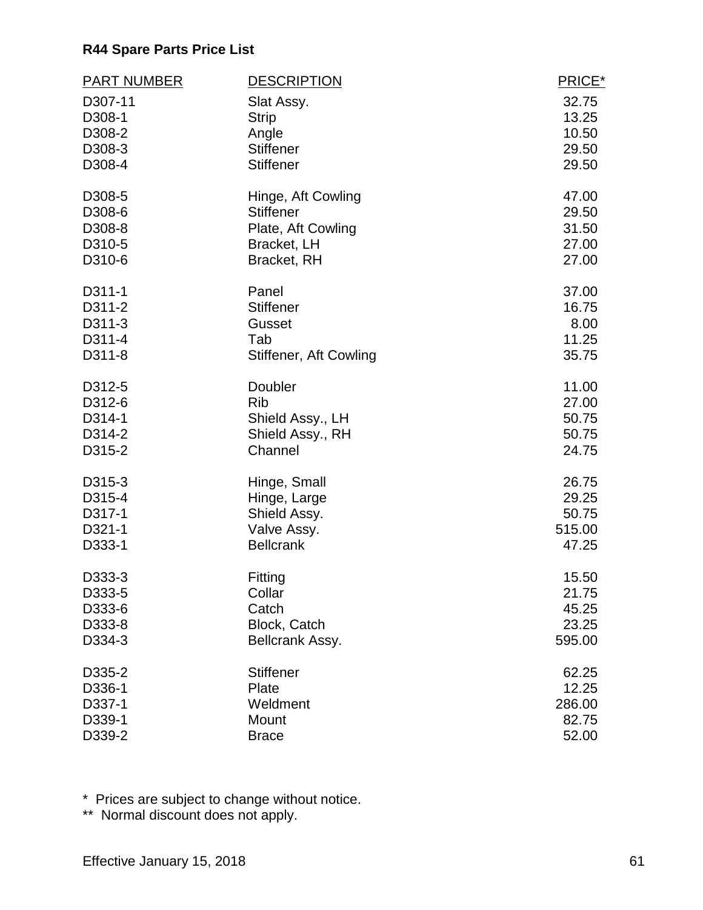**R44 Spare Parts Price List**

| PART NUMBER | DESCRIPTION | PRICE* |
|---|---|---|
| D307-11 | Slat Assy. | 32.75 |
| D308-1 | Strip | 13.25 |
| D308-2 | Angle | 10.50 |
| D308-3 | Stiffener | 29.50 |
| D308-4 | Stiffener | 29.50 |
| D308-5 | Hinge, Aft Cowling | 47.00 |
| D308-6 | Stiffener | 29.50 |
| D308-8 | Plate, Aft Cowling | 31.50 |
| D310-5 | Bracket, LH | 27.00 |
| D310-6 | Bracket, RH | 27.00 |
| D311-1 | Panel | 37.00 |
| D311-2 | Stiffener | 16.75 |
| D311-3 | Gusset | 8.00 |
| D311-4 | Tab | 11.25 |
| D311-8 | Stiffener, Aft Cowling | 35.75 |
| D312-5 | Doubler | 11.00 |
| D312-6 | Rib | 27.00 |
| D314-1 | Shield Assy., LH | 50.75 |
| D314-2 | Shield Assy., RH | 50.75 |
| D315-2 | Channel | 24.75 |
| D315-3 | Hinge, Small | 26.75 |
| D315-4 | Hinge, Large | 29.25 |
| D317-1 | Shield Assy. | 50.75 |
| D321-1 | Valve Assy. | 515.00 |
| D333-1 | Bellcrank | 47.25 |
| D333-3 | Fitting | 15.50 |
| D333-5 | Collar | 21.75 |
| D333-6 | Catch | 45.25 |
| D333-8 | Block, Catch | 23.25 |
| D334-3 | Bellcrank Assy. | 595.00 |
| D335-2 | Stiffener | 62.25 |
| D336-1 | Plate | 12.25 |
| D337-1 | Weldment | 286.00 |
| D339-1 | Mount | 82.75 |
| D339-2 | Brace | 52.00 |

\* Prices are subject to change without notice.

\** Normal discount does not apply.

Effective January 15, 2018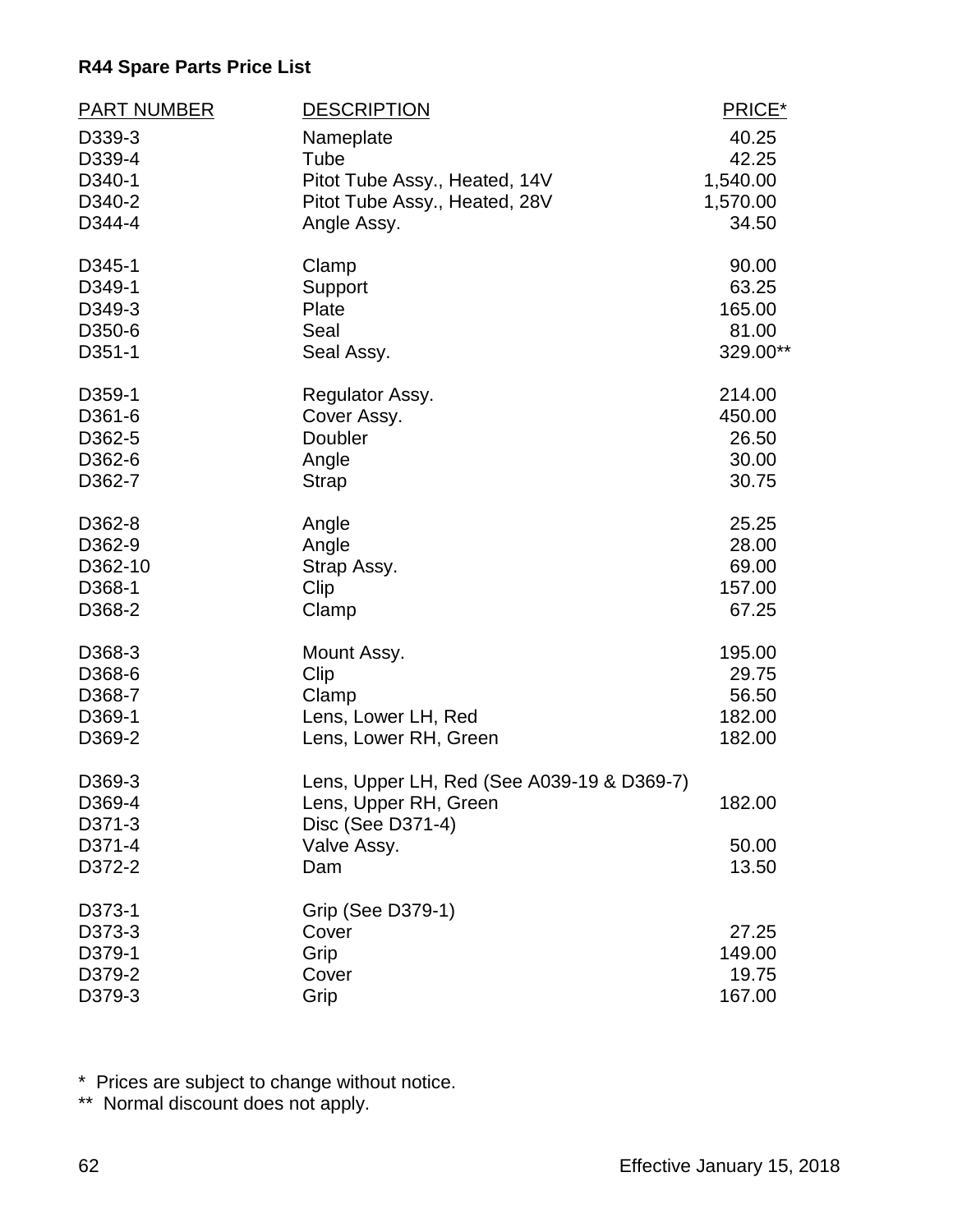**R44 Spare Parts Price List**

| PART NUMBER | DESCRIPTION | PRICE* |
|---|---|---|
| D339-3 | Nameplate | 40.25 |
| D339-4 | Tube | 42.25 |
| D340-1 | Pitot Tube Assy., Heated, 14V | 1,540.00 |
| D340-2 | Pitot Tube Assy., Heated, 28V | 1,570.00 |
| D344-4 | Angle Assy. | 34.50 |
| D345-1 | Clamp | 90.00 |
| D349-1 | Support | 63.25 |
| D349-3 | Plate | 165.00 |
| D350-6 | Seal | 81.00 |
| D351-1 | Seal Assy. | 329.00** |
| D359-1 | Regulator Assy. | 214.00 |
| D361-6 | Cover Assy. | 450.00 |
| D362-5 | Doubler | 26.50 |
| D362-6 | Angle | 30.00 |
| D362-7 | Strap | 30.75 |
| D362-8 | Angle | 25.25 |
| D362-9 | Angle | 28.00 |
| D362-10 | Strap Assy. | 69.00 |
| D368-1 | Clip | 157.00 |
| D368-2 | Clamp | 67.25 |
| D368-3 | Mount Assy. | 195.00 |
| D368-6 | Clip | 29.75 |
| D368-7 | Clamp | 56.50 |
| D369-1 | Lens, Lower LH, Red | 182.00 |
| D369-2 | Lens, Lower RH, Green | 182.00 |
| D369-3 | Lens, Upper LH, Red (See A039-19 & D369-7) | |
| D369-4 | Lens, Upper RH, Green | 182.00 |
| D371-3 | Disc (See D371-4) | |
| D371-4 | Valve Assy. | 50.00 |
| D372-2 | Dam | 13.50 |
| D373-1 | Grip (See D379-1) | |
| D373-3 | Cover | 27.25 |
| D379-1 | Grip | 149.00 |
| D379-2 | Cover | 19.75 |
| D379-3 | Grip | 167.00 |

\* Prices are subject to change without notice.

\*\* Normal discount does not apply.

Effective January 15, 2018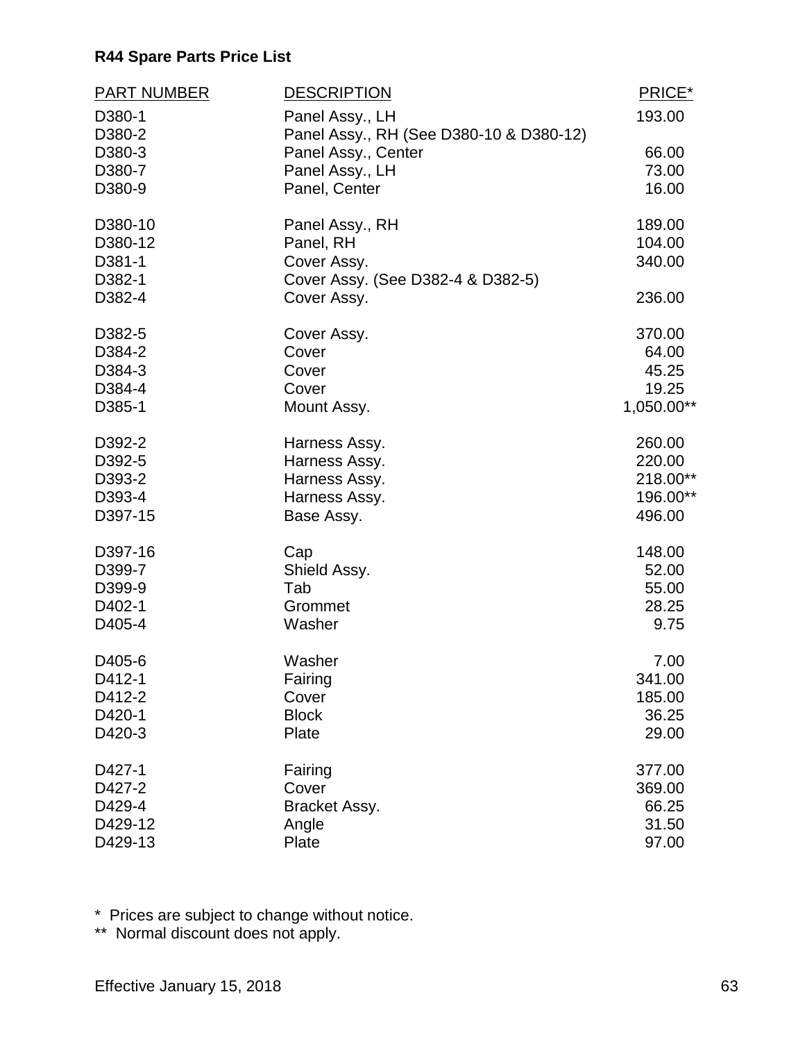**R44 Spare Parts Price List**

| PART NUMBER | DESCRIPTION | PRICE* |
|---|---|---|
| D380-1 | Panel Assy., LH | 193.00 |
| D380-2 | Panel Assy., RH (See D380-10 & D380-12) | |
| D380-3 | Panel Assy., Center | 66.00 |
| D380-7 | Panel Assy., LH | 73.00 |
| D380-9 | Panel, Center | 16.00 |
| D380-10 | Panel Assy., RH | 189.00 |
| D380-12 | Panel, RH | 104.00 |
| D381-1 | Cover Assy. | 340.00 |
| D382-1 | Cover Assy. (See D382-4 & D382-5) | |
| D382-4 | Cover Assy. | 236.00 |
| D382-5 | Cover Assy. | 370.00 |
| D384-2 | Cover | 64.00 |
| D384-3 | Cover | 45.25 |
| D384-4 | Cover | 19.25 |
| D385-1 | Mount Assy. | 1,050.00** |
| D392-2 | Harness Assy. | 260.00 |
| D392-5 | Harness Assy. | 220.00 |
| D393-2 | Harness Assy. | 218.00** |
| D393-4 | Harness Assy. | 196.00** |
| D397-15 | Base Assy. | 496.00 |
| D397-16 | Cap | 148.00 |
| D399-7 | Shield Assy. | 52.00 |
| D399-9 | Tab | 55.00 |
| D402-1 | Grommet | 28.25 |
| D405-4 | Washer | 9.75 |
| D405-6 | Washer | 7.00 |
| D412-1 | Fairing | 341.00 |
| D412-2 | Cover | 185.00 |
| D420-1 | Block | 36.25 |
| D420-3 | Plate | 29.00 |
| D427-1 | Fairing | 377.00 |
| D427-2 | Cover | 369.00 |
| D429-4 | Bracket Assy. | 66.25 |
| D429-12 | Angle | 31.50 |
| D429-13 | Plate | 97.00 |

\* Prices are subject to change without notice.

** Normal discount does not apply.

Effective January 15, 2018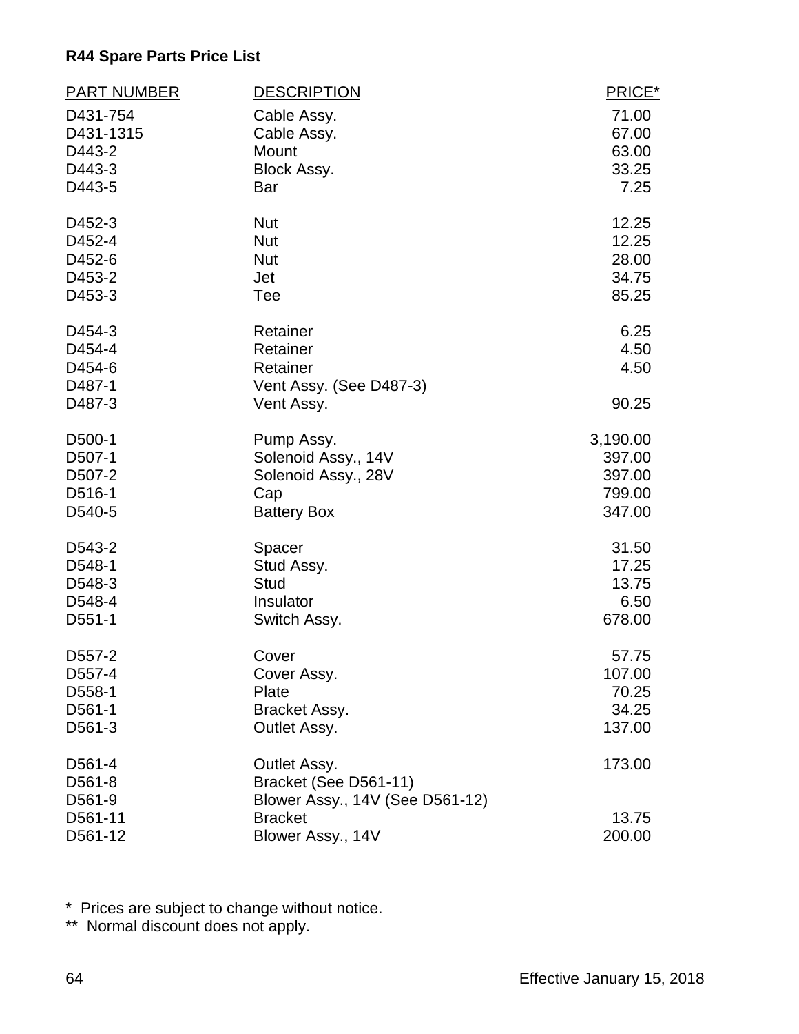**R44 Spare Parts Price List**

| PART NUMBER | DESCRIPTION | PRICE* |
|---|---|---|
| D431-754 | Cable Assy. | 71.00 |
| D431-1315 | Cable Assy. | 67.00 |
| D443-2 | Mount | 63.00 |
| D443-3 | Block Assy. | 33.25 |
| D443-5 | Bar | 7.25 |
| D452-3 | Nut | 12.25 |
| D452-4 | Nut | 12.25 |
| D452-6 | Nut | 28.00 |
| D453-2 | Jet | 34.75 |
| D453-3 | Tee | 85.25 |
| D454-3 | Retainer | 6.25 |
| D454-4 | Retainer | 4.50 |
| D454-6 | Retainer | 4.50 |
| D487-1 | Vent Assy. (See D487-3) | |
| D487-3 | Vent Assy. | 90.25 |
| D500-1 | Pump Assy. | 3,190.00 |
| D507-1 | Solenoid Assy., 14V | 397.00 |
| D507-2 | Solenoid Assy., 28V | 397.00 |
| D516-1 | Cap | 799.00 |
| D540-5 | Battery Box | 347.00 |
| D543-2 | Spacer | 31.50 |
| D548-1 | Stud Assy. | 17.25 |
| D548-3 | Stud | 13.75 |
| D548-4 | Insulator | 6.50 |
| D551-1 | Switch Assy. | 678.00 |
| D557-2 | Cover | 57.75 |
| D557-4 | Cover Assy. | 107.00 |
| D558-1 | Plate | 70.25 |
| D561-1 | Bracket Assy. | 34.25 |
| D561-3 | Outlet Assy. | 137.00 |
| D561-4 | Outlet Assy. | 173.00 |
| D561-8 | Bracket (See D561-11) | |
| D561-9 | Blower Assy., 14V (See D561-12) | |
| D561-11 | Bracket | 13.75 |
| D561-12 | Blower Assy., 14V | 200.00 |

\* Prices are subject to change without notice.
\*\* Normal discount does not apply.

Effective January 15, 2018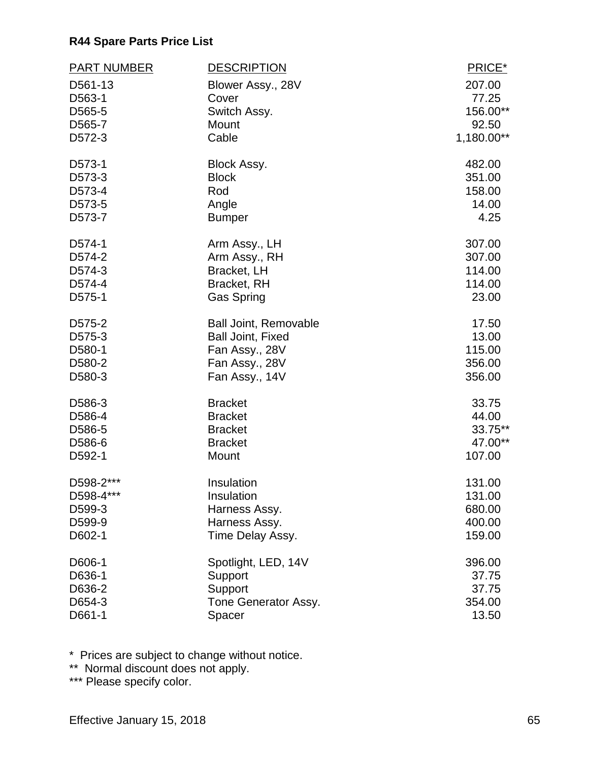**R44 Spare Parts Price List**

| PART NUMBER | DESCRIPTION | PRICE* |
|---|---|---|
| D561-13 | Blower Assy., 28V | 207.00 |
| D563-1 | Cover | 77.25 |
| D565-5 | Switch Assy. | 156.00** |
| D565-7 | Mount | 92.50 |
| D572-3 | Cable | 1,180.00** |
| D573-1 | Block Assy. | 482.00 |
| D573-3 | Block | 351.00 |
| D573-4 | Rod | 158.00 |
| D573-5 | Angle | 14.00 |
| D573-7 | Bumper | 4.25 |
| D574-1 | Arm Assy., LH | 307.00 |
| D574-2 | Arm Assy., RH | 307.00 |
| D574-3 | Bracket, LH | 114.00 |
| D574-4 | Bracket, RH | 114.00 |
| D575-1 | Gas Spring | 23.00 |
| D575-2 | Ball Joint, Removable | 17.50 |
| D575-3 | Ball Joint, Fixed | 13.00 |
| D580-1 | Fan Assy., 28V | 115.00 |
| D580-2 | Fan Assy., 28V | 356.00 |
| D580-3 | Fan Assy., 14V | 356.00 |
| D586-3 | Bracket | 33.75 |
| D586-4 | Bracket | 44.00 |
| D586-5 | Bracket | 33.75** |
| D586-6 | Bracket | 47.00** |
| D592-1 | Mount | 107.00 |
| D598-2*** | Insulation | 131.00 |
| D598-4*** | Insulation | 131.00 |
| D599-3 | Harness Assy. | 680.00 |
| D599-9 | Harness Assy. | 400.00 |
| D602-1 | Time Delay Assy. | 159.00 |
| D606-1 | Spotlight, LED, 14V | 396.00 |
| D636-1 | Support | 37.75 |
| D636-2 | Support | 37.75 |
| D654-3 | Tone Generator Assy. | 354.00 |
| D661-1 | Spacer | 13.50 |

\* Prices are subject to change without notice.
** Normal discount does not apply.
*** Please specify color.

Effective January 15, 2018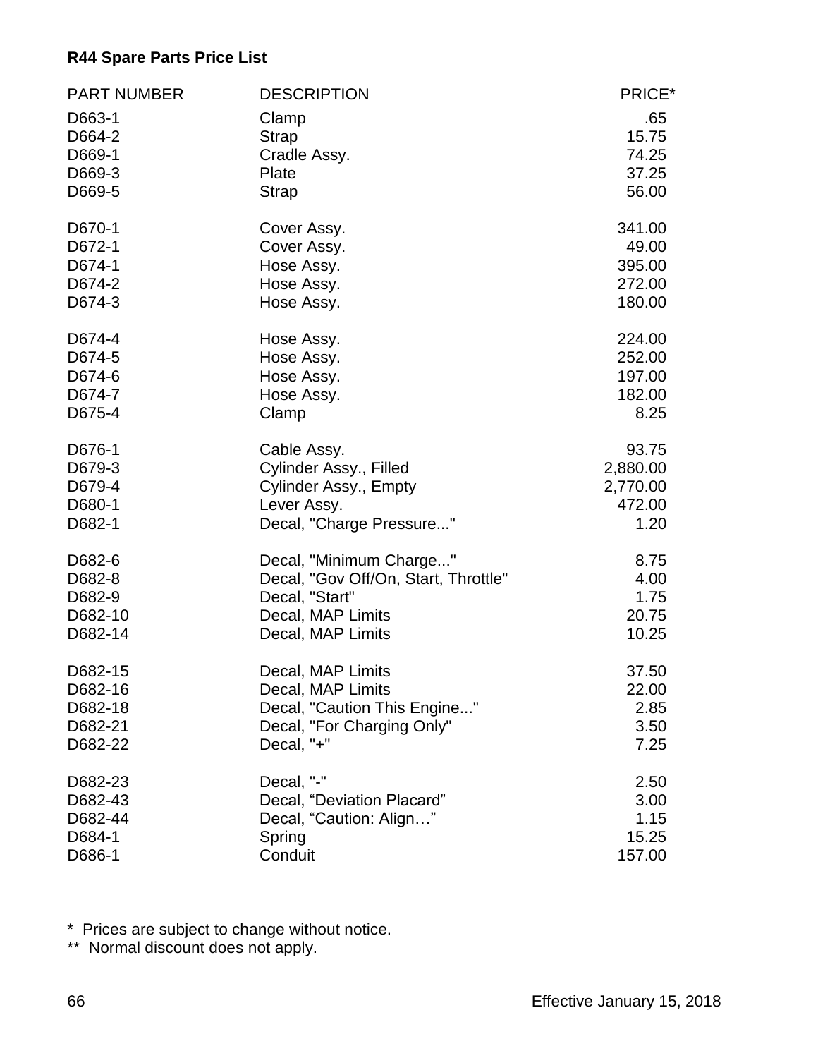**R44 Spare Parts Price List**

| PART NUMBER | DESCRIPTION | PRICE* |
|---|---|---|
| D663-1 | Clamp | .65 |
| D664-2 | Strap | 15.75 |
| D669-1 | Cradle Assy. | 74.25 |
| D669-3 | Plate | 37.25 |
| D669-5 | Strap | 56.00 |
| D670-1 | Cover Assy. | 341.00 |
| D672-1 | Cover Assy. | 49.00 |
| D674-1 | Hose Assy. | 395.00 |
| D674-2 | Hose Assy. | 272.00 |
| D674-3 | Hose Assy. | 180.00 |
| D674-4 | Hose Assy. | 224.00 |
| D674-5 | Hose Assy. | 252.00 |
| D674-6 | Hose Assy. | 197.00 |
| D674-7 | Hose Assy. | 182.00 |
| D675-4 | Clamp | 8.25 |
| D676-1 | Cable Assy. | 93.75 |
| D679-3 | Cylinder Assy., Filled | 2,880.00 |
| D679-4 | Cylinder Assy., Empty | 2,770.00 |
| D680-1 | Lever Assy. | 472.00 |
| D682-1 | Decal, "Charge Pressure..." | 1.20 |
| D682-6 | Decal, "Minimum Charge..." | 8.75 |
| D682-8 | Decal, "Gov Off/On, Start, Throttle" | 4.00 |
| D682-9 | Decal, "Start" | 1.75 |
| D682-10 | Decal, MAP Limits | 20.75 |
| D682-14 | Decal, MAP Limits | 10.25 |
| D682-15 | Decal, MAP Limits | 37.50 |
| D682-16 | Decal, MAP Limits | 22.00 |
| D682-18 | Decal, "Caution This Engine..." | 2.85 |
| D682-21 | Decal, "For Charging Only" | 3.50 |
| D682-22 | Decal, "+" | 7.25 |
| D682-23 | Decal, "-" | 2.50 |
| D682-43 | Decal, “Deviation Placard” | 3.00 |
| D682-44 | Decal, “Caution: Align…” | 1.15 |
| D684-1 | Spring | 15.25 |
| D686-1 | Conduit | 157.00 |

\* Prices are subject to change without notice.

\** Normal discount does not apply.

Effective January 15, 2018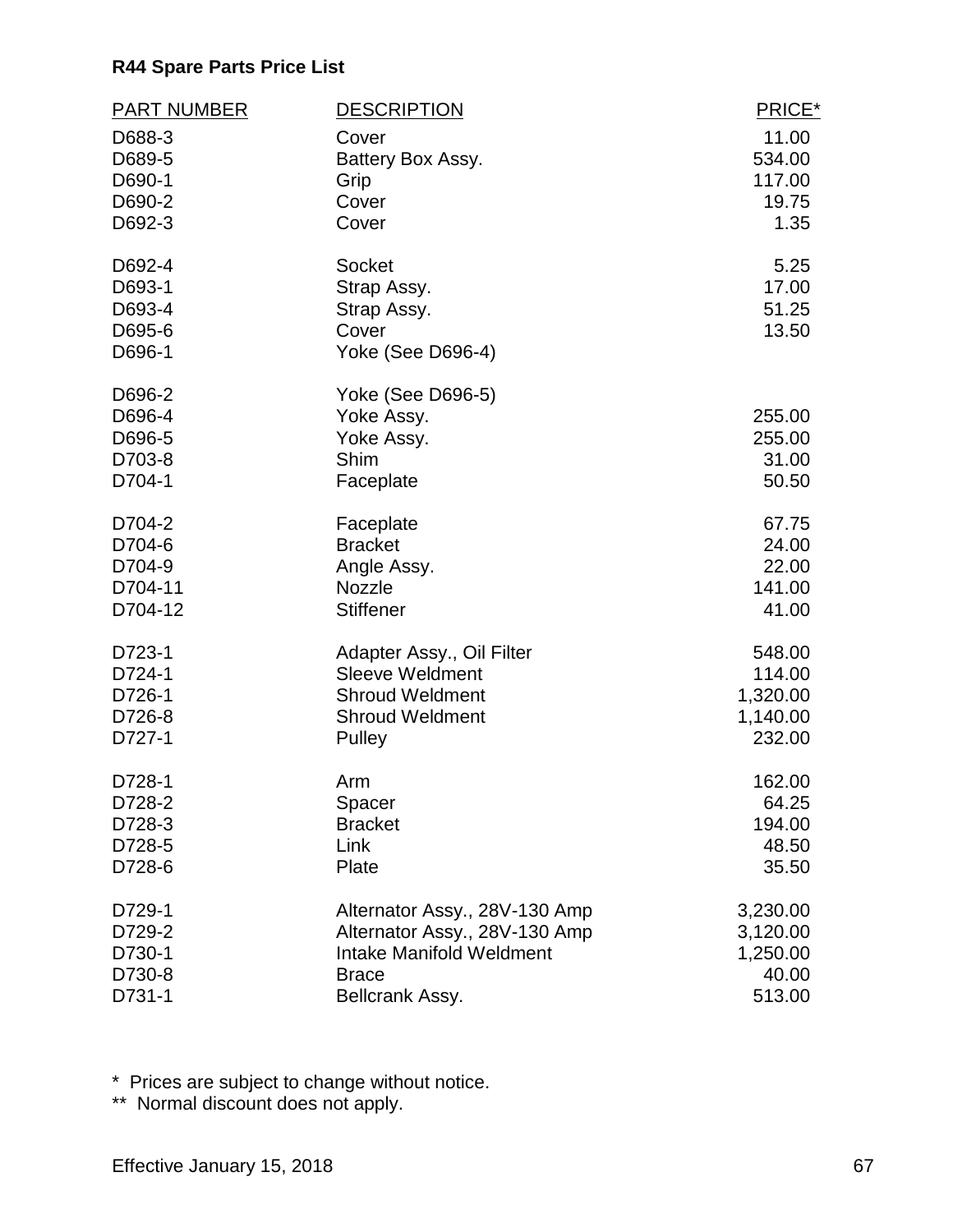**R44 Spare Parts Price List**

| PART NUMBER | DESCRIPTION | PRICE* |
| --- | --- | --- |
| D688-3 | Cover | 11.00 |
| D689-5 | Battery Box Assy. | 534.00 |
| D690-1 | Grip | 117.00 |
| D690-2 | Cover | 19.75 |
| D692-3 | Cover | 1.35 |
| D692-4 | Socket | 5.25 |
| D693-1 | Strap Assy. | 17.00 |
| D693-4 | Strap Assy. | 51.25 |
| D695-6 | Cover | 13.50 |
| D696-1 | Yoke (See D696-4) | |
| D696-2 | Yoke (See D696-5) | |
| D696-4 | Yoke Assy. | 255.00 |
| D696-5 | Yoke Assy. | 255.00 |
| D703-8 | Shim | 31.00 |
| D704-1 | Faceplate | 50.50 |
| D704-2 | Faceplate | 67.75 |
| D704-6 | Bracket | 24.00 |
| D704-9 | Angle Assy. | 22.00 |
| D704-11 | Nozzle | 141.00 |
| D704-12 | Stiffener | 41.00 |
| D723-1 | Adapter Assy., Oil Filter | 548.00 |
| D724-1 | Sleeve Weldment | 114.00 |
| D726-1 | Shroud Weldment | 1,320.00 |
| D726-8 | Shroud Weldment | 1,140.00 |
| D727-1 | Pulley | 232.00 |
| D728-1 | Arm | 162.00 |
| D728-2 | Spacer | 64.25 |
| D728-3 | Bracket | 194.00 |
| D728-5 | Link | 48.50 |
| D728-6 | Plate | 35.50 |
| D729-1 | Alternator Assy., 28V-130 Amp | 3,230.00 |
| D729-2 | Alternator Assy., 28V-130 Amp | 3,120.00 |
| D730-1 | Intake Manifold Weldment | 1,250.00 |
| D730-8 | Brace | 40.00 |
| D731-1 | Bellcrank Assy. | 513.00 |

\* Prices are subject to change without notice.

\** Normal discount does not apply.

Effective January 15, 2018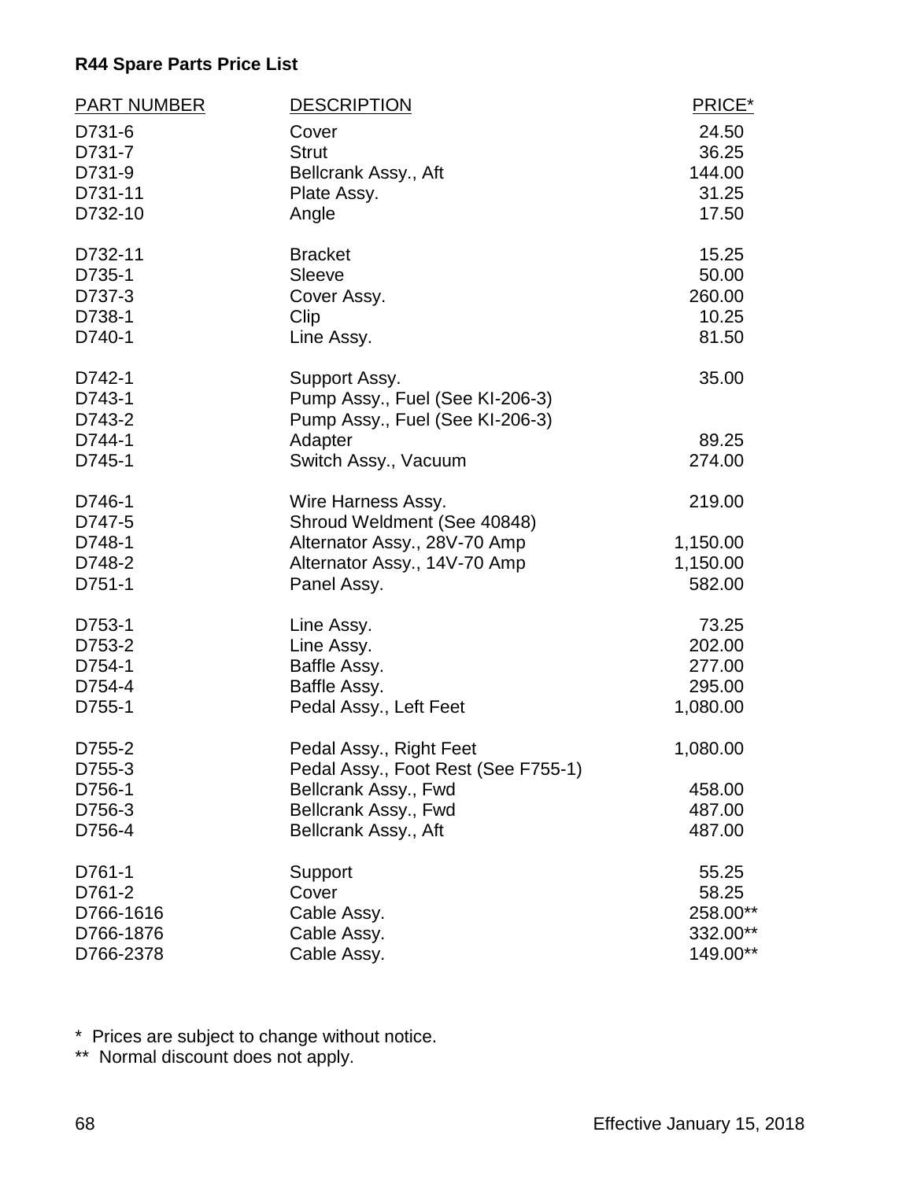**R44 Spare Parts Price List**

| PART NUMBER | DESCRIPTION | PRICE* |
|---|---|---|
| D731-6 | Cover | 24.50 |
| D731-7 | Strut | 36.25 |
| D731-9 | Bellcrank Assy., Aft | 144.00 |
| D731-11 | Plate Assy. | 31.25 |
| D732-10 | Angle | 17.50 |
| D732-11 | Bracket | 15.25 |
| D735-1 | Sleeve | 50.00 |
| D737-3 | Cover Assy. | 260.00 |
| D738-1 | Clip | 10.25 |
| D740-1 | Line Assy. | 81.50 |
| D742-1 | Support Assy. | 35.00 |
| D743-1 | Pump Assy., Fuel (See KI-206-3) | |
| D743-2 | Pump Assy., Fuel (See KI-206-3) | |
| D744-1 | Adapter | 89.25 |
| D745-1 | Switch Assy., Vacuum | 274.00 |
| D746-1 | Wire Harness Assy. | 219.00 |
| D747-5 | Shroud Weldment (See 40848) | |
| D748-1 | Alternator Assy., 28V-70 Amp | 1,150.00 |
| D748-2 | Alternator Assy., 14V-70 Amp | 1,150.00 |
| D751-1 | Panel Assy. | 582.00 |
| D753-1 | Line Assy. | 73.25 |
| D753-2 | Line Assy. | 202.00 |
| D754-1 | Baffle Assy. | 277.00 |
| D754-4 | Baffle Assy. | 295.00 |
| D755-1 | Pedal Assy., Left Feet | 1,080.00 |
| D755-2 | Pedal Assy., Right Feet | 1,080.00 |
| D755-3 | Pedal Assy., Foot Rest (See F755-1) | |
| D756-1 | Bellcrank Assy., Fwd | 458.00 |
| D756-3 | Bellcrank Assy., Fwd | 487.00 |
| D756-4 | Bellcrank Assy., Aft | 487.00 |
| D761-1 | Support | 55.25 |
| D761-2 | Cover | 58.25 |
| D766-1616 | Cable Assy. | 258.00** |
| D766-1876 | Cable Assy. | 332.00** |
| D766-2378 | Cable Assy. | 149.00** |

\* Prices are subject to change without notice.

** Normal discount does not apply.

Effective January 15, 2018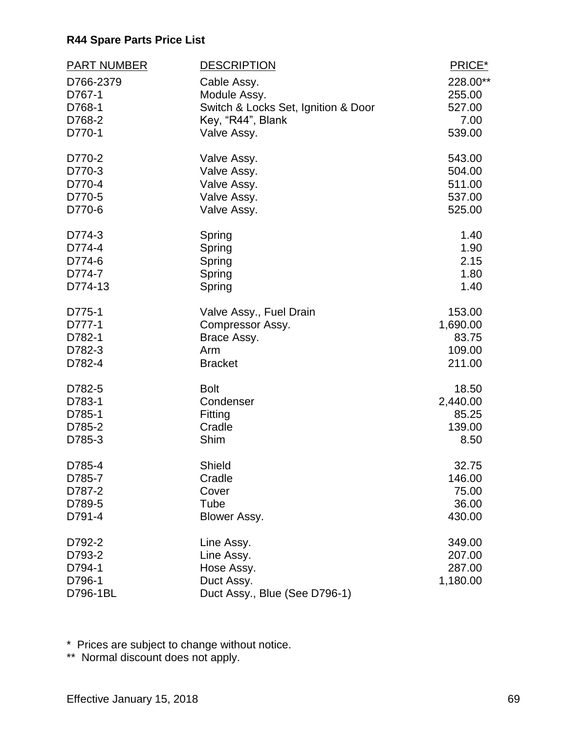**R44 Spare Parts Price List**

| PART NUMBER | DESCRIPTION | PRICE* |
|---|---|---|
| D766-2379 | Cable Assy. | 228.00** |
| D767-1 | Module Assy. | 255.00 |
| D768-1 | Switch & Locks Set, Ignition & Door | 527.00 |
| D768-2 | Key, “R44”, Blank | 7.00 |
| D770-1 | Valve Assy. | 539.00 |
| D770-2 | Valve Assy. | 543.00 |
| D770-3 | Valve Assy. | 504.00 |
| D770-4 | Valve Assy. | 511.00 |
| D770-5 | Valve Assy. | 537.00 |
| D770-6 | Valve Assy. | 525.00 |
| D774-3 | Spring | 1.40 |
| D774-4 | Spring | 1.90 |
| D774-6 | Spring | 2.15 |
| D774-7 | Spring | 1.80 |
| D774-13 | Spring | 1.40 |
| D775-1 | Valve Assy., Fuel Drain | 153.00 |
| D777-1 | Compressor Assy. | 1,690.00 |
| D782-1 | Brace Assy. | 83.75 |
| D782-3 | Arm | 109.00 |
| D782-4 | Bracket | 211.00 |
| D782-5 | Bolt | 18.50 |
| D783-1 | Condenser | 2,440.00 |
| D785-1 | Fitting | 85.25 |
| D785-2 | Cradle | 139.00 |
| D785-3 | Shim | 8.50 |
| D785-4 | Shield | 32.75 |
| D785-7 | Cradle | 146.00 |
| D787-2 | Cover | 75.00 |
| D789-5 | Tube | 36.00 |
| D791-4 | Blower Assy. | 430.00 |
| D792-2 | Line Assy. | 349.00 |
| D793-2 | Line Assy. | 207.00 |
| D794-1 | Hose Assy. | 287.00 |
| D796-1 | Duct Assy. | 1,180.00 |
| D796-1BL | Duct Assy., Blue (See D796-1) | |

\* Prices are subject to change without notice.

\*\* Normal discount does not apply.

Effective January 15, 2018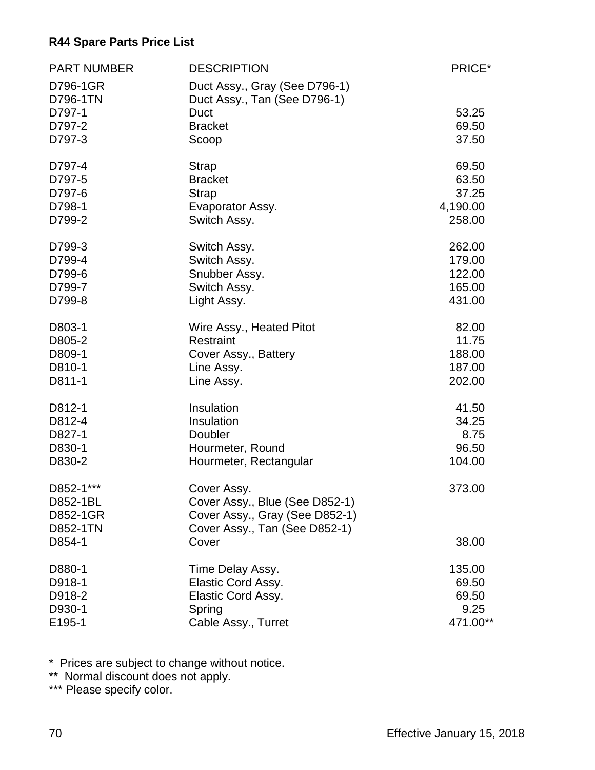**R44 Spare Parts Price List**

| PART NUMBER | DESCRIPTION | PRICE* |
|---|---|---|
| D796-1GR | Duct Assy., Gray (See D796-1) | |
| D796-1TN | Duct Assy., Tan (See D796-1) | |
| D797-1 | Duct | 53.25 |
| D797-2 | Bracket | 69.50 |
| D797-3 | Scoop | 37.50 |
| D797-4 | Strap | 69.50 |
| D797-5 | Bracket | 63.50 |
| D797-6 | Strap | 37.25 |
| D798-1 | Evaporator Assy. | 4,190.00 |
| D799-2 | Switch Assy. | 258.00 |
| D799-3 | Switch Assy. | 262.00 |
| D799-4 | Switch Assy. | 179.00 |
| D799-6 | Snubber Assy. | 122.00 |
| D799-7 | Switch Assy. | 165.00 |
| D799-8 | Light Assy. | 431.00 |
| D803-1 | Wire Assy., Heated Pitot | 82.00 |
| D805-2 | Restraint | 11.75 |
| D809-1 | Cover Assy., Battery | 188.00 |
| D810-1 | Line Assy. | 187.00 |
| D811-1 | Line Assy. | 202.00 |
| D812-1 | Insulation | 41.50 |
| D812-4 | Insulation | 34.25 |
| D827-1 | Doubler | 8.75 |
| D830-1 | Hourmeter, Round | 96.50 |
| D830-2 | Hourmeter, Rectangular | 104.00 |
| D852-1*** | Cover Assy. | 373.00 |
| D852-1BL | Cover Assy., Blue (See D852-1) | |
| D852-1GR | Cover Assy., Gray (See D852-1) | |
| D852-1TN | Cover Assy., Tan (See D852-1) | |
| D854-1 | Cover | 38.00 |
| D880-1 | Time Delay Assy. | 135.00 |
| D918-1 | Elastic Cord Assy. | 69.50 |
| D918-2 | Elastic Cord Assy. | 69.50 |
| D930-1 | Spring | 9.25 |
| E195-1 | Cable Assy., Turret | 471.00** |

\* Prices are subject to change without notice.

** Normal discount does not apply.

*** Please specify color.

Effective January 15, 2018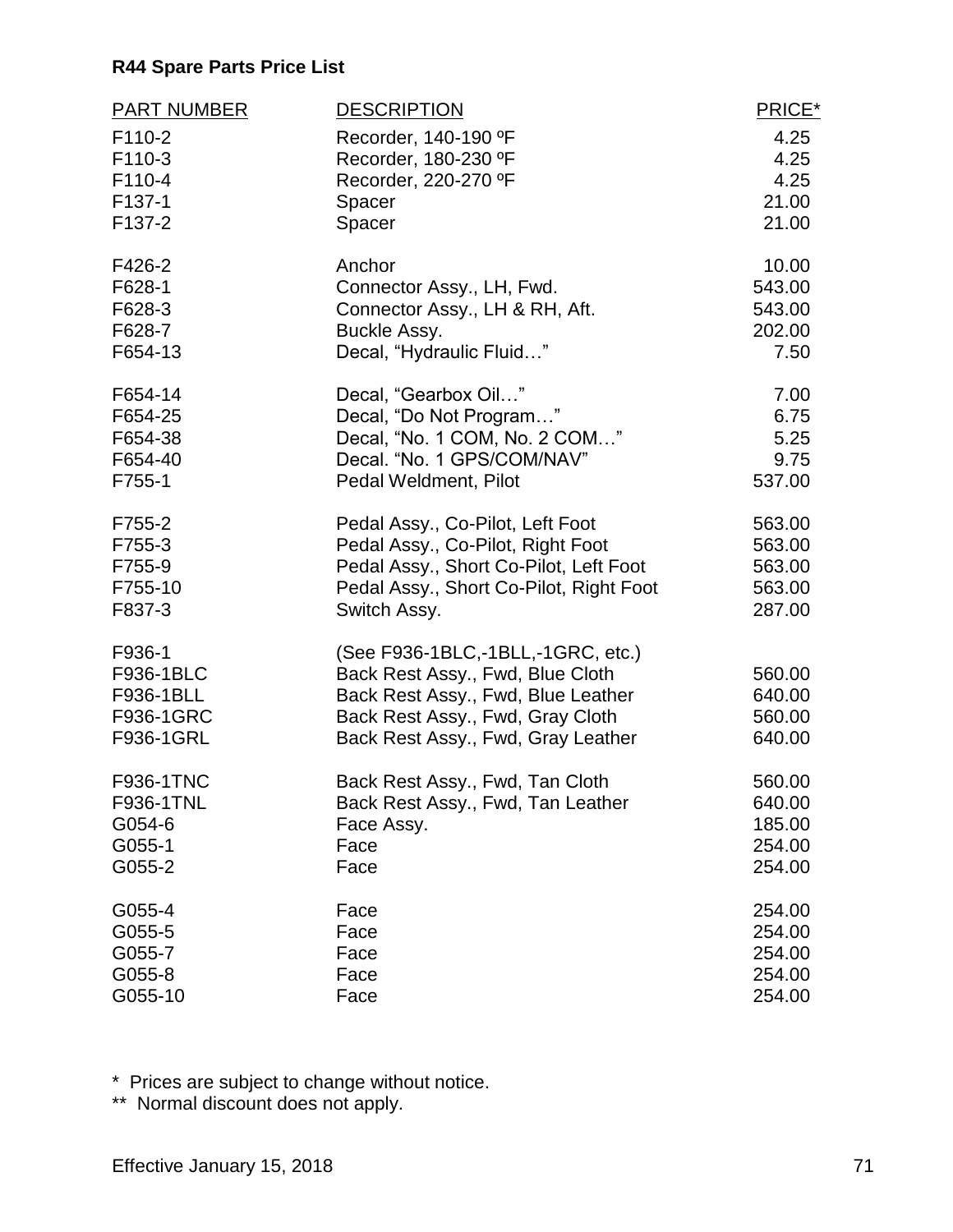**R44 Spare Parts Price List**

| PART NUMBER | DESCRIPTION | PRICE* |
| --- | --- | --- |
| F110-2 | Recorder, 140-190 ºF | 4.25 |
| F110-3 | Recorder, 180-230 ºF | 4.25 |
| F110-4 | Recorder, 220-270 ºF | 4.25 |
| F137-1 | Spacer | 21.00 |
| F137-2 | Spacer | 21.00 |
| F426-2 | Anchor | 10.00 |
| F628-1 | Connector Assy., LH, Fwd. | 543.00 |
| F628-3 | Connector Assy., LH & RH, Aft. | 543.00 |
| F628-7 | Buckle Assy. | 202.00 |
| F654-13 | Decal, “Hydraulic Fluid…” | 7.50 |
| F654-14 | Decal, “Gearbox Oil…” | 7.00 |
| F654-25 | Decal, “Do Not Program…” | 6.75 |
| F654-38 | Decal, “No. 1 COM, No. 2 COM…” | 5.25 |
| F654-40 | Decal. “No. 1 GPS/COM/NAV” | 9.75 |
| F755-1 | Pedal Weldment, Pilot | 537.00 |
| F755-2 | Pedal Assy., Co-Pilot, Left Foot | 563.00 |
| F755-3 | Pedal Assy., Co-Pilot, Right Foot | 563.00 |
| F755-9 | Pedal Assy., Short Co-Pilot, Left Foot | 563.00 |
| F755-10 | Pedal Assy., Short Co-Pilot, Right Foot | 563.00 |
| F837-3 | Switch Assy. | 287.00 |
| F936-1 | (See F936-1BLC,-1BLL,-1GRC, etc.) | |
| F936-1BLC | Back Rest Assy., Fwd, Blue Cloth | 560.00 |
| F936-1BLL | Back Rest Assy., Fwd, Blue Leather | 640.00 |
| F936-1GRC | Back Rest Assy., Fwd, Gray Cloth | 560.00 |
| F936-1GRL | Back Rest Assy., Fwd, Gray Leather | 640.00 |
| F936-1TNC | Back Rest Assy., Fwd, Tan Cloth | 560.00 |
| F936-1TNL | Back Rest Assy., Fwd, Tan Leather | 640.00 |
| G054-6 | Face Assy. | 185.00 |
| G055-1 | Face | 254.00 |
| G055-2 | Face | 254.00 |
| G055-4 | Face | 254.00 |
| G055-5 | Face | 254.00 |
| G055-7 | Face | 254.00 |
| G055-8 | Face | 254.00 |
| G055-10 | Face | 254.00 |

\* Prices are subject to change without notice.

** Normal discount does not apply.

Effective January 15, 2018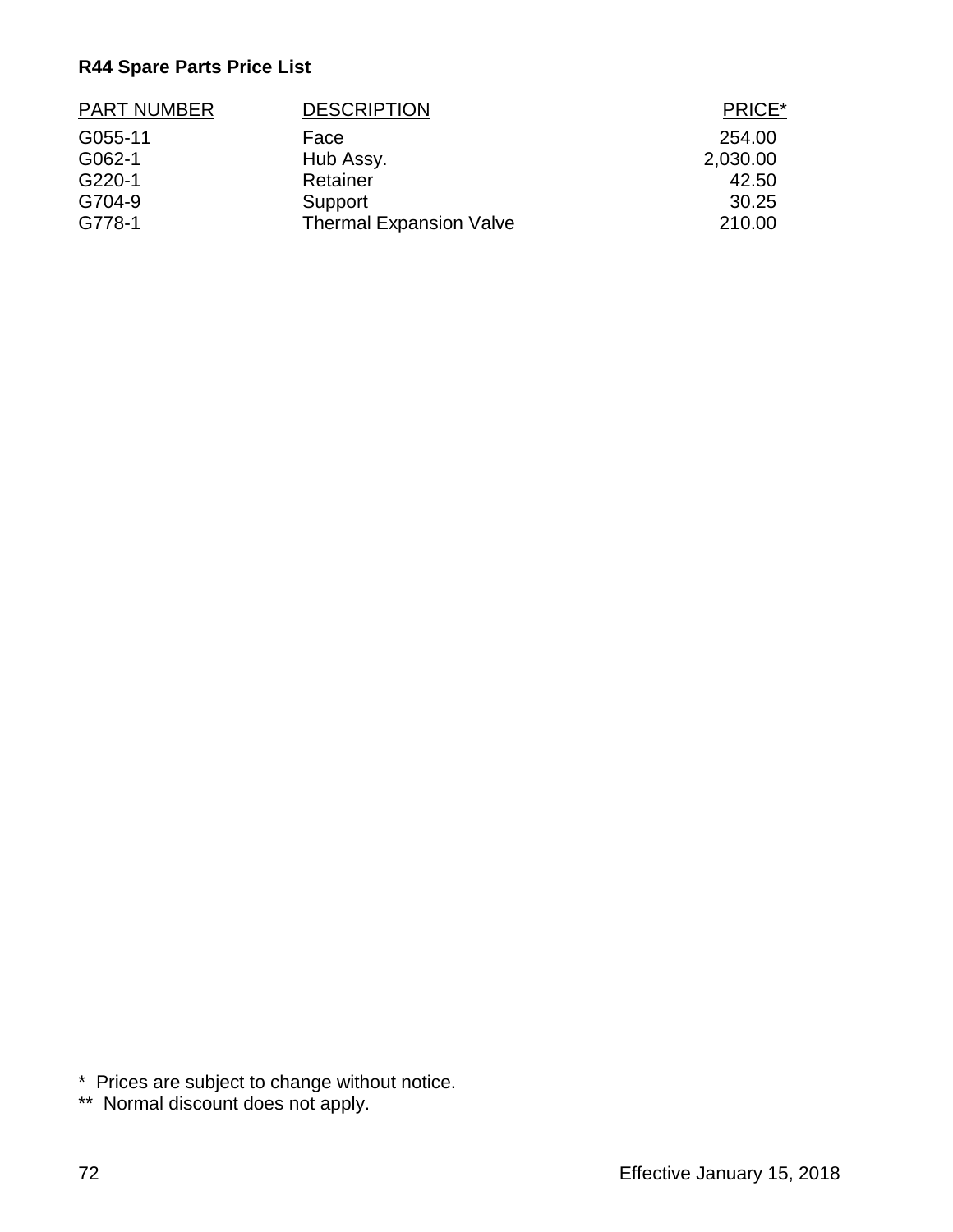**R44 Spare Parts Price List**

| PART NUMBER | DESCRIPTION | PRICE* |
|---|---|---|
| G055-11 | Face | 254.00 |
| G062-1 | Hub Assy. | 2,030.00 |
| G220-1 | Retainer | 42.50 |
| G704-9 | Support | 30.25 |
| G778-1 | Thermal Expansion Valve | 210.00 |

\* Prices are subject to change without notice.

** Normal discount does not apply.

Effective January 15, 2018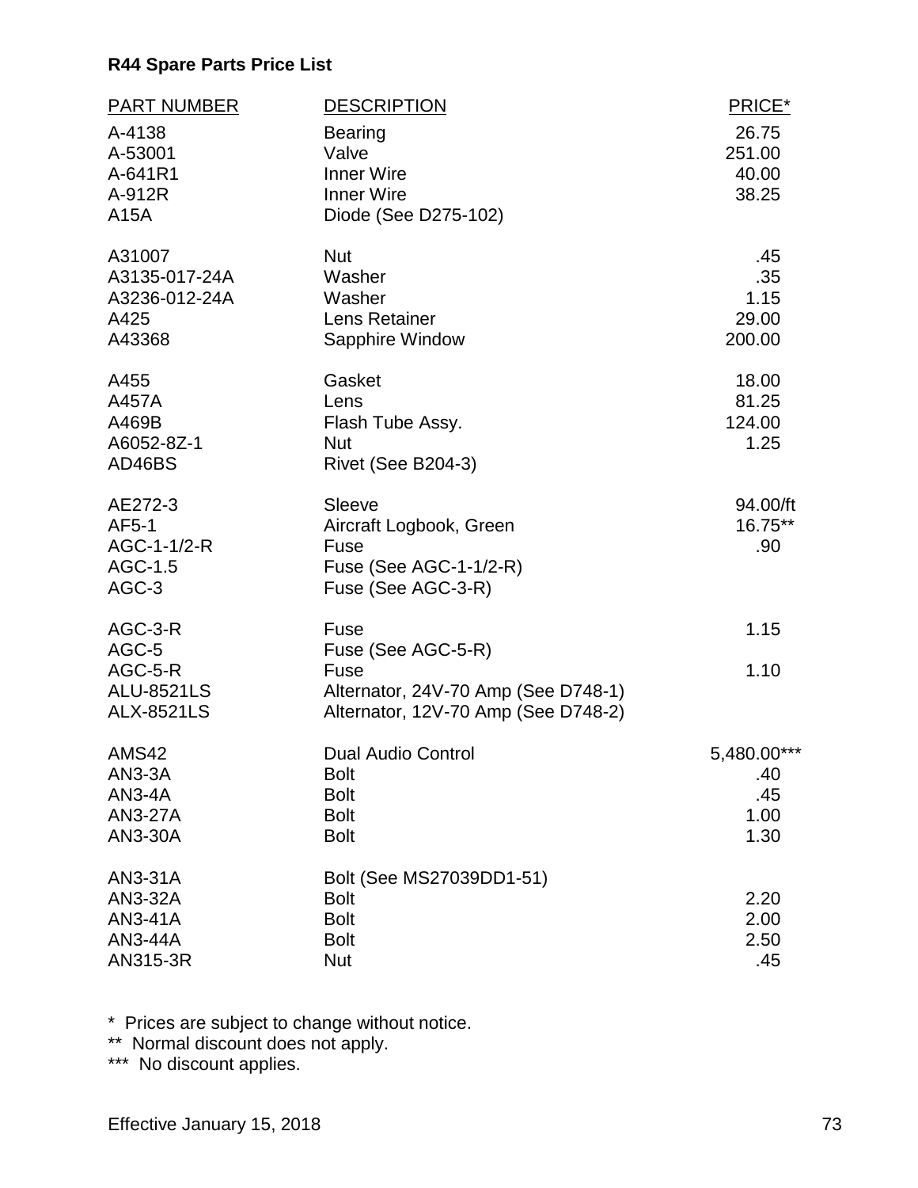**R44 Spare Parts Price List**

| PART NUMBER | DESCRIPTION | PRICE* |
|---|---|---|
| A-4138 | Bearing | 26.75 |
| A-53001 | Valve | 251.00 |
| A-641R1 | Inner Wire | 40.00 |
| A-912R | Inner Wire | 38.25 |
| A15A | Diode (See D275-102) | |
| A31007 | Nut | .45 |
| A3135-017-24A | Washer | .35 |
| A3236-012-24A | Washer | 1.15 |
| A425 | Lens Retainer | 29.00 |
| A43368 | Sapphire Window | 200.00 |
| A455 | Gasket | 18.00 |
| A457A | Lens | 81.25 |
| A469B | Flash Tube Assy. | 124.00 |
| A6052-8Z-1 | Nut | 1.25 |
| AD46BS | Rivet (See B204-3) | |
| AE272-3 | Sleeve | 94.00/ft |
| AF5-1 | Aircraft Logbook, Green | 16.75** |
| AGC-1-1/2-R | Fuse | .90 |
| AGC-1.5 | Fuse (See AGC-1-1/2-R) | |
| AGC-3 | Fuse (See AGC-3-R) | |
| AGC-3-R | Fuse | 1.15 |
| AGC-5 | Fuse (See AGC-5-R) | |
| AGC-5-R | Fuse | 1.10 |
| ALU-8521LS | Alternator, 24V-70 Amp (See D748-1) | |
| ALX-8521LS | Alternator, 12V-70 Amp (See D748-2) | |
| AMS42 | Dual Audio Control | 5,480.00*** |
| AN3-3A | Bolt | .40 |
| AN3-4A | Bolt | .45 |
| AN3-27A | Bolt | 1.00 |
| AN3-30A | Bolt | 1.30 |
| AN3-31A | Bolt (See MS27039DD1-51) | |
| AN3-32A | Bolt | 2.20 |
| AN3-41A | Bolt | 2.00 |
| AN3-44A | Bolt | 2.50 |
| AN315-3R | Nut | .45 |

\* Prices are subject to change without notice.

** Normal discount does not apply.

*** No discount applies.

Effective January 15, 2018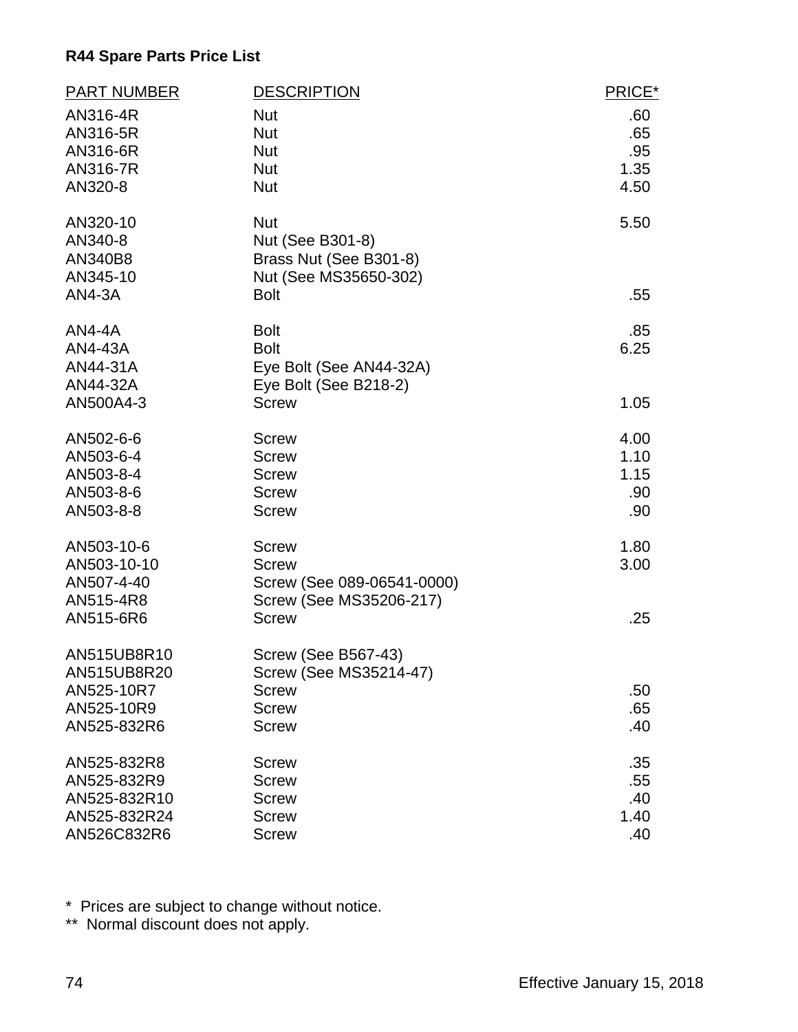**R44 Spare Parts Price List**

| PART NUMBER | DESCRIPTION | PRICE* |
|---|---|---|
| AN316-4R | Nut | .60 |
| AN316-5R | Nut | .65 |
| AN316-6R | Nut | .95 |
| AN316-7R | Nut | 1.35 |
| AN320-8 | Nut | 4.50 |
| AN320-10 | Nut | 5.50 |
| AN340-8 | Nut (See B301-8) | |
| AN340B8 | Brass Nut (See B301-8) | |
| AN345-10 | Nut (See MS35650-302) | |
| AN4-3A | Bolt | .55 |
| AN4-4A | Bolt | .85 |
| AN4-43A | Bolt | 6.25 |
| AN44-31A | Eye Bolt (See AN44-32A) | |
| AN44-32A | Eye Bolt (See B218-2) | |
| AN500A4-3 | Screw | 1.05 |
| AN502-6-6 | Screw | 4.00 |
| AN503-6-4 | Screw | 1.10 |
| AN503-8-4 | Screw | 1.15 |
| AN503-8-6 | Screw | .90 |
| AN503-8-8 | Screw | .90 |
| AN503-10-6 | Screw | 1.80 |
| AN503-10-10 | Screw | 3.00 |
| AN507-4-40 | Screw (See 089-06541-0000) | |
| AN515-4R8 | Screw (See MS35206-217) | |
| AN515-6R6 | Screw | .25 |
| AN515UB8R10 | Screw (See B567-43) | |
| AN515UB8R20 | Screw (See MS35214-47) | |
| AN525-10R7 | Screw | .50 |
| AN525-10R9 | Screw | .65 |
| AN525-832R6 | Screw | .40 |
| AN525-832R8 | Screw | .35 |
| AN525-832R9 | Screw | .55 |
| AN525-832R10 | Screw | .40 |
| AN525-832R24 | Screw | 1.40 |
| AN526C832R6 | Screw | .40 |

\* Prices are subject to change without notice.
\*\* Normal discount does not apply.

Effective January 15, 2018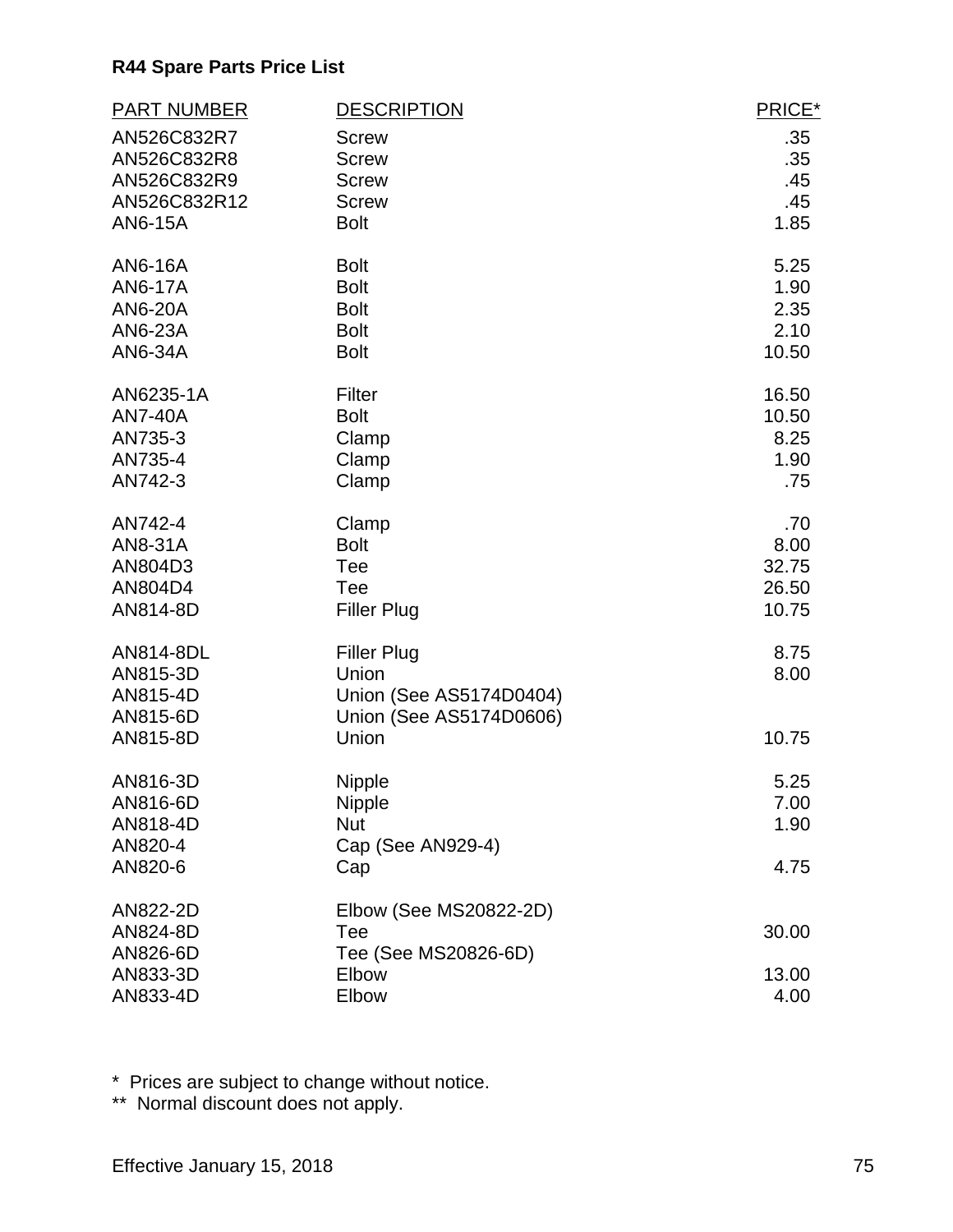**R44 Spare Parts Price List**

| PART NUMBER | DESCRIPTION | PRICE* |
|---|---|---|
| AN526C832R7 | Screw | .35 |
| AN526C832R8 | Screw | .35 |
| AN526C832R9 | Screw | .45 |
| AN526C832R12 | Screw | .45 |
| AN6-15A | Bolt | 1.85 |
| AN6-16A | Bolt | 5.25 |
| AN6-17A | Bolt | 1.90 |
| AN6-20A | Bolt | 2.35 |
| AN6-23A | Bolt | 2.10 |
| AN6-34A | Bolt | 10.50 |
| AN6235-1A | Filter | 16.50 |
| AN7-40A | Bolt | 10.50 |
| AN735-3 | Clamp | 8.25 |
| AN735-4 | Clamp | 1.90 |
| AN742-3 | Clamp | .75 |
| AN742-4 | Clamp | .70 |
| AN8-31A | Bolt | 8.00 |
| AN804D3 | Tee | 32.75 |
| AN804D4 | Tee | 26.50 |
| AN814-8D | Filler Plug | 10.75 |
| AN814-8DL | Filler Plug | 8.75 |
| AN815-3D | Union | 8.00 |
| AN815-4D | Union (See AS5174D0404) | |
| AN815-6D | Union (See AS5174D0606) | |
| AN815-8D | Union | 10.75 |
| AN816-3D | Nipple | 5.25 |
| AN816-6D | Nipple | 7.00 |
| AN818-4D | Nut | 1.90 |
| AN820-4 | Cap (See AN929-4) | |
| AN820-6 | Cap | 4.75 |
| AN822-2D | Elbow (See MS20822-2D) | |
| AN824-8D | Tee | 30.00 |
| AN826-6D | Tee (See MS20826-6D) | |
| AN833-3D | Elbow | 13.00 |
| AN833-4D | Elbow | 4.00 |

\* Prices are subject to change without notice.

\** Normal discount does not apply.

Effective January 15, 2018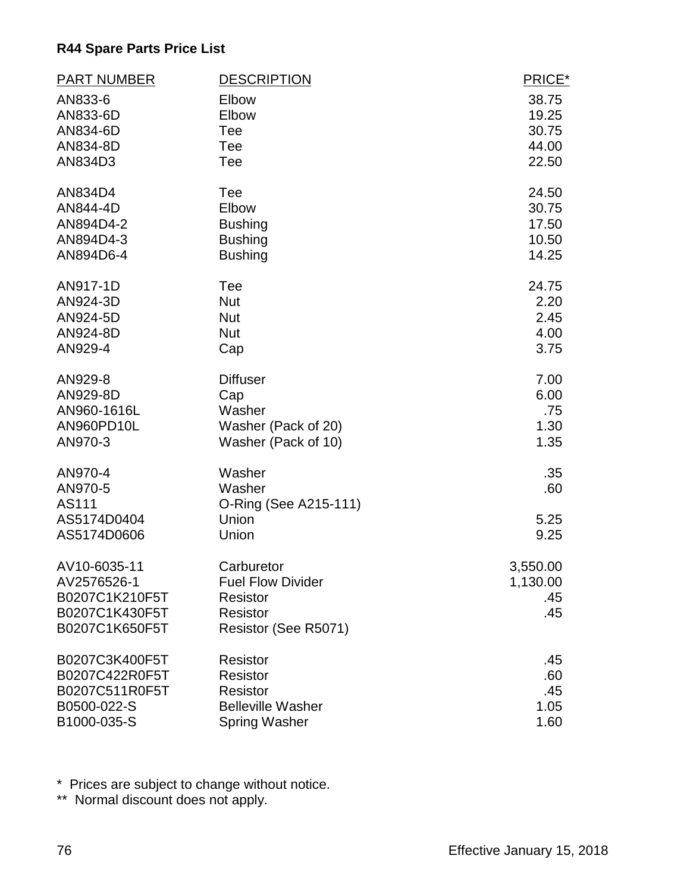**R44 Spare Parts Price List**

| PART NUMBER | DESCRIPTION | PRICE* |
|---|---|---|
| AN833-6 | Elbow | 38.75 |
| AN833-6D | Elbow | 19.25 |
| AN834-6D | Tee | 30.75 |
| AN834-8D | Tee | 44.00 |
| AN834D3 | Tee | 22.50 |
| AN834D4 | Tee | 24.50 |
| AN844-4D | Elbow | 30.75 |
| AN894D4-2 | Bushing | 17.50 |
| AN894D4-3 | Bushing | 10.50 |
| AN894D6-4 | Bushing | 14.25 |
| AN917-1D | Tee | 24.75 |
| AN924-3D | Nut | 2.20 |
| AN924-5D | Nut | 2.45 |
| AN924-8D | Nut | 4.00 |
| AN929-4 | Cap | 3.75 |
| AN929-8 | Diffuser | 7.00 |
| AN929-8D | Cap | 6.00 |
| AN960-1616L | Washer | .75 |
| AN960PD10L | Washer (Pack of 20) | 1.30 |
| AN970-3 | Washer (Pack of 10) | 1.35 |
| AN970-4 | Washer | .35 |
| AN970-5 | Washer | .60 |
| AS111 | O-Ring (See A215-111) | |
| AS5174D0404 | Union | 5.25 |
| AS5174D0606 | Union | 9.25 |
| AV10-6035-11 | Carburetor | 3,550.00 |
| AV2576526-1 | Fuel Flow Divider | 1,130.00 |
| B0207C1K210F5T | Resistor | .45 |
| B0207C1K430F5T | Resistor | .45 |
| B0207C1K650F5T | Resistor (See R5071) | |
| B0207C3K400F5T | Resistor | .45 |
| B0207C422R0F5T | Resistor | .60 |
| B0207C511R0F5T | Resistor | .45 |
| B0500-022-S | Belleville Washer | 1.05 |
| B1000-035-S | Spring Washer | 1.60 |

\* Prices are subject to change without notice.

\*\* Normal discount does not apply.

Effective January 15, 2018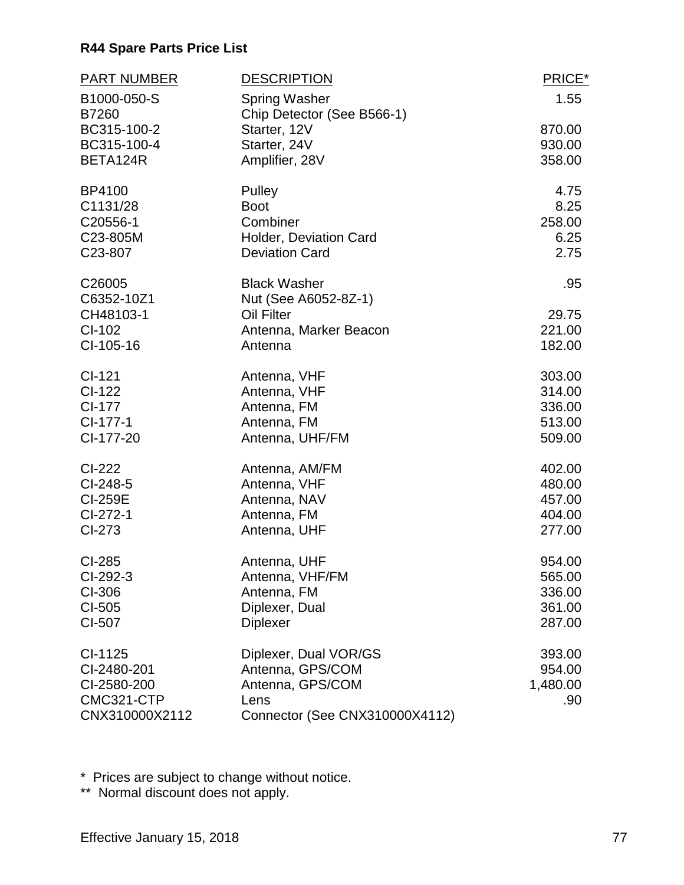## R44 Spare Parts Price List

| PART NUMBER | DESCRIPTION | PRICE* |
|---|---|---|
| B1000-050-S | Spring Washer | 1.55 |
| B7260 | Chip Detector (See B566-1) | |
| BC315-100-2 | Starter, 12V | 870.00 |
| BC315-100-4 | Starter, 24V | 930.00 |
| BETA124R | Amplifier, 28V | 358.00 |
| BP4100 | Pulley | 4.75 |
| C1131/28 | Boot | 8.25 |
| C20556-1 | Combiner | 258.00 |
| C23-805M | Holder, Deviation Card | 6.25 |
| C23-807 | Deviation Card | 2.75 |
| C26005 | Black Washer | .95 |
| C6352-10Z1 | Nut (See A6052-8Z-1) | |
| CH48103-1 | Oil Filter | 29.75 |
| CI-102 | Antenna, Marker Beacon | 221.00 |
| CI-105-16 | Antenna | 182.00 |
| CI-121 | Antenna, VHF | 303.00 |
| CI-122 | Antenna, VHF | 314.00 |
| CI-177 | Antenna, FM | 336.00 |
| CI-177-1 | Antenna, FM | 513.00 |
| CI-177-20 | Antenna, UHF/FM | 509.00 |
| CI-222 | Antenna, AM/FM | 402.00 |
| CI-248-5 | Antenna, VHF | 480.00 |
| CI-259E | Antenna, NAV | 457.00 |
| CI-272-1 | Antenna, FM | 404.00 |
| CI-273 | Antenna, UHF | 277.00 |
| CI-285 | Antenna, UHF | 954.00 |
| CI-292-3 | Antenna, VHF/FM | 565.00 |
| CI-306 | Antenna, FM | 336.00 |
| CI-505 | Diplexer, Dual | 361.00 |
| CI-507 | Diplexer | 287.00 |
| CI-1125 | Diplexer, Dual VOR/GS | 393.00 |
| CI-2480-201 | Antenna, GPS/COM | 954.00 |
| CI-2580-200 | Antenna, GPS/COM | 1,480.00 |
| CMC321-CTP | Lens | .90 |
| CNX310000X2112 | Connector (See CNX310000X4112) | |

\* Prices are subject to change without notice.

\*\* Normal discount does not apply.

Effective January 15, 2018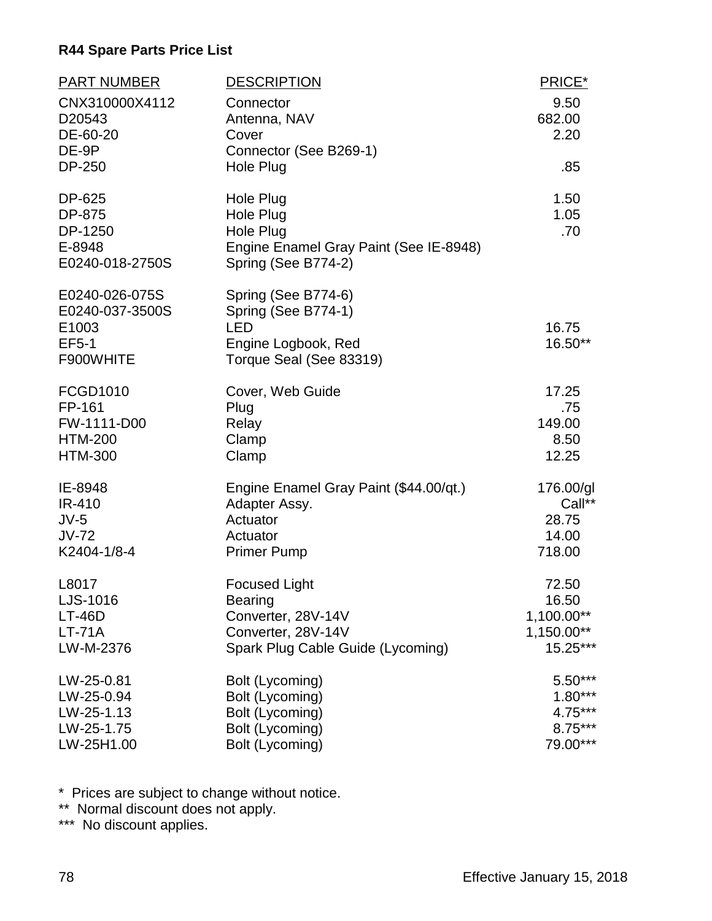**R44 Spare Parts Price List**

| PART NUMBER | DESCRIPTION | PRICE* |
|---|---|---|
| CNX310000X4112 | Connector | 9.50 |
| D20543 | Antenna, NAV | 682.00 |
| DE-60-20 | Cover | 2.20 |
| DE-9P | Connector (See B269-1) | |
| DP-250 | Hole Plug | .85 |
| DP-625 | Hole Plug | 1.50 |
| DP-875 | Hole Plug | 1.05 |
| DP-1250 | Hole Plug | .70 |
| E-8948 | Engine Enamel Gray Paint (See IE-8948) | |
| E0240-018-2750S | Spring (See B774-2) | |
| E0240-026-075S | Spring (See B774-6) | |
| E0240-037-3500S | Spring (See B774-1) | |
| E1003 | LED | 16.75 |
| EF5-1 | Engine Logbook, Red | 16.50** |
| F900WHITE | Torque Seal (See 83319) | |
| FCGD1010 | Cover, Web Guide | 17.25 |
| FP-161 | Plug | .75 |
| FW-1111-D00 | Relay | 149.00 |
| HTM-200 | Clamp | 8.50 |
| HTM-300 | Clamp | 12.25 |
| IE-8948 | Engine Enamel Gray Paint ($44.00/qt.) | 176.00/gl |
| IR-410 | Adapter Assy. | Call** |
| JV-5 | Actuator | 28.75 |
| JV-72 | Actuator | 14.00 |
| K2404-1/8-4 | Primer Pump | 718.00 |
| L8017 | Focused Light | 72.50 |
| LJS-1016 | Bearing | 16.50 |
| LT-46D | Converter, 28V-14V | 1,100.00** |
| LT-71A | Converter, 28V-14V | 1,150.00** |
| LW-M-2376 | Spark Plug Cable Guide (Lycoming) | 15.25*** |
| LW-25-0.81 | Bolt (Lycoming) | 5.50*** |
| LW-25-0.94 | Bolt (Lycoming) | 1.80*** |
| LW-25-1.13 | Bolt (Lycoming) | 4.75*** |
| LW-25-1.75 | Bolt (Lycoming) | 8.75*** |
| LW-25H1.00 | Bolt (Lycoming) | 79.00*** |

* Prices are subject to change without notice.
** Normal discount does not apply.
*** No discount applies.

Effective January 15, 2018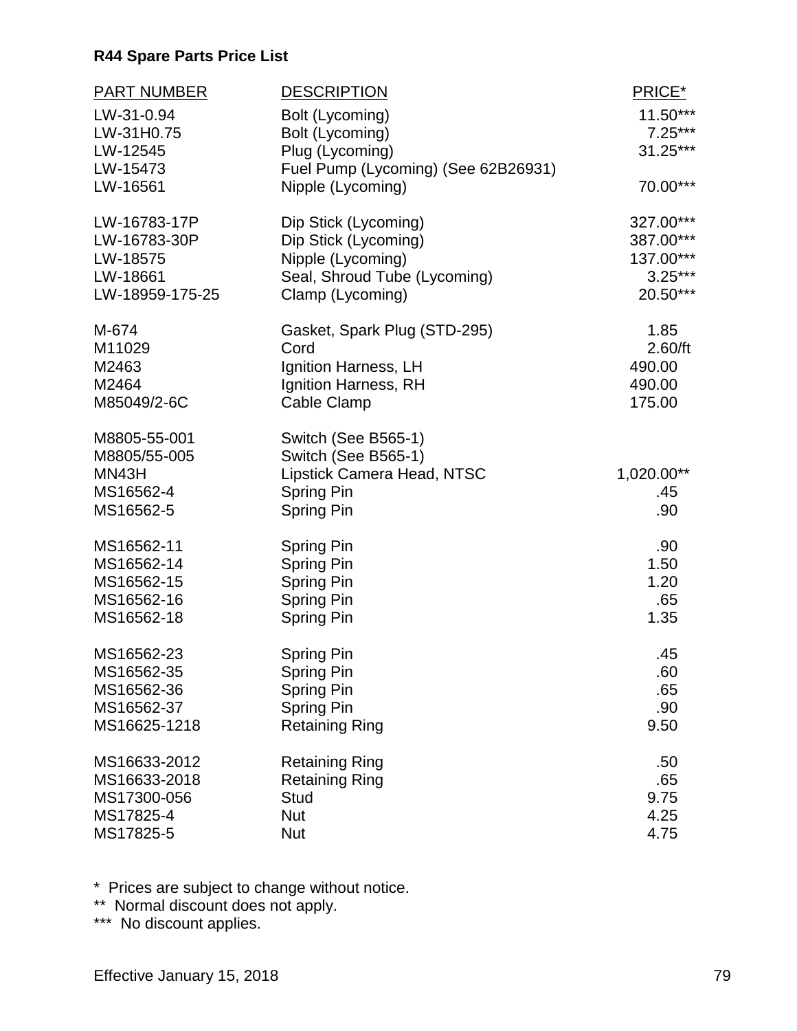**R44 Spare Parts Price List**

| PART NUMBER | DESCRIPTION | PRICE* |
|---|---|---|
| LW-31-0.94 | Bolt (Lycoming) | 11.50*** |
| LW-31H0.75 | Bolt (Lycoming) | 7.25*** |
| LW-12545 | Plug (Lycoming) | 31.25*** |
| LW-15473 | Fuel Pump (Lycoming) (See 62B26931) | |
| LW-16561 | Nipple (Lycoming) | 70.00*** |
| LW-16783-17P | Dip Stick (Lycoming) | 327.00*** |
| LW-16783-30P | Dip Stick (Lycoming) | 387.00*** |
| LW-18575 | Nipple (Lycoming) | 137.00*** |
| LW-18661 | Seal, Shroud Tube (Lycoming) | 3.25*** |
| LW-18959-175-25 | Clamp (Lycoming) | 20.50*** |
| M-674 | Gasket, Spark Plug (STD-295) | 1.85 |
| M11029 | Cord | 2.60/ft |
| M2463 | Ignition Harness, LH | 490.00 |
| M2464 | Ignition Harness, RH | 490.00 |
| M85049/2-6C | Cable Clamp | 175.00 |
| M8805-55-001 | Switch (See B565-1) | |
| M8805/55-005 | Switch (See B565-1) | |
| MN43H | Lipstick Camera Head, NTSC | 1,020.00** |
| MS16562-4 | Spring Pin | .45 |
| MS16562-5 | Spring Pin | .90 |
| MS16562-11 | Spring Pin | .90 |
| MS16562-14 | Spring Pin | 1.50 |
| MS16562-15 | Spring Pin | 1.20 |
| MS16562-16 | Spring Pin | .65 |
| MS16562-18 | Spring Pin | 1.35 |
| MS16562-23 | Spring Pin | .45 |
| MS16562-35 | Spring Pin | .60 |
| MS16562-36 | Spring Pin | .65 |
| MS16562-37 | Spring Pin | .90 |
| MS16625-1218 | Retaining Ring | 9.50 |
| MS16633-2012 | Retaining Ring | .50 |
| MS16633-2018 | Retaining Ring | .65 |
| MS17300-056 | Stud | 9.75 |
| MS17825-4 | Nut | 4.25 |
| MS17825-5 | Nut | 4.75 |

\* Prices are subject to change without notice.
** Normal discount does not apply.
*** No discount applies.

Effective January 15, 2018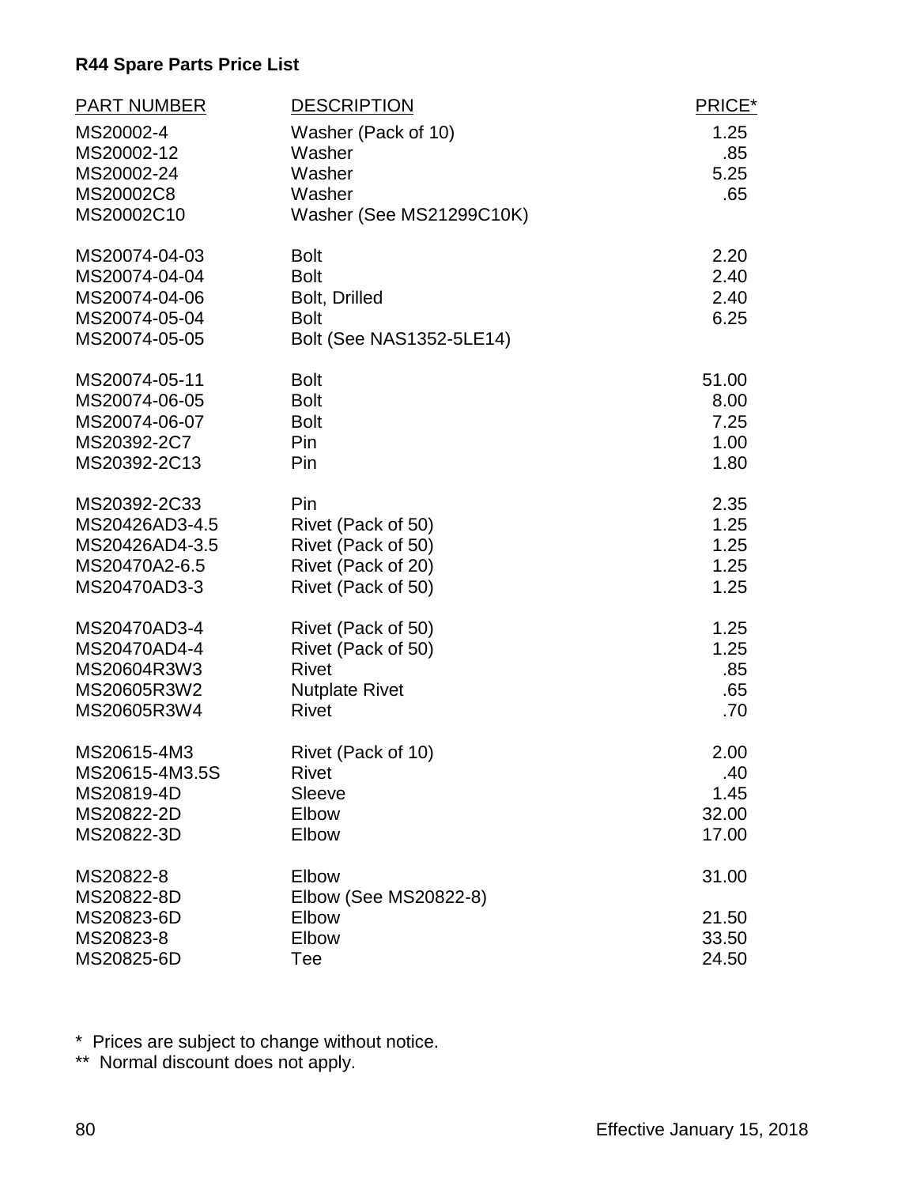**R44 Spare Parts Price List**

| PART NUMBER | DESCRIPTION | PRICE* |
|---|---|---|
| MS20002-4 | Washer (Pack of 10) | 1.25 |
| MS20002-12 | Washer | .85 |
| MS20002-24 | Washer | 5.25 |
| MS20002C8 | Washer | .65 |
| MS20002C10 | Washer (See MS21299C10K) | |
| MS20074-04-03 | Bolt | 2.20 |
| MS20074-04-04 | Bolt | 2.40 |
| MS20074-04-06 | Bolt, Drilled | 2.40 |
| MS20074-05-04 | Bolt | 6.25 |
| MS20074-05-05 | Bolt (See NAS1352-5LE14) | |
| MS20074-05-11 | Bolt | 51.00 |
| MS20074-06-05 | Bolt | 8.00 |
| MS20074-06-07 | Bolt | 7.25 |
| MS20392-2C7 | Pin | 1.00 |
| MS20392-2C13 | Pin | 1.80 |
| MS20392-2C33 | Pin | 2.35 |
| MS20426AD3-4.5 | Rivet (Pack of 50) | 1.25 |
| MS20426AD4-3.5 | Rivet (Pack of 50) | 1.25 |
| MS20470A2-6.5 | Rivet (Pack of 20) | 1.25 |
| MS20470AD3-3 | Rivet (Pack of 50) | 1.25 |
| MS20470AD3-4 | Rivet (Pack of 50) | 1.25 |
| MS20470AD4-4 | Rivet (Pack of 50) | 1.25 |
| MS20604R3W3 | Rivet | .85 |
| MS20605R3W2 | Nutplate Rivet | .65 |
| MS20605R3W4 | Rivet | .70 |
| MS20615-4M3 | Rivet (Pack of 10) | 2.00 |
| MS20615-4M3.5S | Rivet | .40 |
| MS20819-4D | Sleeve | 1.45 |
| MS20822-2D | Elbow | 32.00 |
| MS20822-3D | Elbow | 17.00 |
| MS20822-8 | Elbow | 31.00 |
| MS20822-8D | Elbow (See MS20822-8) | |
| MS20823-6D | Elbow | 21.50 |
| MS20823-8 | Elbow | 33.50 |
| MS20825-6D | Tee | 24.50 |

\* Prices are subject to change without notice.

\*\* Normal discount does not apply.

Effective January 15, 2018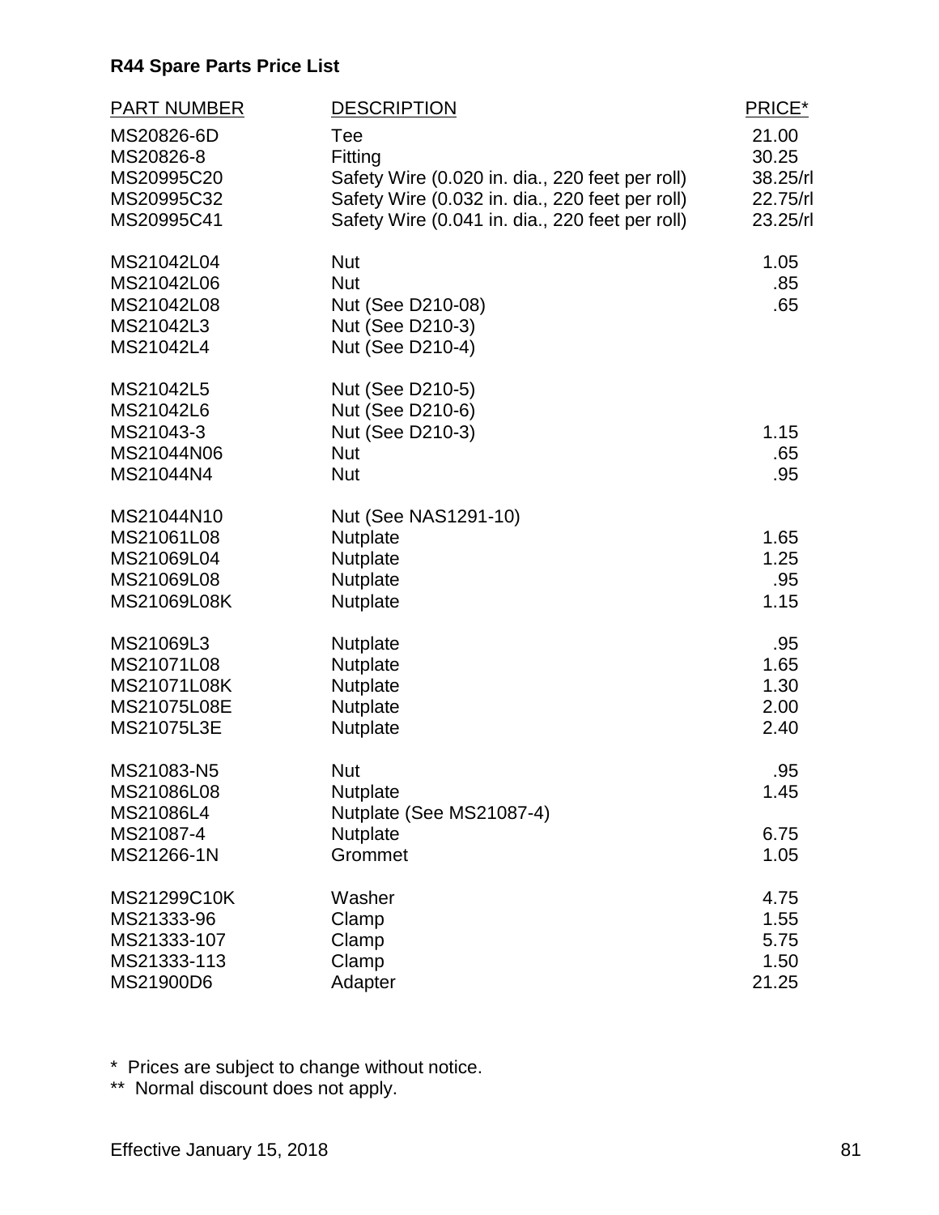**R44 Spare Parts Price List**

| PART NUMBER | DESCRIPTION | PRICE* |
|---|---|---|
| MS20826-6D | Tee | 21.00 |
| MS20826-8 | Fitting | 30.25 |
| MS20995C20 | Safety Wire (0.020 in. dia., 220 feet per roll) | 38.25/rl |
| MS20995C32 | Safety Wire (0.032 in. dia., 220 feet per roll) | 22.75/rl |
| MS20995C41 | Safety Wire (0.041 in. dia., 220 feet per roll) | 23.25/rl |
| MS21042L04 | Nut | 1.05 |
| MS21042L06 | Nut | .85 |
| MS21042L08 | Nut (See D210-08) | .65 |
| MS21042L3 | Nut (See D210-3) | |
| MS21042L4 | Nut (See D210-4) | |
| MS21042L5 | Nut (See D210-5) | |
| MS21042L6 | Nut (See D210-6) | |
| MS21043-3 | Nut (See D210-3) | 1.15 |
| MS21044N06 | Nut | .65 |
| MS21044N4 | Nut | .95 |
| MS21044N10 | Nut (See NAS1291-10) | |
| MS21061L08 | Nutplate | 1.65 |
| MS21069L04 | Nutplate | 1.25 |
| MS21069L08 | Nutplate | .95 |
| MS21069L08K | Nutplate | 1.15 |
| MS21069L3 | Nutplate | .95 |
| MS21071L08 | Nutplate | 1.65 |
| MS21071L08K | Nutplate | 1.30 |
| MS21075L08E | Nutplate | 2.00 |
| MS21075L3E | Nutplate | 2.40 |
| MS21083-N5 | Nut | .95 |
| MS21086L08 | Nutplate | 1.45 |
| MS21086L4 | Nutplate (See MS21087-4) | |
| MS21087-4 | Nutplate | 6.75 |
| MS21266-1N | Grommet | 1.05 |
| MS21299C10K | Washer | 4.75 |
| MS21333-96 | Clamp | 1.55 |
| MS21333-107 | Clamp | 5.75 |
| MS21333-113 | Clamp | 1.50 |
| MS21900D6 | Adapter | 21.25 |

\* Prices are subject to change without notice.

\** Normal discount does not apply.

Effective January 15, 2018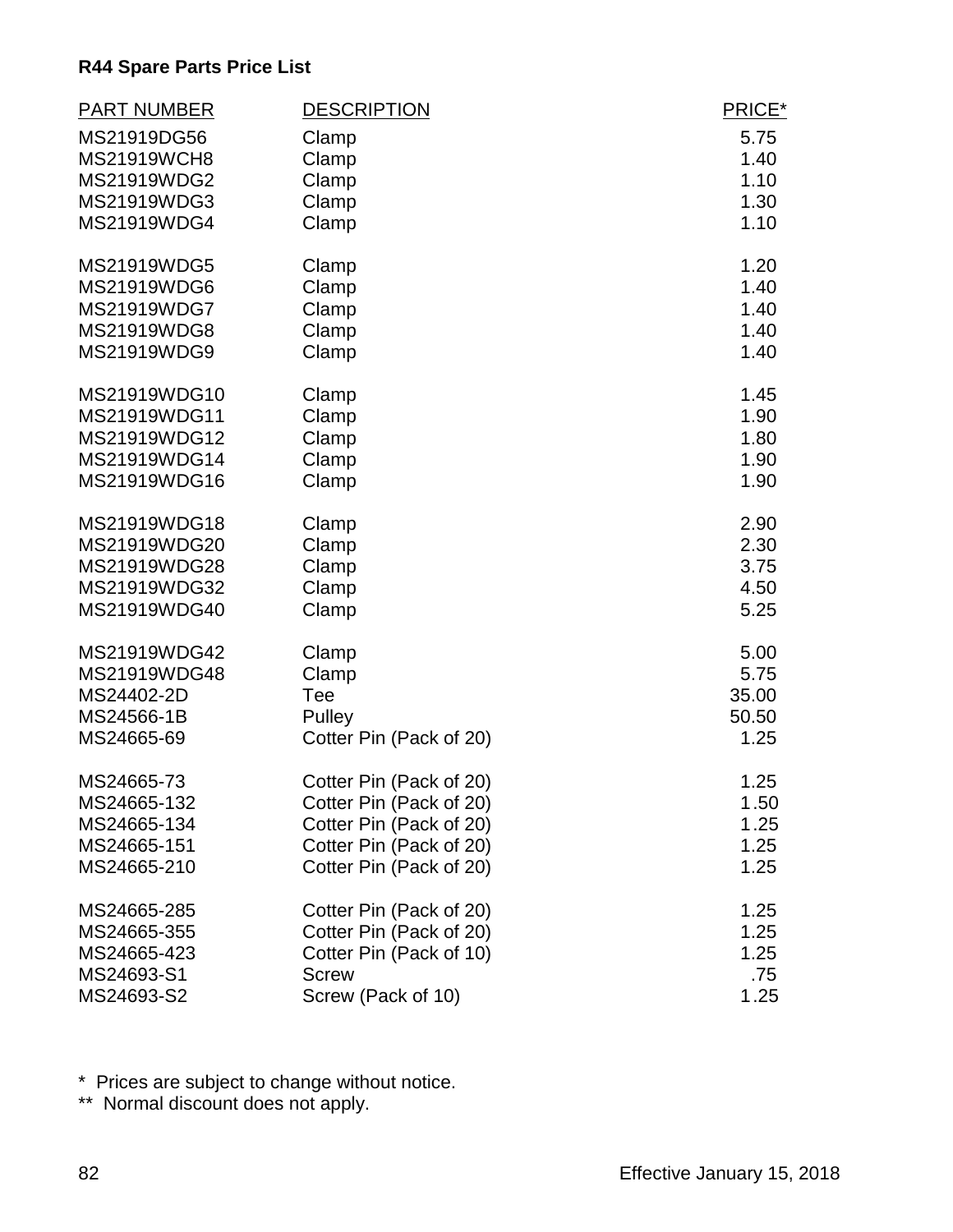**R44 Spare Parts Price List**

| PART NUMBER | DESCRIPTION | PRICE* |
|---|---|---|
| MS21919DG56 | Clamp | 5.75 |
| MS21919WCH8 | Clamp | 1.40 |
| MS21919WDG2 | Clamp | 1.10 |
| MS21919WDG3 | Clamp | 1.30 |
| MS21919WDG4 | Clamp | 1.10 |
| MS21919WDG5 | Clamp | 1.20 |
| MS21919WDG6 | Clamp | 1.40 |
| MS21919WDG7 | Clamp | 1.40 |
| MS21919WDG8 | Clamp | 1.40 |
| MS21919WDG9 | Clamp | 1.40 |
| MS21919WDG10 | Clamp | 1.45 |
| MS21919WDG11 | Clamp | 1.90 |
| MS21919WDG12 | Clamp | 1.80 |
| MS21919WDG14 | Clamp | 1.90 |
| MS21919WDG16 | Clamp | 1.90 |
| MS21919WDG18 | Clamp | 2.90 |
| MS21919WDG20 | Clamp | 2.30 |
| MS21919WDG28 | Clamp | 3.75 |
| MS21919WDG32 | Clamp | 4.50 |
| MS21919WDG40 | Clamp | 5.25 |
| MS21919WDG42 | Clamp | 5.00 |
| MS21919WDG48 | Clamp | 5.75 |
| MS24402-2D | Tee | 35.00 |
| MS24566-1B | Pulley | 50.50 |
| MS24665-69 | Cotter Pin (Pack of 20) | 1.25 |
| MS24665-73 | Cotter Pin (Pack of 20) | 1.25 |
| MS24665-132 | Cotter Pin (Pack of 20) | 1.50 |
| MS24665-134 | Cotter Pin (Pack of 20) | 1.25 |
| MS24665-151 | Cotter Pin (Pack of 20) | 1.25 |
| MS24665-210 | Cotter Pin (Pack of 20) | 1.25 |
| MS24665-285 | Cotter Pin (Pack of 20) | 1.25 |
| MS24665-355 | Cotter Pin (Pack of 20) | 1.25 |
| MS24665-423 | Cotter Pin (Pack of 10) | 1.25 |
| MS24693-S1 | Screw | .75 |
| MS24693-S2 | Screw (Pack of 10) | 1.25 |

\* Prices are subject to change without notice.

\*\* Normal discount does not apply.

Effective January 15, 2018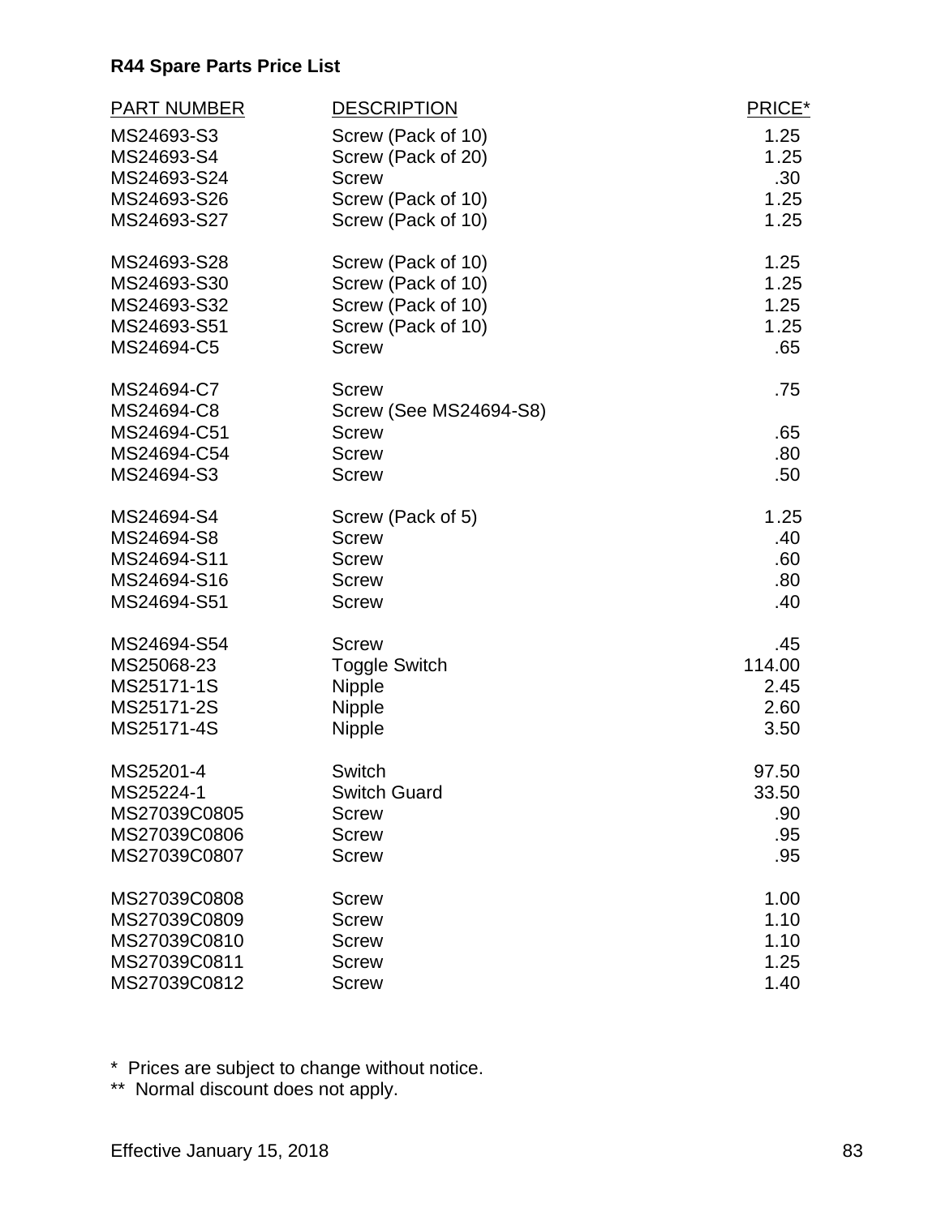**R44 Spare Parts Price List**

| PART NUMBER | DESCRIPTION | PRICE* |
|---|---|---|
| MS24693-S3 | Screw (Pack of 10) | 1.25 |
| MS24693-S4 | Screw (Pack of 20) | 1.25 |
| MS24693-S24 | Screw | .30 |
| MS24693-S26 | Screw (Pack of 10) | 1.25 |
| MS24693-S27 | Screw (Pack of 10) | 1.25 |
| MS24693-S28 | Screw (Pack of 10) | 1.25 |
| MS24693-S30 | Screw (Pack of 10) | 1.25 |
| MS24693-S32 | Screw (Pack of 10) | 1.25 |
| MS24693-S51 | Screw (Pack of 10) | 1.25 |
| MS24694-C5 | Screw | .65 |
| MS24694-C7 | Screw | .75 |
| MS24694-C8 | Screw (See MS24694-S8) | |
| MS24694-C51 | Screw | .65 |
| MS24694-C54 | Screw | .80 |
| MS24694-S3 | Screw | .50 |
| MS24694-S4 | Screw (Pack of 5) | 1.25 |
| MS24694-S8 | Screw | .40 |
| MS24694-S11 | Screw | .60 |
| MS24694-S16 | Screw | .80 |
| MS24694-S51 | Screw | .40 |
| MS24694-S54 | Screw | .45 |
| MS25068-23 | Toggle Switch | 114.00 |
| MS25171-1S | Nipple | 2.45 |
| MS25171-2S | Nipple | 2.60 |
| MS25171-4S | Nipple | 3.50 |
| MS25201-4 | Switch | 97.50 |
| MS25224-1 | Switch Guard | 33.50 |
| MS27039C0805 | Screw | .90 |
| MS27039C0806 | Screw | .95 |
| MS27039C0807 | Screw | .95 |
| MS27039C0808 | Screw | 1.00 |
| MS27039C0809 | Screw | 1.10 |
| MS27039C0810 | Screw | 1.10 |
| MS27039C0811 | Screw | 1.25 |
| MS27039C0812 | Screw | 1.40 |

\* Prices are subject to change without notice.

** Normal discount does not apply.

Effective January 15, 2018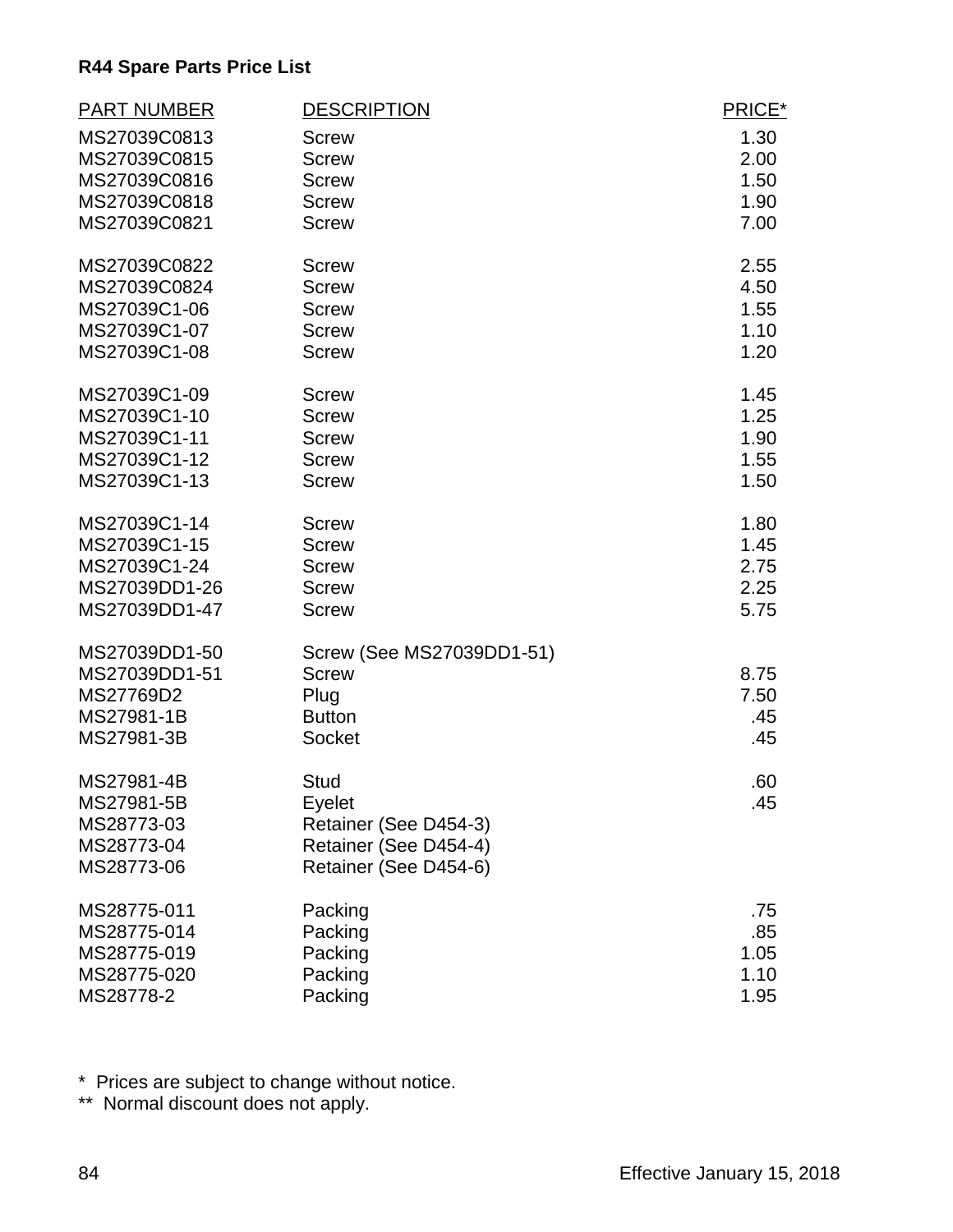**R44 Spare Parts Price List**

| PART NUMBER | DESCRIPTION | PRICE* |
|---|---|---|
| MS27039C0813 | Screw | 1.30 |
| MS27039C0815 | Screw | 2.00 |
| MS27039C0816 | Screw | 1.50 |
| MS27039C0818 | Screw | 1.90 |
| MS27039C0821 | Screw | 7.00 |
| MS27039C0822 | Screw | 2.55 |
| MS27039C0824 | Screw | 4.50 |
| MS27039C1-06 | Screw | 1.55 |
| MS27039C1-07 | Screw | 1.10 |
| MS27039C1-08 | Screw | 1.20 |
| MS27039C1-09 | Screw | 1.45 |
| MS27039C1-10 | Screw | 1.25 |
| MS27039C1-11 | Screw | 1.90 |
| MS27039C1-12 | Screw | 1.55 |
| MS27039C1-13 | Screw | 1.50 |
| MS27039C1-14 | Screw | 1.80 |
| MS27039C1-15 | Screw | 1.45 |
| MS27039C1-24 | Screw | 2.75 |
| MS27039DD1-26 | Screw | 2.25 |
| MS27039DD1-47 | Screw | 5.75 |
| MS27039DD1-50 | Screw (See MS27039DD1-51) | |
| MS27039DD1-51 | Screw | 8.75 |
| MS27769D2 | Plug | 7.50 |
| MS27981-1B | Button | .45 |
| MS27981-3B | Socket | .45 |
| MS27981-4B | Stud | .60 |
| MS27981-5B | Eyelet | .45 |
| MS28773-03 | Retainer (See D454-3) | |
| MS28773-04 | Retainer (See D454-4) | |
| MS28773-06 | Retainer (See D454-6) | |
| MS28775-011 | Packing | .75 |
| MS28775-014 | Packing | .85 |
| MS28775-019 | Packing | 1.05 |
| MS28775-020 | Packing | 1.10 |
| MS28778-2 | Packing | 1.95 |

\* Prices are subject to change without notice.
\** Normal discount does not apply.

Effective January 15, 2018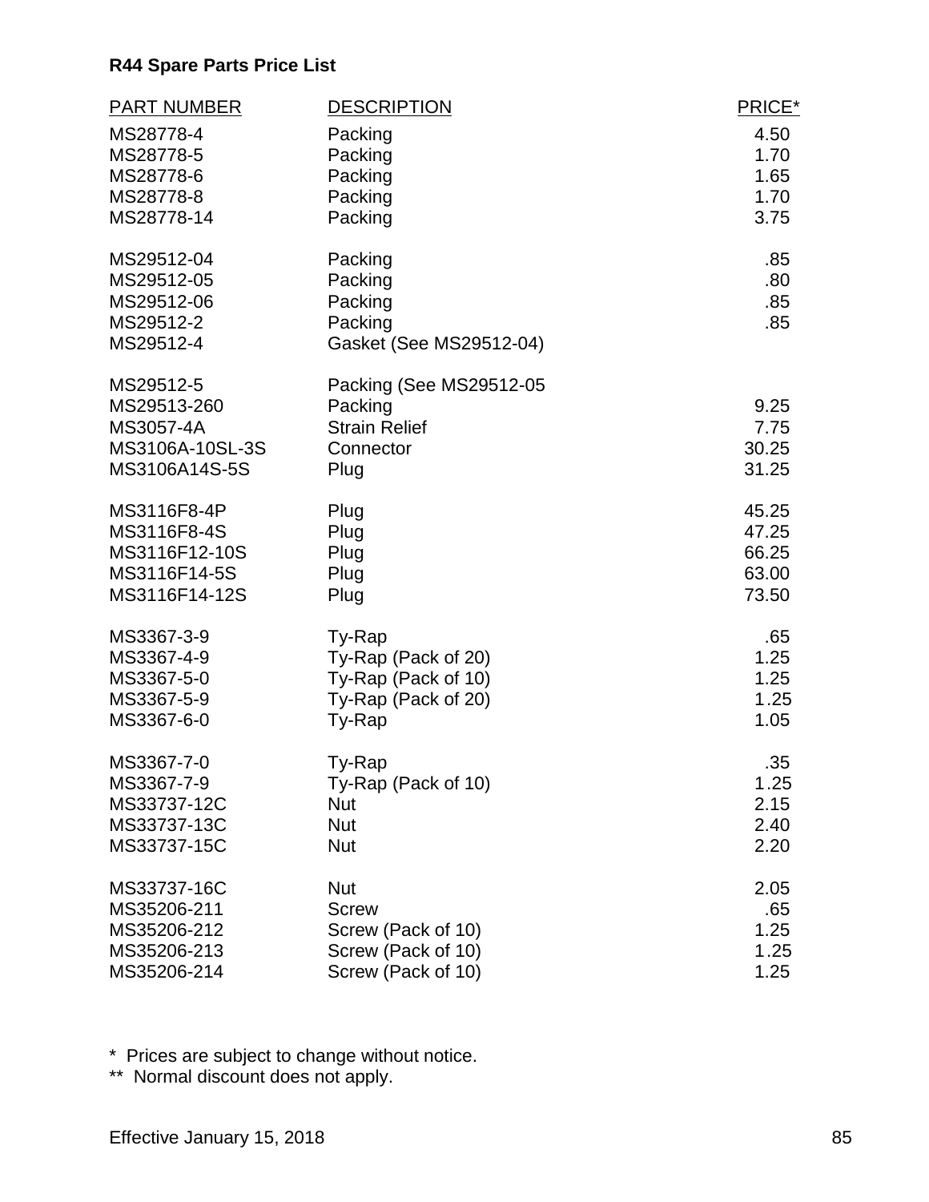**R44 Spare Parts Price List**

| PART NUMBER | DESCRIPTION | PRICE* |
|---|---|---|
| MS28778-4 | Packing | 4.50 |
| MS28778-5 | Packing | 1.70 |
| MS28778-6 | Packing | 1.65 |
| MS28778-8 | Packing | 1.70 |
| MS28778-14 | Packing | 3.75 |
| MS29512-04 | Packing | .85 |
| MS29512-05 | Packing | .80 |
| MS29512-06 | Packing | .85 |
| MS29512-2 | Packing | .85 |
| MS29512-4 | Gasket (See MS29512-04) | |
| MS29512-5 | Packing (See MS29512-05 | |
| MS29513-260 | Packing | 9.25 |
| MS3057-4A | Strain Relief | 7.75 |
| MS3106A-10SL-3S | Connector | 30.25 |
| MS3106A14S-5S | Plug | 31.25 |
| MS3116F8-4P | Plug | 45.25 |
| MS3116F8-4S | Plug | 47.25 |
| MS3116F12-10S | Plug | 66.25 |
| MS3116F14-5S | Plug | 63.00 |
| MS3116F14-12S | Plug | 73.50 |
| MS3367-3-9 | Ty-Rap | .65 |
| MS3367-4-9 | Ty-Rap (Pack of 20) | 1.25 |
| MS3367-5-0 | Ty-Rap (Pack of 10) | 1.25 |
| MS3367-5-9 | Ty-Rap (Pack of 20) | 1.25 |
| MS3367-6-0 | Ty-Rap | 1.05 |
| MS3367-7-0 | Ty-Rap | .35 |
| MS3367-7-9 | Ty-Rap (Pack of 10) | 1.25 |
| MS33737-12C | Nut | 2.15 |
| MS33737-13C | Nut | 2.40 |
| MS33737-15C | Nut | 2.20 |
| MS33737-16C | Nut | 2.05 |
| MS35206-211 | Screw | .65 |
| MS35206-212 | Screw (Pack of 10) | 1.25 |
| MS35206-213 | Screw (Pack of 10) | 1.25 |
| MS35206-214 | Screw (Pack of 10) | 1.25 |

\* Prices are subject to change without notice.

** Normal discount does not apply.

Effective January 15, 2018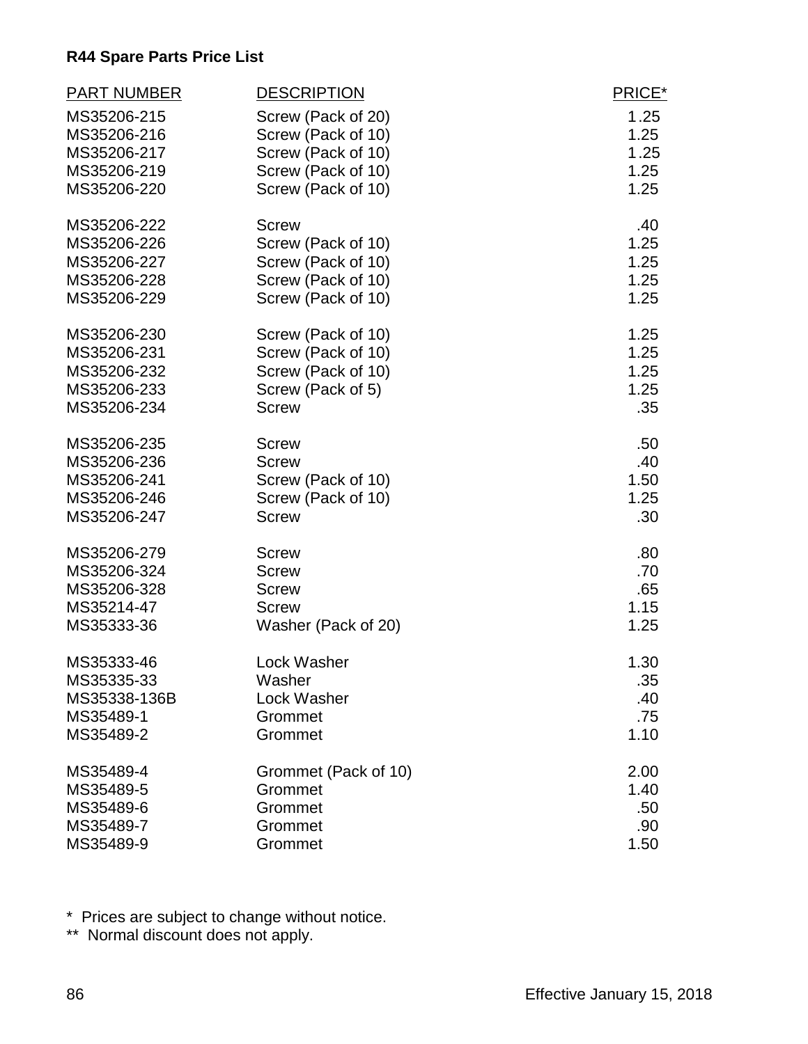**R44 Spare Parts Price List**

| PART NUMBER | DESCRIPTION | PRICE* |
|---|---|---|
| MS35206-215 | Screw (Pack of 20) | 1.25 |
| MS35206-216 | Screw (Pack of 10) | 1.25 |
| MS35206-217 | Screw (Pack of 10) | 1.25 |
| MS35206-219 | Screw (Pack of 10) | 1.25 |
| MS35206-220 | Screw (Pack of 10) | 1.25 |
| MS35206-222 | Screw | .40 |
| MS35206-226 | Screw (Pack of 10) | 1.25 |
| MS35206-227 | Screw (Pack of 10) | 1.25 |
| MS35206-228 | Screw (Pack of 10) | 1.25 |
| MS35206-229 | Screw (Pack of 10) | 1.25 |
| MS35206-230 | Screw (Pack of 10) | 1.25 |
| MS35206-231 | Screw (Pack of 10) | 1.25 |
| MS35206-232 | Screw (Pack of 10) | 1.25 |
| MS35206-233 | Screw (Pack of 5) | 1.25 |
| MS35206-234 | Screw | .35 |
| MS35206-235 | Screw | .50 |
| MS35206-236 | Screw | .40 |
| MS35206-241 | Screw (Pack of 10) | 1.50 |
| MS35206-246 | Screw (Pack of 10) | 1.25 |
| MS35206-247 | Screw | .30 |
| MS35206-279 | Screw | .80 |
| MS35206-324 | Screw | .70 |
| MS35206-328 | Screw | .65 |
| MS35214-47 | Screw | 1.15 |
| MS35333-36 | Washer (Pack of 20) | 1.25 |
| MS35333-46 | Lock Washer | 1.30 |
| MS35335-33 | Washer | .35 |
| MS35338-136B | Lock Washer | .40 |
| MS35489-1 | Grommet | .75 |
| MS35489-2 | Grommet | 1.10 |
| MS35489-4 | Grommet (Pack of 10) | 2.00 |
| MS35489-5 | Grommet | 1.40 |
| MS35489-6 | Grommet | .50 |
| MS35489-7 | Grommet | .90 |
| MS35489-9 | Grommet | 1.50 |

\* Prices are subject to change without notice.

\*\* Normal discount does not apply.

Effective January 15, 2018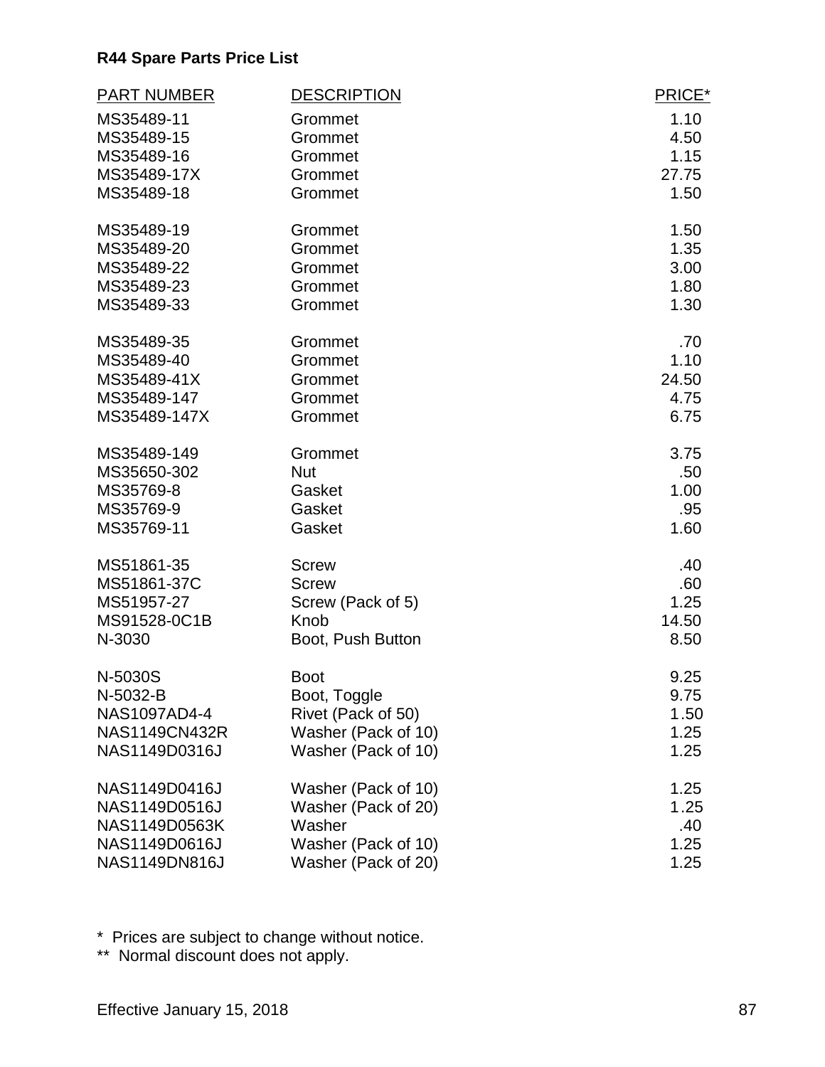**R44 Spare Parts Price List**

| PART NUMBER | DESCRIPTION | PRICE* |
|---|---|---|
| MS35489-11 | Grommet | 1.10 |
| MS35489-15 | Grommet | 4.50 |
| MS35489-16 | Grommet | 1.15 |
| MS35489-17X | Grommet | 27.75 |
| MS35489-18 | Grommet | 1.50 |
| MS35489-19 | Grommet | 1.50 |
| MS35489-20 | Grommet | 1.35 |
| MS35489-22 | Grommet | 3.00 |
| MS35489-23 | Grommet | 1.80 |
| MS35489-33 | Grommet | 1.30 |
| MS35489-35 | Grommet | .70 |
| MS35489-40 | Grommet | 1.10 |
| MS35489-41X | Grommet | 24.50 |
| MS35489-147 | Grommet | 4.75 |
| MS35489-147X | Grommet | 6.75 |
| MS35489-149 | Grommet | 3.75 |
| MS35650-302 | Nut | .50 |
| MS35769-8 | Gasket | 1.00 |
| MS35769-9 | Gasket | .95 |
| MS35769-11 | Gasket | 1.60 |
| MS51861-35 | Screw | .40 |
| MS51861-37C | Screw | .60 |
| MS51957-27 | Screw (Pack of 5) | 1.25 |
| MS91528-0C1B | Knob | 14.50 |
| N-3030 | Boot, Push Button | 8.50 |
| N-5030S | Boot | 9.25 |
| N-5032-B | Boot, Toggle | 9.75 |
| NAS1097AD4-4 | Rivet (Pack of 50) | 1.50 |
| NAS1149CN432R | Washer (Pack of 10) | 1.25 |
| NAS1149D0316J | Washer (Pack of 10) | 1.25 |
| NAS1149D0416J | Washer (Pack of 10) | 1.25 |
| NAS1149D0516J | Washer (Pack of 20) | 1.25 |
| NAS1149D0563K | Washer | .40 |
| NAS1149D0616J | Washer (Pack of 10) | 1.25 |
| NAS1149DN816J | Washer (Pack of 20) | 1.25 |

\* Prices are subject to change without notice.

** Normal discount does not apply.

Effective January 15, 2018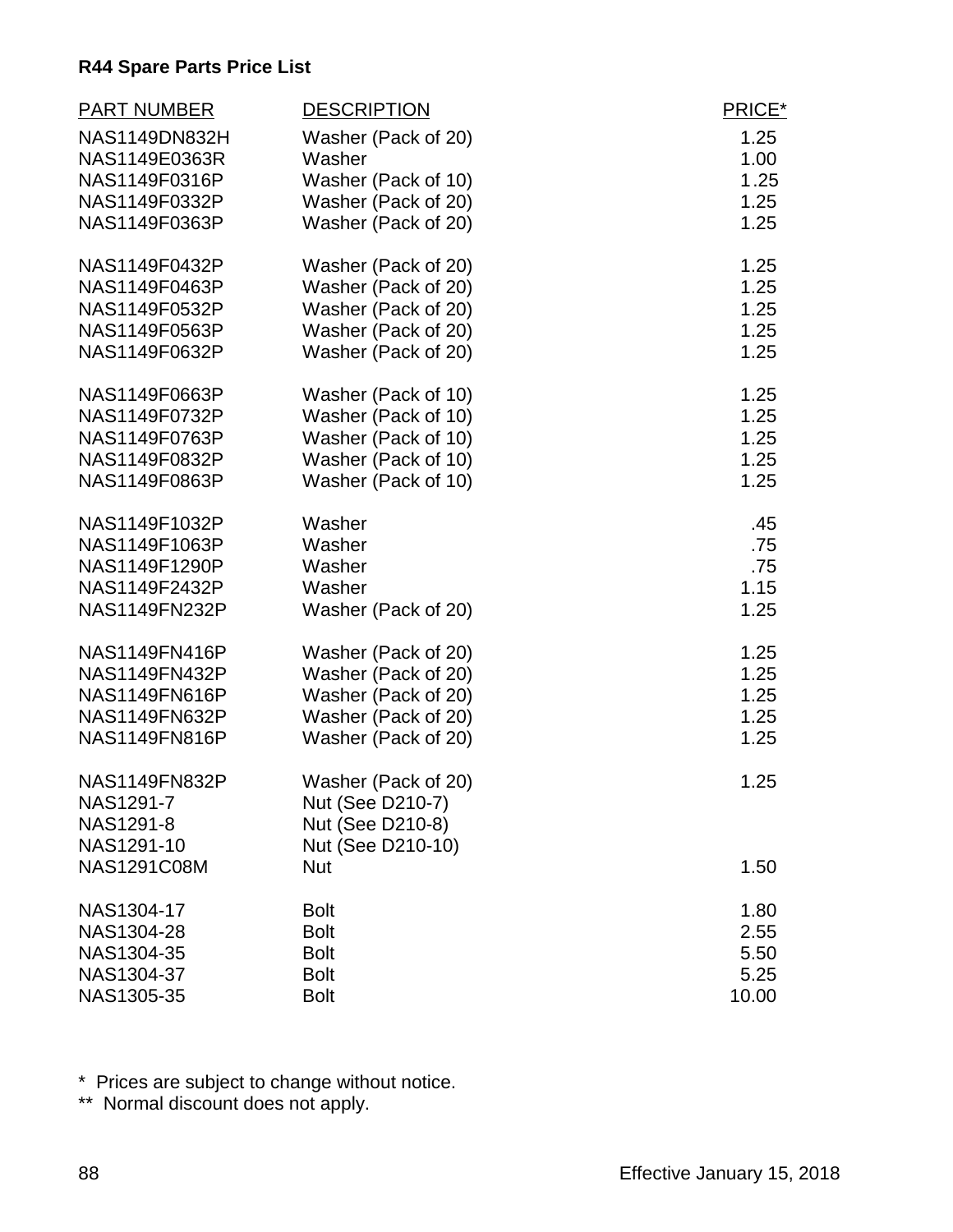**R44 Spare Parts Price List**

| PART NUMBER | DESCRIPTION | PRICE* |
|---|---|---|
| NAS1149DN832H | Washer (Pack of 20) | 1.25 |
| NAS1149E0363R | Washer | 1.00 |
| NAS1149F0316P | Washer (Pack of 10) | 1.25 |
| NAS1149F0332P | Washer (Pack of 20) | 1.25 |
| NAS1149F0363P | Washer (Pack of 20) | 1.25 |
| NAS1149F0432P | Washer (Pack of 20) | 1.25 |
| NAS1149F0463P | Washer (Pack of 20) | 1.25 |
| NAS1149F0532P | Washer (Pack of 20) | 1.25 |
| NAS1149F0563P | Washer (Pack of 20) | 1.25 |
| NAS1149F0632P | Washer (Pack of 20) | 1.25 |
| NAS1149F0663P | Washer (Pack of 10) | 1.25 |
| NAS1149F0732P | Washer (Pack of 10) | 1.25 |
| NAS1149F0763P | Washer (Pack of 10) | 1.25 |
| NAS1149F0832P | Washer (Pack of 10) | 1.25 |
| NAS1149F0863P | Washer (Pack of 10) | 1.25 |
| NAS1149F1032P | Washer | .45 |
| NAS1149F1063P | Washer | .75 |
| NAS1149F1290P | Washer | .75 |
| NAS1149F2432P | Washer | 1.15 |
| NAS1149FN232P | Washer (Pack of 20) | 1.25 |
| NAS1149FN416P | Washer (Pack of 20) | 1.25 |
| NAS1149FN432P | Washer (Pack of 20) | 1.25 |
| NAS1149FN616P | Washer (Pack of 20) | 1.25 |
| NAS1149FN632P | Washer (Pack of 20) | 1.25 |
| NAS1149FN816P | Washer (Pack of 20) | 1.25 |
| NAS1149FN832P | Washer (Pack of 20) | 1.25 |
| NAS1291-7 | Nut (See D210-7) | |
| NAS1291-8 | Nut (See D210-8) | |
| NAS1291-10 | Nut (See D210-10) | |
| NAS1291C08M | Nut | 1.50 |
| NAS1304-17 | Bolt | 1.80 |
| NAS1304-28 | Bolt | 2.55 |
| NAS1304-35 | Bolt | 5.50 |
| NAS1304-37 | Bolt | 5.25 |
| NAS1305-35 | Bolt | 10.00 |

\* Prices are subject to change without notice.

\** Normal discount does not apply.

Effective January 15, 2018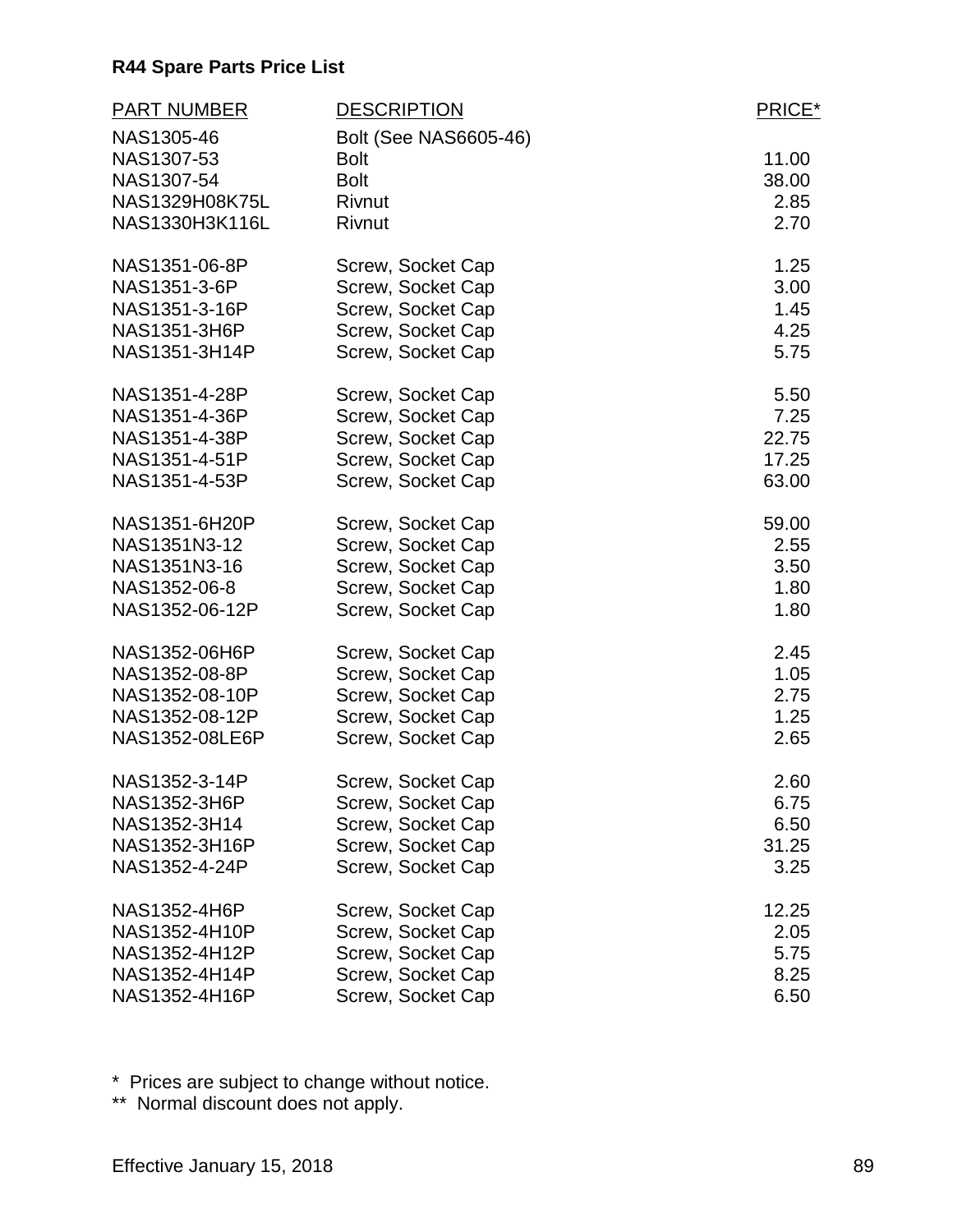**R44 Spare Parts Price List**

| PART NUMBER | DESCRIPTION | PRICE* |
|---|---|---|
| NAS1305-46 | Bolt (See NAS6605-46) | |
| NAS1307-53 | Bolt | 11.00 |
| NAS1307-54 | Bolt | 38.00 |
| NAS1329H08K75L | Rivnut | 2.85 |
| NAS1330H3K116L | Rivnut | 2.70 |
| NAS1351-06-8P | Screw, Socket Cap | 1.25 |
| NAS1351-3-6P | Screw, Socket Cap | 3.00 |
| NAS1351-3-16P | Screw, Socket Cap | 1.45 |
| NAS1351-3H6P | Screw, Socket Cap | 4.25 |
| NAS1351-3H14P | Screw, Socket Cap | 5.75 |
| NAS1351-4-28P | Screw, Socket Cap | 5.50 |
| NAS1351-4-36P | Screw, Socket Cap | 7.25 |
| NAS1351-4-38P | Screw, Socket Cap | 22.75 |
| NAS1351-4-51P | Screw, Socket Cap | 17.25 |
| NAS1351-4-53P | Screw, Socket Cap | 63.00 |
| NAS1351-6H20P | Screw, Socket Cap | 59.00 |
| NAS1351N3-12 | Screw, Socket Cap | 2.55 |
| NAS1351N3-16 | Screw, Socket Cap | 3.50 |
| NAS1352-06-8 | Screw, Socket Cap | 1.80 |
| NAS1352-06-12P | Screw, Socket Cap | 1.80 |
| NAS1352-06H6P | Screw, Socket Cap | 2.45 |
| NAS1352-08-8P | Screw, Socket Cap | 1.05 |
| NAS1352-08-10P | Screw, Socket Cap | 2.75 |
| NAS1352-08-12P | Screw, Socket Cap | 1.25 |
| NAS1352-08LE6P | Screw, Socket Cap | 2.65 |
| NAS1352-3-14P | Screw, Socket Cap | 2.60 |
| NAS1352-3H6P | Screw, Socket Cap | 6.75 |
| NAS1352-3H14 | Screw, Socket Cap | 6.50 |
| NAS1352-3H16P | Screw, Socket Cap | 31.25 |
| NAS1352-4-24P | Screw, Socket Cap | 3.25 |
| NAS1352-4H6P | Screw, Socket Cap | 12.25 |
| NAS1352-4H10P | Screw, Socket Cap | 2.05 |
| NAS1352-4H12P | Screw, Socket Cap | 5.75 |
| NAS1352-4H14P | Screw, Socket Cap | 8.25 |
| NAS1352-4H16P | Screw, Socket Cap | 6.50 |

\* Prices are subject to change without notice.

** Normal discount does not apply.

Effective January 15, 2018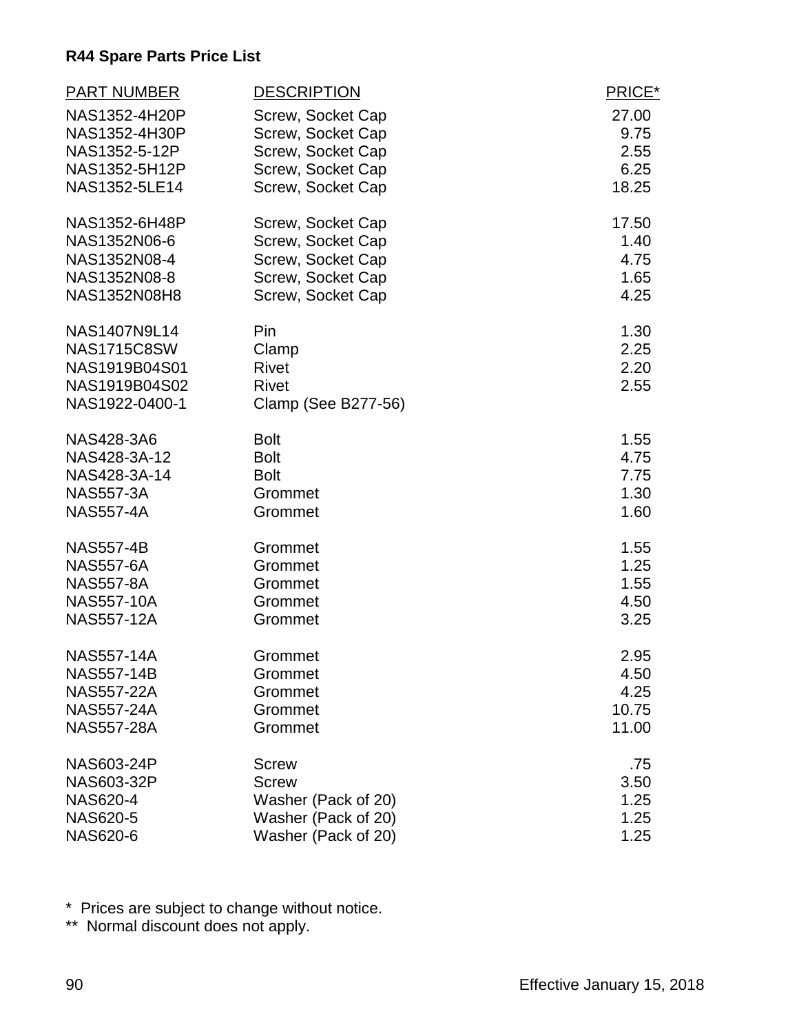**R44 Spare Parts Price List**

| PART NUMBER | DESCRIPTION | PRICE* |
|---|---|---|
| NAS1352-4H20P | Screw, Socket Cap | 27.00 |
| NAS1352-4H30P | Screw, Socket Cap | 9.75 |
| NAS1352-5-12P | Screw, Socket Cap | 2.55 |
| NAS1352-5H12P | Screw, Socket Cap | 6.25 |
| NAS1352-5LE14 | Screw, Socket Cap | 18.25 |
| NAS1352-6H48P | Screw, Socket Cap | 17.50 |
| NAS1352N06-6 | Screw, Socket Cap | 1.40 |
| NAS1352N08-4 | Screw, Socket Cap | 4.75 |
| NAS1352N08-8 | Screw, Socket Cap | 1.65 |
| NAS1352N08H8 | Screw, Socket Cap | 4.25 |
| NAS1407N9L14 | Pin | 1.30 |
| NAS1715C8SW | Clamp | 2.25 |
| NAS1919B04S01 | Rivet | 2.20 |
| NAS1919B04S02 | Rivet | 2.55 |
| NAS1922-0400-1 | Clamp (See B277-56) | |
| NAS428-3A6 | Bolt | 1.55 |
| NAS428-3A-12 | Bolt | 4.75 |
| NAS428-3A-14 | Bolt | 7.75 |
| NAS557-3A | Grommet | 1.30 |
| NAS557-4A | Grommet | 1.60 |
| NAS557-4B | Grommet | 1.55 |
| NAS557-6A | Grommet | 1.25 |
| NAS557-8A | Grommet | 1.55 |
| NAS557-10A | Grommet | 4.50 |
| NAS557-12A | Grommet | 3.25 |
| NAS557-14A | Grommet | 2.95 |
| NAS557-14B | Grommet | 4.50 |
| NAS557-22A | Grommet | 4.25 |
| NAS557-24A | Grommet | 10.75 |
| NAS557-28A | Grommet | 11.00 |
| NAS603-24P | Screw | .75 |
| NAS603-32P | Screw | 3.50 |
| NAS620-4 | Washer (Pack of 20) | 1.25 |
| NAS620-5 | Washer (Pack of 20) | 1.25 |
| NAS620-6 | Washer (Pack of 20) | 1.25 |

\* Prices are subject to change without notice.

\*\* Normal discount does not apply.

Effective January 15, 2018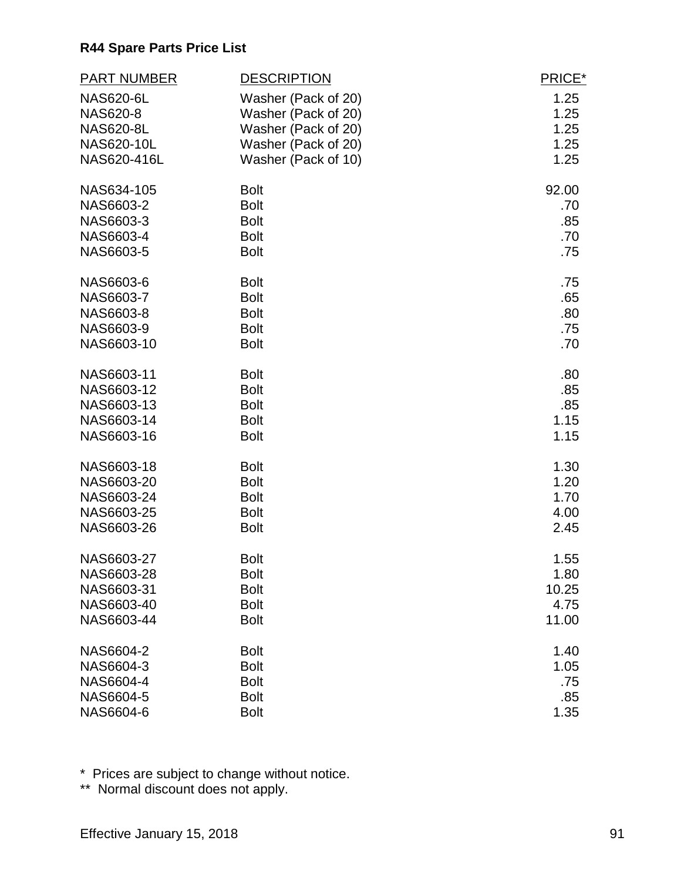**R44 Spare Parts Price List**

| PART NUMBER | DESCRIPTION | PRICE* |
|---|---|---|
| NAS620-6L | Washer (Pack of 20) | 1.25 |
| NAS620-8 | Washer (Pack of 20) | 1.25 |
| NAS620-8L | Washer (Pack of 20) | 1.25 |
| NAS620-10L | Washer (Pack of 20) | 1.25 |
| NAS620-416L | Washer (Pack of 10) | 1.25 |
| NAS634-105 | Bolt | 92.00 |
| NAS6603-2 | Bolt | .70 |
| NAS6603-3 | Bolt | .85 |
| NAS6603-4 | Bolt | .70 |
| NAS6603-5 | Bolt | .75 |
| NAS6603-6 | Bolt | .75 |
| NAS6603-7 | Bolt | .65 |
| NAS6603-8 | Bolt | .80 |
| NAS6603-9 | Bolt | .75 |
| NAS6603-10 | Bolt | .70 |
| NAS6603-11 | Bolt | .80 |
| NAS6603-12 | Bolt | .85 |
| NAS6603-13 | Bolt | .85 |
| NAS6603-14 | Bolt | 1.15 |
| NAS6603-16 | Bolt | 1.15 |
| NAS6603-18 | Bolt | 1.30 |
| NAS6603-20 | Bolt | 1.20 |
| NAS6603-24 | Bolt | 1.70 |
| NAS6603-25 | Bolt | 4.00 |
| NAS6603-26 | Bolt | 2.45 |
| NAS6603-27 | Bolt | 1.55 |
| NAS6603-28 | Bolt | 1.80 |
| NAS6603-31 | Bolt | 10.25 |
| NAS6603-40 | Bolt | 4.75 |
| NAS6603-44 | Bolt | 11.00 |
| NAS6604-2 | Bolt | 1.40 |
| NAS6604-3 | Bolt | 1.05 |
| NAS6604-4 | Bolt | .75 |
| NAS6604-5 | Bolt | .85 |
| NAS6604-6 | Bolt | 1.35 |

\* Prices are subject to change without notice.

\*\* Normal discount does not apply.

Effective January 15, 2018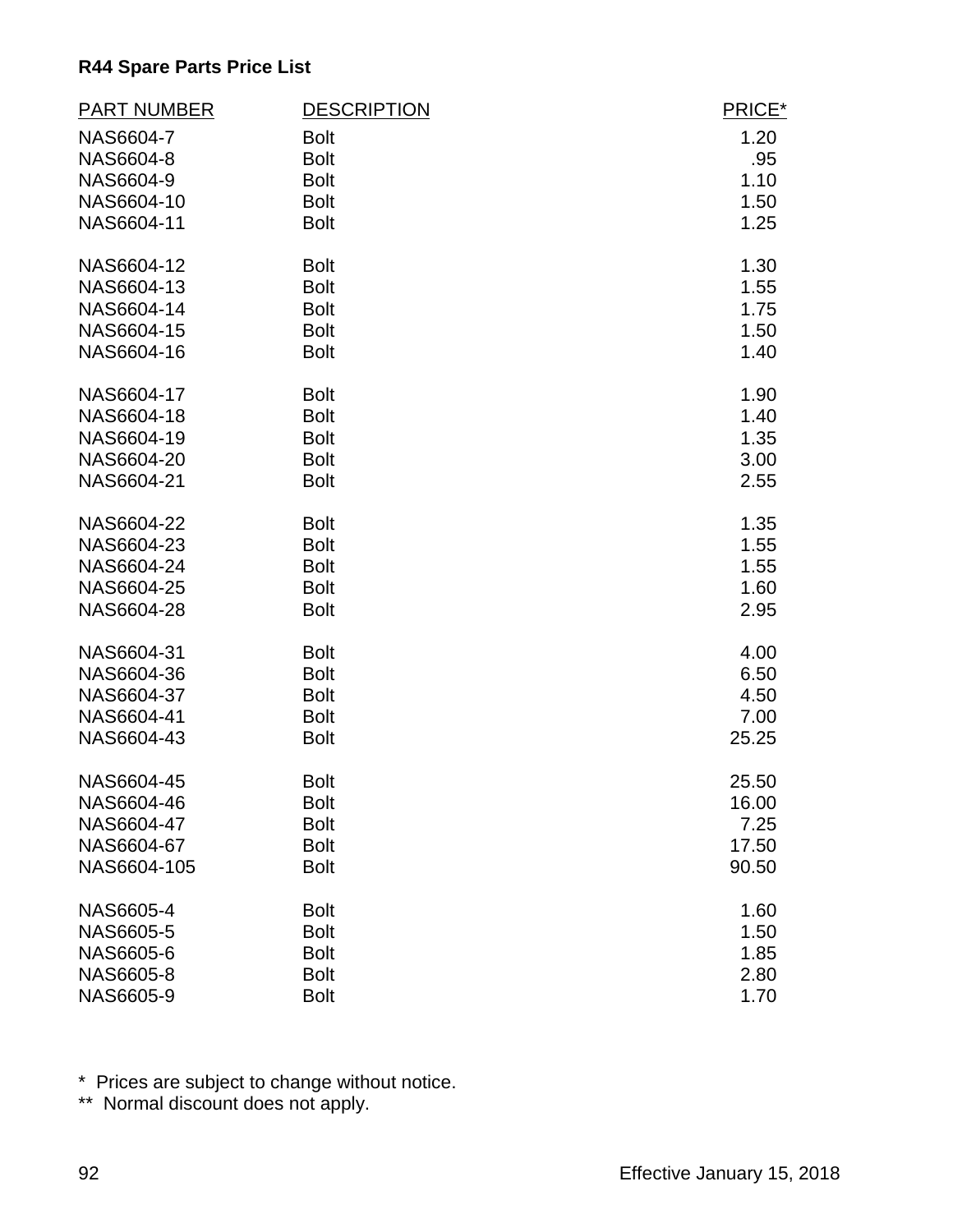**R44 Spare Parts Price List**

| PART NUMBER | DESCRIPTION | PRICE* |
|---|---|---|
| NAS6604-7 | Bolt | 1.20 |
| NAS6604-8 | Bolt | .95 |
| NAS6604-9 | Bolt | 1.10 |
| NAS6604-10 | Bolt | 1.50 |
| NAS6604-11 | Bolt | 1.25 |
| NAS6604-12 | Bolt | 1.30 |
| NAS6604-13 | Bolt | 1.55 |
| NAS6604-14 | Bolt | 1.75 |
| NAS6604-15 | Bolt | 1.50 |
| NAS6604-16 | Bolt | 1.40 |
| NAS6604-17 | Bolt | 1.90 |
| NAS6604-18 | Bolt | 1.40 |
| NAS6604-19 | Bolt | 1.35 |
| NAS6604-20 | Bolt | 3.00 |
| NAS6604-21 | Bolt | 2.55 |
| NAS6604-22 | Bolt | 1.35 |
| NAS6604-23 | Bolt | 1.55 |
| NAS6604-24 | Bolt | 1.55 |
| NAS6604-25 | Bolt | 1.60 |
| NAS6604-28 | Bolt | 2.95 |
| NAS6604-31 | Bolt | 4.00 |
| NAS6604-36 | Bolt | 6.50 |
| NAS6604-37 | Bolt | 4.50 |
| NAS6604-41 | Bolt | 7.00 |
| NAS6604-43 | Bolt | 25.25 |
| NAS6604-45 | Bolt | 25.50 |
| NAS6604-46 | Bolt | 16.00 |
| NAS6604-47 | Bolt | 7.25 |
| NAS6604-67 | Bolt | 17.50 |
| NAS6604-105 | Bolt | 90.50 |
| NAS6605-4 | Bolt | 1.60 |
| NAS6605-5 | Bolt | 1.50 |
| NAS6605-6 | Bolt | 1.85 |
| NAS6605-8 | Bolt | 2.80 |
| NAS6605-9 | Bolt | 1.70 |

\* Prices are subject to change without notice.
** Normal discount does not apply.

Effective January 15, 2018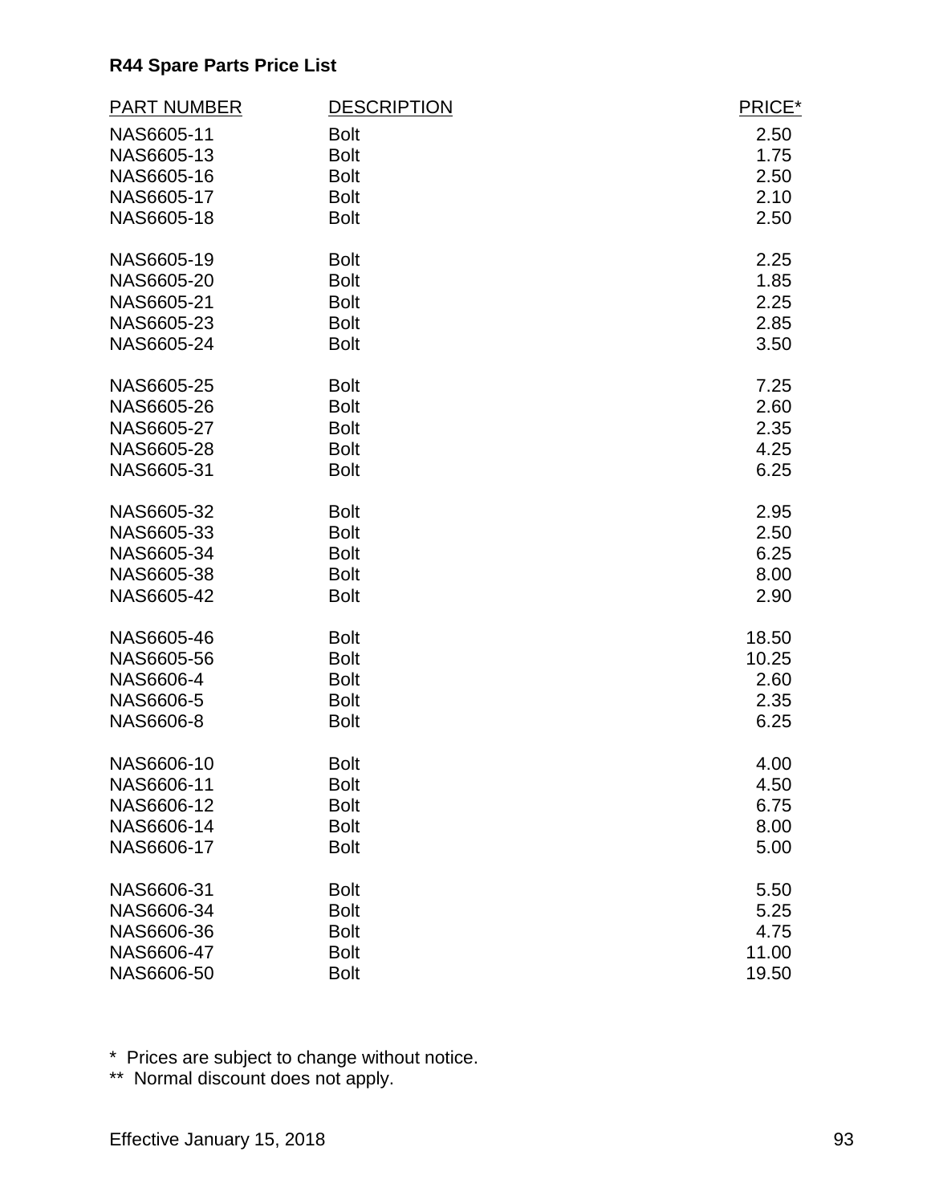**R44 Spare Parts Price List**

| PART NUMBER | DESCRIPTION | PRICE* |
|---|---|---|
| NAS6605-11 | Bolt | 2.50 |
| NAS6605-13 | Bolt | 1.75 |
| NAS6605-16 | Bolt | 2.50 |
| NAS6605-17 | Bolt | 2.10 |
| NAS6605-18 | Bolt | 2.50 |
| NAS6605-19 | Bolt | 2.25 |
| NAS6605-20 | Bolt | 1.85 |
| NAS6605-21 | Bolt | 2.25 |
| NAS6605-23 | Bolt | 2.85 |
| NAS6605-24 | Bolt | 3.50 |
| NAS6605-25 | Bolt | 7.25 |
| NAS6605-26 | Bolt | 2.60 |
| NAS6605-27 | Bolt | 2.35 |
| NAS6605-28 | Bolt | 4.25 |
| NAS6605-31 | Bolt | 6.25 |
| NAS6605-32 | Bolt | 2.95 |
| NAS6605-33 | Bolt | 2.50 |
| NAS6605-34 | Bolt | 6.25 |
| NAS6605-38 | Bolt | 8.00 |
| NAS6605-42 | Bolt | 2.90 |
| NAS6605-46 | Bolt | 18.50 |
| NAS6605-56 | Bolt | 10.25 |
| NAS6606-4 | Bolt | 2.60 |
| NAS6606-5 | Bolt | 2.35 |
| NAS6606-8 | Bolt | 6.25 |
| NAS6606-10 | Bolt | 4.00 |
| NAS6606-11 | Bolt | 4.50 |
| NAS6606-12 | Bolt | 6.75 |
| NAS6606-14 | Bolt | 8.00 |
| NAS6606-17 | Bolt | 5.00 |
| NAS6606-31 | Bolt | 5.50 |
| NAS6606-34 | Bolt | 5.25 |
| NAS6606-36 | Bolt | 4.75 |
| NAS6606-47 | Bolt | 11.00 |
| NAS6606-50 | Bolt | 19.50 |

\* Prices are subject to change without notice.

\*\* Normal discount does not apply.

Effective January 15, 2018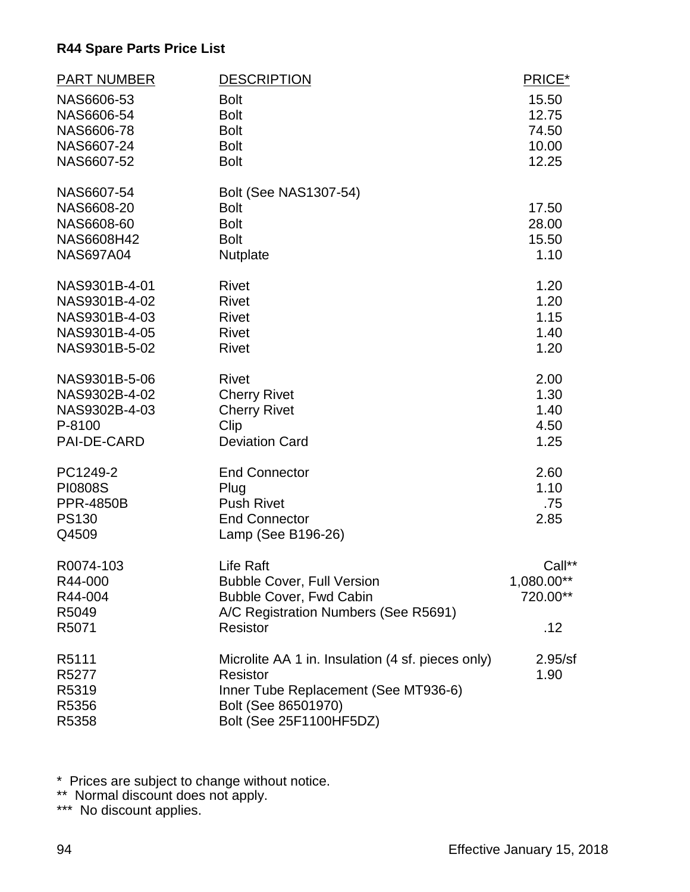**R44 Spare Parts Price List**

| PART NUMBER | DESCRIPTION | PRICE* |
|---|---|---|
| NAS6606-53 | Bolt | 15.50 |
| NAS6606-54 | Bolt | 12.75 |
| NAS6606-78 | Bolt | 74.50 |
| NAS6607-24 | Bolt | 10.00 |
| NAS6607-52 | Bolt | 12.25 |
| NAS6607-54 | Bolt (See NAS1307-54) | |
| NAS6608-20 | Bolt | 17.50 |
| NAS6608-60 | Bolt | 28.00 |
| NAS6608H42 | Bolt | 15.50 |
| NAS697A04 | Nutplate | 1.10 |
| NAS9301B-4-01 | Rivet | 1.20 |
| NAS9301B-4-02 | Rivet | 1.20 |
| NAS9301B-4-03 | Rivet | 1.15 |
| NAS9301B-4-05 | Rivet | 1.40 |
| NAS9301B-5-02 | Rivet | 1.20 |
| NAS9301B-5-06 | Rivet | 2.00 |
| NAS9302B-4-02 | Cherry Rivet | 1.30 |
| NAS9302B-4-03 | Cherry Rivet | 1.40 |
| P-8100 | Clip | 4.50 |
| PAI-DE-CARD | Deviation Card | 1.25 |
| PC1249-2 | End Connector | 2.60 |
| PI0808S | Plug | 1.10 |
| PPR-4850B | Push Rivet | .75 |
| PS130 | End Connector | 2.85 |
| Q4509 | Lamp (See B196-26) | |
| R0074-103 | Life Raft | Call** |
| R44-000 | Bubble Cover, Full Version | 1,080.00** |
| R44-004 | Bubble Cover, Fwd Cabin | 720.00** |
| R5049 | A/C Registration Numbers (See R5691) | |
| R5071 | Resistor | .12 |
| R5111 | Microlite AA 1 in. Insulation (4 sf. pieces only) | 2.95/sf |
| R5277 | Resistor | 1.90 |
| R5319 | Inner Tube Replacement (See MT936-6) | |
| R5356 | Bolt (See 86501970) | |
| R5358 | Bolt (See 25F1100HF5DZ) | |

\* Prices are subject to change without notice.
** Normal discount does not apply.
*** No discount applies.

Effective January 15, 2018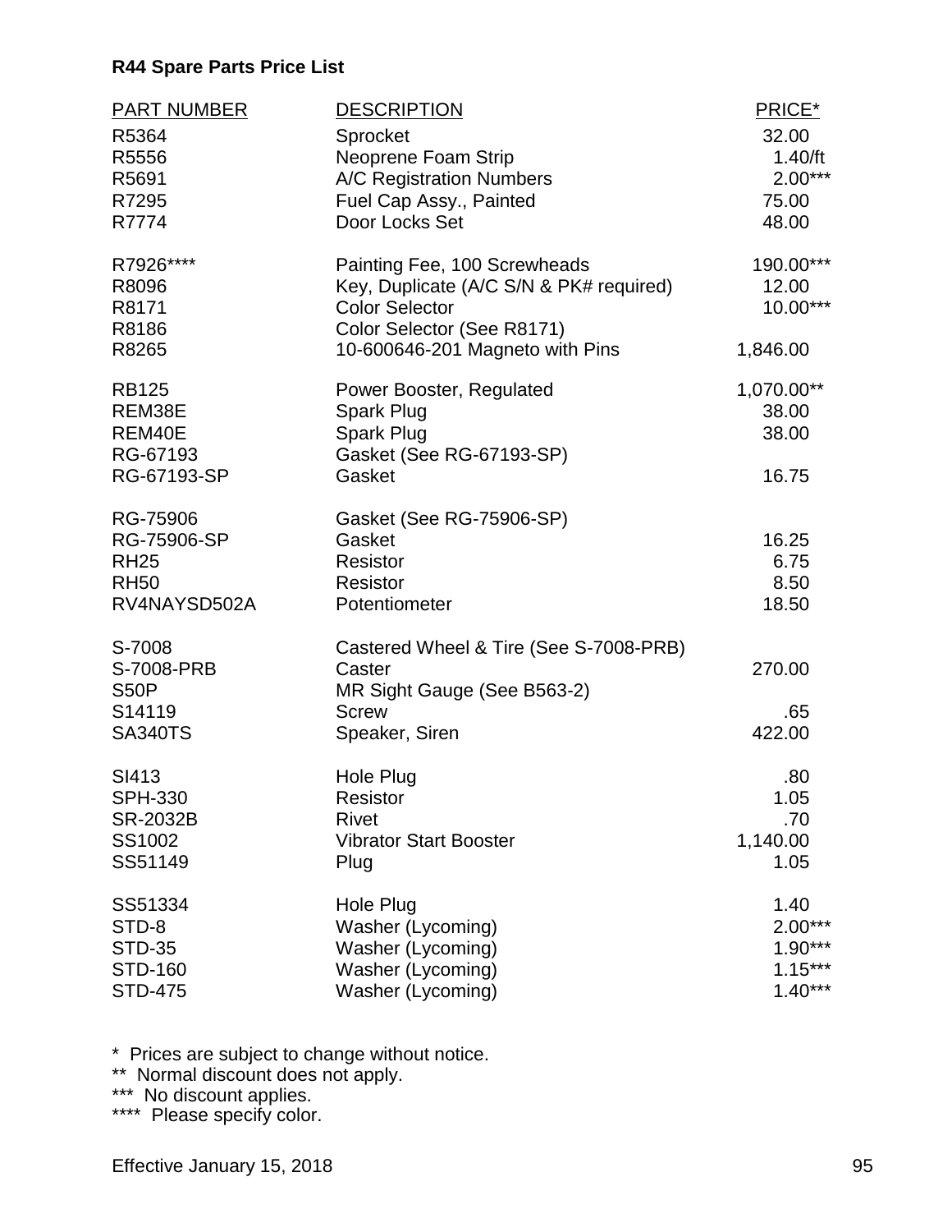**R44 Spare Parts Price List**

| PART NUMBER | DESCRIPTION | PRICE* |
|---|---|---|
| R5364 | Sprocket | 32.00 |
| R5556 | Neoprene Foam Strip | 1.40/ft |
| R5691 | A/C Registration Numbers | 2.00*** |
| R7295 | Fuel Cap Assy., Painted | 75.00 |
| R7774 | Door Locks Set | 48.00 |
| R7926**** | Painting Fee, 100 Screwheads | 190.00*** |
| R8096 | Key, Duplicate (A/C S/N & PK# required) | 12.00 |
| R8171 | Color Selector | 10.00*** |
| R8186 | Color Selector (See R8171) | |
| R8265 | 10-600646-201 Magneto with Pins | 1,846.00 |
| RB125 | Power Booster, Regulated | 1,070.00** |
| REM38E | Spark Plug | 38.00 |
| REM40E | Spark Plug | 38.00 |
| RG-67193 | Gasket (See RG-67193-SP) | |
| RG-67193-SP | Gasket | 16.75 |
| RG-75906 | Gasket (See RG-75906-SP) | |
| RG-75906-SP | Gasket | 16.25 |
| RH25 | Resistor | 6.75 |
| RH50 | Resistor | 8.50 |
| RV4NAYSD502A | Potentiometer | 18.50 |
| S-7008 | Castered Wheel & Tire (See S-7008-PRB) | |
| S-7008-PRB | Caster | 270.00 |
| S50P | MR Sight Gauge (See B563-2) | |
| S14119 | Screw | .65 |
| SA340TS | Speaker, Siren | 422.00 |
| SI413 | Hole Plug | .80 |
| SPH-330 | Resistor | 1.05 |
| SR-2032B | Rivet | .70 |
| SS1002 | Vibrator Start Booster | 1,140.00 |
| SS51149 | Plug | 1.05 |
| SS51334 | Hole Plug | 1.40 |
| STD-8 | Washer (Lycoming) | 2.00*** |
| STD-35 | Washer (Lycoming) | 1.90*** |
| STD-160 | Washer (Lycoming) | 1.15*** |
| STD-475 | Washer (Lycoming) | 1.40*** |

\* Prices are subject to change without notice.
** Normal discount does not apply.
*** No discount applies.
**** Please specify color.

Effective January 15, 2018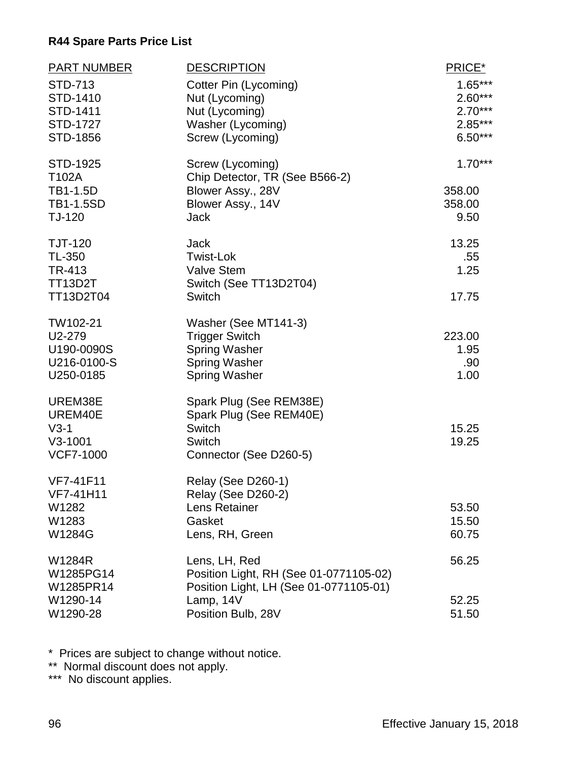**R44 Spare Parts Price List**

| PART NUMBER | DESCRIPTION | PRICE* |
|---|---|---|
| STD-713 | Cotter Pin (Lycoming) | 1.65*** |
| STD-1410 | Nut (Lycoming) | 2.60*** |
| STD-1411 | Nut (Lycoming) | 2.70*** |
| STD-1727 | Washer (Lycoming) | 2.85*** |
| STD-1856 | Screw (Lycoming) | 6.50*** |
| STD-1925 | Screw (Lycoming) | 1.70*** |
| T102A | Chip Detector, TR (See B566-2) | |
| TB1-1.5D | Blower Assy., 28V | 358.00 |
| TB1-1.5SD | Blower Assy., 14V | 358.00 |
| TJ-120 | Jack | 9.50 |
| TJT-120 | Jack | 13.25 |
| TL-350 | Twist-Lok | .55 |
| TR-413 | Valve Stem | 1.25 |
| TT13D2T | Switch (See TT13D2T04) | |
| TT13D2T04 | Switch | 17.75 |
| TW102-21 | Washer (See MT141-3) | |
| U2-279 | Trigger Switch | 223.00 |
| U190-0090S | Spring Washer | 1.95 |
| U216-0100-S | Spring Washer | .90 |
| U250-0185 | Spring Washer | 1.00 |
| UREM38E | Spark Plug (See REM38E) | |
| UREM40E | Spark Plug (See REM40E) | |
| V3-1 | Switch | 15.25 |
| V3-1001 | Switch | 19.25 |
| VCF7-1000 | Connector (See D260-5) | |
| VF7-41F11 | Relay (See D260-1) | |
| VF7-41H11 | Relay (See D260-2) | |
| W1282 | Lens Retainer | 53.50 |
| W1283 | Gasket | 15.50 |
| W1284G | Lens, RH, Green | 60.75 |
| W1284R | Lens, LH, Red | 56.25 |
| W1285PG14 | Position Light, RH (See 01-0771105-02) | |
| W1285PR14 | Position Light, LH (See 01-0771105-01) | |
| W1290-14 | Lamp, 14V | 52.25 |
| W1290-28 | Position Bulb, 28V | 51.50 |

* Prices are subject to change without notice.
** Normal discount does not apply.
*** No discount applies.

Effective January 15, 2018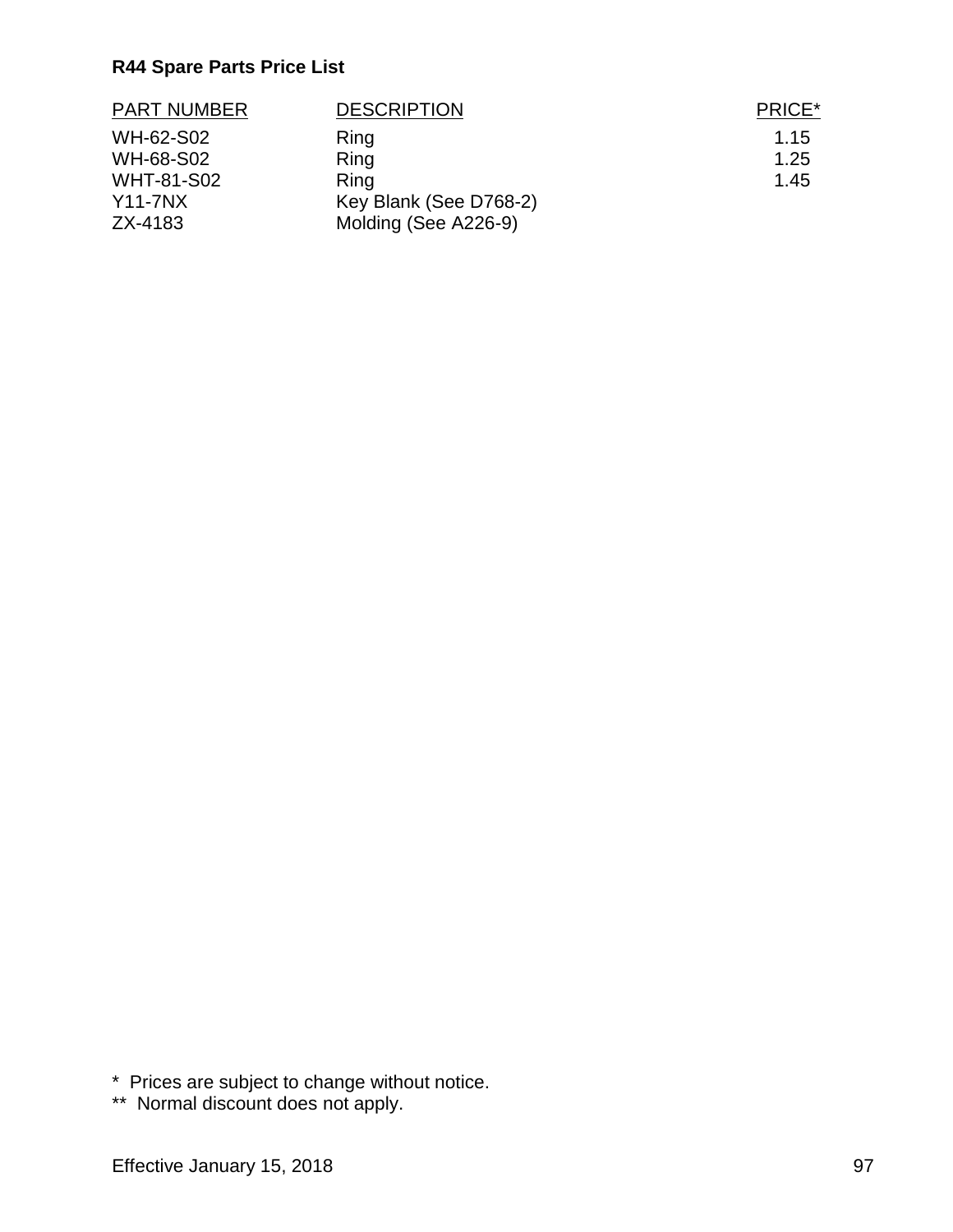**R44 Spare Parts Price List**

| PART NUMBER | DESCRIPTION | PRICE* |
| --- | --- | --- |
| WH-62-S02 | Ring | 1.15 |
| WH-68-S02 | Ring | 1.25 |
| WHT-81-S02 | Ring | 1.45 |
| Y11-7NX | Key Blank (See D768-2) | |
| ZX-4183 | Molding (See A226-9) | |

\* Prices are subject to change without notice.

\*\* Normal discount does not apply.

Effective January 15, 2018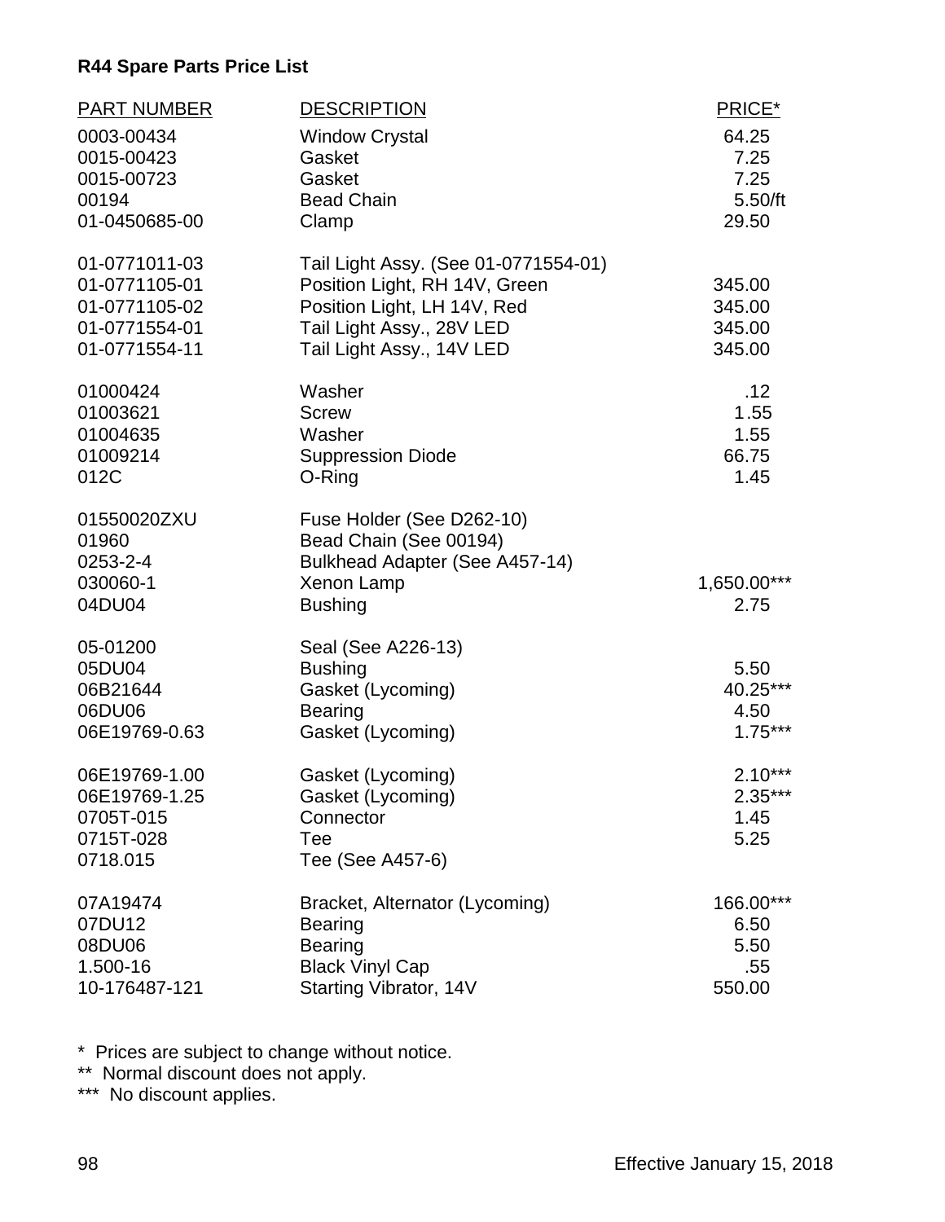**R44 Spare Parts Price List**

| PART NUMBER | DESCRIPTION | PRICE* |
|---|---|---|
| 0003-00434 | Window Crystal | 64.25 |
| 0015-00423 | Gasket | 7.25 |
| 0015-00723 | Gasket | 7.25 |
| 00194 | Bead Chain | 5.50/ft |
| 01-0450685-00 | Clamp | 29.50 |
| 01-0771011-03 | Tail Light Assy. (See 01-0771554-01) | |
| 01-0771105-01 | Position Light, RH 14V, Green | 345.00 |
| 01-0771105-02 | Position Light, LH 14V, Red | 345.00 |
| 01-0771554-01 | Tail Light Assy., 28V LED | 345.00 |
| 01-0771554-11 | Tail Light Assy., 14V LED | 345.00 |
| 01000424 | Washer | .12 |
| 01003621 | Screw | 1.55 |
| 01004635 | Washer | 1.55 |
| 01009214 | Suppression Diode | 66.75 |
| 012C | O-Ring | 1.45 |
| 01550020ZXU | Fuse Holder (See D262-10) | |
| 01960 | Bead Chain (See 00194) | |
| 0253-2-4 | Bulkhead Adapter (See A457-14) | |
| 030060-1 | Xenon Lamp | 1,650.00*** |
| 04DU04 | Bushing | 2.75 |
| 05-01200 | Seal (See A226-13) | |
| 05DU04 | Bushing | 5.50 |
| 06B21644 | Gasket (Lycoming) | 40.25*** |
| 06DU06 | Bearing | 4.50 |
| 06E19769-0.63 | Gasket (Lycoming) | 1.75*** |
| 06E19769-1.00 | Gasket (Lycoming) | 2.10*** |
| 06E19769-1.25 | Gasket (Lycoming) | 2.35*** |
| 0705T-015 | Connector | 1.45 |
| 0715T-028 | Tee | 5.25 |
| 0718.015 | Tee (See A457-6) | |
| 07A19474 | Bracket, Alternator (Lycoming) | 166.00*** |
| 07DU12 | Bearing | 6.50 |
| 08DU06 | Bearing | 5.50 |
| 1.500-16 | Black Vinyl Cap | .55 |
| 10-176487-121 | Starting Vibrator, 14V | 550.00 |

\* Prices are subject to change without notice.
\*\* Normal discount does not apply.
\*\*\* No discount applies.

Effective January 15, 2018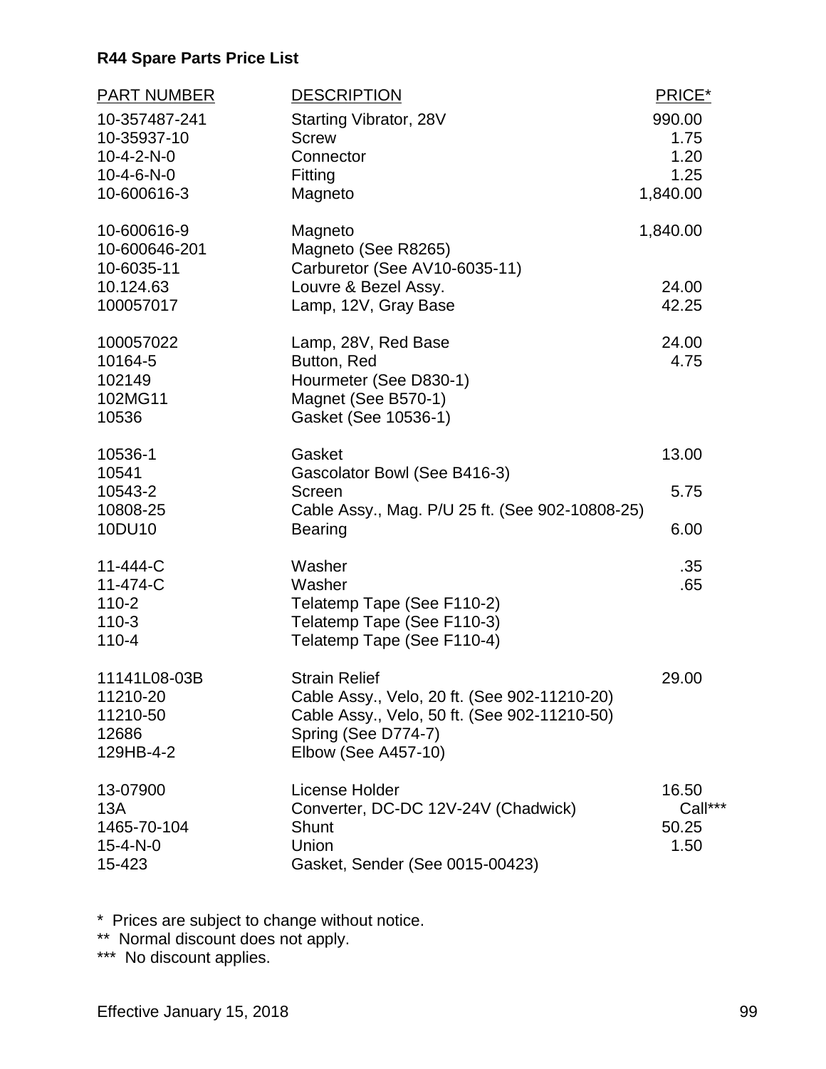**R44 Spare Parts Price List**

| PART NUMBER | DESCRIPTION | PRICE* |
|---|---|---|
| 10-357487-241 | Starting Vibrator, 28V | 990.00 |
| 10-35937-10 | Screw | 1.75 |
| 10-4-2-N-0 | Connector | 1.20 |
| 10-4-6-N-0 | Fitting | 1.25 |
| 10-600616-3 | Magneto | 1,840.00 |
| 10-600616-9 | Magneto | 1,840.00 |
| 10-600646-201 | Magneto (See R8265) | |
| 10-6035-11 | Carburetor (See AV10-6035-11) | |
| 10.124.63 | Louvre & Bezel Assy. | 24.00 |
| 100057017 | Lamp, 12V, Gray Base | 42.25 |
| 100057022 | Lamp, 28V, Red Base | 24.00 |
| 10164-5 | Button, Red | 4.75 |
| 102149 | Hourmeter (See D830-1) | |
| 102MG11 | Magnet (See B570-1) | |
| 10536 | Gasket (See 10536-1) | |
| 10536-1 | Gasket | 13.00 |
| 10541 | Gascolator Bowl (See B416-3) | |
| 10543-2 | Screen | 5.75 |
| 10808-25 | Cable Assy., Mag. P/U 25 ft. (See 902-10808-25) | |
| 10DU10 | Bearing | 6.00 |
| 11-444-C | Washer | .35 |
| 11-474-C | Washer | .65 |
| 110-2 | Telatemp Tape (See F110-2) | |
| 110-3 | Telatemp Tape (See F110-3) | |
| 110-4 | Telatemp Tape (See F110-4) | |
| 11141L08-03B | Strain Relief | 29.00 |
| 11210-20 | Cable Assy., Velo, 20 ft. (See 902-11210-20) | |
| 11210-50 | Cable Assy., Velo, 50 ft. (See 902-11210-50) | |
| 12686 | Spring (See D774-7) | |
| 129HB-4-2 | Elbow (See A457-10) | |
| 13-07900 | License Holder | 16.50 |
| 13A | Converter, DC-DC 12V-24V (Chadwick) | Call*** |
| 1465-70-104 | Shunt | 50.25 |
| 15-4-N-0 | Union | 1.50 |
| 15-423 | Gasket, Sender (See 0015-00423) | |

\* Prices are subject to change without notice.

** Normal discount does not apply.

*** No discount applies.

Effective January 15, 2018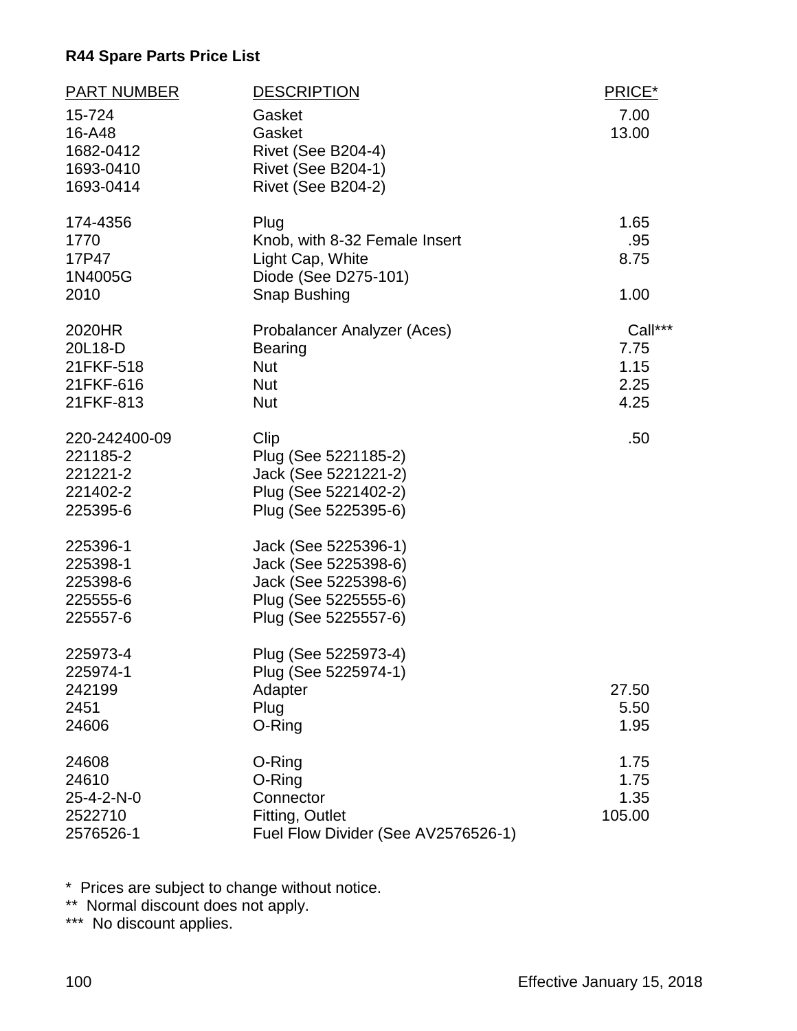**R44 Spare Parts Price List**

| PART NUMBER | DESCRIPTION | PRICE* |
|---|---|---|
| 15-724 | Gasket | 7.00 |
| 16-A48 | Gasket | 13.00 |
| 1682-0412 | Rivet (See B204-4) | |
| 1693-0410 | Rivet (See B204-1) | |
| 1693-0414 | Rivet (See B204-2) | |
| 174-4356 | Plug | 1.65 |
| 1770 | Knob, with 8-32 Female Insert | .95 |
| 17P47 | Light Cap, White | 8.75 |
| 1N4005G | Diode (See D275-101) | |
| 2010 | Snap Bushing | 1.00 |
| 2020HR | Probalancer Analyzer (Aces) | Call*** |
| 20L18-D | Bearing | 7.75 |
| 21FKF-518 | Nut | 1.15 |
| 21FKF-616 | Nut | 2.25 |
| 21FKF-813 | Nut | 4.25 |
| 220-242400-09 | Clip | .50 |
| 221185-2 | Plug (See 5221185-2) | |
| 221221-2 | Jack (See 5221221-2) | |
| 221402-2 | Plug (See 5221402-2) | |
| 225395-6 | Plug (See 5225395-6) | |
| 225396-1 | Jack (See 5225396-1) | |
| 225398-1 | Jack (See 5225398-6) | |
| 225398-6 | Jack (See 5225398-6) | |
| 225555-6 | Plug (See 5225555-6) | |
| 225557-6 | Plug (See 5225557-6) | |
| 225973-4 | Plug (See 5225973-4) | |
| 225974-1 | Plug (See 5225974-1) | |
| 242199 | Adapter | 27.50 |
| 2451 | Plug | 5.50 |
| 24606 | O-Ring | 1.95 |
| 24608 | O-Ring | 1.75 |
| 24610 | O-Ring | 1.75 |
| 25-4-2-N-0 | Connector | 1.35 |
| 2522710 | Fitting, Outlet | 105.00 |
| 2576526-1 | Fuel Flow Divider (See AV2576526-1) | |

\* Prices are subject to change without notice.  
** Normal discount does not apply.  
*** No discount applies.

Effective January 15, 2018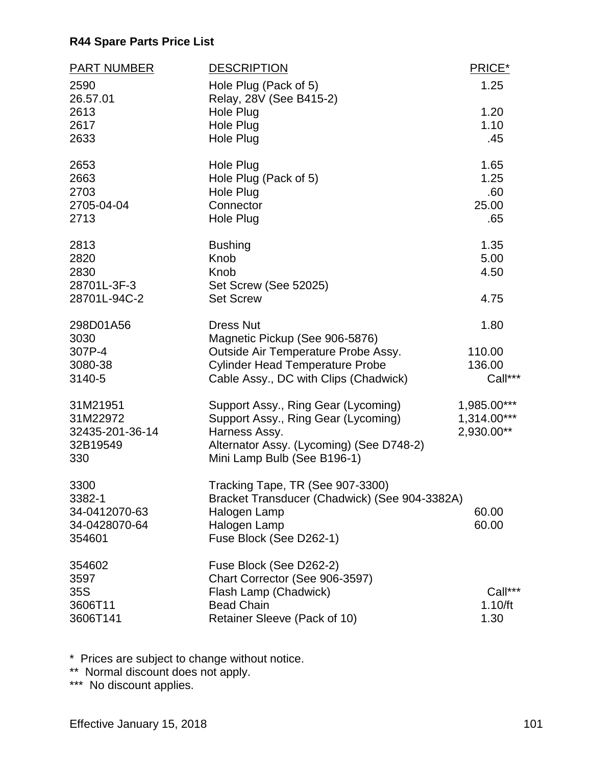**R44 Spare Parts Price List**

| PART NUMBER | DESCRIPTION | PRICE* |
|---|---|---|
| 2590 | Hole Plug (Pack of 5) | 1.25 |
| 26.57.01 | Relay, 28V (See B415-2) | |
| 2613 | Hole Plug | 1.20 |
| 2617 | Hole Plug | 1.10 |
| 2633 | Hole Plug | .45 |
| 2653 | Hole Plug | 1.65 |
| 2663 | Hole Plug (Pack of 5) | 1.25 |
| 2703 | Hole Plug | .60 |
| 2705-04-04 | Connector | 25.00 |
| 2713 | Hole Plug | .65 |
| 2813 | Bushing | 1.35 |
| 2820 | Knob | 5.00 |
| 2830 | Knob | 4.50 |
| 28701L-3F-3 | Set Screw (See 52025) | |
| 28701L-94C-2 | Set Screw | 4.75 |
| 298D01A56 | Dress Nut | 1.80 |
| 3030 | Magnetic Pickup (See 906-5876) | |
| 307P-4 | Outside Air Temperature Probe Assy. | 110.00 |
| 3080-38 | Cylinder Head Temperature Probe | 136.00 |
| 3140-5 | Cable Assy., DC with Clips (Chadwick) | Call*** |
| 31M21951 | Support Assy., Ring Gear (Lycoming) | 1,985.00*** |
| 31M22972 | Support Assy., Ring Gear (Lycoming) | 1,314.00*** |
| 32435-201-36-14 | Harness Assy. | 2,930.00** |
| 32B19549 | Alternator Assy. (Lycoming) (See D748-2) | |
| 330 | Mini Lamp Bulb (See B196-1) | |
| 3300 | Tracking Tape, TR (See 907-3300) | |
| 3382-1 | Bracket Transducer (Chadwick) (See 904-3382A) | |
| 34-0412070-63 | Halogen Lamp | 60.00 |
| 34-0428070-64 | Halogen Lamp | 60.00 |
| 354601 | Fuse Block (See D262-1) | |
| 354602 | Fuse Block (See D262-2) | |
| 3597 | Chart Corrector (See 906-3597) | |
| 35S | Flash Lamp (Chadwick) | Call*** |
| 3606T11 | Bead Chain | 1.10/ft |
| 3606T141 | Retainer Sleeve (Pack of 10) | 1.30 |

* Prices are subject to change without notice.
** Normal discount does not apply.
*** No discount applies.

Effective January 15, 2018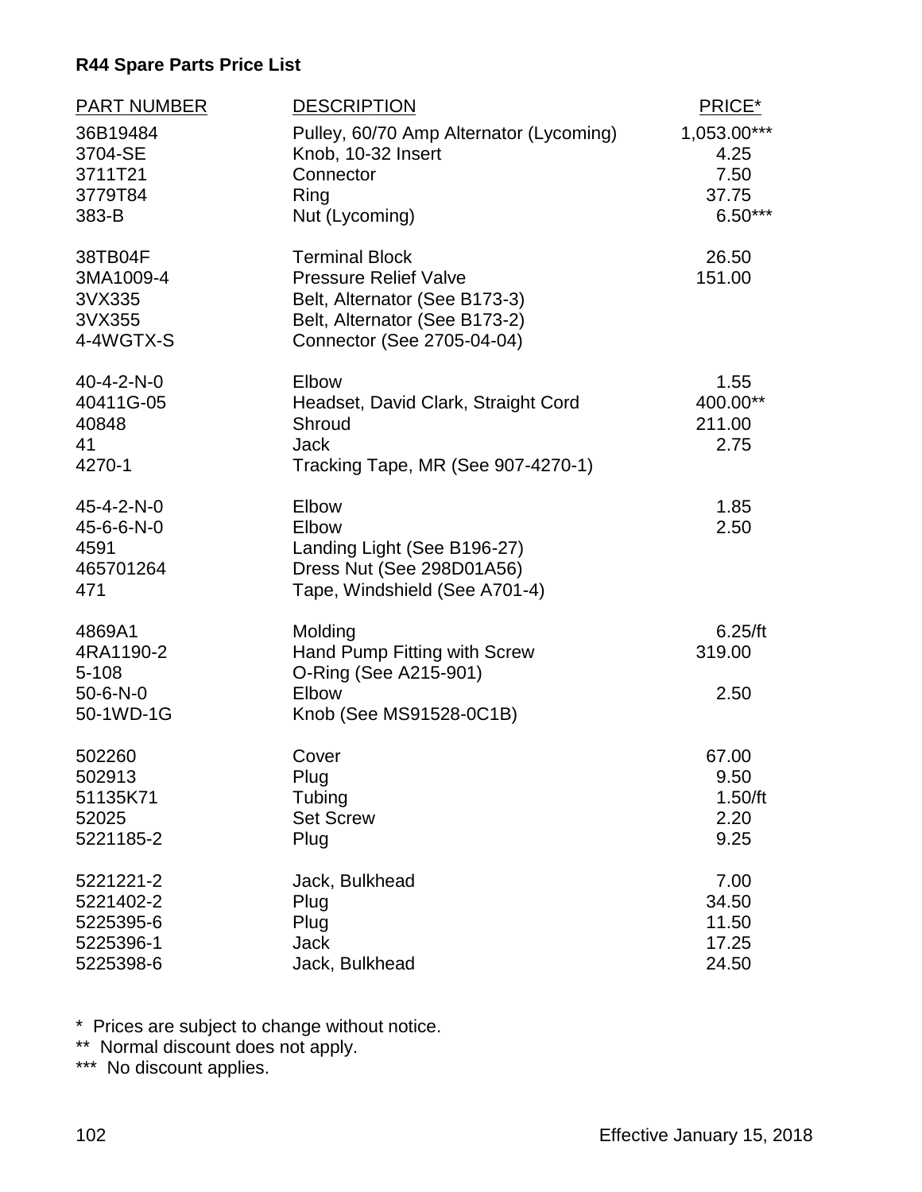**R44 Spare Parts Price List**

| PART NUMBER | DESCRIPTION | PRICE* |
|---|---|---|
| 36B19484 | Pulley, 60/70 Amp Alternator (Lycoming) | 1,053.00*** |
| 3704-SE | Knob, 10-32 Insert | 4.25 |
| 3711T21 | Connector | 7.50 |
| 3779T84 | Ring | 37.75 |
| 383-B | Nut (Lycoming) | 6.50*** |
| 38TB04F | Terminal Block | 26.50 |
| 3MA1009-4 | Pressure Relief Valve | 151.00 |
| 3VX335 | Belt, Alternator (See B173-3) | |
| 3VX355 | Belt, Alternator (See B173-2) | |
| 4-4WGTX-S | Connector (See 2705-04-04) | |
| 40-4-2-N-0 | Elbow | 1.55 |
| 40411G-05 | Headset, David Clark, Straight Cord | 400.00** |
| 40848 | Shroud | 211.00 |
| 41 | Jack | 2.75 |
| 4270-1 | Tracking Tape, MR (See 907-4270-1) | |
| 45-4-2-N-0 | Elbow | 1.85 |
| 45-6-6-N-0 | Elbow | 2.50 |
| 4591 | Landing Light (See B196-27) | |
| 465701264 | Dress Nut (See 298D01A56) | |
| 471 | Tape, Windshield (See A701-4) | |
| 4869A1 | Molding | 6.25/ft |
| 4RA1190-2 | Hand Pump Fitting with Screw | 319.00 |
| 5-108 | O-Ring (See A215-901) | |
| 50-6-N-0 | Elbow | 2.50 |
| 50-1WD-1G | Knob (See MS91528-0C1B) | |
| 502260 | Cover | 67.00 |
| 502913 | Plug | 9.50 |
| 51135K71 | Tubing | 1.50/ft |
| 52025 | Set Screw | 2.20 |
| 5221185-2 | Plug | 9.25 |
| 5221221-2 | Jack, Bulkhead | 7.00 |
| 5221402-2 | Plug | 34.50 |
| 5225395-6 | Plug | 11.50 |
| 5225396-1 | Jack | 17.25 |
| 5225398-6 | Jack, Bulkhead | 24.50 |

\* Prices are subject to change without notice.
** Normal discount does not apply.
*** No discount applies.

Effective January 15, 2018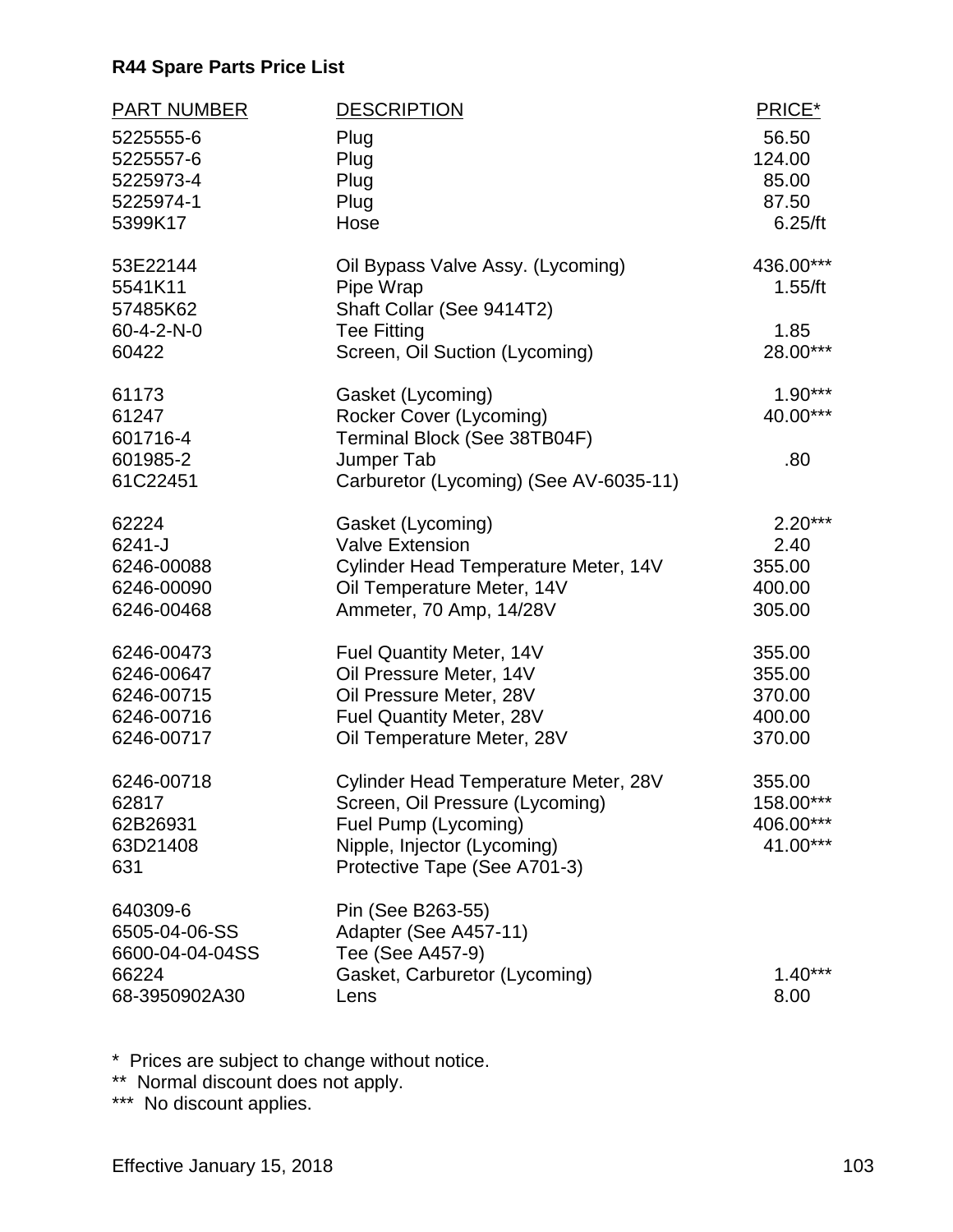**R44 Spare Parts Price List**

| PART NUMBER | DESCRIPTION | PRICE* |
|---|---|---|
| 5225555-6 | Plug | 56.50 |
| 5225557-6 | Plug | 124.00 |
| 5225973-4 | Plug | 85.00 |
| 5225974-1 | Plug | 87.50 |
| 5399K17 | Hose | 6.25/ft |
| 53E22144 | Oil Bypass Valve Assy. (Lycoming) | 436.00*** |
| 5541K11 | Pipe Wrap | 1.55/ft |
| 57485K62 | Shaft Collar (See 9414T2) | |
| 60-4-2-N-0 | Tee Fitting | 1.85 |
| 60422 | Screen, Oil Suction (Lycoming) | 28.00*** |
| 61173 | Gasket (Lycoming) | 1.90*** |
| 61247 | Rocker Cover (Lycoming) | 40.00*** |
| 601716-4 | Terminal Block (See 38TB04F) | |
| 601985-2 | Jumper Tab | .80 |
| 61C22451 | Carburetor (Lycoming) (See AV-6035-11) | |
| 62224 | Gasket (Lycoming) | 2.20*** |
| 6241-J | Valve Extension | 2.40 |
| 6246-00088 | Cylinder Head Temperature Meter, 14V | 355.00 |
| 6246-00090 | Oil Temperature Meter, 14V | 400.00 |
| 6246-00468 | Ammeter, 70 Amp, 14/28V | 305.00 |
| 6246-00473 | Fuel Quantity Meter, 14V | 355.00 |
| 6246-00647 | Oil Pressure Meter, 14V | 355.00 |
| 6246-00715 | Oil Pressure Meter, 28V | 370.00 |
| 6246-00716 | Fuel Quantity Meter, 28V | 400.00 |
| 6246-00717 | Oil Temperature Meter, 28V | 370.00 |
| 6246-00718 | Cylinder Head Temperature Meter, 28V | 355.00 |
| 62817 | Screen, Oil Pressure (Lycoming) | 158.00*** |
| 62B26931 | Fuel Pump (Lycoming) | 406.00*** |
| 63D21408 | Nipple, Injector (Lycoming) | 41.00*** |
| 631 | Protective Tape (See A701-3) | |
| 640309-6 | Pin (See B263-55) | |
| 6505-04-06-SS | Adapter (See A457-11) | |
| 6600-04-04-04SS | Tee (See A457-9) | |
| 66224 | Gasket, Carburetor (Lycoming) | 1.40*** |
| 68-3950902A30 | Lens | 8.00 |

\* Prices are subject to change without notice.

** Normal discount does not apply.

*** No discount applies.

Effective January 15, 2018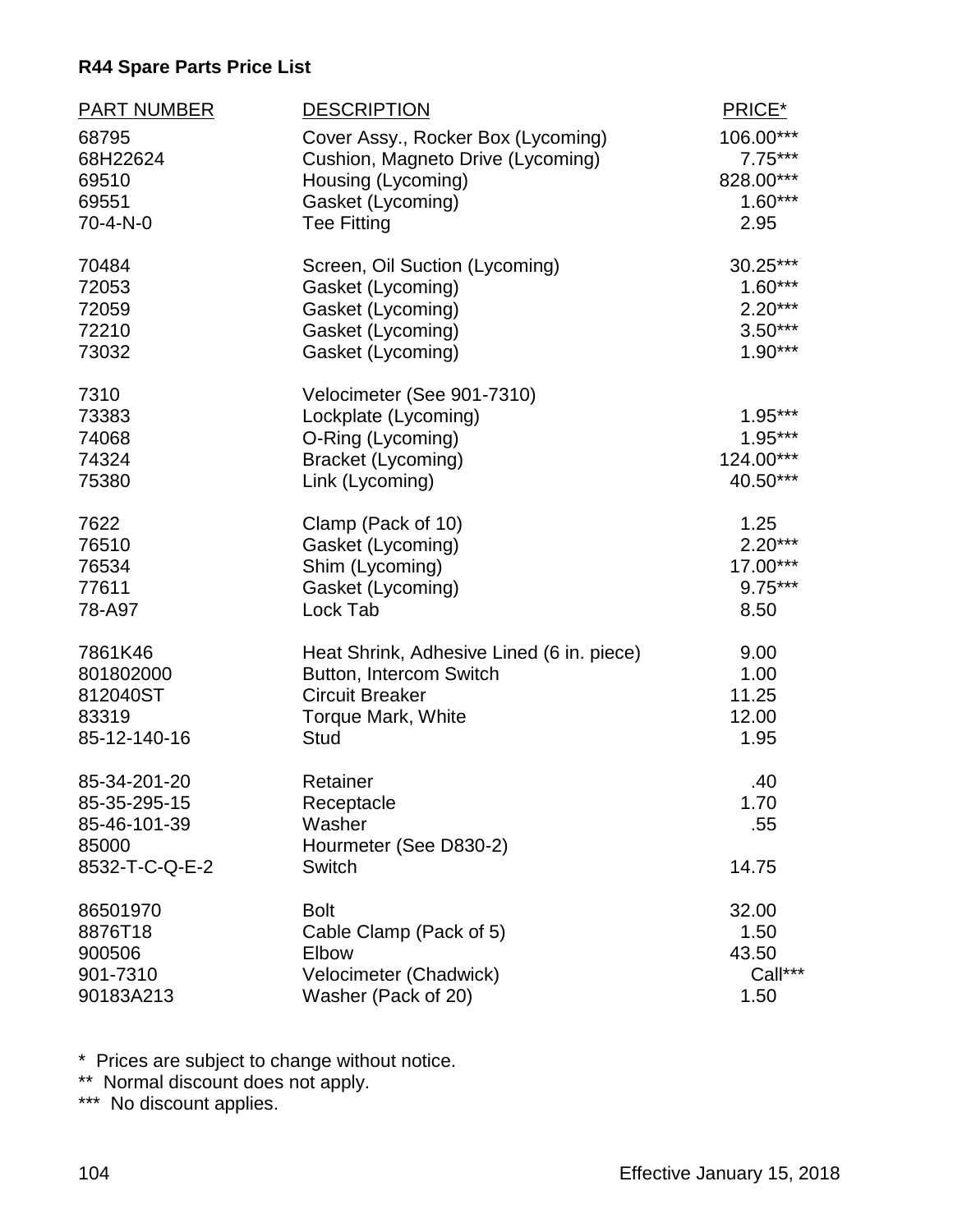**R44 Spare Parts Price List**

| PART NUMBER | DESCRIPTION | PRICE* |
|---|---|---|
| 68795 | Cover Assy., Rocker Box (Lycoming) | 106.00*** |
| 68H22624 | Cushion, Magneto Drive (Lycoming) | 7.75*** |
| 69510 | Housing (Lycoming) | 828.00*** |
| 69551 | Gasket (Lycoming) | 1.60*** |
| 70-4-N-0 | Tee Fitting | 2.95 |
| 70484 | Screen, Oil Suction (Lycoming) | 30.25*** |
| 72053 | Gasket (Lycoming) | 1.60*** |
| 72059 | Gasket (Lycoming) | 2.20*** |
| 72210 | Gasket (Lycoming) | 3.50*** |
| 73032 | Gasket (Lycoming) | 1.90*** |
| 7310 | Velocimeter (See 901-7310) | |
| 73383 | Lockplate (Lycoming) | 1.95*** |
| 74068 | O-Ring (Lycoming) | 1.95*** |
| 74324 | Bracket (Lycoming) | 124.00*** |
| 75380 | Link (Lycoming) | 40.50*** |
| 7622 | Clamp (Pack of 10) | 1.25 |
| 76510 | Gasket (Lycoming) | 2.20*** |
| 76534 | Shim (Lycoming) | 17.00*** |
| 77611 | Gasket (Lycoming) | 9.75*** |
| 78-A97 | Lock Tab | 8.50 |
| 7861K46 | Heat Shrink, Adhesive Lined (6 in. piece) | 9.00 |
| 801802000 | Button, Intercom Switch | 1.00 |
| 812040ST | Circuit Breaker | 11.25 |
| 83319 | Torque Mark, White | 12.00 |
| 85-12-140-16 | Stud | 1.95 |
| 85-34-201-20 | Retainer | .40 |
| 85-35-295-15 | Receptacle | 1.70 |
| 85-46-101-39 | Washer | .55 |
| 85000 | Hourmeter (See D830-2) | |
| 8532-T-C-Q-E-2 | Switch | 14.75 |
| 86501970 | Bolt | 32.00 |
| 8876T18 | Cable Clamp (Pack of 5) | 1.50 |
| 900506 | Elbow | 43.50 |
| 901-7310 | Velocimeter (Chadwick) | Call*** |
| 90183A213 | Washer (Pack of 20) | 1.50 |

\* Prices are subject to change without notice.
** Normal discount does not apply.
*** No discount applies.

Effective January 15, 2018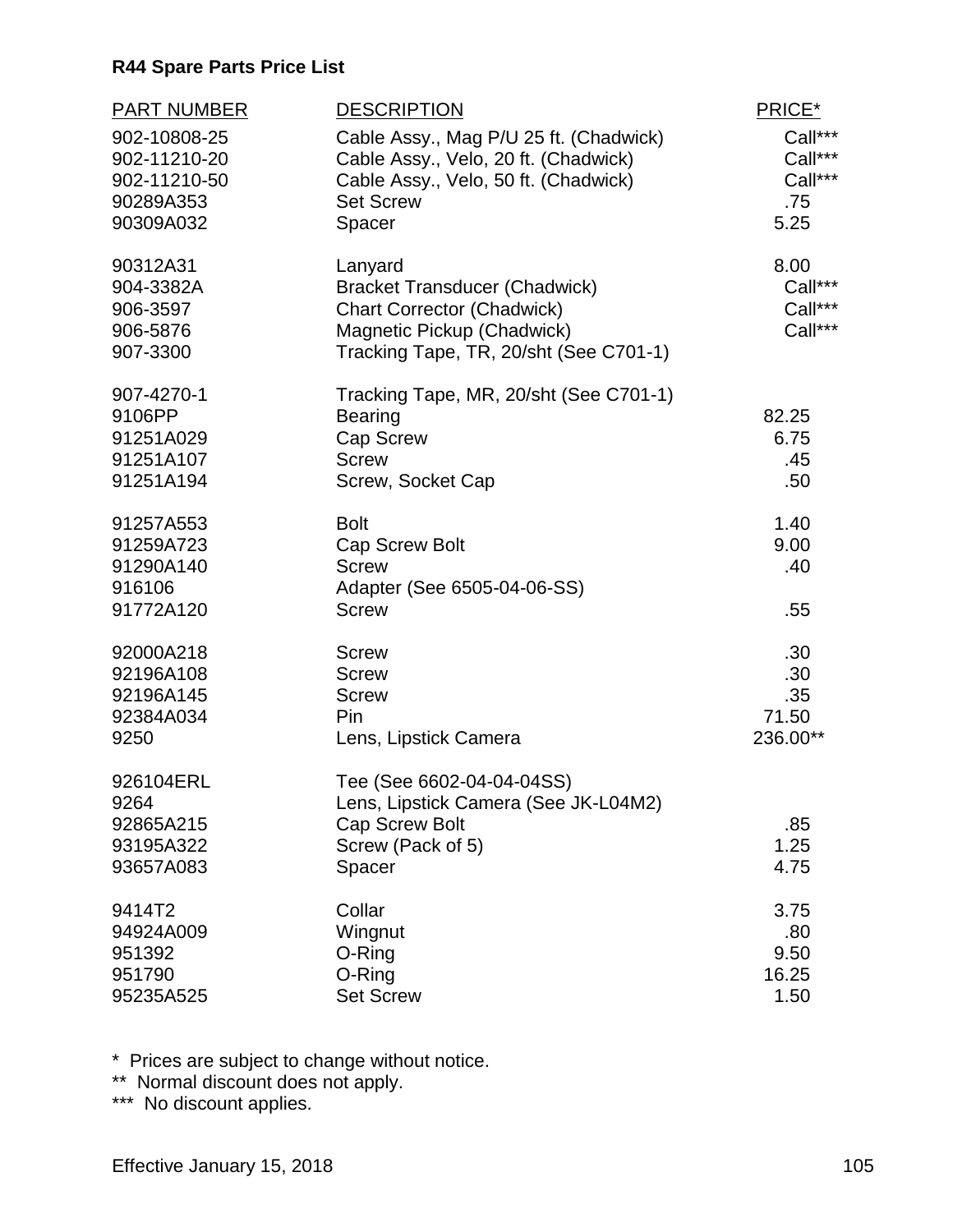**R44 Spare Parts Price List**

| PART NUMBER | DESCRIPTION | PRICE* |
|---|---|---|
| 902-10808-25 | Cable Assy., Mag P/U 25 ft. (Chadwick) | Call*** |
| 902-11210-20 | Cable Assy., Velo, 20 ft. (Chadwick) | Call*** |
| 902-11210-50 | Cable Assy., Velo, 50 ft. (Chadwick) | Call*** |
| 90289A353 | Set Screw | .75 |
| 90309A032 | Spacer | 5.25 |
| 90312A31 | Lanyard | 8.00 |
| 904-3382A | Bracket Transducer (Chadwick) | Call*** |
| 906-3597 | Chart Corrector (Chadwick) | Call*** |
| 906-5876 | Magnetic Pickup (Chadwick) | Call*** |
| 907-3300 | Tracking Tape, TR, 20/sht (See C701-1) | |
| 907-4270-1 | Tracking Tape, MR, 20/sht (See C701-1) | |
| 9106PP | Bearing | 82.25 |
| 91251A029 | Cap Screw | 6.75 |
| 91251A107 | Screw | .45 |
| 91251A194 | Screw, Socket Cap | .50 |
| 91257A553 | Bolt | 1.40 |
| 91259A723 | Cap Screw Bolt | 9.00 |
| 91290A140 | Screw | .40 |
| 916106 | Adapter (See 6505-04-06-SS) | |
| 91772A120 | Screw | .55 |
| 92000A218 | Screw | .30 |
| 92196A108 | Screw | .30 |
| 92196A145 | Screw | .35 |
| 92384A034 | Pin | 71.50 |
| 9250 | Lens, Lipstick Camera | 236.00** |
| 926104ERL | Tee (See 6602-04-04-04SS) | |
| 9264 | Lens, Lipstick Camera (See JK-L04M2) | |
| 92865A215 | Cap Screw Bolt | .85 |
| 93195A322 | Screw (Pack of 5) | 1.25 |
| 93657A083 | Spacer | 4.75 |
| 9414T2 | Collar | 3.75 |
| 94924A009 | Wingnut | .80 |
| 951392 | O-Ring | 9.50 |
| 951790 | O-Ring | 16.25 |
| 95235A525 | Set Screw | 1.50 |

\* Prices are subject to change without notice.
** Normal discount does not apply.
*** No discount applies.

Effective January 15, 2018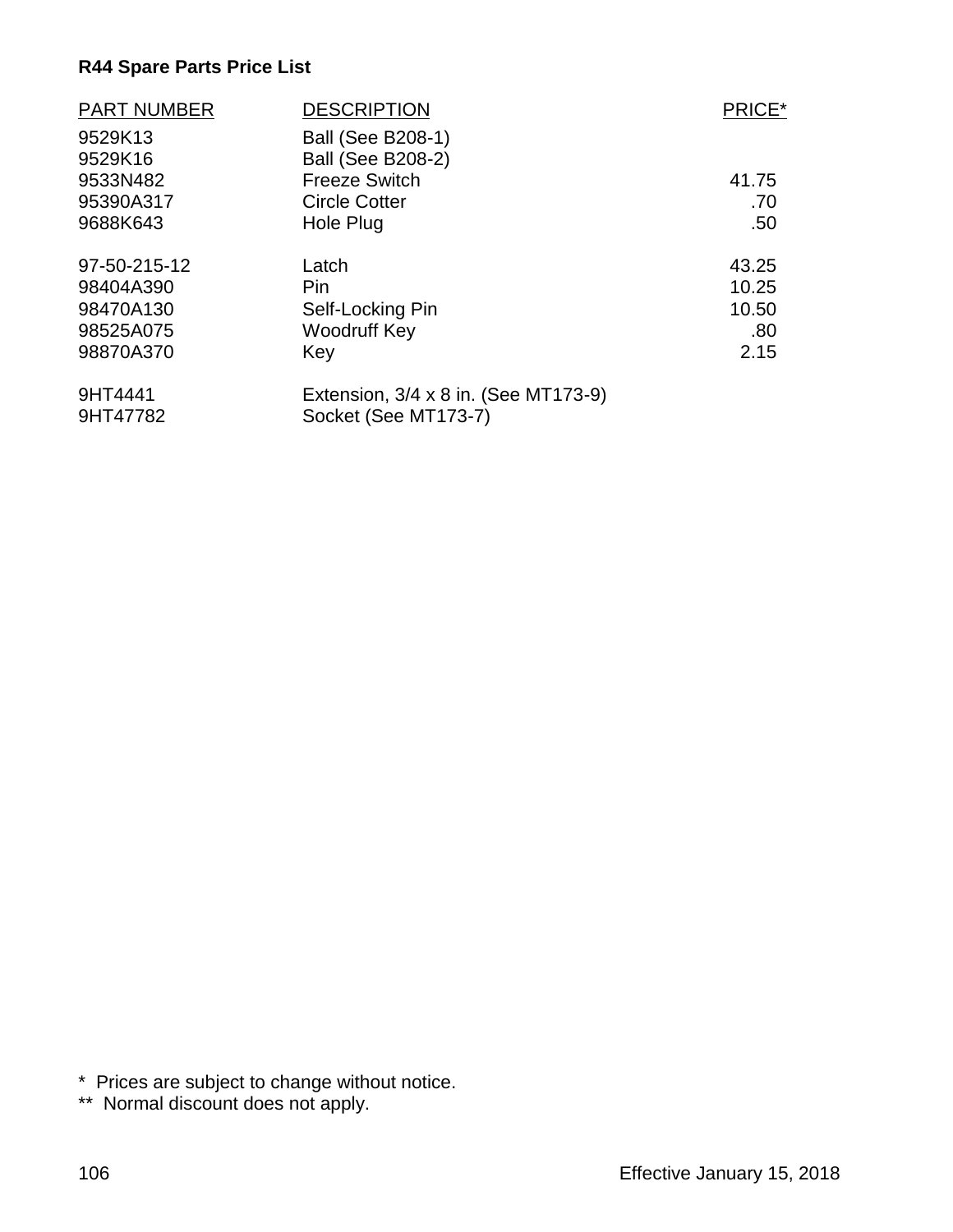**R44 Spare Parts Price List**

| PART NUMBER | DESCRIPTION | PRICE* |
|---|---|---|
| 9529K13 | Ball (See B208-1) | |
| 9529K16 | Ball (See B208-2) | |
| 9533N482 | Freeze Switch | 41.75 |
| 95390A317 | Circle Cotter | .70 |
| 9688K643 | Hole Plug | .50 |
| 97-50-215-12 | Latch | 43.25 |
| 98404A390 | Pin | 10.25 |
| 98470A130 | Self-Locking Pin | 10.50 |
| 98525A075 | Woodruff Key | .80 |
| 98870A370 | Key | 2.15 |
| 9HT4441 | Extension, 3/4 x 8 in. (See MT173-9) | |
| 9HT47782 | Socket (See MT173-7) | |

\* Prices are subject to change without notice.

\*\* Normal discount does not apply.

Effective January 15, 2018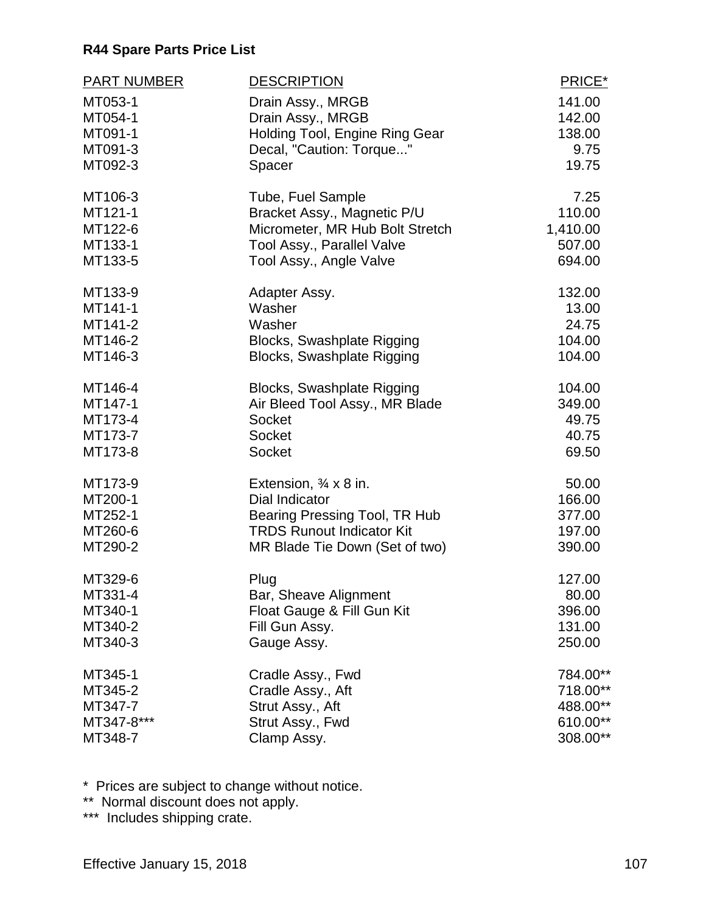## R44 Spare Parts Price List

| PART NUMBER | DESCRIPTION | PRICE* |
|---|---|---|
| MT053-1 | Drain Assy., MRGB | 141.00 |
| MT054-1 | Drain Assy., MRGB | 142.00 |
| MT091-1 | Holding Tool, Engine Ring Gear | 138.00 |
| MT091-3 | Decal, "Caution: Torque..." | 9.75 |
| MT092-3 | Spacer | 19.75 |
| MT106-3 | Tube, Fuel Sample | 7.25 |
| MT121-1 | Bracket Assy., Magnetic P/U | 110.00 |
| MT122-6 | Micrometer, MR Hub Bolt Stretch | 1,410.00 |
| MT133-1 | Tool Assy., Parallel Valve | 507.00 |
| MT133-5 | Tool Assy., Angle Valve | 694.00 |
| MT133-9 | Adapter Assy. | 132.00 |
| MT141-1 | Washer | 13.00 |
| MT141-2 | Washer | 24.75 |
| MT146-2 | Blocks, Swashplate Rigging | 104.00 |
| MT146-3 | Blocks, Swashplate Rigging | 104.00 |
| MT146-4 | Blocks, Swashplate Rigging | 104.00 |
| MT147-1 | Air Bleed Tool Assy., MR Blade | 349.00 |
| MT173-4 | Socket | 49.75 |
| MT173-7 | Socket | 40.75 |
| MT173-8 | Socket | 69.50 |
| MT173-9 | Extension, ¾ x 8 in. | 50.00 |
| MT200-1 | Dial Indicator | 166.00 |
| MT252-1 | Bearing Pressing Tool, TR Hub | 377.00 |
| MT260-6 | TRDS Runout Indicator Kit | 197.00 |
| MT290-2 | MR Blade Tie Down (Set of two) | 390.00 |
| MT329-6 | Plug | 127.00 |
| MT331-4 | Bar, Sheave Alignment | 80.00 |
| MT340-1 | Float Gauge & Fill Gun Kit | 396.00 |
| MT340-2 | Fill Gun Assy. | 131.00 |
| MT340-3 | Gauge Assy. | 250.00 |
| MT345-1 | Cradle Assy., Fwd | 784.00** |
| MT345-2 | Cradle Assy., Aft | 718.00** |
| MT347-7 | Strut Assy., Aft | 488.00** |
| MT347-8*** | Strut Assy., Fwd | 610.00** |
| MT348-7 | Clamp Assy. | 308.00** |

\* Prices are subject to change without notice.
** Normal discount does not apply.
*** Includes shipping crate.

Effective January 15, 2018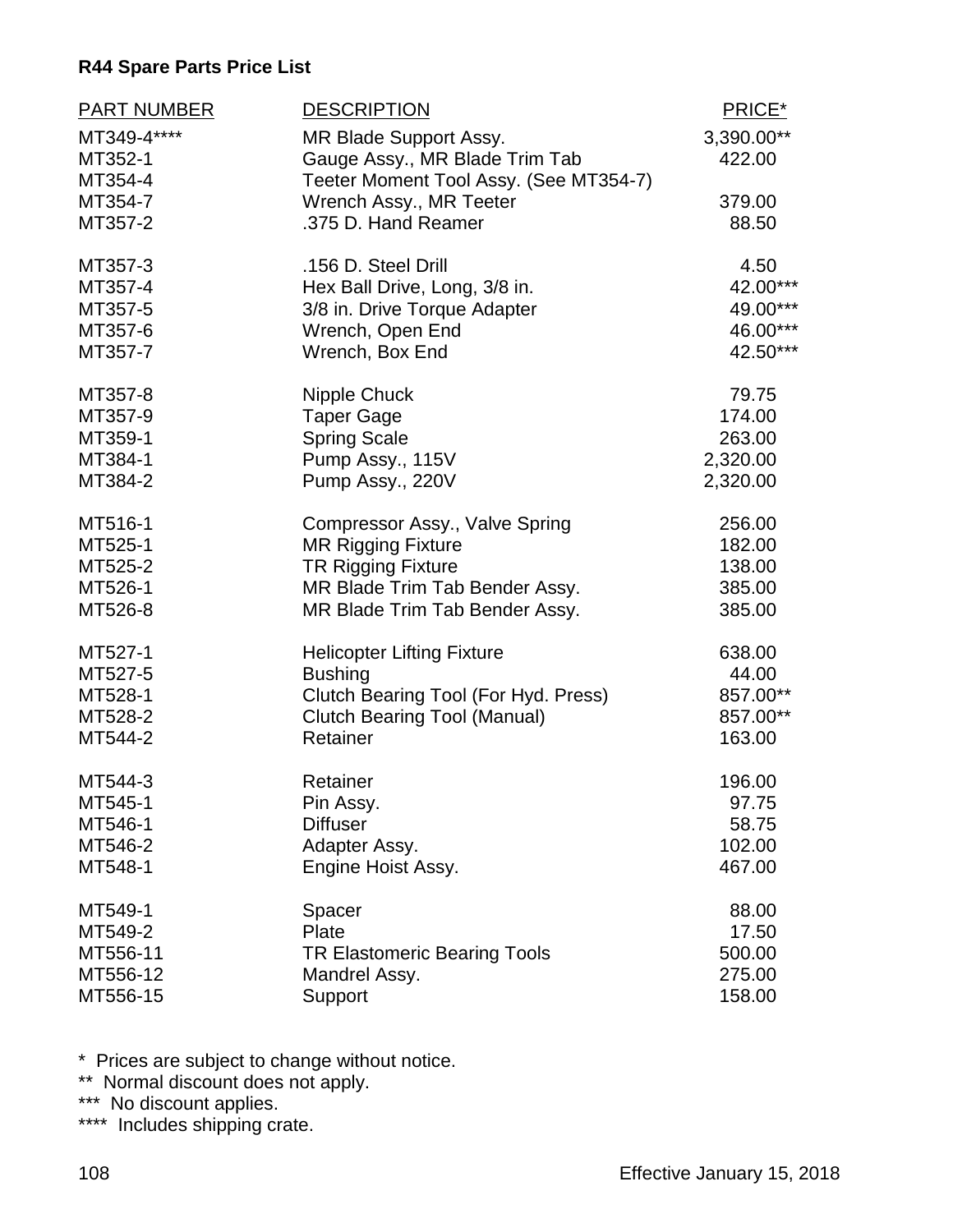# R44 Spare Parts Price List

| PART NUMBER | DESCRIPTION | PRICE* |
|---|---|---|
| MT349-4**** | MR Blade Support Assy. | 3,390.00** |
| MT352-1 | Gauge Assy., MR Blade Trim Tab | 422.00 |
| MT354-4 | Teeter Moment Tool Assy. (See MT354-7) | |
| MT354-7 | Wrench Assy., MR Teeter | 379.00 |
| MT357-2 | .375 D. Hand Reamer | 88.50 |
| MT357-3 | .156 D. Steel Drill | 4.50 |
| MT357-4 | Hex Ball Drive, Long, 3/8 in. | 42.00*** |
| MT357-5 | 3/8 in. Drive Torque Adapter | 49.00*** |
| MT357-6 | Wrench, Open End | 46.00*** |
| MT357-7 | Wrench, Box End | 42.50*** |
| MT357-8 | Nipple Chuck | 79.75 |
| MT357-9 | Taper Gage | 174.00 |
| MT359-1 | Spring Scale | 263.00 |
| MT384-1 | Pump Assy., 115V | 2,320.00 |
| MT384-2 | Pump Assy., 220V | 2,320.00 |
| MT516-1 | Compressor Assy., Valve Spring | 256.00 |
| MT525-1 | MR Rigging Fixture | 182.00 |
| MT525-2 | TR Rigging Fixture | 138.00 |
| MT526-1 | MR Blade Trim Tab Bender Assy. | 385.00 |
| MT526-8 | MR Blade Trim Tab Bender Assy. | 385.00 |
| MT527-1 | Helicopter Lifting Fixture | 638.00 |
| MT527-5 | Bushing | 44.00 |
| MT528-1 | Clutch Bearing Tool (For Hyd. Press) | 857.00** |
| MT528-2 | Clutch Bearing Tool (Manual) | 857.00** |
| MT544-2 | Retainer | 163.00 |
| MT544-3 | Retainer | 196.00 |
| MT545-1 | Pin Assy. | 97.75 |
| MT546-1 | Diffuser | 58.75 |
| MT546-2 | Adapter Assy. | 102.00 |
| MT548-1 | Engine Hoist Assy. | 467.00 |
| MT549-1 | Spacer | 88.00 |
| MT549-2 | Plate | 17.50 |
| MT556-11 | TR Elastomeric Bearing Tools | 500.00 |
| MT556-12 | Mandrel Assy. | 275.00 |
| MT556-15 | Support | 158.00 |

* Prices are subject to change without notice.
** Normal discount does not apply.
*** No discount applies.
**** Includes shipping crate.

Effective January 15, 2018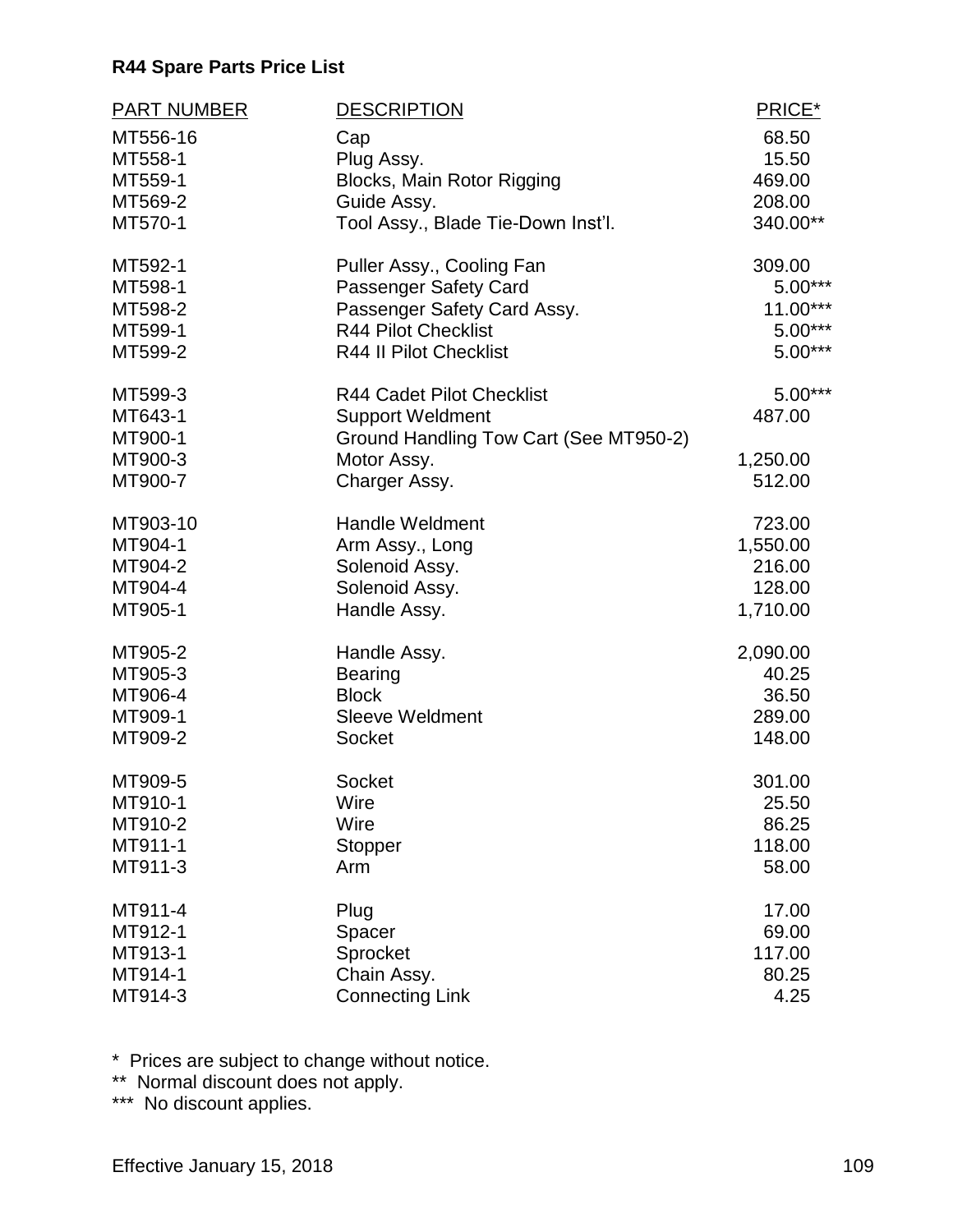**R44 Spare Parts Price List**

| PART NUMBER | DESCRIPTION | PRICE* |
|---|---|---|
| MT556-16 | Cap | 68.50 |
| MT558-1 | Plug Assy. | 15.50 |
| MT559-1 | Blocks, Main Rotor Rigging | 469.00 |
| MT569-2 | Guide Assy. | 208.00 |
| MT570-1 | Tool Assy., Blade Tie-Down Inst'l. | 340.00** |
| MT592-1 | Puller Assy., Cooling Fan | 309.00 |
| MT598-1 | Passenger Safety Card | 5.00*** |
| MT598-2 | Passenger Safety Card Assy. | 11.00*** |
| MT599-1 | R44 Pilot Checklist | 5.00*** |
| MT599-2 | R44 II Pilot Checklist | 5.00*** |
| MT599-3 | R44 Cadet Pilot Checklist | 5.00*** |
| MT643-1 | Support Weldment | 487.00 |
| MT900-1 | Ground Handling Tow Cart (See MT950-2) | |
| MT900-3 | Motor Assy. | 1,250.00 |
| MT900-7 | Charger Assy. | 512.00 |
| MT903-10 | Handle Weldment | 723.00 |
| MT904-1 | Arm Assy., Long | 1,550.00 |
| MT904-2 | Solenoid Assy. | 216.00 |
| MT904-4 | Solenoid Assy. | 128.00 |
| MT905-1 | Handle Assy. | 1,710.00 |
| MT905-2 | Handle Assy. | 2,090.00 |
| MT905-3 | Bearing | 40.25 |
| MT906-4 | Block | 36.50 |
| MT909-1 | Sleeve Weldment | 289.00 |
| MT909-2 | Socket | 148.00 |
| MT909-5 | Socket | 301.00 |
| MT910-1 | Wire | 25.50 |
| MT910-2 | Wire | 86.25 |
| MT911-1 | Stopper | 118.00 |
| MT911-3 | Arm | 58.00 |
| MT911-4 | Plug | 17.00 |
| MT912-1 | Spacer | 69.00 |
| MT913-1 | Sprocket | 117.00 |
| MT914-1 | Chain Assy. | 80.25 |
| MT914-3 | Connecting Link | 4.25 |

\* Prices are subject to change without notice.
** Normal discount does not apply.
*** No discount applies.

Effective January 15, 2018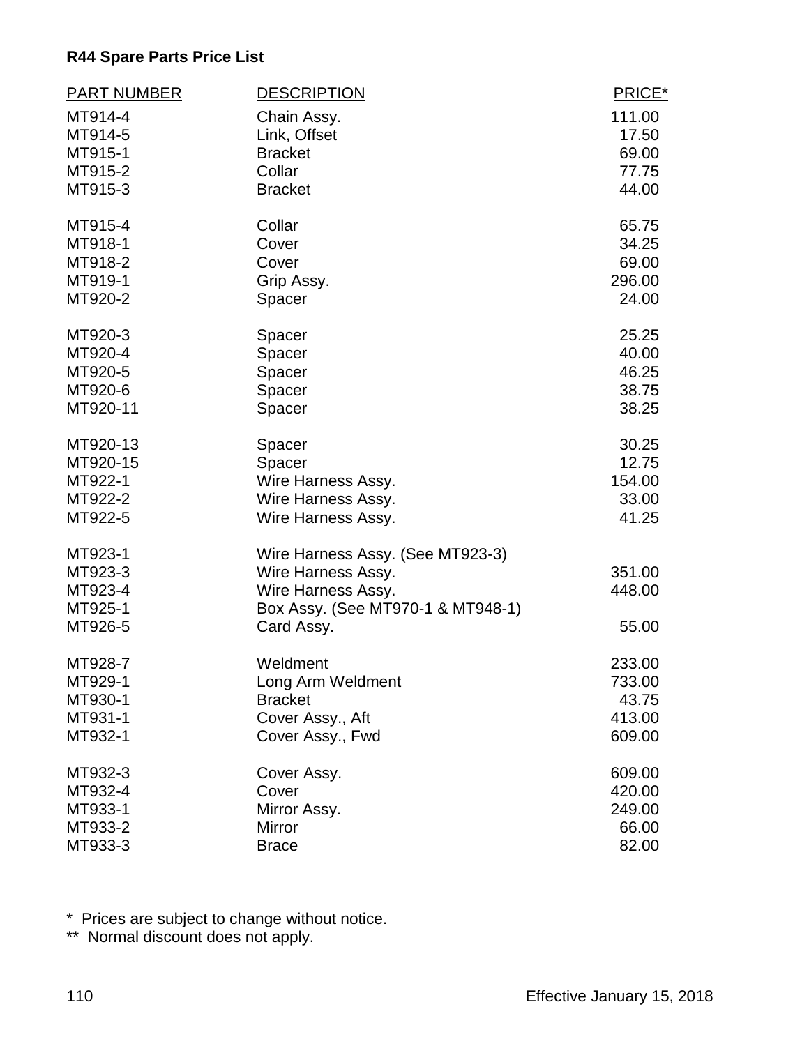**R44 Spare Parts Price List**

| PART NUMBER | DESCRIPTION | PRICE* |
|---|---|---|
| MT914-4 | Chain Assy. | 111.00 |
| MT914-5 | Link, Offset | 17.50 |
| MT915-1 | Bracket | 69.00 |
| MT915-2 | Collar | 77.75 |
| MT915-3 | Bracket | 44.00 |
| MT915-4 | Collar | 65.75 |
| MT918-1 | Cover | 34.25 |
| MT918-2 | Cover | 69.00 |
| MT919-1 | Grip Assy. | 296.00 |
| MT920-2 | Spacer | 24.00 |
| MT920-3 | Spacer | 25.25 |
| MT920-4 | Spacer | 40.00 |
| MT920-5 | Spacer | 46.25 |
| MT920-6 | Spacer | 38.75 |
| MT920-11 | Spacer | 38.25 |
| MT920-13 | Spacer | 30.25 |
| MT920-15 | Spacer | 12.75 |
| MT922-1 | Wire Harness Assy. | 154.00 |
| MT922-2 | Wire Harness Assy. | 33.00 |
| MT922-5 | Wire Harness Assy. | 41.25 |
| MT923-1 | Wire Harness Assy. (See MT923-3) | |
| MT923-3 | Wire Harness Assy. | 351.00 |
| MT923-4 | Wire Harness Assy. | 448.00 |
| MT925-1 | Box Assy. (See MT970-1 & MT948-1) | |
| MT926-5 | Card Assy. | 55.00 |
| MT928-7 | Weldment | 233.00 |
| MT929-1 | Long Arm Weldment | 733.00 |
| MT930-1 | Bracket | 43.75 |
| MT931-1 | Cover Assy., Aft | 413.00 |
| MT932-1 | Cover Assy., Fwd | 609.00 |
| MT932-3 | Cover Assy. | 609.00 |
| MT932-4 | Cover | 420.00 |
| MT933-1 | Mirror Assy. | 249.00 |
| MT933-2 | Mirror | 66.00 |
| MT933-3 | Brace | 82.00 |

\* Prices are subject to change without notice.

\*\* Normal discount does not apply.

Effective January 15, 2018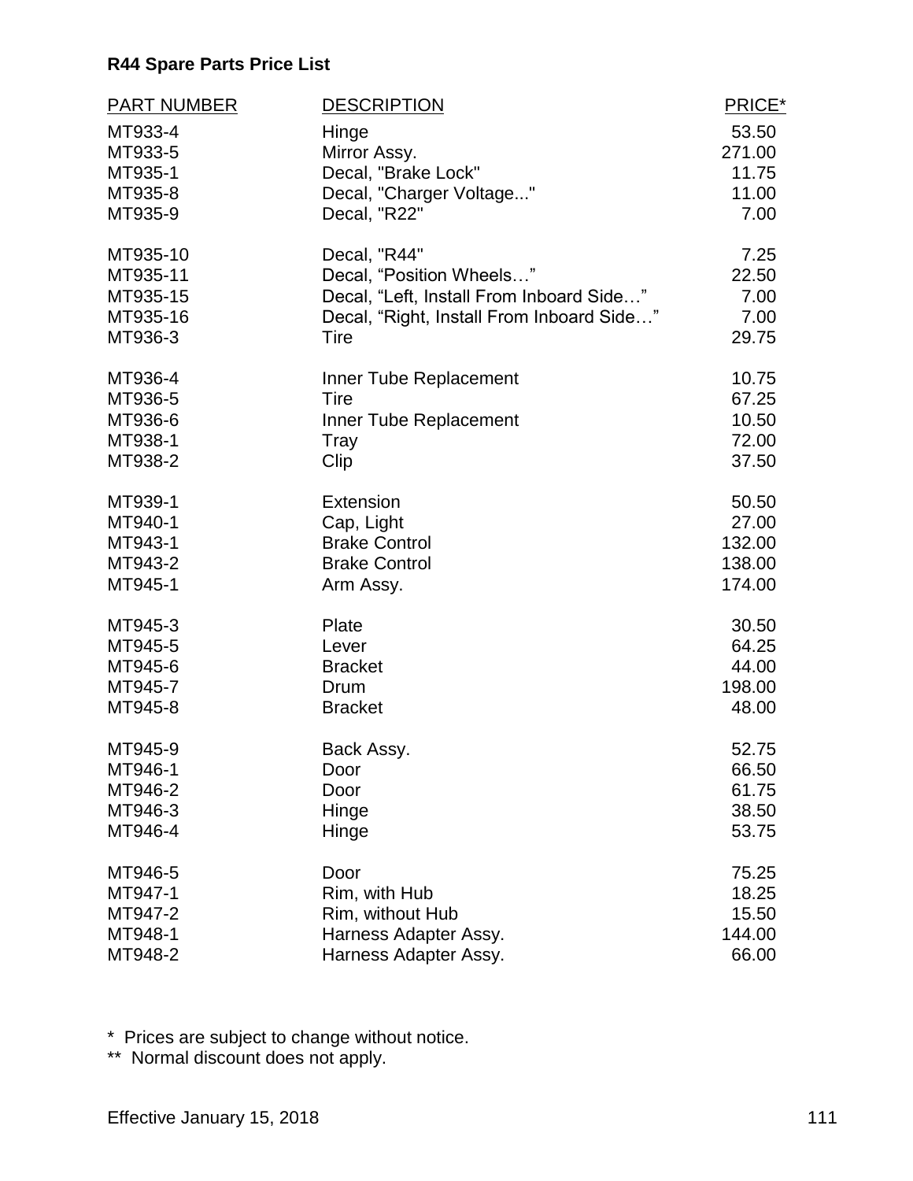**R44 Spare Parts Price List**

| PART NUMBER | DESCRIPTION | PRICE* |
|---|---|---|
| MT933-4 | Hinge | 53.50 |
| MT933-5 | Mirror Assy. | 271.00 |
| MT935-1 | Decal, "Brake Lock" | 11.75 |
| MT935-8 | Decal, "Charger Voltage..." | 11.00 |
| MT935-9 | Decal, "R22" | 7.00 |
| MT935-10 | Decal, "R44" | 7.25 |
| MT935-11 | Decal, “Position Wheels…” | 22.50 |
| MT935-15 | Decal, “Left, Install From Inboard Side…” | 7.00 |
| MT935-16 | Decal, “Right, Install From Inboard Side…” | 7.00 |
| MT936-3 | Tire | 29.75 |
| MT936-4 | Inner Tube Replacement | 10.75 |
| MT936-5 | Tire | 67.25 |
| MT936-6 | Inner Tube Replacement | 10.50 |
| MT938-1 | Tray | 72.00 |
| MT938-2 | Clip | 37.50 |
| MT939-1 | Extension | 50.50 |
| MT940-1 | Cap, Light | 27.00 |
| MT943-1 | Brake Control | 132.00 |
| MT943-2 | Brake Control | 138.00 |
| MT945-1 | Arm Assy. | 174.00 |
| MT945-3 | Plate | 30.50 |
| MT945-5 | Lever | 64.25 |
| MT945-6 | Bracket | 44.00 |
| MT945-7 | Drum | 198.00 |
| MT945-8 | Bracket | 48.00 |
| MT945-9 | Back Assy. | 52.75 |
| MT946-1 | Door | 66.50 |
| MT946-2 | Door | 61.75 |
| MT946-3 | Hinge | 38.50 |
| MT946-4 | Hinge | 53.75 |
| MT946-5 | Door | 75.25 |
| MT947-1 | Rim, with Hub | 18.25 |
| MT947-2 | Rim, without Hub | 15.50 |
| MT948-1 | Harness Adapter Assy. | 144.00 |
| MT948-2 | Harness Adapter Assy. | 66.00 |

\* Prices are subject to change without notice.

\** Normal discount does not apply.

Effective January 15, 2018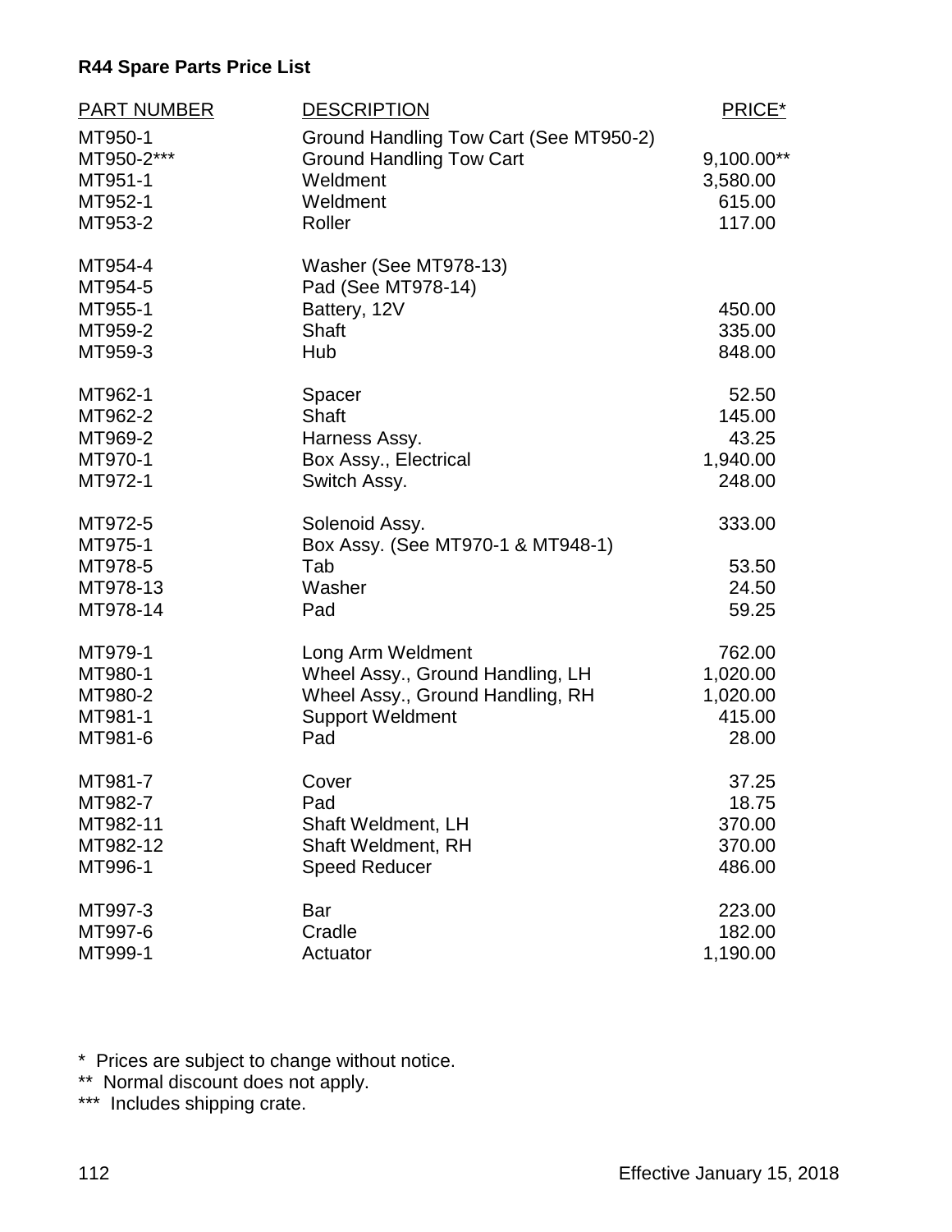**R44 Spare Parts Price List**

| PART NUMBER | DESCRIPTION | PRICE* |
|---|---|---|
| MT950-1 | Ground Handling Tow Cart (See MT950-2) | |
| MT950-2*** | Ground Handling Tow Cart | 9,100.00** |
| MT951-1 | Weldment | 3,580.00 |
| MT952-1 | Weldment | 615.00 |
| MT953-2 | Roller | 117.00 |
| MT954-4 | Washer (See MT978-13) | |
| MT954-5 | Pad (See MT978-14) | |
| MT955-1 | Battery, 12V | 450.00 |
| MT959-2 | Shaft | 335.00 |
| MT959-3 | Hub | 848.00 |
| MT962-1 | Spacer | 52.50 |
| MT962-2 | Shaft | 145.00 |
| MT969-2 | Harness Assy. | 43.25 |
| MT970-1 | Box Assy., Electrical | 1,940.00 |
| MT972-1 | Switch Assy. | 248.00 |
| MT972-5 | Solenoid Assy. | 333.00 |
| MT975-1 | Box Assy. (See MT970-1 & MT948-1) | |
| MT978-5 | Tab | 53.50 |
| MT978-13 | Washer | 24.50 |
| MT978-14 | Pad | 59.25 |
| MT979-1 | Long Arm Weldment | 762.00 |
| MT980-1 | Wheel Assy., Ground Handling, LH | 1,020.00 |
| MT980-2 | Wheel Assy., Ground Handling, RH | 1,020.00 |
| MT981-1 | Support Weldment | 415.00 |
| MT981-6 | Pad | 28.00 |
| MT981-7 | Cover | 37.25 |
| MT982-7 | Pad | 18.75 |
| MT982-11 | Shaft Weldment, LH | 370.00 |
| MT982-12 | Shaft Weldment, RH | 370.00 |
| MT996-1 | Speed Reducer | 486.00 |
| MT997-3 | Bar | 223.00 |
| MT997-6 | Cradle | 182.00 |
| MT999-1 | Actuator | 1,190.00 |

\* Prices are subject to change without notice.
** Normal discount does not apply.
*** Includes shipping crate.

Effective January 15, 2018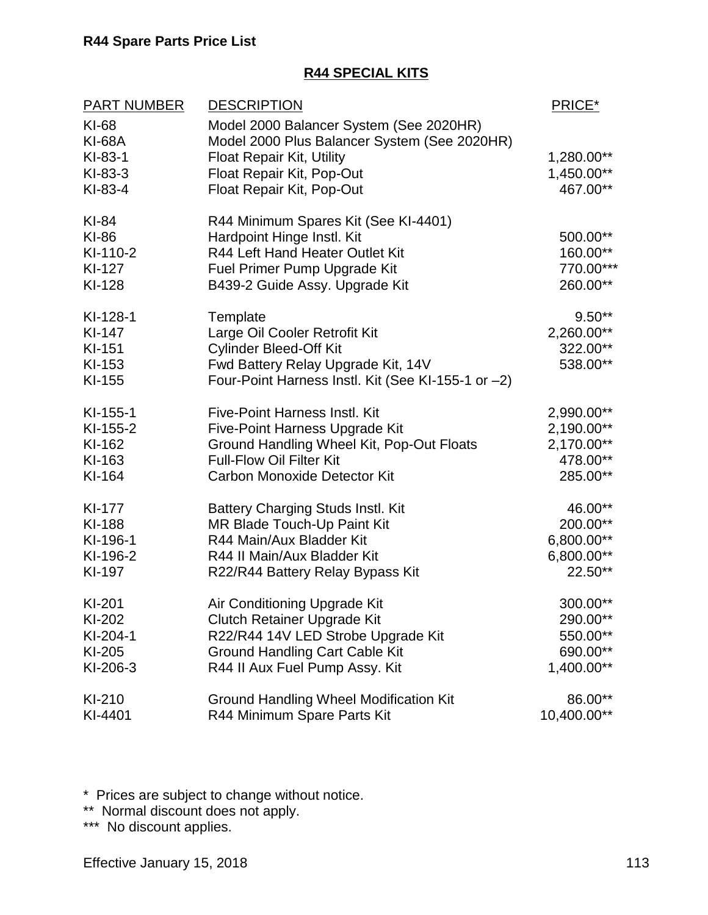**R44 Spare Parts Price List**

## R44 SPECIAL KITS

| PART NUMBER | DESCRIPTION | PRICE* |
|---|---|---|
| KI-68 | Model 2000 Balancer System (See 2020HR) | |
| KI-68A | Model 2000 Plus Balancer System (See 2020HR) | |
| KI-83-1 | Float Repair Kit, Utility | 1,280.00** |
| KI-83-3 | Float Repair Kit, Pop-Out | 1,450.00** |
| KI-83-4 | Float Repair Kit, Pop-Out | 467.00** |
| KI-84 | R44 Minimum Spares Kit (See KI-4401) | |
| KI-86 | Hardpoint Hinge Instl. Kit | 500.00** |
| KI-110-2 | R44 Left Hand Heater Outlet Kit | 160.00** |
| KI-127 | Fuel Primer Pump Upgrade Kit | 770.00*** |
| KI-128 | B439-2 Guide Assy. Upgrade Kit | 260.00** |
| KI-128-1 | Template | 9.50** |
| KI-147 | Large Oil Cooler Retrofit Kit | 2,260.00** |
| KI-151 | Cylinder Bleed-Off Kit | 322.00** |
| KI-153 | Fwd Battery Relay Upgrade Kit, 14V | 538.00** |
| KI-155 | Four-Point Harness Instl. Kit (See KI-155-1 or –2) | |
| KI-155-1 | Five-Point Harness Instl. Kit | 2,990.00** |
| KI-155-2 | Five-Point Harness Upgrade Kit | 2,190.00** |
| KI-162 | Ground Handling Wheel Kit, Pop-Out Floats | 2,170.00** |
| KI-163 | Full-Flow Oil Filter Kit | 478.00** |
| KI-164 | Carbon Monoxide Detector Kit | 285.00** |
| KI-177 | Battery Charging Studs Instl. Kit | 46.00** |
| KI-188 | MR Blade Touch-Up Paint Kit | 200.00** |
| KI-196-1 | R44 Main/Aux Bladder Kit | 6,800.00** |
| KI-196-2 | R44 II Main/Aux Bladder Kit | 6,800.00** |
| KI-197 | R22/R44 Battery Relay Bypass Kit | 22.50** |
| KI-201 | Air Conditioning Upgrade Kit | 300.00** |
| KI-202 | Clutch Retainer Upgrade Kit | 290.00** |
| KI-204-1 | R22/R44 14V LED Strobe Upgrade Kit | 550.00** |
| KI-205 | Ground Handling Cart Cable Kit | 690.00** |
| KI-206-3 | R44 II Aux Fuel Pump Assy. Kit | 1,400.00** |
| KI-210 | Ground Handling Wheel Modification Kit | 86.00** |
| KI-4401 | R44 Minimum Spare Parts Kit | 10,400.00** |

* Prices are subject to change without notice.
** Normal discount does not apply.
*** No discount applies.

Effective January 15, 2018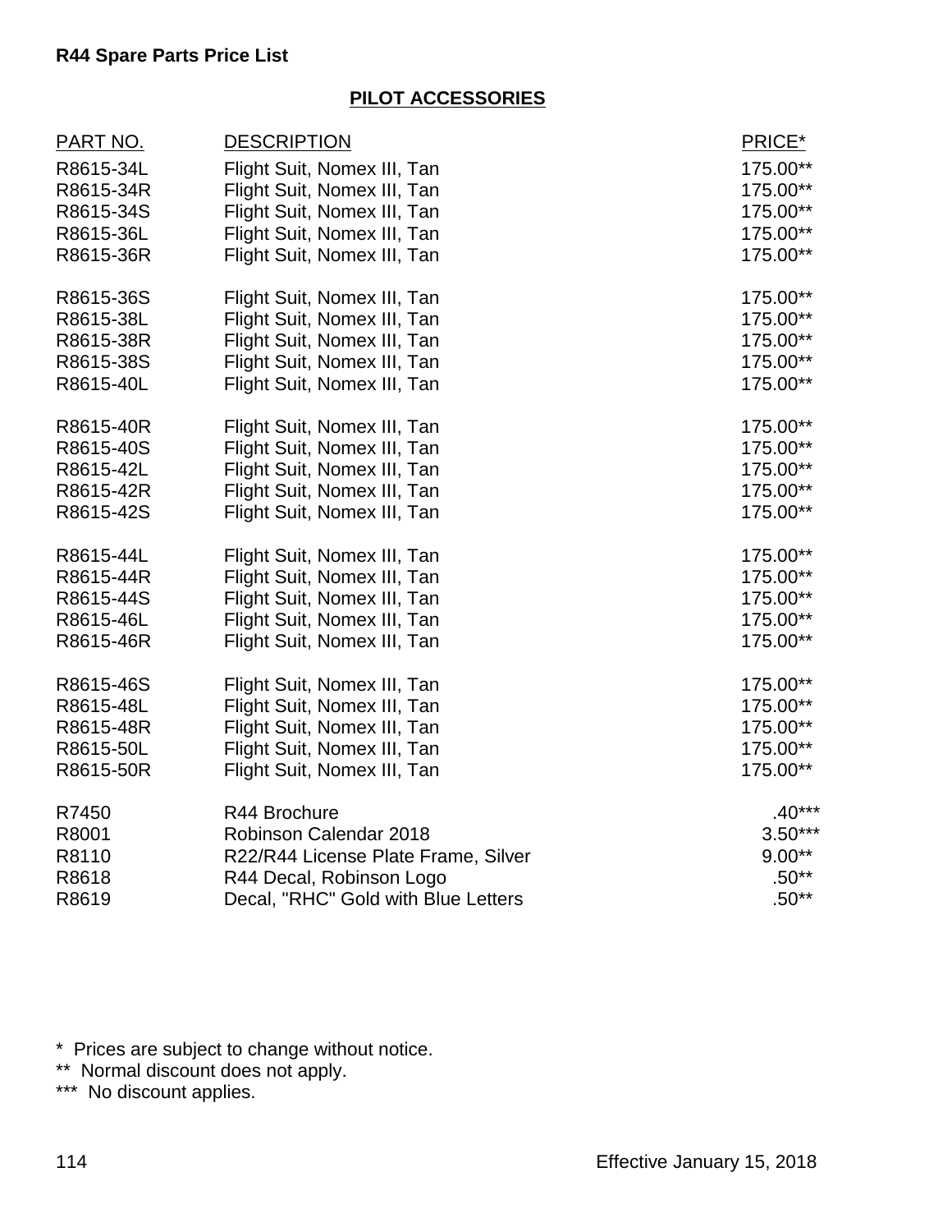**R44 Spare Parts Price List**

## PILOT ACCESSORIES

| PART NO. | DESCRIPTION | PRICE* |
|---|---|---|
| R8615-34L | Flight Suit, Nomex III, Tan | 175.00** |
| R8615-34R | Flight Suit, Nomex III, Tan | 175.00** |
| R8615-34S | Flight Suit, Nomex III, Tan | 175.00** |
| R8615-36L | Flight Suit, Nomex III, Tan | 175.00** |
| R8615-36R | Flight Suit, Nomex III, Tan | 175.00** |
| R8615-36S | Flight Suit, Nomex III, Tan | 175.00** |
| R8615-38L | Flight Suit, Nomex III, Tan | 175.00** |
| R8615-38R | Flight Suit, Nomex III, Tan | 175.00** |
| R8615-38S | Flight Suit, Nomex III, Tan | 175.00** |
| R8615-40L | Flight Suit, Nomex III, Tan | 175.00** |
| R8615-40R | Flight Suit, Nomex III, Tan | 175.00** |
| R8615-40S | Flight Suit, Nomex III, Tan | 175.00** |
| R8615-42L | Flight Suit, Nomex III, Tan | 175.00** |
| R8615-42R | Flight Suit, Nomex III, Tan | 175.00** |
| R8615-42S | Flight Suit, Nomex III, Tan | 175.00** |
| R8615-44L | Flight Suit, Nomex III, Tan | 175.00** |
| R8615-44R | Flight Suit, Nomex III, Tan | 175.00** |
| R8615-44S | Flight Suit, Nomex III, Tan | 175.00** |
| R8615-46L | Flight Suit, Nomex III, Tan | 175.00** |
| R8615-46R | Flight Suit, Nomex III, Tan | 175.00** |
| R8615-46S | Flight Suit, Nomex III, Tan | 175.00** |
| R8615-48L | Flight Suit, Nomex III, Tan | 175.00** |
| R8615-48R | Flight Suit, Nomex III, Tan | 175.00** |
| R8615-50L | Flight Suit, Nomex III, Tan | 175.00** |
| R8615-50R | Flight Suit, Nomex III, Tan | 175.00** |
| R7450 | R44 Brochure | .40*** |
| R8001 | Robinson Calendar 2018 | 3.50*** |
| R8110 | R22/R44 License Plate Frame, Silver | 9.00** |
| R8618 | R44 Decal, Robinson Logo | .50** |
| R8619 | Decal, "RHC" Gold with Blue Letters | .50** |

\* Prices are subject to change without notice.
** Normal discount does not apply.
*** No discount applies.

Effective January 15, 2018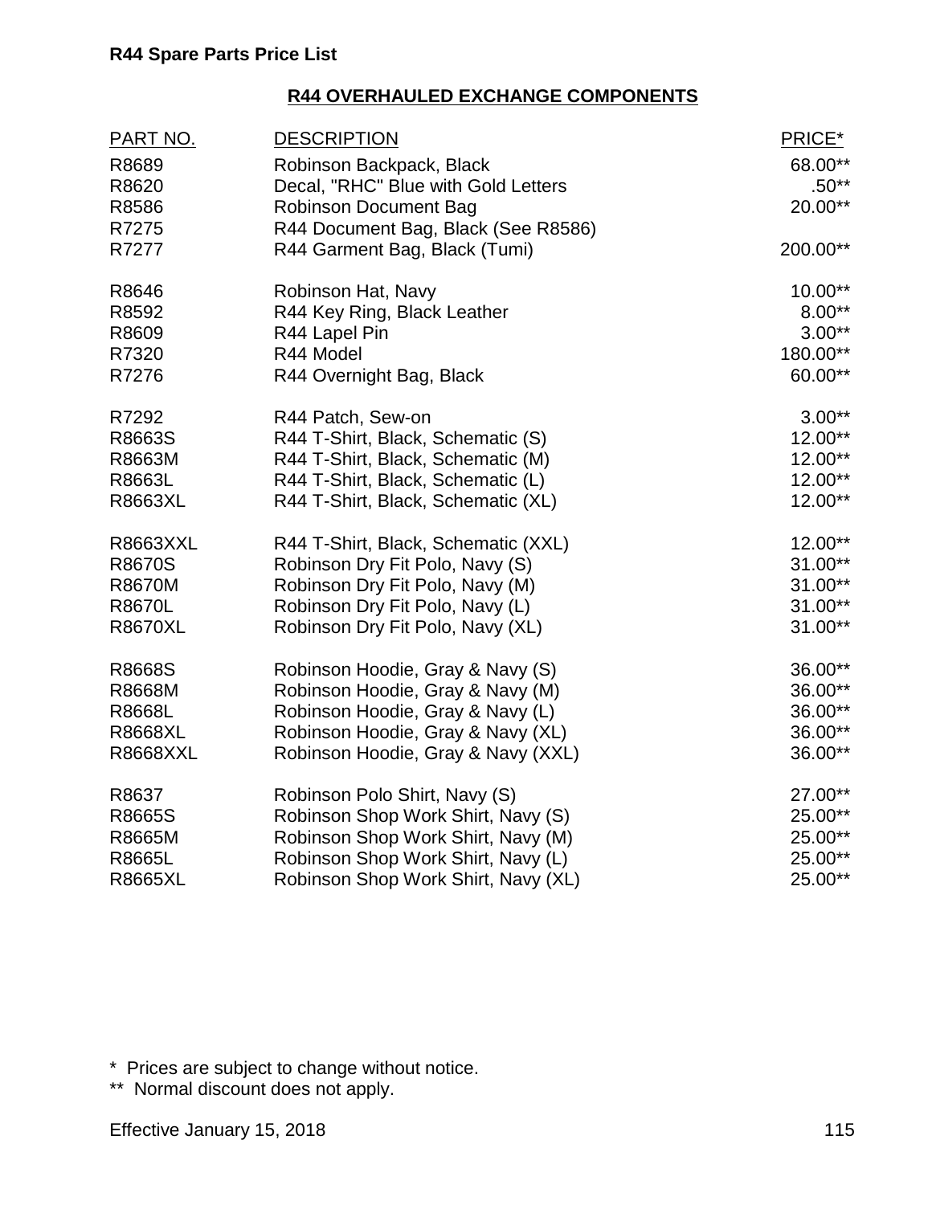**R44 Spare Parts Price List**

## R44 OVERHAULED EXCHANGE COMPONENTS

| PART NO. | DESCRIPTION | PRICE* |
|---|---|---|
| R8689 | Robinson Backpack, Black | 68.00** |
| R8620 | Decal, "RHC" Blue with Gold Letters | .50** |
| R8586 | Robinson Document Bag | 20.00** |
| R7275 | R44 Document Bag, Black (See R8586) | |
| R7277 | R44 Garment Bag, Black (Tumi) | 200.00** |
| R8646 | Robinson Hat, Navy | 10.00** |
| R8592 | R44 Key Ring, Black Leather | 8.00** |
| R8609 | R44 Lapel Pin | 3.00** |
| R7320 | R44 Model | 180.00** |
| R7276 | R44 Overnight Bag, Black | 60.00** |
| R7292 | R44 Patch, Sew-on | 3.00** |
| R8663S | R44 T-Shirt, Black, Schematic (S) | 12.00** |
| R8663M | R44 T-Shirt, Black, Schematic (M) | 12.00** |
| R8663L | R44 T-Shirt, Black, Schematic (L) | 12.00** |
| R8663XL | R44 T-Shirt, Black, Schematic (XL) | 12.00** |
| R8663XXL | R44 T-Shirt, Black, Schematic (XXL) | 12.00** |
| R8670S | Robinson Dry Fit Polo, Navy (S) | 31.00** |
| R8670M | Robinson Dry Fit Polo, Navy (M) | 31.00** |
| R8670L | Robinson Dry Fit Polo, Navy (L) | 31.00** |
| R8670XL | Robinson Dry Fit Polo, Navy (XL) | 31.00** |
| R8668S | Robinson Hoodie, Gray & Navy (S) | 36.00** |
| R8668M | Robinson Hoodie, Gray & Navy (M) | 36.00** |
| R8668L | Robinson Hoodie, Gray & Navy (L) | 36.00** |
| R8668XL | Robinson Hoodie, Gray & Navy (XL) | 36.00** |
| R8668XXL | Robinson Hoodie, Gray & Navy (XXL) | 36.00** |
| R8637 | Robinson Polo Shirt, Navy (S) | 27.00** |
| R8665S | Robinson Shop Work Shirt, Navy (S) | 25.00** |
| R8665M | Robinson Shop Work Shirt, Navy (M) | 25.00** |
| R8665L | Robinson Shop Work Shirt, Navy (L) | 25.00** |
| R8665XL | Robinson Shop Work Shirt, Navy (XL) | 25.00** |

\* Prices are subject to change without notice.

** Normal discount does not apply.

Effective January 15, 2018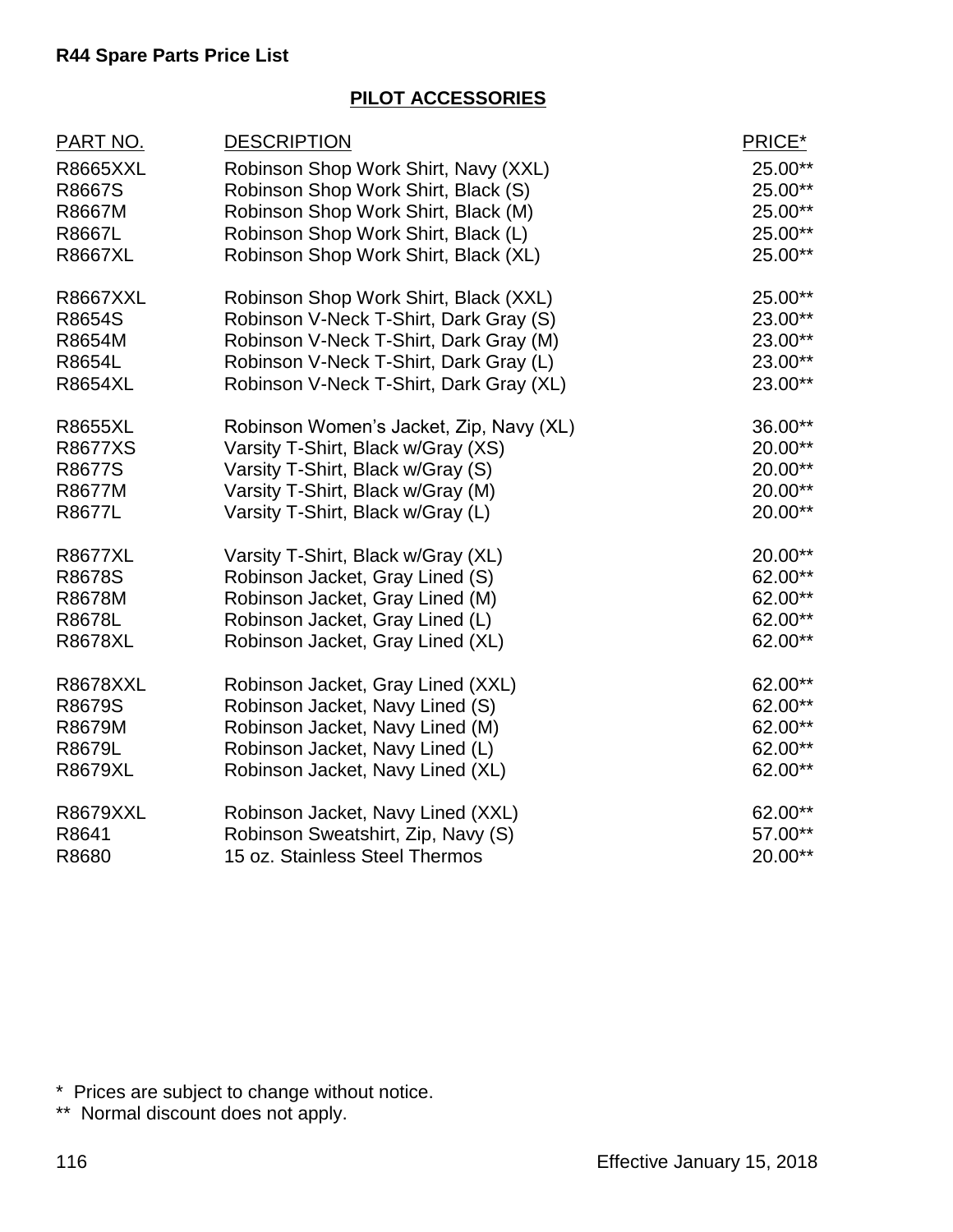**R44 Spare Parts Price List**

## PILOT ACCESSORIES

| PART NO. | DESCRIPTION | PRICE* |
|---|---|---|
| R8665XXL | Robinson Shop Work Shirt, Navy (XXL) | 25.00** |
| R8667S | Robinson Shop Work Shirt, Black (S) | 25.00** |
| R8667M | Robinson Shop Work Shirt, Black (M) | 25.00** |
| R8667L | Robinson Shop Work Shirt, Black (L) | 25.00** |
| R8667XL | Robinson Shop Work Shirt, Black (XL) | 25.00** |
| R8667XXL | Robinson Shop Work Shirt, Black (XXL) | 25.00** |
| R8654S | Robinson V-Neck T-Shirt, Dark Gray (S) | 23.00** |
| R8654M | Robinson V-Neck T-Shirt, Dark Gray (M) | 23.00** |
| R8654L | Robinson V-Neck T-Shirt, Dark Gray (L) | 23.00** |
| R8654XL | Robinson V-Neck T-Shirt, Dark Gray (XL) | 23.00** |
| R8655XL | Robinson Women's Jacket, Zip, Navy (XL) | 36.00** |
| R8677XS | Varsity T-Shirt, Black w/Gray (XS) | 20.00** |
| R8677S | Varsity T-Shirt, Black w/Gray (S) | 20.00** |
| R8677M | Varsity T-Shirt, Black w/Gray (M) | 20.00** |
| R8677L | Varsity T-Shirt, Black w/Gray (L) | 20.00** |
| R8677XL | Varsity T-Shirt, Black w/Gray (XL) | 20.00** |
| R8678S | Robinson Jacket, Gray Lined (S) | 62.00** |
| R8678M | Robinson Jacket, Gray Lined (M) | 62.00** |
| R8678L | Robinson Jacket, Gray Lined (L) | 62.00** |
| R8678XL | Robinson Jacket, Gray Lined (XL) | 62.00** |
| R8678XXL | Robinson Jacket, Gray Lined (XXL) | 62.00** |
| R8679S | Robinson Jacket, Navy Lined (S) | 62.00** |
| R8679M | Robinson Jacket, Navy Lined (M) | 62.00** |
| R8679L | Robinson Jacket, Navy Lined (L) | 62.00** |
| R8679XL | Robinson Jacket, Navy Lined (XL) | 62.00** |
| R8679XXL | Robinson Jacket, Navy Lined (XXL) | 62.00** |
| R8641 | Robinson Sweatshirt, Zip, Navy (S) | 57.00** |
| R8680 | 15 oz. Stainless Steel Thermos | 20.00** |

\* Prices are subject to change without notice.

\** Normal discount does not apply.

Effective January 15, 2018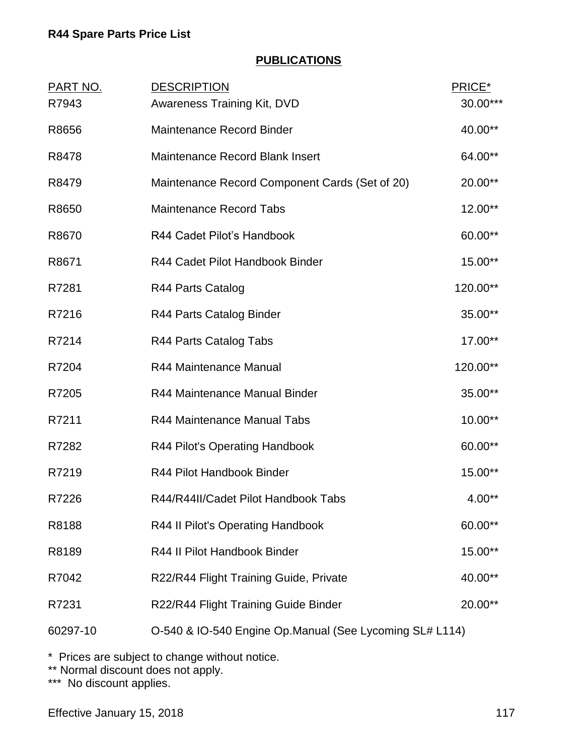**R44 Spare Parts Price List**

## PUBLICATIONS

| PART NO. | DESCRIPTION | PRICE* |
|---|---|---|
| R7943 | Awareness Training Kit, DVD | 30.00*** |
| R8656 | Maintenance Record Binder | 40.00** |
| R8478 | Maintenance Record Blank Insert | 64.00** |
| R8479 | Maintenance Record Component Cards (Set of 20) | 20.00** |
| R8650 | Maintenance Record Tabs | 12.00** |
| R8670 | R44 Cadet Pilot's Handbook | 60.00** |
| R8671 | R44 Cadet Pilot Handbook Binder | 15.00** |
| R7281 | R44 Parts Catalog | 120.00** |
| R7216 | R44 Parts Catalog Binder | 35.00** |
| R7214 | R44 Parts Catalog Tabs | 17.00** |
| R7204 | R44 Maintenance Manual | 120.00** |
| R7205 | R44 Maintenance Manual Binder | 35.00** |
| R7211 | R44 Maintenance Manual Tabs | 10.00** |
| R7282 | R44 Pilot's Operating Handbook | 60.00** |
| R7219 | R44 Pilot Handbook Binder | 15.00** |
| R7226 | R44/R44II/Cadet Pilot Handbook Tabs | 4.00** |
| R8188 | R44 II Pilot's Operating Handbook | 60.00** |
| R8189 | R44 II Pilot Handbook Binder | 15.00** |
| R7042 | R22/R44 Flight Training Guide, Private | 40.00** |
| R7231 | R22/R44 Flight Training Guide Binder | 20.00** |
| 60297-10 | O-540 & IO-540 Engine Op.Manual (See Lycoming SL# L114) | |

\* Prices are subject to change without notice.
** Normal discount does not apply.
*** No discount applies.

Effective January 15, 2018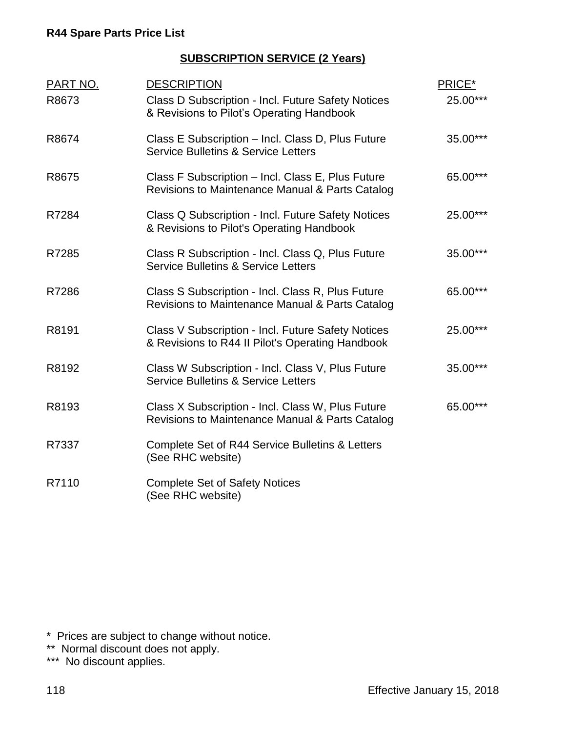**R44 Spare Parts Price List**

## SUBSCRIPTION SERVICE (2 Years)

| PART NO. | DESCRIPTION | PRICE* |
|---|---|---|
| R8673 | Class D Subscription - Incl. Future Safety Notices & Revisions to Pilot's Operating Handbook | 25.00*** |
| R8674 | Class E Subscription – Incl. Class D, Plus Future Service Bulletins & Service Letters | 35.00*** |
| R8675 | Class F Subscription – Incl. Class E, Plus Future Revisions to Maintenance Manual & Parts Catalog | 65.00*** |
| R7284 | Class Q Subscription - Incl. Future Safety Notices & Revisions to Pilot's Operating Handbook | 25.00*** |
| R7285 | Class R Subscription - Incl. Class Q, Plus Future Service Bulletins & Service Letters | 35.00*** |
| R7286 | Class S Subscription - Incl. Class R, Plus Future Revisions to Maintenance Manual & Parts Catalog | 65.00*** |
| R8191 | Class V Subscription - Incl. Future Safety Notices & Revisions to R44 II Pilot's Operating Handbook | 25.00*** |
| R8192 | Class W Subscription - Incl. Class V, Plus Future Service Bulletins & Service Letters | 35.00*** |
| R8193 | Class X Subscription - Incl. Class W, Plus Future Revisions to Maintenance Manual & Parts Catalog | 65.00*** |
| R7337 | Complete Set of R44 Service Bulletins & Letters (See RHC website) | |
| R7110 | Complete Set of Safety Notices (See RHC website) | |

\* Prices are subject to change without notice.
\** Normal discount does not apply.
\*** No discount applies.

Effective January 15, 2018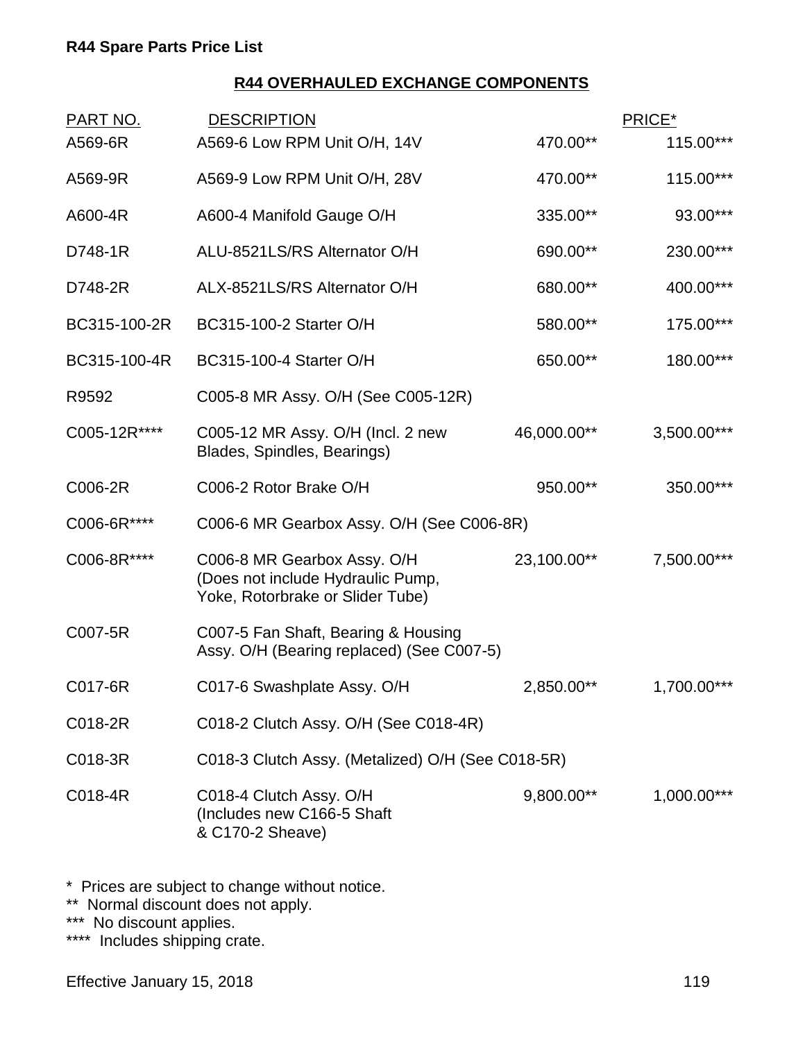**R44 Spare Parts Price List**

## R44 OVERHAULED EXCHANGE COMPONENTS

| PART NO. | DESCRIPTION | | PRICE* |
|---|---|---|---|
| A569-6R | A569-6 Low RPM Unit O/H, 14V | 470.00** | 115.00*** |
| A569-9R | A569-9 Low RPM Unit O/H, 28V | 470.00** | 115.00*** |
| A600-4R | A600-4 Manifold Gauge O/H | 335.00** | 93.00*** |
| D748-1R | ALU-8521LS/RS Alternator O/H | 690.00** | 230.00*** |
| D748-2R | ALX-8521LS/RS Alternator O/H | 680.00** | 400.00*** |
| BC315-100-2R | BC315-100-2 Starter O/H | 580.00** | 175.00*** |
| BC315-100-4R | BC315-100-4 Starter O/H | 650.00** | 180.00*** |
| R9592 | C005-8 MR Assy. O/H (See C005-12R) | | |
| C005-12R**** | C005-12 MR Assy. O/H (Incl. 2 new Blades, Spindles, Bearings) | 46,000.00** | 3,500.00*** |
| C006-2R | C006-2 Rotor Brake O/H | 950.00** | 350.00*** |
| C006-6R**** | C006-6 MR Gearbox Assy. O/H (See C006-8R) | | |
| C006-8R**** | C006-8 MR Gearbox Assy. O/H (Does not include Hydraulic Pump, Yoke, Rotorbrake or Slider Tube) | 23,100.00** | 7,500.00*** |
| C007-5R | C007-5 Fan Shaft, Bearing & Housing Assy. O/H (Bearing replaced) (See C007-5) | | |
| C017-6R | C017-6 Swashplate Assy. O/H | 2,850.00** | 1,700.00*** |
| C018-2R | C018-2 Clutch Assy. O/H (See C018-4R) | | |
| C018-3R | C018-3 Clutch Assy. (Metalized) O/H (See C018-5R) | | |
| C018-4R | C018-4 Clutch Assy. O/H (Includes new C166-5 Shaft & C170-2 Sheave) | 9,800.00** | 1,000.00*** |

\* Prices are subject to change without notice.
** Normal discount does not apply.
*** No discount applies.
**** Includes shipping crate.

Effective January 15, 2018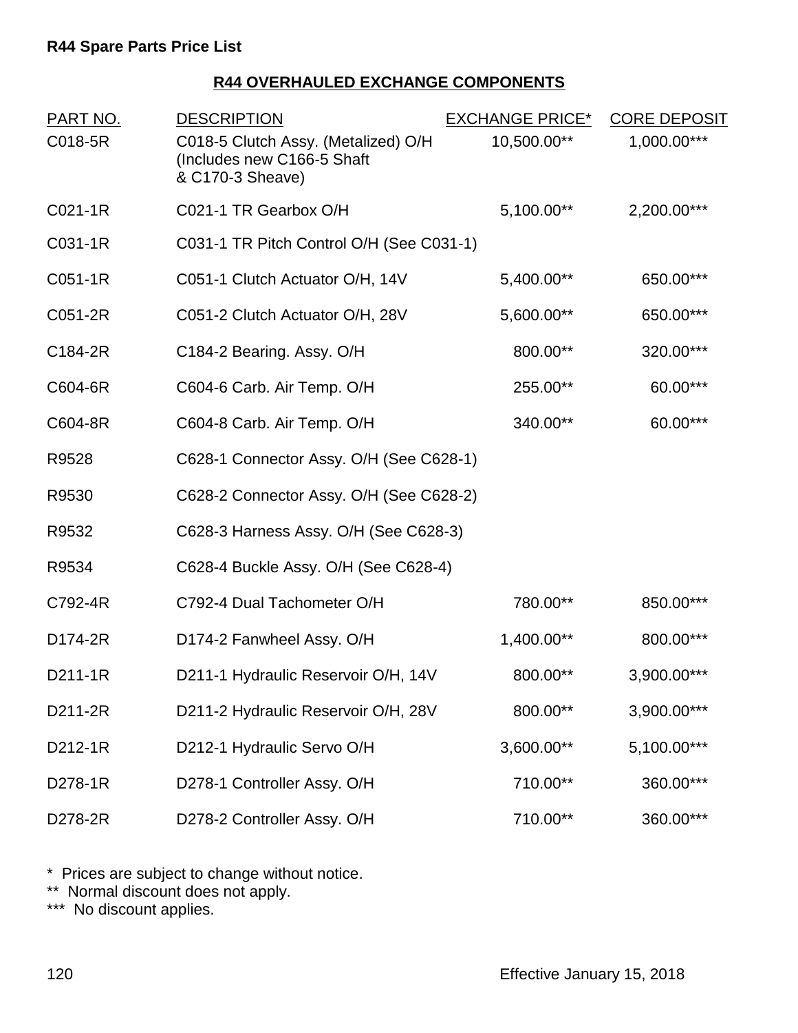## R44 OVERHAULED EXCHANGE COMPONENTS

| PART NO. | DESCRIPTION | EXCHANGE PRICE* | CORE DEPOSIT |
|---|---|---|---|
| C018-5R | C018-5 Clutch Assy. (Metalized) O/H (Includes new C166-5 Shaft & C170-3 Sheave) | 10,500.00** | 1,000.00*** |
| C021-1R | C021-1 TR Gearbox O/H | 5,100.00** | 2,200.00*** |
| C031-1R | C031-1 TR Pitch Control O/H (See C031-1) | | |
| C051-1R | C051-1 Clutch Actuator O/H, 14V | 5,400.00** | 650.00*** |
| C051-2R | C051-2 Clutch Actuator O/H, 28V | 5,600.00** | 650.00*** |
| C184-2R | C184-2 Bearing. Assy. O/H | 800.00** | 320.00*** |
| C604-6R | C604-6 Carb. Air Temp. O/H | 255.00** | 60.00*** |
| C604-8R | C604-8 Carb. Air Temp. O/H | 340.00** | 60.00*** |
| R9528 | C628-1 Connector Assy. O/H (See C628-1) | | |
| R9530 | C628-2 Connector Assy. O/H (See C628-2) | | |
| R9532 | C628-3 Harness Assy. O/H (See C628-3) | | |
| R9534 | C628-4 Buckle Assy. O/H (See C628-4) | | |
| C792-4R | C792-4 Dual Tachometer O/H | 780.00** | 850.00*** |
| D174-2R | D174-2 Fanwheel Assy. O/H | 1,400.00** | 800.00*** |
| D211-1R | D211-1 Hydraulic Reservoir O/H, 14V | 800.00** | 3,900.00*** |
| D211-2R | D211-2 Hydraulic Reservoir O/H, 28V | 800.00** | 3,900.00*** |
| D212-1R | D212-1 Hydraulic Servo O/H | 3,600.00** | 5,100.00*** |
| D278-1R | D278-1 Controller Assy. O/H | 710.00** | 360.00*** |
| D278-2R | D278-2 Controller Assy. O/H | 710.00** | 360.00*** |

\* Prices are subject to change without notice.
** Normal discount does not apply.
*** No discount applies.

Effective January 15, 2018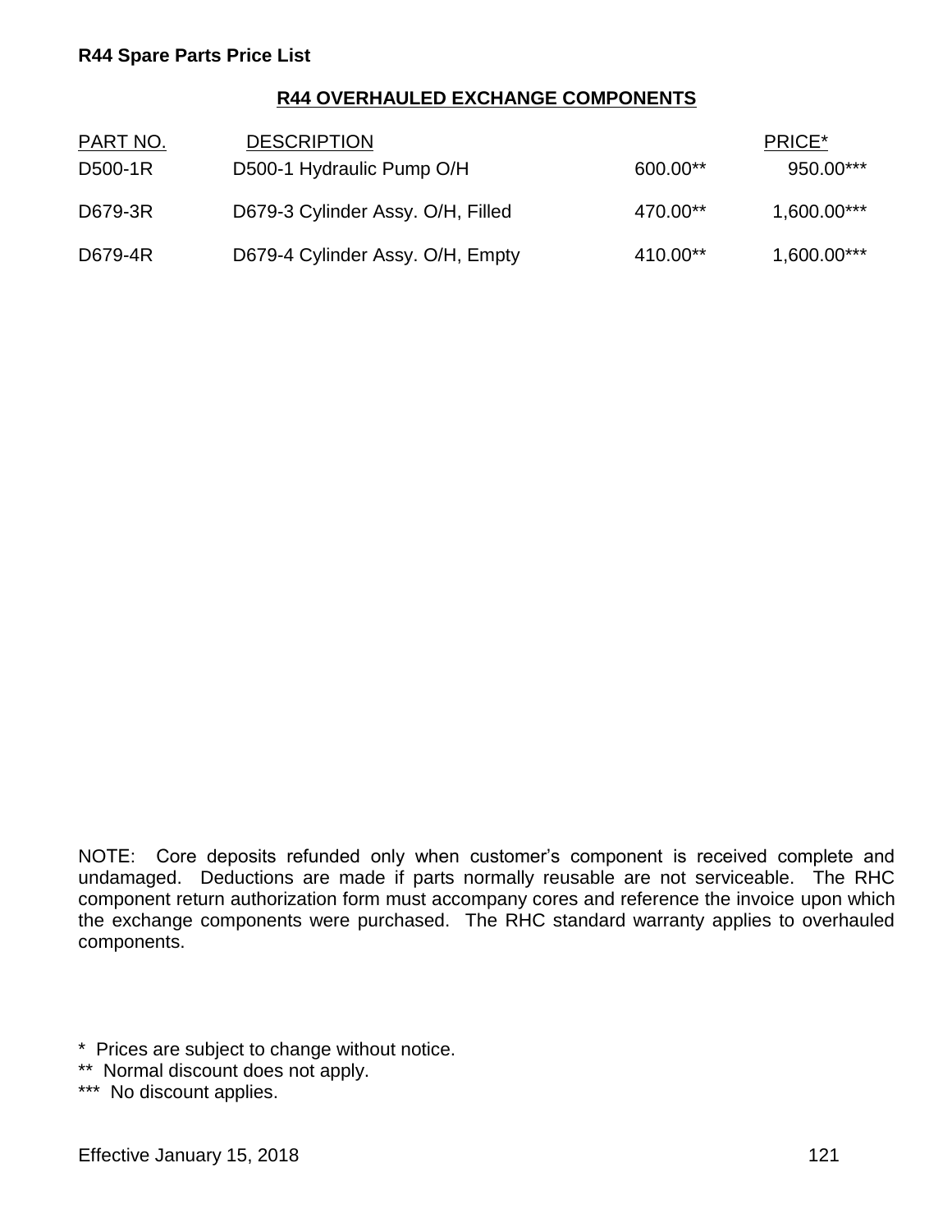# R44 Spare Parts Price List

## R44 OVERHAULED EXCHANGE COMPONENTS

| PART NO. | DESCRIPTION | | PRICE* |
|---|---|---|---|
| D500-1R | D500-1 Hydraulic Pump O/H | 600.00** | 950.00*** |
| D679-3R | D679-3 Cylinder Assy. O/H, Filled | 470.00** | 1,600.00*** |
| D679-4R | D679-4 Cylinder Assy. O/H, Empty | 410.00** | 1,600.00*** |

NOTE: Core deposits refunded only when customer's component is received complete and undamaged. Deductions are made if parts normally reusable are not serviceable. The RHC component return authorization form must accompany cores and reference the invoice upon which the exchange components were purchased. The RHC standard warranty applies to overhauled components.

* Prices are subject to change without notice.
** Normal discount does not apply.
*** No discount applies.

Effective January 15, 2018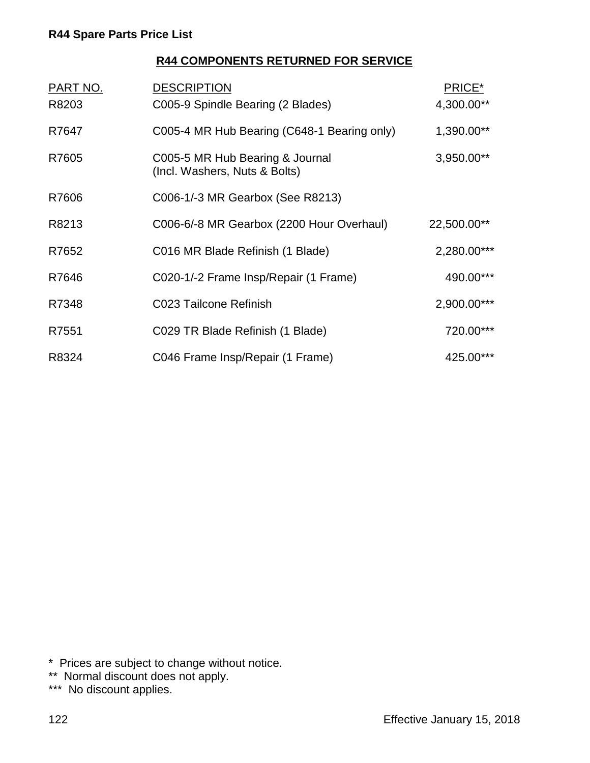**R44 Spare Parts Price List**

## R44 COMPONENTS RETURNED FOR SERVICE

| PART NO. | DESCRIPTION | PRICE* |
|---|---|---|
| R8203 | C005-9 Spindle Bearing (2 Blades) | 4,300.00** |
| R7647 | C005-4 MR Hub Bearing (C648-1 Bearing only) | 1,390.00** |
| R7605 | C005-5 MR Hub Bearing & Journal (Incl. Washers, Nuts & Bolts) | 3,950.00** |
| R7606 | C006-1/-3 MR Gearbox (See R8213) | |
| R8213 | C006-6/-8 MR Gearbox (2200 Hour Overhaul) | 22,500.00** |
| R7652 | C016 MR Blade Refinish (1 Blade) | 2,280.00*** |
| R7646 | C020-1/-2 Frame Insp/Repair (1 Frame) | 490.00*** |
| R7348 | C023 Tailcone Refinish | 2,900.00*** |
| R7551 | C029 TR Blade Refinish (1 Blade) | 720.00*** |
| R8324 | C046 Frame Insp/Repair (1 Frame) | 425.00*** |

\* Prices are subject to change without notice.
\*\* Normal discount does not apply.
\*\*\* No discount applies.

Effective January 15, 2018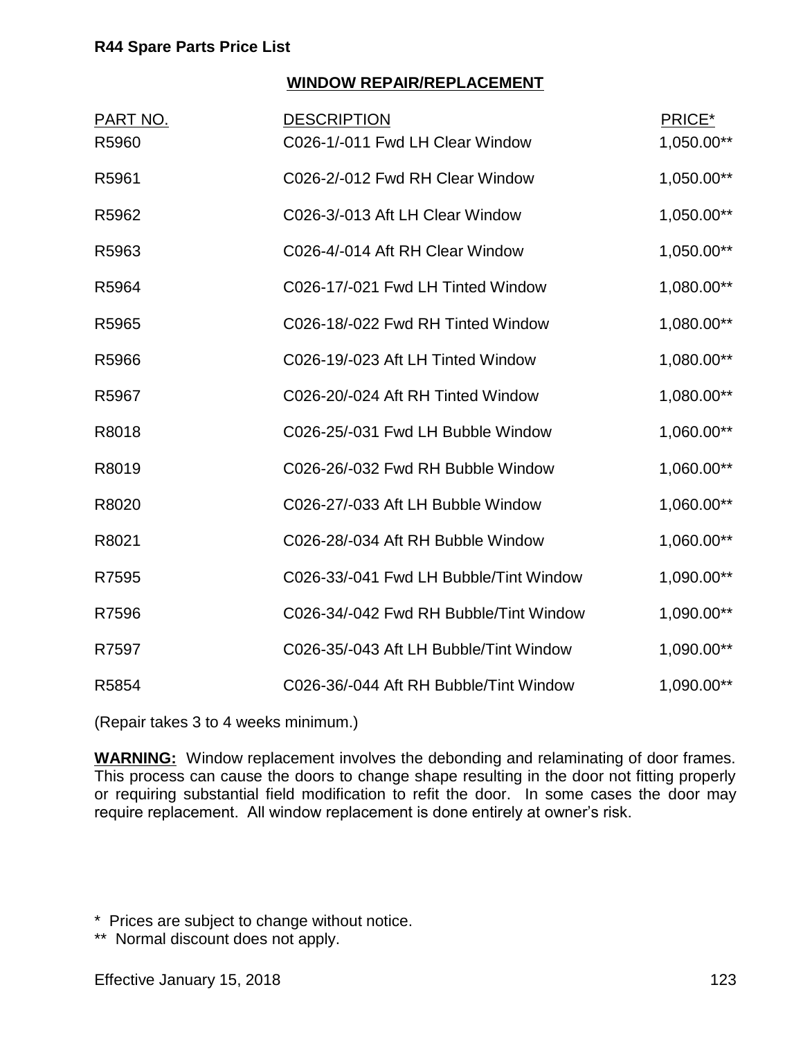## WINDOW REPAIR/REPLACEMENT

| PART NO. | DESCRIPTION | PRICE* |
|---|---|---|
| R5960 | C026-1/-011 Fwd LH Clear Window | 1,050.00** |
| R5961 | C026-2/-012 Fwd RH Clear Window | 1,050.00** |
| R5962 | C026-3/-013 Aft LH Clear Window | 1,050.00** |
| R5963 | C026-4/-014 Aft RH Clear Window | 1,050.00** |
| R5964 | C026-17/-021 Fwd LH Tinted Window | 1,080.00** |
| R5965 | C026-18/-022 Fwd RH Tinted Window | 1,080.00** |
| R5966 | C026-19/-023 Aft LH Tinted Window | 1,080.00** |
| R5967 | C026-20/-024 Aft RH Tinted Window | 1,080.00** |
| R8018 | C026-25/-031 Fwd LH Bubble Window | 1,060.00** |
| R8019 | C026-26/-032 Fwd RH Bubble Window | 1,060.00** |
| R8020 | C026-27/-033 Aft LH Bubble Window | 1,060.00** |
| R8021 | C026-28/-034 Aft RH Bubble Window | 1,060.00** |
| R7595 | C026-33/-041 Fwd LH Bubble/Tint Window | 1,090.00** |
| R7596 | C026-34/-042 Fwd RH Bubble/Tint Window | 1,090.00** |
| R7597 | C026-35/-043 Aft LH Bubble/Tint Window | 1,090.00** |
| R5854 | C026-36/-044 Aft RH Bubble/Tint Window | 1,090.00** |

(Repair takes 3 to 4 weeks minimum.)

**WARNING:** Window replacement involves the debonding and relaminating of door frames. This process can cause the doors to change shape resulting in the door not fitting properly or requiring substantial field modification to refit the door. In some cases the door may require replacement. All window replacement is done entirely at owner's risk.

\* Prices are subject to change without notice.

\*\* Normal discount does not apply.

Effective January 15, 2018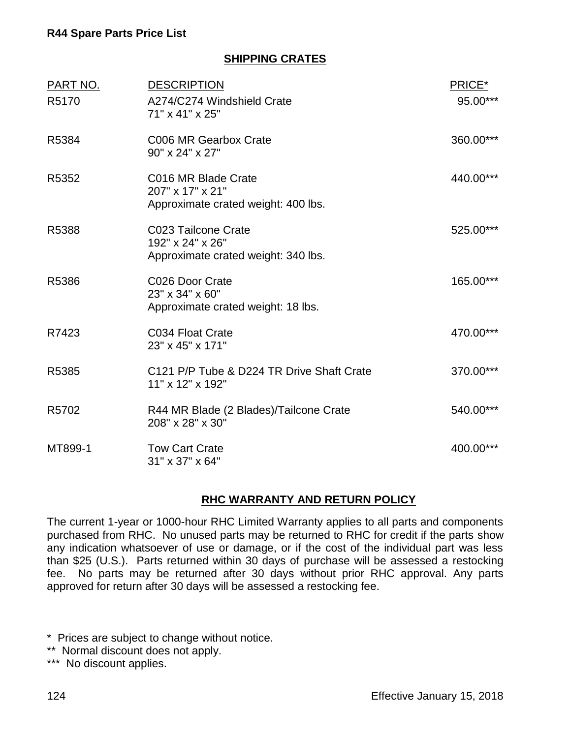**R44 Spare Parts Price List**

## SHIPPING CRATES

| PART NO. | DESCRIPTION | PRICE* |
|---|---|---|
| R5170 | A274/C274 Windshield Crate<br>71" x 41" x 25" | 95.00*** |
| R5384 | C006 MR Gearbox Crate<br>90" x 24" x 27" | 360.00*** |
| R5352 | C016 MR Blade Crate<br>207" x 17" x 21"<br>Approximate crated weight: 400 lbs. | 440.00*** |
| R5388 | C023 Tailcone Crate<br>192" x 24" x 26"<br>Approximate crated weight: 340 lbs. | 525.00*** |
| R5386 | C026 Door Crate<br>23" x 34" x 60"<br>Approximate crated weight: 18 lbs. | 165.00*** |
| R7423 | C034 Float Crate<br>23" x 45" x 171" | 470.00*** |
| R5385 | C121 P/P Tube & D224 TR Drive Shaft Crate<br>11" x 12" x 192" | 370.00*** |
| R5702 | R44 MR Blade (2 Blades)/Tailcone Crate<br>208" x 28" x 30" | 540.00*** |
| MT899-1 | Tow Cart Crate<br>31" x 37" x 64" | 400.00*** |

## RHC WARRANTY AND RETURN POLICY

The current 1-year or 1000-hour RHC Limited Warranty applies to all parts and components purchased from RHC. No unused parts may be returned to RHC for credit if the parts show any indication whatsoever of use or damage, or if the cost of the individual part was less than $25 (U.S.). Parts returned within 30 days of purchase will be assessed a restocking fee. No parts may be returned after 30 days without prior RHC approval. Any parts approved for return after 30 days will be assessed a restocking fee.

\* Prices are subject to change without notice.
** Normal discount does not apply.
*** No discount applies.

Effective January 15, 2018